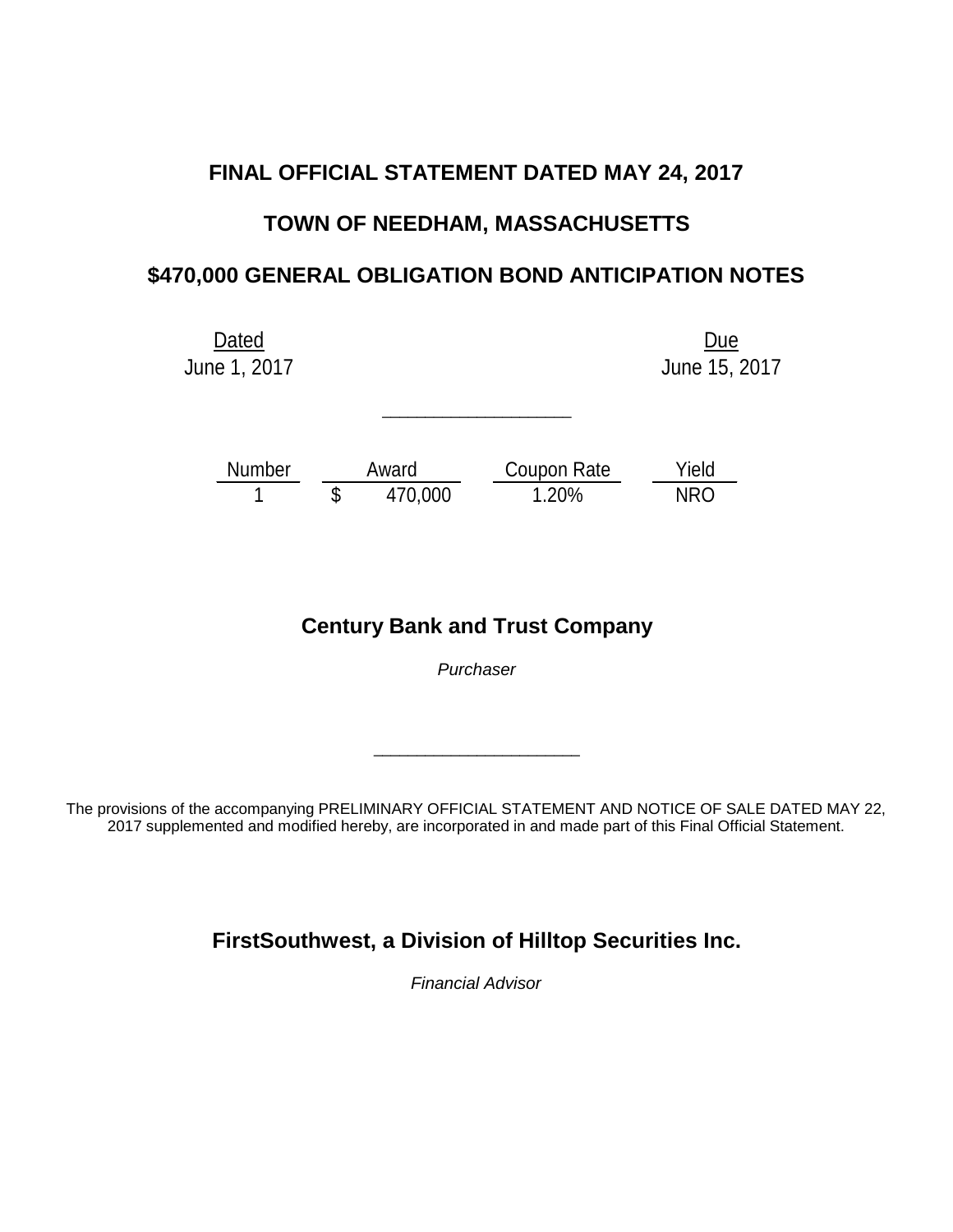# FINAL OFFICIAL STATEMENT DATED MAY 24, 2017

## TOWN OF NEEDHAM, MASSACHUSETTS

## $470,000 GENERAL OBLIGATION BOND ANTICIPATION NOTES

| Dated | Due |
|---|---|
| June 1, 2017 | June 15, 2017 |

---

| Number | Award | Coupon Rate | Yield |
|---|---|---|---|
| 1 | $ 470,000 | 1.20% | NRO |

**Century Bank and Trust Company**

*Purchaser*

---

The provisions of the accompanying PRELIMINARY OFFICIAL STATEMENT AND NOTICE OF SALE DATED MAY 22, 2017 supplemented and modified hereby, are incorporated in and made part of this Final Official Statement.

**FirstSouthwest, a Division of Hilltop Securities Inc.**

*Financial Advisor*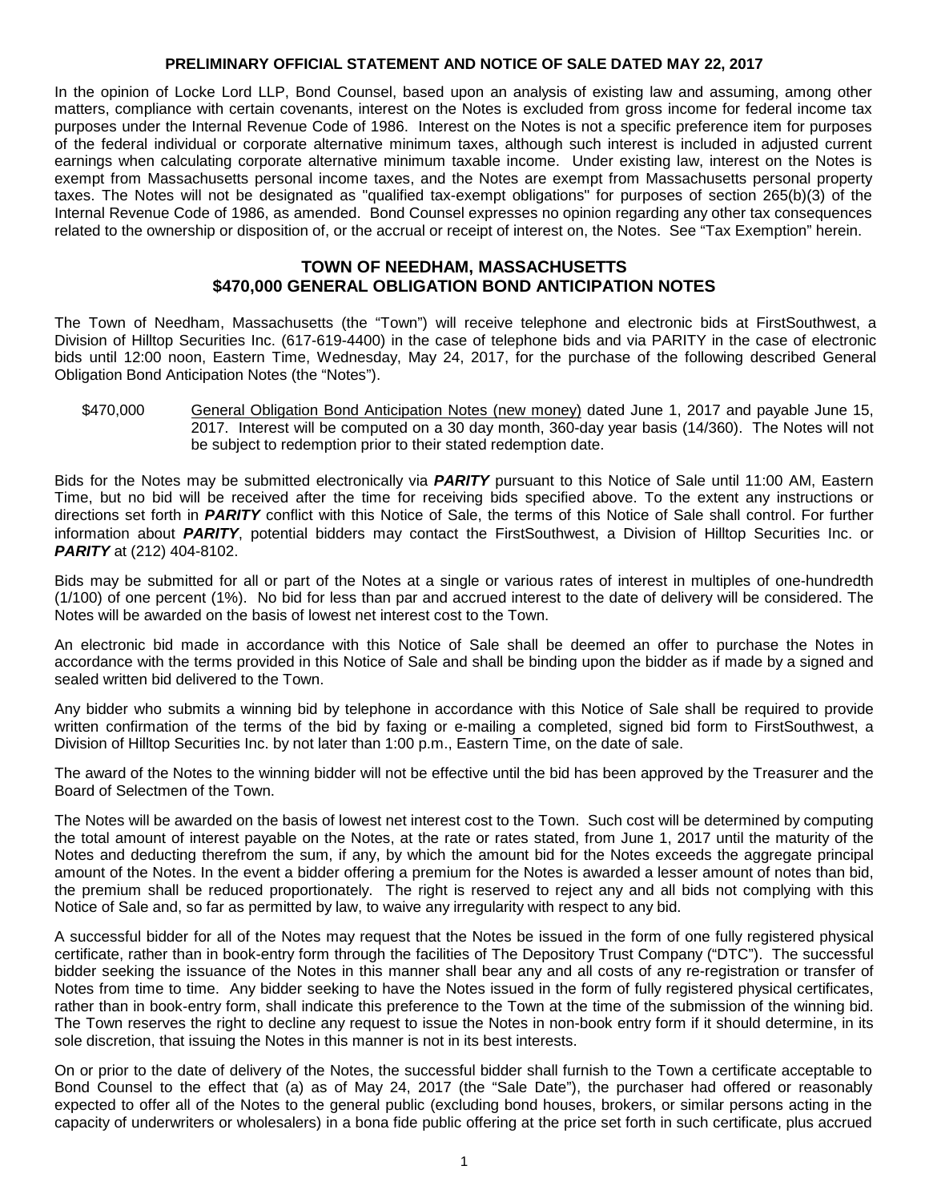**PRELIMINARY OFFICIAL STATEMENT AND NOTICE OF SALE DATED MAY 22, 2017**

In the opinion of Locke Lord LLP, Bond Counsel, based upon an analysis of existing law and assuming, among other matters, compliance with certain covenants, interest on the Notes is excluded from gross income for federal income tax purposes under the Internal Revenue Code of 1986. Interest on the Notes is not a specific preference item for purposes of the federal individual or corporate alternative minimum taxes, although such interest is included in adjusted current earnings when calculating corporate alternative minimum taxable income. Under existing law, interest on the Notes is exempt from Massachusetts personal income taxes, and the Notes are exempt from Massachusetts personal property taxes. The Notes will not be designated as "qualified tax-exempt obligations" for purposes of section 265(b)(3) of the Internal Revenue Code of 1986, as amended. Bond Counsel expresses no opinion regarding any other tax consequences related to the ownership or disposition of, or the accrual or receipt of interest on, the Notes. See "Tax Exemption" herein.

# TOWN OF NEEDHAM, MASSACHUSETTS
# $470,000 GENERAL OBLIGATION BOND ANTICIPATION NOTES

The Town of Needham, Massachusetts (the "Town") will receive telephone and electronic bids at FirstSouthwest, a Division of Hilltop Securities Inc. (617-619-4400) in the case of telephone bids and via PARITY in the case of electronic bids until 12:00 noon, Eastern Time, Wednesday, May 24, 2017, for the purchase of the following described General Obligation Bond Anticipation Notes (the "Notes").

$470,000 General Obligation Bond Anticipation Notes (new money) dated June 1, 2017 and payable June 15, 2017. Interest will be computed on a 30 day month, 360-day year basis (14/360). The Notes will not be subject to redemption prior to their stated redemption date.

Bids for the Notes may be submitted electronically via ***PARITY*** pursuant to this Notice of Sale until 11:00 AM, Eastern Time, but no bid will be received after the time for receiving bids specified above. To the extent any instructions or directions set forth in ***PARITY*** conflict with this Notice of Sale, the terms of this Notice of Sale shall control. For further information about ***PARITY***, potential bidders may contact the FirstSouthwest, a Division of Hilltop Securities Inc. or ***PARITY*** at (212) 404-8102.

Bids may be submitted for all or part of the Notes at a single or various rates of interest in multiples of one-hundredth (1/100) of one percent (1%). No bid for less than par and accrued interest to the date of delivery will be considered. The Notes will be awarded on the basis of lowest net interest cost to the Town.

An electronic bid made in accordance with this Notice of Sale shall be deemed an offer to purchase the Notes in accordance with the terms provided in this Notice of Sale and shall be binding upon the bidder as if made by a signed and sealed written bid delivered to the Town.

Any bidder who submits a winning bid by telephone in accordance with this Notice of Sale shall be required to provide written confirmation of the terms of the bid by faxing or e-mailing a completed, signed bid form to FirstSouthwest, a Division of Hilltop Securities Inc. by not later than 1:00 p.m., Eastern Time, on the date of sale.

The award of the Notes to the winning bidder will not be effective until the bid has been approved by the Treasurer and the Board of Selectmen of the Town.

The Notes will be awarded on the basis of lowest net interest cost to the Town. Such cost will be determined by computing the total amount of interest payable on the Notes, at the rate or rates stated, from June 1, 2017 until the maturity of the Notes and deducting therefrom the sum, if any, by which the amount bid for the Notes exceeds the aggregate principal amount of the Notes. In the event a bidder offering a premium for the Notes is awarded a lesser amount of notes than bid, the premium shall be reduced proportionately. The right is reserved to reject any and all bids not complying with this Notice of Sale and, so far as permitted by law, to waive any irregularity with respect to any bid.

A successful bidder for all of the Notes may request that the Notes be issued in the form of one fully registered physical certificate, rather than in book-entry form through the facilities of The Depository Trust Company ("DTC"). The successful bidder seeking the issuance of the Notes in this manner shall bear any and all costs of any re-registration or transfer of Notes from time to time. Any bidder seeking to have the Notes issued in the form of fully registered physical certificates, rather than in book-entry form, shall indicate this preference to the Town at the time of the submission of the winning bid. The Town reserves the right to decline any request to issue the Notes in non-book entry form if it should determine, in its sole discretion, that issuing the Notes in this manner is not in its best interests.

On or prior to the date of delivery of the Notes, the successful bidder shall furnish to the Town a certificate acceptable to Bond Counsel to the effect that (a) as of May 24, 2017 (the "Sale Date"), the purchaser had offered or reasonably expected to offer all of the Notes to the general public (excluding bond houses, brokers, or similar persons acting in the capacity of underwriters or wholesalers) in a bona fide public offering at the price set forth in such certificate, plus accrued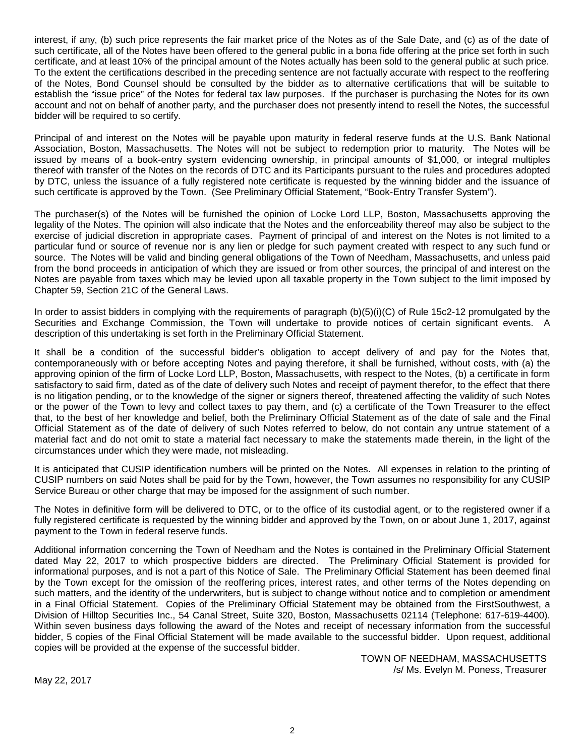interest, if any, (b) such price represents the fair market price of the Notes as of the Sale Date, and (c) as of the date of such certificate, all of the Notes have been offered to the general public in a bona fide offering at the price set forth in such certificate, and at least 10% of the principal amount of the Notes actually has been sold to the general public at such price. To the extent the certifications described in the preceding sentence are not factually accurate with respect to the reoffering of the Notes, Bond Counsel should be consulted by the bidder as to alternative certifications that will be suitable to establish the "issue price" of the Notes for federal tax law purposes. If the purchaser is purchasing the Notes for its own account and not on behalf of another party, and the purchaser does not presently intend to resell the Notes, the successful bidder will be required to so certify.

Principal of and interest on the Notes will be payable upon maturity in federal reserve funds at the U.S. Bank National Association, Boston, Massachusetts. The Notes will not be subject to redemption prior to maturity. The Notes will be issued by means of a book-entry system evidencing ownership, in principal amounts of $1,000, or integral multiples thereof with transfer of the Notes on the records of DTC and its Participants pursuant to the rules and procedures adopted by DTC, unless the issuance of a fully registered note certificate is requested by the winning bidder and the issuance of such certificate is approved by the Town. (See Preliminary Official Statement, "Book-Entry Transfer System").

The purchaser(s) of the Notes will be furnished the opinion of Locke Lord LLP, Boston, Massachusetts approving the legality of the Notes. The opinion will also indicate that the Notes and the enforceability thereof may also be subject to the exercise of judicial discretion in appropriate cases. Payment of principal of and interest on the Notes is not limited to a particular fund or source of revenue nor is any lien or pledge for such payment created with respect to any such fund or source. The Notes will be valid and binding general obligations of the Town of Needham, Massachusetts, and unless paid from the bond proceeds in anticipation of which they are issued or from other sources, the principal of and interest on the Notes are payable from taxes which may be levied upon all taxable property in the Town subject to the limit imposed by Chapter 59, Section 21C of the General Laws.

In order to assist bidders in complying with the requirements of paragraph (b)(5)(i)(C) of Rule 15c2-12 promulgated by the Securities and Exchange Commission, the Town will undertake to provide notices of certain significant events. A description of this undertaking is set forth in the Preliminary Official Statement.

It shall be a condition of the successful bidder's obligation to accept delivery of and pay for the Notes that, contemporaneously with or before accepting Notes and paying therefore, it shall be furnished, without costs, with (a) the approving opinion of the firm of Locke Lord LLP, Boston, Massachusetts, with respect to the Notes, (b) a certificate in form satisfactory to said firm, dated as of the date of delivery such Notes and receipt of payment therefor, to the effect that there is no litigation pending, or to the knowledge of the signer or signers thereof, threatened affecting the validity of such Notes or the power of the Town to levy and collect taxes to pay them, and (c) a certificate of the Town Treasurer to the effect that, to the best of her knowledge and belief, both the Preliminary Official Statement as of the date of sale and the Final Official Statement as of the date of delivery of such Notes referred to below, do not contain any untrue statement of a material fact and do not omit to state a material fact necessary to make the statements made therein, in the light of the circumstances under which they were made, not misleading.

It is anticipated that CUSIP identification numbers will be printed on the Notes. All expenses in relation to the printing of CUSIP numbers on said Notes shall be paid for by the Town, however, the Town assumes no responsibility for any CUSIP Service Bureau or other charge that may be imposed for the assignment of such number.

The Notes in definitive form will be delivered to DTC, or to the office of its custodial agent, or to the registered owner if a fully registered certificate is requested by the winning bidder and approved by the Town, on or about June 1, 2017, against payment to the Town in federal reserve funds.

Additional information concerning the Town of Needham and the Notes is contained in the Preliminary Official Statement dated May 22, 2017 to which prospective bidders are directed. The Preliminary Official Statement is provided for informational purposes, and is not a part of this Notice of Sale. The Preliminary Official Statement has been deemed final by the Town except for the omission of the reoffering prices, interest rates, and other terms of the Notes depending on such matters, and the identity of the underwriters, but is subject to change without notice and to completion or amendment in a Final Official Statement. Copies of the Preliminary Official Statement may be obtained from the FirstSouthwest, a Division of Hilltop Securities Inc., 54 Canal Street, Suite 320, Boston, Massachusetts 02114 (Telephone: 617-619-4400). Within seven business days following the award of the Notes and receipt of necessary information from the successful bidder, 5 copies of the Final Official Statement will be made available to the successful bidder. Upon request, additional copies will be provided at the expense of the successful bidder.

TOWN OF NEEDHAM, MASSACHUSETTS
/s/ Ms. Evelyn M. Poness, Treasurer

May 22, 2017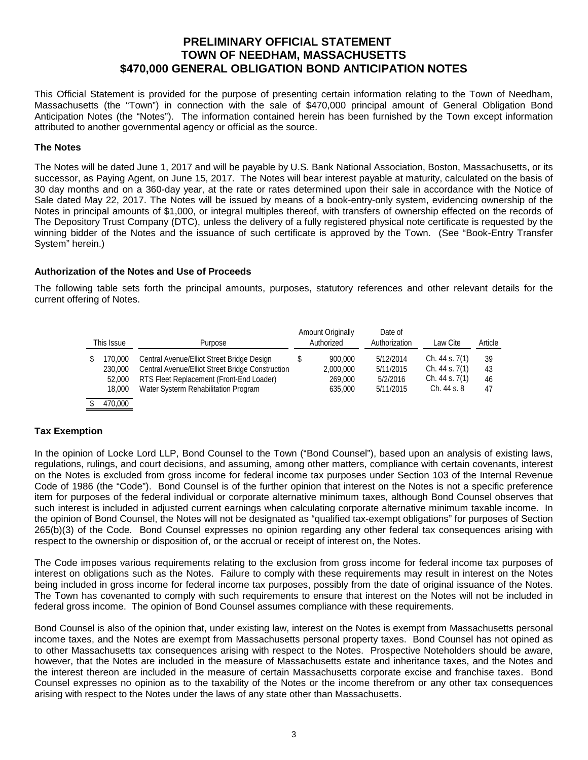# PRELIMINARY OFFICIAL STATEMENT
# TOWN OF NEEDHAM, MASSACHUSETTS
# $470,000 GENERAL OBLIGATION BOND ANTICIPATION NOTES

This Official Statement is provided for the purpose of presenting certain information relating to the Town of Needham, Massachusetts (the "Town") in connection with the sale of $470,000 principal amount of General Obligation Bond Anticipation Notes (the "Notes"). The information contained herein has been furnished by the Town except information attributed to another governmental agency or official as the source.

### The Notes

The Notes will be dated June 1, 2017 and will be payable by U.S. Bank National Association, Boston, Massachusetts, or its successor, as Paying Agent, on June 15, 2017. The Notes will bear interest payable at maturity, calculated on the basis of 30 day months and on a 360-day year, at the rate or rates determined upon their sale in accordance with the Notice of Sale dated May 22, 2017. The Notes will be issued by means of a book-entry-only system, evidencing ownership of the Notes in principal amounts of $1,000, or integral multiples thereof, with transfers of ownership effected on the records of The Depository Trust Company (DTC), unless the delivery of a fully registered physical note certificate is requested by the winning bidder of the Notes and the issuance of such certificate is approved by the Town. (See "Book-Entry Transfer System" herein.)

### Authorization of the Notes and Use of Proceeds

The following table sets forth the principal amounts, purposes, statutory references and other relevant details for the current offering of Notes.

| This Issue | Purpose | Amount Originally Authorized | Date of Authorization | Law Cite | Article |
|---|---|---|---|---|---|
| $ 170,000 | Central Avenue/Elliot Street Bridge Design | $ 900,000 | 5/12/2014 | Ch. 44 s. 7(1) | 39 |
| 230,000 | Central Avenue/Elliot Street Bridge Construction | 2,000,000 | 5/11/2015 | Ch. 44 s. 7(1) | 43 |
| 52,000 | RTS Fleet Replacement (Front-End Loader) | 269,000 | 5/2/2016 | Ch. 44 s. 7(1) | 46 |
| 18,000 | Water Systerm Rehabilitation Program | 635,000 | 5/11/2015 | Ch. 44 s. 8 | 47 |
| $ 470,000 | | | | | |

### Tax Exemption

In the opinion of Locke Lord LLP, Bond Counsel to the Town ("Bond Counsel"), based upon an analysis of existing laws, regulations, rulings, and court decisions, and assuming, among other matters, compliance with certain covenants, interest on the Notes is excluded from gross income for federal income tax purposes under Section 103 of the Internal Revenue Code of 1986 (the "Code"). Bond Counsel is of the further opinion that interest on the Notes is not a specific preference item for purposes of the federal individual or corporate alternative minimum taxes, although Bond Counsel observes that such interest is included in adjusted current earnings when calculating corporate alternative minimum taxable income. In the opinion of Bond Counsel, the Notes will not be designated as "qualified tax-exempt obligations" for purposes of Section 265(b)(3) of the Code. Bond Counsel expresses no opinion regarding any other federal tax consequences arising with respect to the ownership or disposition of, or the accrual or receipt of interest on, the Notes.

The Code imposes various requirements relating to the exclusion from gross income for federal income tax purposes of interest on obligations such as the Notes. Failure to comply with these requirements may result in interest on the Notes being included in gross income for federal income tax purposes, possibly from the date of original issuance of the Notes. The Town has covenanted to comply with such requirements to ensure that interest on the Notes will not be included in federal gross income. The opinion of Bond Counsel assumes compliance with these requirements.

Bond Counsel is also of the opinion that, under existing law, interest on the Notes is exempt from Massachusetts personal income taxes, and the Notes are exempt from Massachusetts personal property taxes. Bond Counsel has not opined as to other Massachusetts tax consequences arising with respect to the Notes. Prospective Noteholders should be aware, however, that the Notes are included in the measure of Massachusetts estate and inheritance taxes, and the Notes and the interest thereon are included in the measure of certain Massachusetts corporate excise and franchise taxes. Bond Counsel expresses no opinion as to the taxability of the Notes or the income therefrom or any other tax consequences arising with respect to the Notes under the laws of any state other than Massachusetts.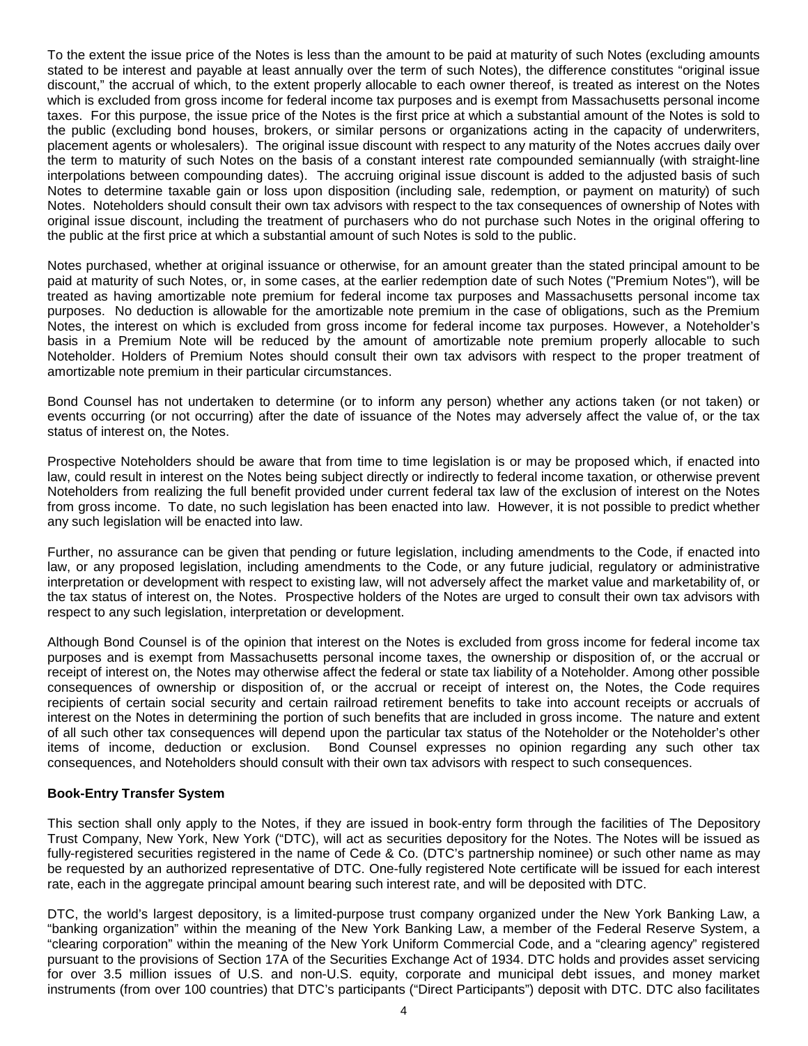To the extent the issue price of the Notes is less than the amount to be paid at maturity of such Notes (excluding amounts stated to be interest and payable at least annually over the term of such Notes), the difference constitutes "original issue discount," the accrual of which, to the extent properly allocable to each owner thereof, is treated as interest on the Notes which is excluded from gross income for federal income tax purposes and is exempt from Massachusetts personal income taxes. For this purpose, the issue price of the Notes is the first price at which a substantial amount of the Notes is sold to the public (excluding bond houses, brokers, or similar persons or organizations acting in the capacity of underwriters, placement agents or wholesalers). The original issue discount with respect to any maturity of the Notes accrues daily over the term to maturity of such Notes on the basis of a constant interest rate compounded semiannually (with straight-line interpolations between compounding dates). The accruing original issue discount is added to the adjusted basis of such Notes to determine taxable gain or loss upon disposition (including sale, redemption, or payment on maturity) of such Notes. Noteholders should consult their own tax advisors with respect to the tax consequences of ownership of Notes with original issue discount, including the treatment of purchasers who do not purchase such Notes in the original offering to the public at the first price at which a substantial amount of such Notes is sold to the public.

Notes purchased, whether at original issuance or otherwise, for an amount greater than the stated principal amount to be paid at maturity of such Notes, or, in some cases, at the earlier redemption date of such Notes ("Premium Notes"), will be treated as having amortizable note premium for federal income tax purposes and Massachusetts personal income tax purposes. No deduction is allowable for the amortizable note premium in the case of obligations, such as the Premium Notes, the interest on which is excluded from gross income for federal income tax purposes. However, a Noteholder's basis in a Premium Note will be reduced by the amount of amortizable note premium properly allocable to such Noteholder. Holders of Premium Notes should consult their own tax advisors with respect to the proper treatment of amortizable note premium in their particular circumstances.

Bond Counsel has not undertaken to determine (or to inform any person) whether any actions taken (or not taken) or events occurring (or not occurring) after the date of issuance of the Notes may adversely affect the value of, or the tax status of interest on, the Notes.

Prospective Noteholders should be aware that from time to time legislation is or may be proposed which, if enacted into law, could result in interest on the Notes being subject directly or indirectly to federal income taxation, or otherwise prevent Noteholders from realizing the full benefit provided under current federal tax law of the exclusion of interest on the Notes from gross income. To date, no such legislation has been enacted into law. However, it is not possible to predict whether any such legislation will be enacted into law.

Further, no assurance can be given that pending or future legislation, including amendments to the Code, if enacted into law, or any proposed legislation, including amendments to the Code, or any future judicial, regulatory or administrative interpretation or development with respect to existing law, will not adversely affect the market value and marketability of, or the tax status of interest on, the Notes. Prospective holders of the Notes are urged to consult their own tax advisors with respect to any such legislation, interpretation or development.

Although Bond Counsel is of the opinion that interest on the Notes is excluded from gross income for federal income tax purposes and is exempt from Massachusetts personal income taxes, the ownership or disposition of, or the accrual or receipt of interest on, the Notes may otherwise affect the federal or state tax liability of a Noteholder. Among other possible consequences of ownership or disposition of, or the accrual or receipt of interest on, the Notes, the Code requires recipients of certain social security and certain railroad retirement benefits to take into account receipts or accruals of interest on the Notes in determining the portion of such benefits that are included in gross income. The nature and extent of all such other tax consequences will depend upon the particular tax status of the Noteholder or the Noteholder's other items of income, deduction or exclusion. Bond Counsel expresses no opinion regarding any such other tax consequences, and Noteholders should consult with their own tax advisors with respect to such consequences.

**Book-Entry Transfer System**

This section shall only apply to the Notes, if they are issued in book-entry form through the facilities of The Depository Trust Company, New York, New York ("DTC), will act as securities depository for the Notes. The Notes will be issued as fully-registered securities registered in the name of Cede & Co. (DTC's partnership nominee) or such other name as may be requested by an authorized representative of DTC. One-fully registered Note certificate will be issued for each interest rate, each in the aggregate principal amount bearing such interest rate, and will be deposited with DTC.

DTC, the world's largest depository, is a limited-purpose trust company organized under the New York Banking Law, a "banking organization" within the meaning of the New York Banking Law, a member of the Federal Reserve System, a "clearing corporation" within the meaning of the New York Uniform Commercial Code, and a "clearing agency" registered pursuant to the provisions of Section 17A of the Securities Exchange Act of 1934. DTC holds and provides asset servicing for over 3.5 million issues of U.S. and non-U.S. equity, corporate and municipal debt issues, and money market instruments (from over 100 countries) that DTC's participants ("Direct Participants") deposit with DTC. DTC also facilitates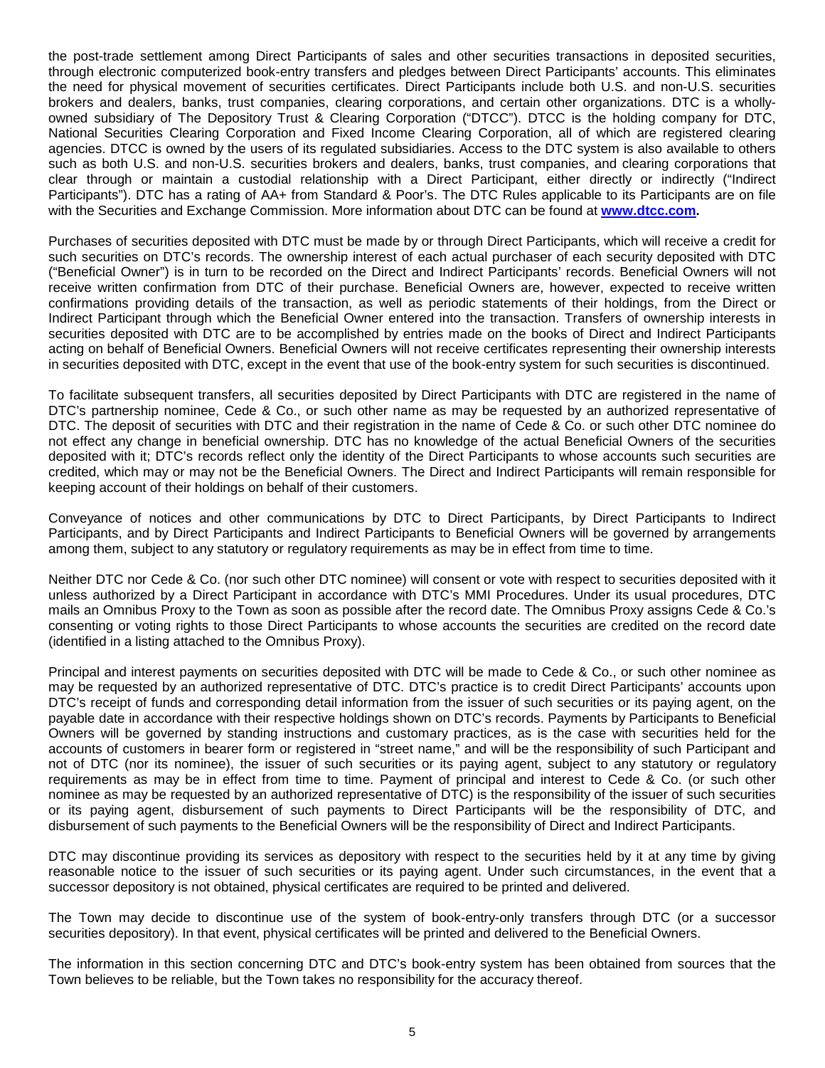the post-trade settlement among Direct Participants of sales and other securities transactions in deposited securities, through electronic computerized book-entry transfers and pledges between Direct Participants' accounts. This eliminates the need for physical movement of securities certificates. Direct Participants include both U.S. and non-U.S. securities brokers and dealers, banks, trust companies, clearing corporations, and certain other organizations. DTC is a wholly-owned subsidiary of The Depository Trust & Clearing Corporation ("DTCC"). DTCC is the holding company for DTC, National Securities Clearing Corporation and Fixed Income Clearing Corporation, all of which are registered clearing agencies. DTCC is owned by the users of its regulated subsidiaries. Access to the DTC system is also available to others such as both U.S. and non-U.S. securities brokers and dealers, banks, trust companies, and clearing corporations that clear through or maintain a custodial relationship with a Direct Participant, either directly or indirectly ("Indirect Participants"). DTC has a rating of AA+ from Standard & Poor's. The DTC Rules applicable to its Participants are on file with the Securities and Exchange Commission. More information about DTC can be found at **www.dtcc.com.**

Purchases of securities deposited with DTC must be made by or through Direct Participants, which will receive a credit for such securities on DTC's records. The ownership interest of each actual purchaser of each security deposited with DTC ("Beneficial Owner") is in turn to be recorded on the Direct and Indirect Participants' records. Beneficial Owners will not receive written confirmation from DTC of their purchase. Beneficial Owners are, however, expected to receive written confirmations providing details of the transaction, as well as periodic statements of their holdings, from the Direct or Indirect Participant through which the Beneficial Owner entered into the transaction. Transfers of ownership interests in securities deposited with DTC are to be accomplished by entries made on the books of Direct and Indirect Participants acting on behalf of Beneficial Owners. Beneficial Owners will not receive certificates representing their ownership interests in securities deposited with DTC, except in the event that use of the book-entry system for such securities is discontinued.

To facilitate subsequent transfers, all securities deposited by Direct Participants with DTC are registered in the name of DTC's partnership nominee, Cede & Co., or such other name as may be requested by an authorized representative of DTC. The deposit of securities with DTC and their registration in the name of Cede & Co. or such other DTC nominee do not effect any change in beneficial ownership. DTC has no knowledge of the actual Beneficial Owners of the securities deposited with it; DTC's records reflect only the identity of the Direct Participants to whose accounts such securities are credited, which may or may not be the Beneficial Owners. The Direct and Indirect Participants will remain responsible for keeping account of their holdings on behalf of their customers.

Conveyance of notices and other communications by DTC to Direct Participants, by Direct Participants to Indirect Participants, and by Direct Participants and Indirect Participants to Beneficial Owners will be governed by arrangements among them, subject to any statutory or regulatory requirements as may be in effect from time to time.

Neither DTC nor Cede & Co. (nor such other DTC nominee) will consent or vote with respect to securities deposited with it unless authorized by a Direct Participant in accordance with DTC's MMI Procedures. Under its usual procedures, DTC mails an Omnibus Proxy to the Town as soon as possible after the record date. The Omnibus Proxy assigns Cede & Co.'s consenting or voting rights to those Direct Participants to whose accounts the securities are credited on the record date (identified in a listing attached to the Omnibus Proxy).

Principal and interest payments on securities deposited with DTC will be made to Cede & Co., or such other nominee as may be requested by an authorized representative of DTC. DTC's practice is to credit Direct Participants' accounts upon DTC's receipt of funds and corresponding detail information from the issuer of such securities or its paying agent, on the payable date in accordance with their respective holdings shown on DTC's records. Payments by Participants to Beneficial Owners will be governed by standing instructions and customary practices, as is the case with securities held for the accounts of customers in bearer form or registered in "street name," and will be the responsibility of such Participant and not of DTC (nor its nominee), the issuer of such securities or its paying agent, subject to any statutory or regulatory requirements as may be in effect from time to time. Payment of principal and interest to Cede & Co. (or such other nominee as may be requested by an authorized representative of DTC) is the responsibility of the issuer of such securities or its paying agent, disbursement of such payments to Direct Participants will be the responsibility of DTC, and disbursement of such payments to the Beneficial Owners will be the responsibility of Direct and Indirect Participants.

DTC may discontinue providing its services as depository with respect to the securities held by it at any time by giving reasonable notice to the issuer of such securities or its paying agent. Under such circumstances, in the event that a successor depository is not obtained, physical certificates are required to be printed and delivered.

The Town may decide to discontinue use of the system of book-entry-only transfers through DTC (or a successor securities depository). In that event, physical certificates will be printed and delivered to the Beneficial Owners.

The information in this section concerning DTC and DTC's book-entry system has been obtained from sources that the Town believes to be reliable, but the Town takes no responsibility for the accuracy thereof.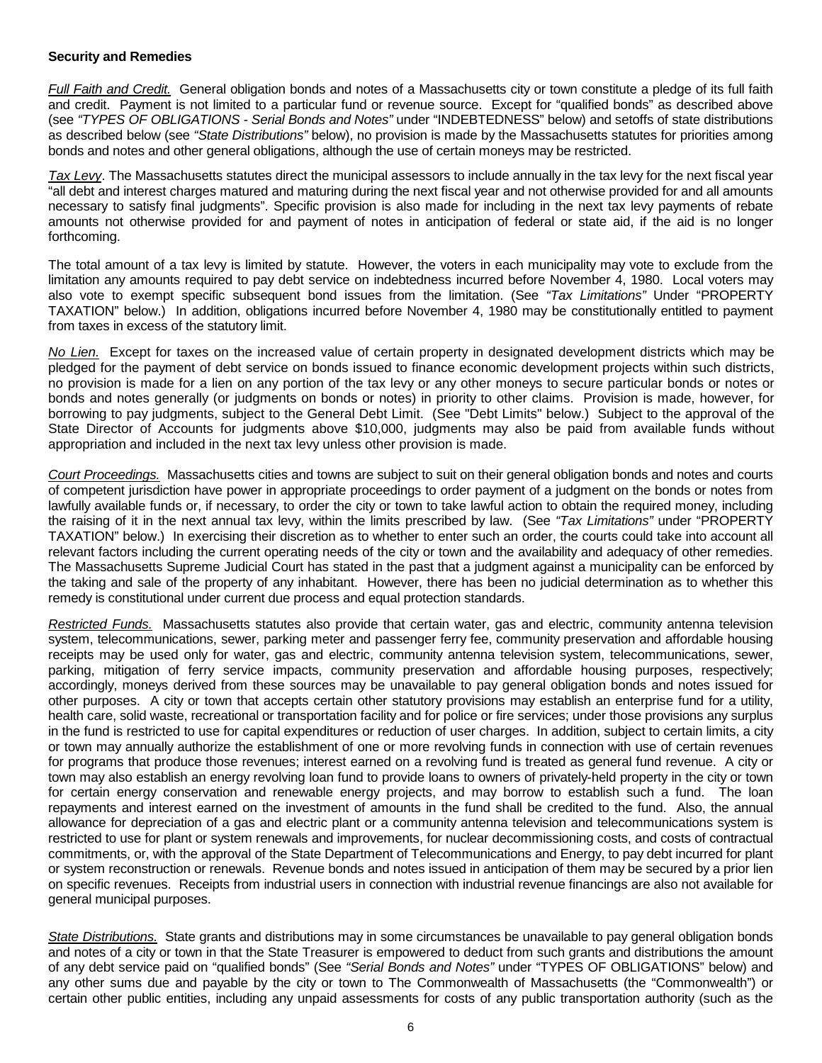**Security and Remedies**

*Full Faith and Credit.* General obligation bonds and notes of a Massachusetts city or town constitute a pledge of its full faith and credit. Payment is not limited to a particular fund or revenue source. Except for "qualified bonds" as described above (see *"TYPES OF OBLIGATIONS - Serial Bonds and Notes"* under "INDEBTEDNESS" below) and setoffs of state distributions as described below (see *"State Distributions"* below), no provision is made by the Massachusetts statutes for priorities among bonds and notes and other general obligations, although the use of certain moneys may be restricted.

*Tax Levy*. The Massachusetts statutes direct the municipal assessors to include annually in the tax levy for the next fiscal year "all debt and interest charges matured and maturing during the next fiscal year and not otherwise provided for and all amounts necessary to satisfy final judgments". Specific provision is also made for including in the next tax levy payments of rebate amounts not otherwise provided for and payment of notes in anticipation of federal or state aid, if the aid is no longer forthcoming.

The total amount of a tax levy is limited by statute. However, the voters in each municipality may vote to exclude from the limitation any amounts required to pay debt service on indebtedness incurred before November 4, 1980. Local voters may also vote to exempt specific subsequent bond issues from the limitation. (See *"Tax Limitations"* Under "PROPERTY TAXATION" below.) In addition, obligations incurred before November 4, 1980 may be constitutionally entitled to payment from taxes in excess of the statutory limit.

*No Lien.* Except for taxes on the increased value of certain property in designated development districts which may be pledged for the payment of debt service on bonds issued to finance economic development projects within such districts, no provision is made for a lien on any portion of the tax levy or any other moneys to secure particular bonds or notes or bonds and notes generally (or judgments on bonds or notes) in priority to other claims. Provision is made, however, for borrowing to pay judgments, subject to the General Debt Limit. (See "Debt Limits" below.) Subject to the approval of the State Director of Accounts for judgments above $10,000, judgments may also be paid from available funds without appropriation and included in the next tax levy unless other provision is made.

*Court Proceedings.* Massachusetts cities and towns are subject to suit on their general obligation bonds and notes and courts of competent jurisdiction have power in appropriate proceedings to order payment of a judgment on the bonds or notes from lawfully available funds or, if necessary, to order the city or town to take lawful action to obtain the required money, including the raising of it in the next annual tax levy, within the limits prescribed by law. (See *"Tax Limitations"* under "PROPERTY TAXATION" below.) In exercising their discretion as to whether to enter such an order, the courts could take into account all relevant factors including the current operating needs of the city or town and the availability and adequacy of other remedies. The Massachusetts Supreme Judicial Court has stated in the past that a judgment against a municipality can be enforced by the taking and sale of the property of any inhabitant. However, there has been no judicial determination as to whether this remedy is constitutional under current due process and equal protection standards.

*Restricted Funds.* Massachusetts statutes also provide that certain water, gas and electric, community antenna television system, telecommunications, sewer, parking meter and passenger ferry fee, community preservation and affordable housing receipts may be used only for water, gas and electric, community antenna television system, telecommunications, sewer, parking, mitigation of ferry service impacts, community preservation and affordable housing purposes, respectively; accordingly, moneys derived from these sources may be unavailable to pay general obligation bonds and notes issued for other purposes. A city or town that accepts certain other statutory provisions may establish an enterprise fund for a utility, health care, solid waste, recreational or transportation facility and for police or fire services; under those provisions any surplus in the fund is restricted to use for capital expenditures or reduction of user charges. In addition, subject to certain limits, a city or town may annually authorize the establishment of one or more revolving funds in connection with use of certain revenues for programs that produce those revenues; interest earned on a revolving fund is treated as general fund revenue. A city or town may also establish an energy revolving loan fund to provide loans to owners of privately-held property in the city or town for certain energy conservation and renewable energy projects, and may borrow to establish such a fund. The loan repayments and interest earned on the investment of amounts in the fund shall be credited to the fund. Also, the annual allowance for depreciation of a gas and electric plant or a community antenna television and telecommunications system is restricted to use for plant or system renewals and improvements, for nuclear decommissioning costs, and costs of contractual commitments, or, with the approval of the State Department of Telecommunications and Energy, to pay debt incurred for plant or system reconstruction or renewals. Revenue bonds and notes issued in anticipation of them may be secured by a prior lien on specific revenues. Receipts from industrial users in connection with industrial revenue financings are also not available for general municipal purposes.

*State Distributions.* State grants and distributions may in some circumstances be unavailable to pay general obligation bonds and notes of a city or town in that the State Treasurer is empowered to deduct from such grants and distributions the amount of any debt service paid on "qualified bonds" (See *"Serial Bonds and Notes"* under "TYPES OF OBLIGATIONS" below) and any other sums due and payable by the city or town to The Commonwealth of Massachusetts (the "Commonwealth") or certain other public entities, including any unpaid assessments for costs of any public transportation authority (such as the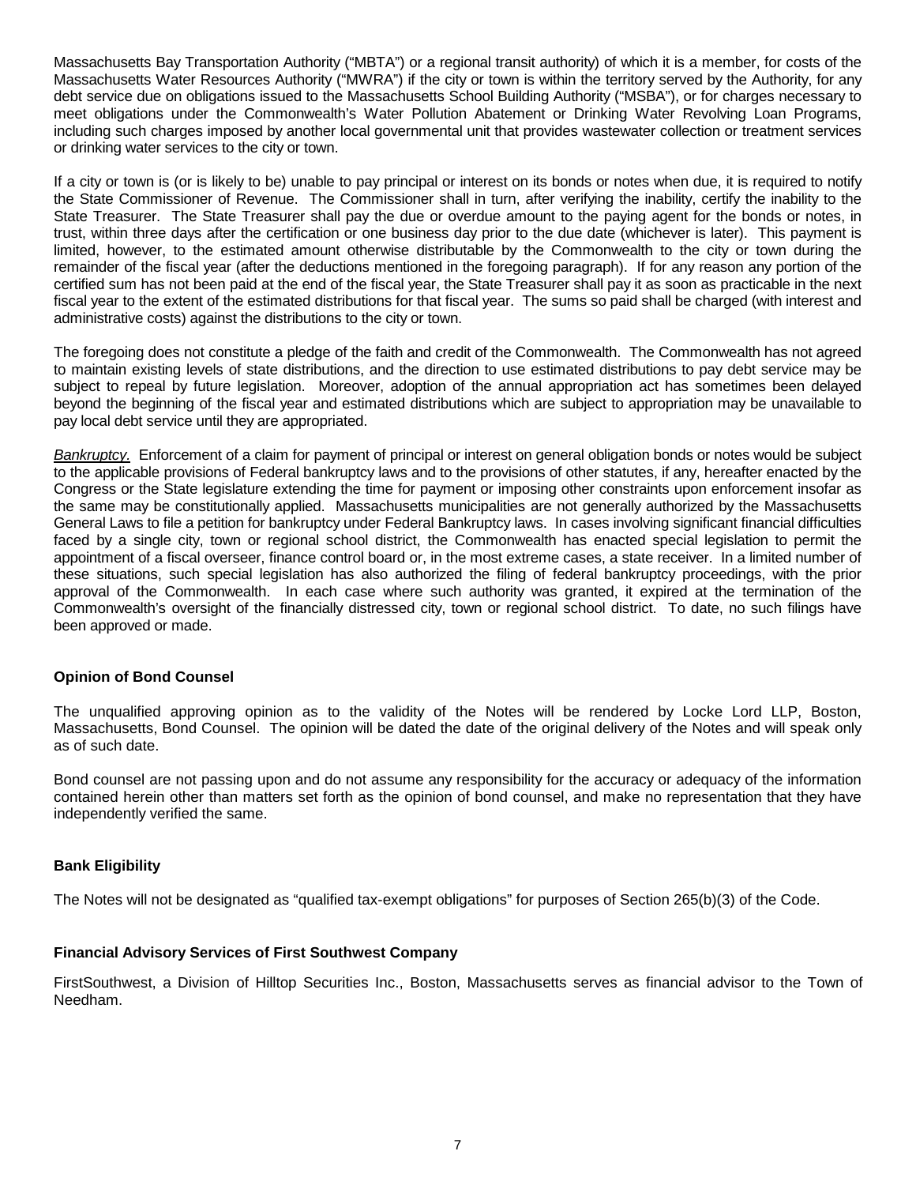Massachusetts Bay Transportation Authority ("MBTA") or a regional transit authority) of which it is a member, for costs of the Massachusetts Water Resources Authority ("MWRA") if the city or town is within the territory served by the Authority, for any debt service due on obligations issued to the Massachusetts School Building Authority ("MSBA"), or for charges necessary to meet obligations under the Commonwealth's Water Pollution Abatement or Drinking Water Revolving Loan Programs, including such charges imposed by another local governmental unit that provides wastewater collection or treatment services or drinking water services to the city or town.

If a city or town is (or is likely to be) unable to pay principal or interest on its bonds or notes when due, it is required to notify the State Commissioner of Revenue. The Commissioner shall in turn, after verifying the inability, certify the inability to the State Treasurer. The State Treasurer shall pay the due or overdue amount to the paying agent for the bonds or notes, in trust, within three days after the certification or one business day prior to the due date (whichever is later). This payment is limited, however, to the estimated amount otherwise distributable by the Commonwealth to the city or town during the remainder of the fiscal year (after the deductions mentioned in the foregoing paragraph). If for any reason any portion of the certified sum has not been paid at the end of the fiscal year, the State Treasurer shall pay it as soon as practicable in the next fiscal year to the extent of the estimated distributions for that fiscal year. The sums so paid shall be charged (with interest and administrative costs) against the distributions to the city or town.

The foregoing does not constitute a pledge of the faith and credit of the Commonwealth. The Commonwealth has not agreed to maintain existing levels of state distributions, and the direction to use estimated distributions to pay debt service may be subject to repeal by future legislation. Moreover, adoption of the annual appropriation act has sometimes been delayed beyond the beginning of the fiscal year and estimated distributions which are subject to appropriation may be unavailable to pay local debt service until they are appropriated.

*Bankruptcy*. Enforcement of a claim for payment of principal or interest on general obligation bonds or notes would be subject to the applicable provisions of Federal bankruptcy laws and to the provisions of other statutes, if any, hereafter enacted by the Congress or the State legislature extending the time for payment or imposing other constraints upon enforcement insofar as the same may be constitutionally applied. Massachusetts municipalities are not generally authorized by the Massachusetts General Laws to file a petition for bankruptcy under Federal Bankruptcy laws. In cases involving significant financial difficulties faced by a single city, town or regional school district, the Commonwealth has enacted special legislation to permit the appointment of a fiscal overseer, finance control board or, in the most extreme cases, a state receiver. In a limited number of these situations, such special legislation has also authorized the filing of federal bankruptcy proceedings, with the prior approval of the Commonwealth. In each case where such authority was granted, it expired at the termination of the Commonwealth's oversight of the financially distressed city, town or regional school district. To date, no such filings have been approved or made.

**Opinion of Bond Counsel**

The unqualified approving opinion as to the validity of the Notes will be rendered by Locke Lord LLP, Boston, Massachusetts, Bond Counsel. The opinion will be dated the date of the original delivery of the Notes and will speak only as of such date.

Bond counsel are not passing upon and do not assume any responsibility for the accuracy or adequacy of the information contained herein other than matters set forth as the opinion of bond counsel, and make no representation that they have independently verified the same.

**Bank Eligibility**

The Notes will not be designated as "qualified tax-exempt obligations" for purposes of Section 265(b)(3) of the Code.

**Financial Advisory Services of First Southwest Company**

FirstSouthwest, a Division of Hilltop Securities Inc., Boston, Massachusetts serves as financial advisor to the Town of Needham.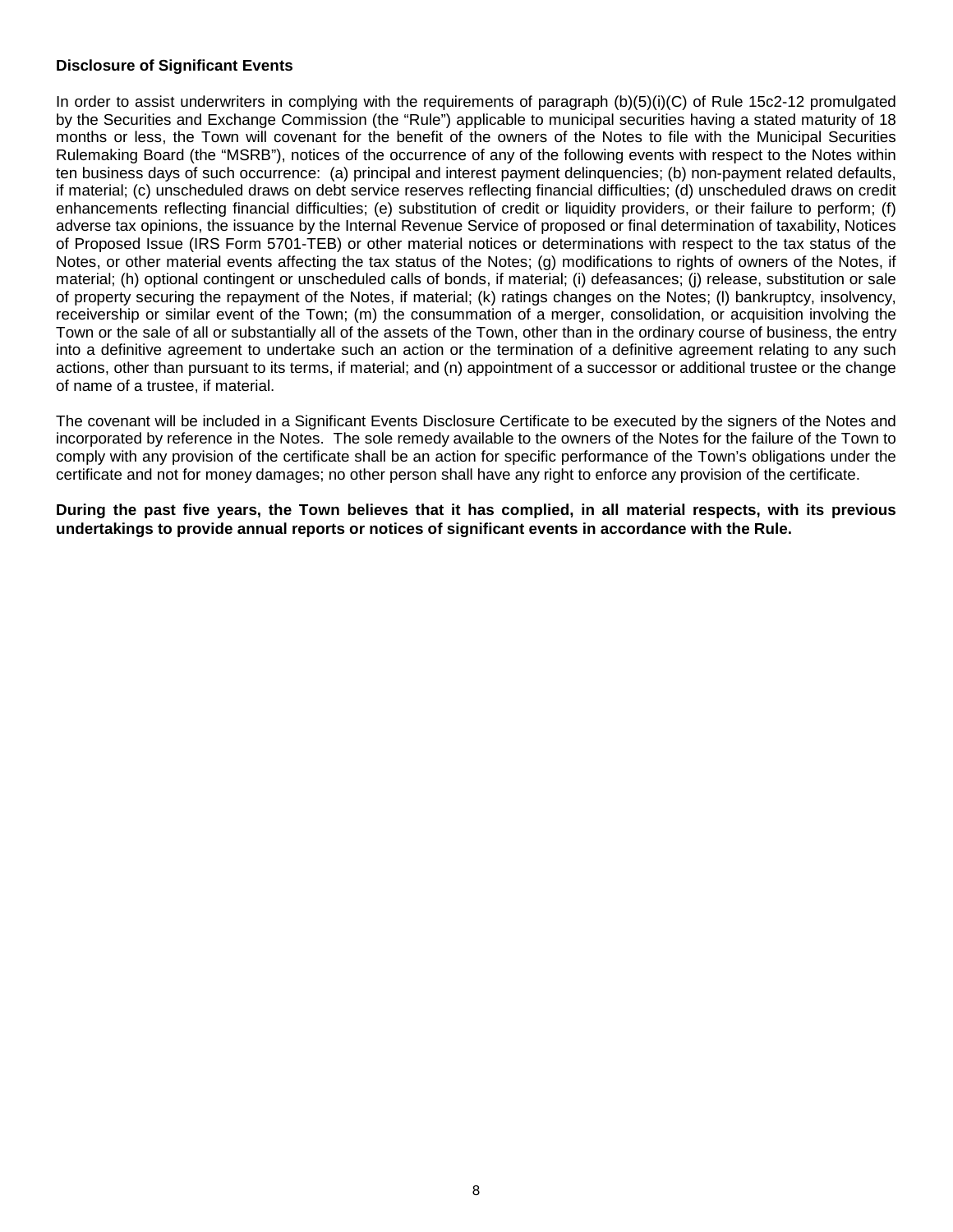**Disclosure of Significant Events**

In order to assist underwriters in complying with the requirements of paragraph (b)(5)(i)(C) of Rule 15c2-12 promulgated by the Securities and Exchange Commission (the "Rule") applicable to municipal securities having a stated maturity of 18 months or less, the Town will covenant for the benefit of the owners of the Notes to file with the Municipal Securities Rulemaking Board (the "MSRB"), notices of the occurrence of any of the following events with respect to the Notes within ten business days of such occurrence: (a) principal and interest payment delinquencies; (b) non-payment related defaults, if material; (c) unscheduled draws on debt service reserves reflecting financial difficulties; (d) unscheduled draws on credit enhancements reflecting financial difficulties; (e) substitution of credit or liquidity providers, or their failure to perform; (f) adverse tax opinions, the issuance by the Internal Revenue Service of proposed or final determination of taxability, Notices of Proposed Issue (IRS Form 5701-TEB) or other material notices or determinations with respect to the tax status of the Notes, or other material events affecting the tax status of the Notes; (g) modifications to rights of owners of the Notes, if material; (h) optional contingent or unscheduled calls of bonds, if material; (i) defeasances; (j) release, substitution or sale of property securing the repayment of the Notes, if material; (k) ratings changes on the Notes; (l) bankruptcy, insolvency, receivership or similar event of the Town; (m) the consummation of a merger, consolidation, or acquisition involving the Town or the sale of all or substantially all of the assets of the Town, other than in the ordinary course of business, the entry into a definitive agreement to undertake such an action or the termination of a definitive agreement relating to any such actions, other than pursuant to its terms, if material; and (n) appointment of a successor or additional trustee or the change of name of a trustee, if material.

The covenant will be included in a Significant Events Disclosure Certificate to be executed by the signers of the Notes and incorporated by reference in the Notes. The sole remedy available to the owners of the Notes for the failure of the Town to comply with any provision of the certificate shall be an action for specific performance of the Town's obligations under the certificate and not for money damages; no other person shall have any right to enforce any provision of the certificate.

**During the past five years, the Town believes that it has complied, in all material respects, with its previous undertakings to provide annual reports or notices of significant events in accordance with the Rule.**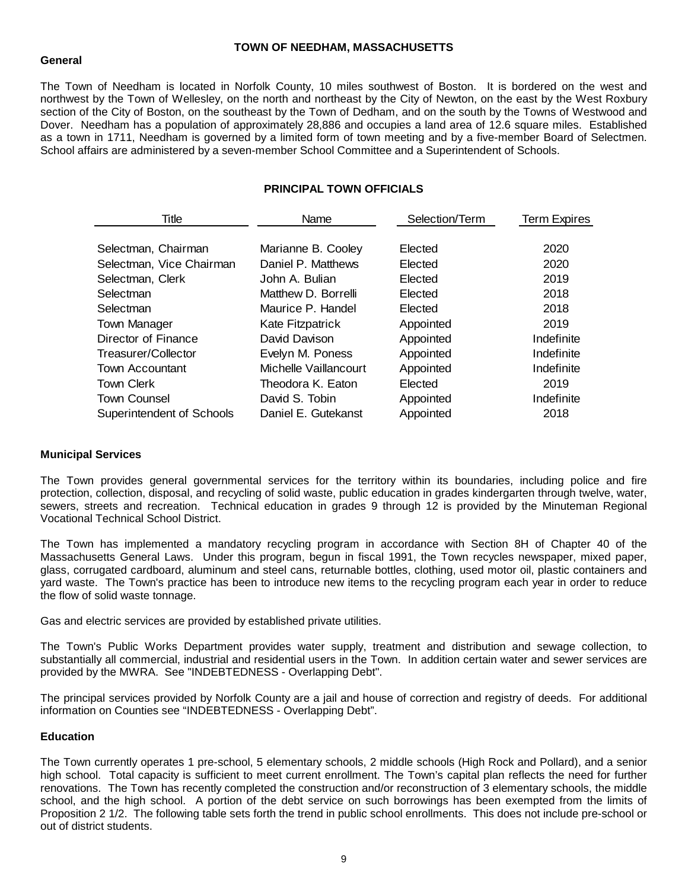# TOWN OF NEEDHAM, MASSACHUSETTS

## General

The Town of Needham is located in Norfolk County, 10 miles southwest of Boston. It is bordered on the west and northwest by the Town of Wellesley, on the north and northeast by the City of Newton, on the east by the West Roxbury section of the City of Boston, on the southeast by the Town of Dedham, and on the south by the Towns of Westwood and Dover. Needham has a population of approximately 28,886 and occupies a land area of 12.6 square miles. Established as a town in 1711, Needham is governed by a limited form of town meeting and by a five-member Board of Selectmen. School affairs are administered by a seven-member School Committee and a Superintendent of Schools.

## PRINCIPAL TOWN OFFICIALS

| Title | Name | Selection/Term | Term Expires |
|---|---|---|---|
| Selectman, Chairman | Marianne B. Cooley | Elected | 2020 |
| Selectman, Vice Chairman | Daniel P. Matthews | Elected | 2020 |
| Selectman, Clerk | John A. Bulian | Elected | 2019 |
| Selectman | Matthew D. Borrelli | Elected | 2018 |
| Selectman | Maurice P. Handel | Elected | 2018 |
| Town Manager | Kate Fitzpatrick | Appointed | 2019 |
| Director of Finance | David Davison | Appointed | Indefinite |
| Treasurer/Collector | Evelyn M. Poness | Appointed | Indefinite |
| Town Accountant | Michelle Vaillancourt | Appointed | Indefinite |
| Town Clerk | Theodora K. Eaton | Elected | 2019 |
| Town Counsel | David S. Tobin | Appointed | Indefinite |
| Superintendent of Schools | Daniel E. Gutekanst | Appointed | 2018 |

## Municipal Services

The Town provides general governmental services for the territory within its boundaries, including police and fire protection, collection, disposal, and recycling of solid waste, public education in grades kindergarten through twelve, water, sewers, streets and recreation. Technical education in grades 9 through 12 is provided by the Minuteman Regional Vocational Technical School District.

The Town has implemented a mandatory recycling program in accordance with Section 8H of Chapter 40 of the Massachusetts General Laws. Under this program, begun in fiscal 1991, the Town recycles newspaper, mixed paper, glass, corrugated cardboard, aluminum and steel cans, returnable bottles, clothing, used motor oil, plastic containers and yard waste. The Town's practice has been to introduce new items to the recycling program each year in order to reduce the flow of solid waste tonnage.

Gas and electric services are provided by established private utilities.

The Town's Public Works Department provides water supply, treatment and distribution and sewage collection, to substantially all commercial, industrial and residential users in the Town. In addition certain water and sewer services are provided by the MWRA. See "INDEBTEDNESS - Overlapping Debt".

The principal services provided by Norfolk County are a jail and house of correction and registry of deeds. For additional information on Counties see "INDEBTEDNESS - Overlapping Debt".

## Education

The Town currently operates 1 pre-school, 5 elementary schools, 2 middle schools (High Rock and Pollard), and a senior high school. Total capacity is sufficient to meet current enrollment. The Town's capital plan reflects the need for further renovations. The Town has recently completed the construction and/or reconstruction of 3 elementary schools, the middle school, and the high school. A portion of the debt service on such borrowings has been exempted from the limits of Proposition 2 1/2. The following table sets forth the trend in public school enrollments. This does not include pre-school or out of district students.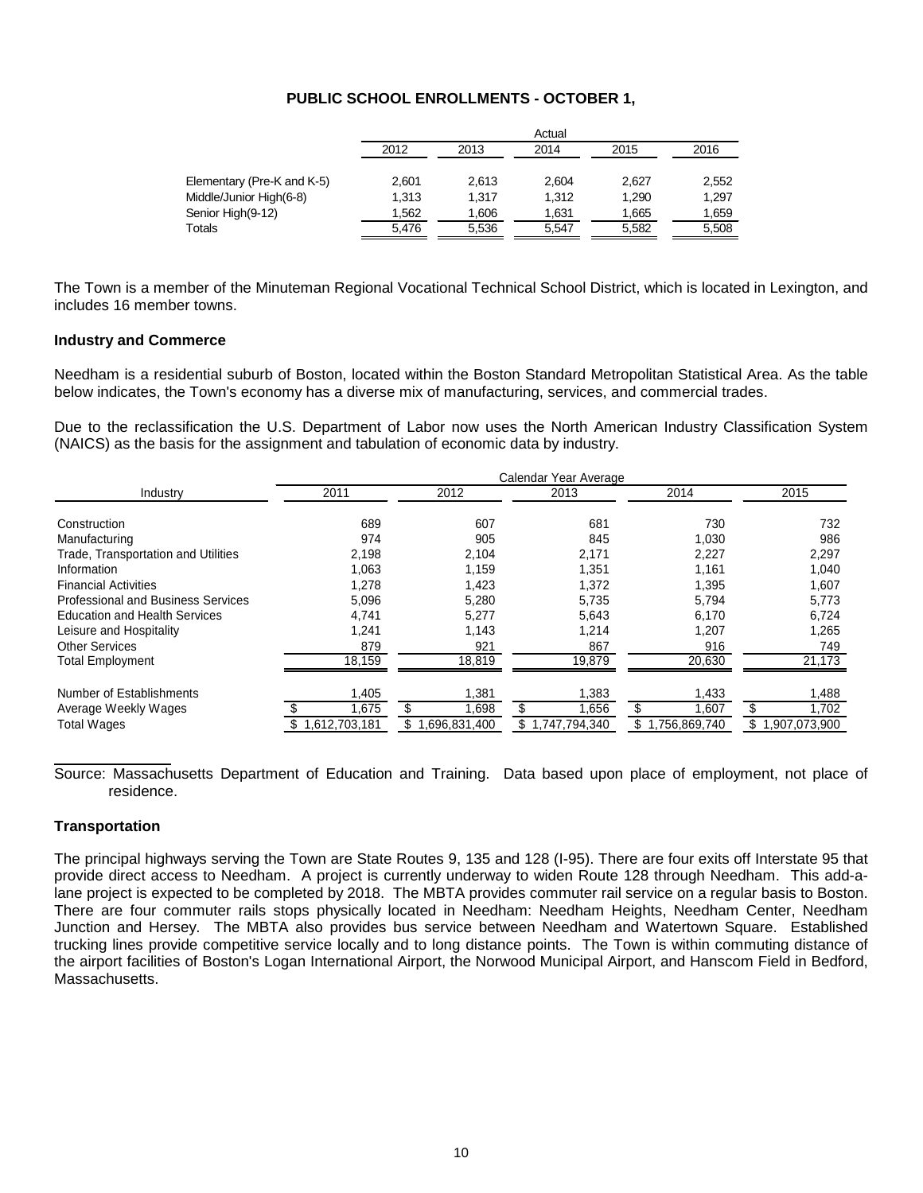## PUBLIC SCHOOL ENROLLMENTS - OCTOBER 1,

| | Actual | | | | |
|---|---|---|---|---|---|
| | 2012 | 2013 | 2014 | 2015 | 2016 |
| Elementary (Pre-K and K-5) | 2,601 | 2,613 | 2,604 | 2,627 | 2,552 |
| Middle/Junior High(6-8) | 1,313 | 1,317 | 1,312 | 1,290 | 1,297 |
| Senior High(9-12) | 1,562 | 1,606 | 1,631 | 1,665 | 1,659 |
| Totals | 5,476 | 5,536 | 5,547 | 5,582 | 5,508 |

The Town is a member of the Minuteman Regional Vocational Technical School District, which is located in Lexington, and includes 16 member towns.

### Industry and Commerce

Needham is a residential suburb of Boston, located within the Boston Standard Metropolitan Statistical Area. As the table below indicates, the Town's economy has a diverse mix of manufacturing, services, and commercial trades.

Due to the reclassification the U.S. Department of Labor now uses the North American Industry Classification System (NAICS) as the basis for the assignment and tabulation of economic data by industry.

| | Calendar Year Average | | | | |
|---|---|---|---|---|---|
| Industry | 2011 | 2012 | 2013 | 2014 | 2015 |
| Construction | 689 | 607 | 681 | 730 | 732 |
| Manufacturing | 974 | 905 | 845 | 1,030 | 986 |
| Trade, Transportation and Utilities | 2,198 | 2,104 | 2,171 | 2,227 | 2,297 |
| Information | 1,063 | 1,159 | 1,351 | 1,161 | 1,040 |
| Financial Activities | 1,278 | 1,423 | 1,372 | 1,395 | 1,607 |
| Professional and Business Services | 5,096 | 5,280 | 5,735 | 5,794 | 5,773 |
| Education and Health Services | 4,741 | 5,277 | 5,643 | 6,170 | 6,724 |
| Leisure and Hospitality | 1,241 | 1,143 | 1,214 | 1,207 | 1,265 |
| Other Services | 879 | 921 | 867 | 916 | 749 |
| Total Employment | 18,159 | 18,819 | 19,879 | 20,630 | 21,173 |
| Number of Establishments | 1,405 | 1,381 | 1,383 | 1,433 | 1,488 |
| Average Weekly Wages | $ 1,675 | $ 1,698 | $ 1,656 | $ 1,607 | $ 1,702 |
| Total Wages | $ 1,612,703,181 | $ 1,696,831,400 | $ 1,747,794,340 | $ 1,756,869,740 | $ 1,907,073,900 |

Source: Massachusetts Department of Education and Training. Data based upon place of employment, not place of residence.

### Transportation

The principal highways serving the Town are State Routes 9, 135 and 128 (I-95). There are four exits off Interstate 95 that provide direct access to Needham. A project is currently underway to widen Route 128 through Needham. This add-a-lane project is expected to be completed by 2018. The MBTA provides commuter rail service on a regular basis to Boston. There are four commuter rails stops physically located in Needham: Needham Heights, Needham Center, Needham Junction and Hersey. The MBTA also provides bus service between Needham and Watertown Square. Established trucking lines provide competitive service locally and to long distance points. The Town is within commuting distance of the airport facilities of Boston's Logan International Airport, the Norwood Municipal Airport, and Hanscom Field in Bedford, Massachusetts.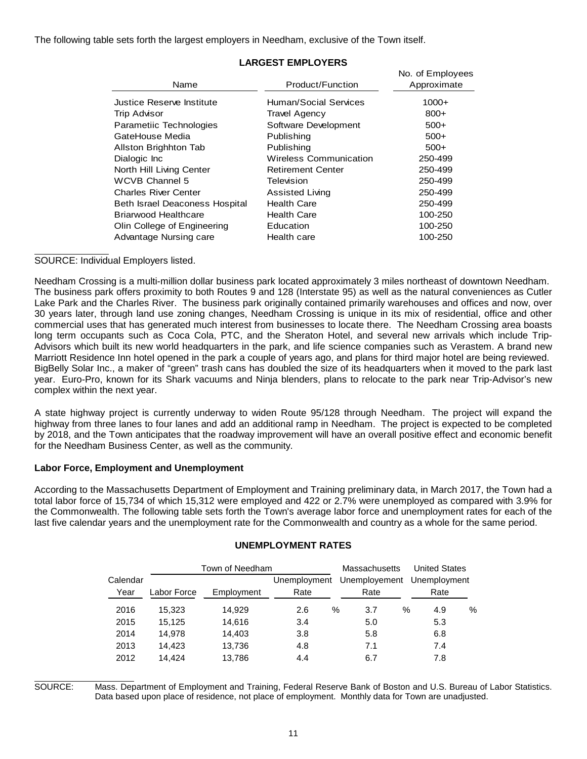The following table sets forth the largest employers in Needham, exclusive of the Town itself.

**LARGEST EMPLOYERS**

| Name | Product/Function | No. of Employees Approximate |
|---|---|---|
| Justice Reserve Institute | Human/Social Services | 1000+ |
| Trip Advisor | Travel Agency | 800+ |
| Parametiic Technologies | Software Development | 500+ |
| GateHouse Media | Publishing | 500+ |
| Allston Brighhton Tab | Publishing | 500+ |
| Dialogic Inc | Wireless Communication | 250-499 |
| North Hill Living Center | Retirement Center | 250-499 |
| WCVB Channel 5 | Television | 250-499 |
| Charles River Center | Assisted Living | 250-499 |
| Beth Israel Deaconess Hospital | Health Care | 250-499 |
| Briarwood Healthcare | Health Care | 100-250 |
| Olin College of Engineering | Education | 100-250 |
| Advantage Nursing care | Health care | 100-250 |

SOURCE: Individual Employers listed.

Needham Crossing is a multi-million dollar business park located approximately 3 miles northeast of downtown Needham. The business park offers proximity to both Routes 9 and 128 (Interstate 95) as well as the natural conveniences as Cutler Lake Park and the Charles River. The business park originally contained primarily warehouses and offices and now, over 30 years later, through land use zoning changes, Needham Crossing is unique in its mix of residential, office and other commercial uses that has generated much interest from businesses to locate there. The Needham Crossing area boasts long term occupants such as Coca Cola, PTC, and the Sheraton Hotel, and several new arrivals which include Trip-Advisors which built its new world headquarters in the park, and life science companies such as Verastem. A brand new Marriott Residence Inn hotel opened in the park a couple of years ago, and plans for third major hotel are being reviewed. BigBelly Solar Inc., a maker of "green" trash cans has doubled the size of its headquarters when it moved to the park last year. Euro-Pro, known for its Shark vacuums and Ninja blenders, plans to relocate to the park near Trip-Advisor's new complex within the next year.

A state highway project is currently underway to widen Route 95/128 through Needham. The project will expand the highway from three lanes to four lanes and add an additional ramp in Needham. The project is expected to be completed by 2018, and the Town anticipates that the roadway improvement will have an overall positive effect and economic benefit for the Needham Business Center, as well as the community.

**Labor Force, Employment and Unemployment**

According to the Massachusetts Department of Employment and Training preliminary data, in March 2017, the Town had a total labor force of 15,734 of which 15,312 were employed and 422 or 2.7% were unemployed as compared with 3.9% for the Commonwealth. The following table sets forth the Town's average labor force and unemployment rates for each of the last five calendar years and the unemployment rate for the Commonwealth and country as a whole for the same period.

**UNEMPLOYMENT RATES**

| | Town of Needham | | | Massachusetts | United States |
|---|---|---|---|---|---|
| Calendar Year | Labor Force | Employment | Unemployment Rate | Unemployement Rate | Unemployment Rate |
| 2016 | 15,323 | 14,929 | 2.6 % | 3.7 % | 4.9 % |
| 2015 | 15,125 | 14,616 | 3.4 | 5.0 | 5.3 |
| 2014 | 14,978 | 14,403 | 3.8 | 5.8 | 6.8 |
| 2013 | 14,423 | 13,736 | 4.8 | 7.1 | 7.4 |
| 2012 | 14,424 | 13,786 | 4.4 | 6.7 | 7.8 |

SOURCE: Mass. Department of Employment and Training, Federal Reserve Bank of Boston and U.S. Bureau of Labor Statistics. Data based upon place of residence, not place of employment. Monthly data for Town are unadjusted.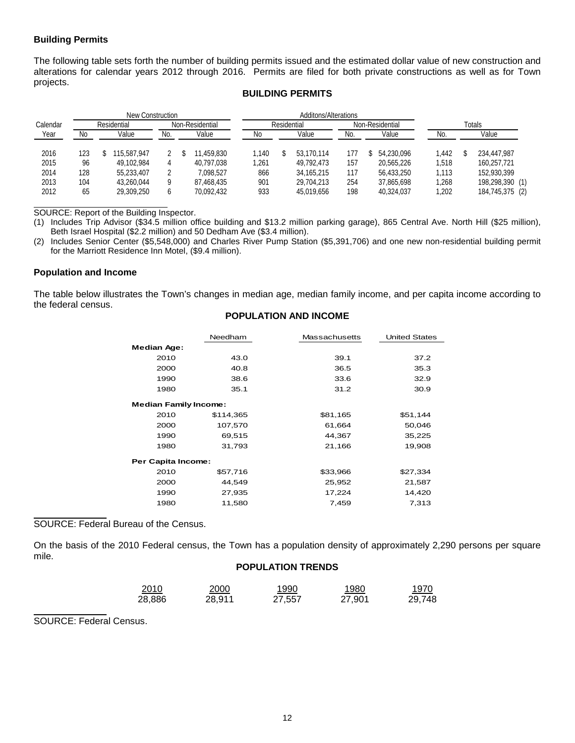**Building Permits**

The following table sets forth the number of building permits issued and the estimated dollar value of new construction and alterations for calendar years 2012 through 2016. Permits are filed for both private constructions as well as for Town projects.

### BUILDING PERMITS

| | New Construction | | | | Additons/Alterations | | | | Totals | |
|---|---|---|---|---|---|---|---|---|---|---|
| | Residential | | Non-Residential | | Residential | | Non-Residential | | | |
| Calendar Year | No | Value | No. | Value | No | Value | No. | Value | No. | Value |
| 2016 | 123 | $ 115,587,947 | 2 | $ 11,459,830 | 1,140 | $ 53,170,114 | 177 | $ 54,230,096 | 1,442 | $ 234,447,987 |
| 2015 | 96 | 49,102,984 | 4 | 40,797,038 | 1,261 | 49,792,473 | 157 | 20,565,226 | 1,518 | 160,257,721 |
| 2014 | 128 | 55,233,407 | 2 | 7,098,527 | 866 | 34,165,215 | 117 | 56,433,250 | 1,113 | 152,930,399 |
| 2013 | 104 | 43,260,044 | 9 | 87,468,435 | 901 | 29,704,213 | 254 | 37,865,698 | 1,268 | 198,298,390 (1) |
| 2012 | 65 | 29,309,250 | 6 | 70,092,432 | 933 | 45,019,656 | 198 | 40,324,037 | 1,202 | 184,745,375 (2) |

SOURCE: Report of the Building Inspector.

(1) Includes Trip Advisor ($34.5 million office building and $13.2 million parking garage), 865 Central Ave. North Hill ($25 million), Beth Israel Hospital ($2.2 million) and 50 Dedham Ave ($3.4 million).

(2) Includes Senior Center ($5,548,000) and Charles River Pump Station ($5,391,706) and one new non-residential building permit for the Marriott Residence Inn Motel, ($9.4 million).

**Population and Income**

The table below illustrates the Town's changes in median age, median family income, and per capita income according to the federal census.

### POPULATION AND INCOME

| | Needham | Massachusetts | United States |
|---|---|---|---|
| **Median Age:** | | | |
| 2010 | 43.0 | 39.1 | 37.2 |
| 2000 | 40.8 | 36.5 | 35.3 |
| 1990 | 38.6 | 33.6 | 32.9 |
| 1980 | 35.1 | 31.2 | 30.9 |
| **Median Family Income:** | | | |
| 2010 | $114,365 | $81,165 | $51,144 |
| 2000 | 107,570 | 61,664 | 50,046 |
| 1990 | 69,515 | 44,367 | 35,225 |
| 1980 | 31,793 | 21,166 | 19,908 |
| **Per Capita Income:** | | | |
| 2010 | $57,716 | $33,966 | $27,334 |
| 2000 | 44,549 | 25,952 | 21,587 |
| 1990 | 27,935 | 17,224 | 14,420 |
| 1980 | 11,580 | 7,459 | 7,313 |

SOURCE: Federal Bureau of the Census.

On the basis of the 2010 Federal census, the Town has a population density of approximately 2,290 persons per square mile.

### POPULATION TRENDS

| 2010 | 2000 | 1990 | 1980 | 1970 |
|---|---|---|---|---|
| 28,886 | 28,911 | 27,557 | 27,901 | 29,748 |

SOURCE: Federal Census.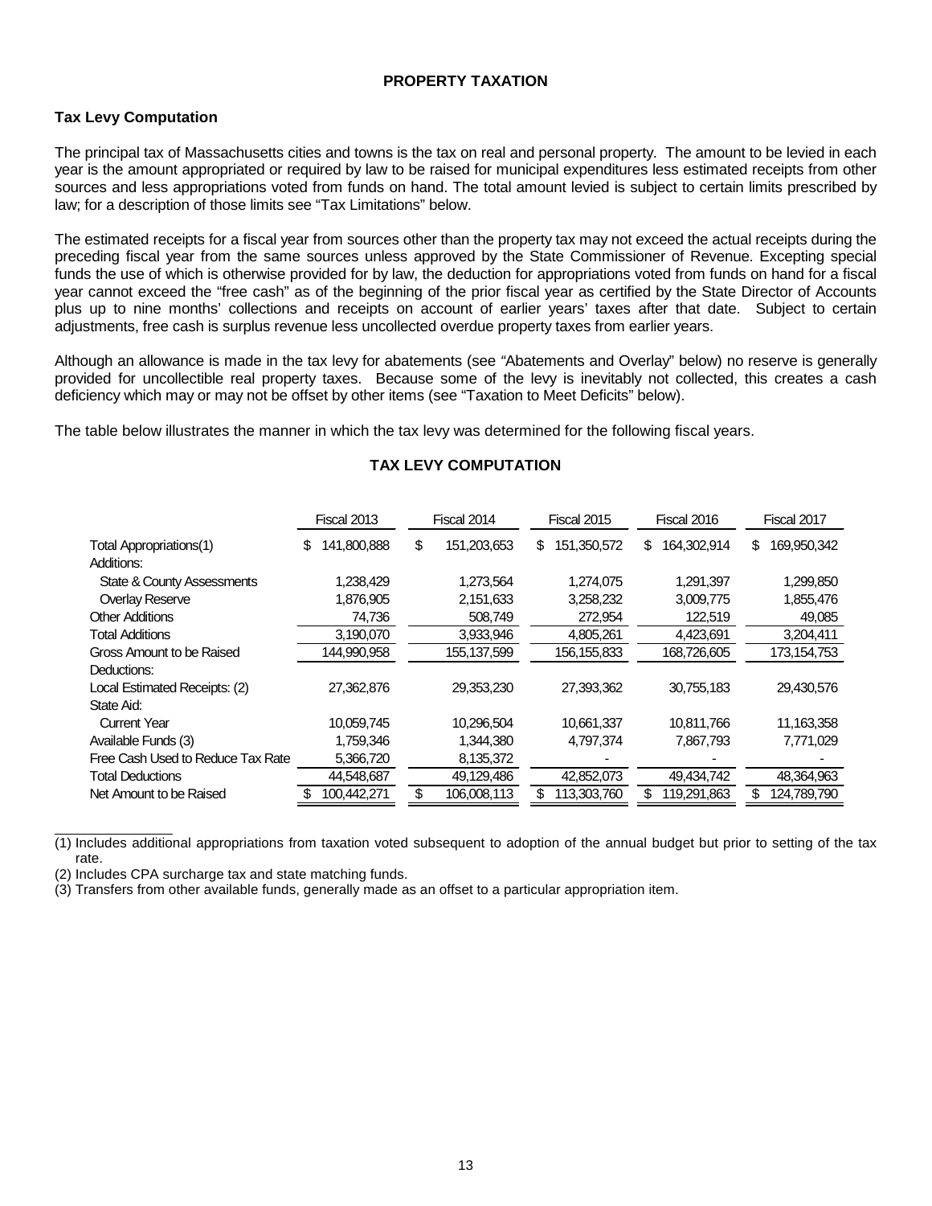# PROPERTY TAXATION

## Tax Levy Computation

The principal tax of Massachusetts cities and towns is the tax on real and personal property. The amount to be levied in each year is the amount appropriated or required by law to be raised for municipal expenditures less estimated receipts from other sources and less appropriations voted from funds on hand. The total amount levied is subject to certain limits prescribed by law; for a description of those limits see "Tax Limitations" below.

The estimated receipts for a fiscal year from sources other than the property tax may not exceed the actual receipts during the preceding fiscal year from the same sources unless approved by the State Commissioner of Revenue. Excepting special funds the use of which is otherwise provided for by law, the deduction for appropriations voted from funds on hand for a fiscal year cannot exceed the "free cash" as of the beginning of the prior fiscal year as certified by the State Director of Accounts plus up to nine months' collections and receipts on account of earlier years' taxes after that date. Subject to certain adjustments, free cash is surplus revenue less uncollected overdue property taxes from earlier years.

Although an allowance is made in the tax levy for abatements (see "Abatements and Overlay" below) no reserve is generally provided for uncollectible real property taxes. Because some of the levy is inevitably not collected, this creates a cash deficiency which may or may not be offset by other items (see "Taxation to Meet Deficits" below).

The table below illustrates the manner in which the tax levy was determined for the following fiscal years.

### TAX LEVY COMPUTATION

| | Fiscal 2013 | Fiscal 2014 | Fiscal 2015 | Fiscal 2016 | Fiscal 2017 |
|---|---|---|---|---|---|
| Total Appropriations(1) | $ 141,800,888 | $ 151,203,653 | $ 151,350,572 | $ 164,302,914 | $ 169,950,342 |
| Additions: | | | | | |
| State & County Assessments | 1,238,429 | 1,273,564 | 1,274,075 | 1,291,397 | 1,299,850 |
| Overlay Reserve | 1,876,905 | 2,151,633 | 3,258,232 | 3,009,775 | 1,855,476 |
| Other Additions | 74,736 | 508,749 | 272,954 | 122,519 | 49,085 |
| Total Additions | 3,190,070 | 3,933,946 | 4,805,261 | 4,423,691 | 3,204,411 |
| Gross Amount to be Raised | 144,990,958 | 155,137,599 | 156,155,833 | 168,726,605 | 173,154,753 |
| Deductions: | | | | | |
| Local Estimated Receipts: (2) | 27,362,876 | 29,353,230 | 27,393,362 | 30,755,183 | 29,430,576 |
| State Aid: | | | | | |
| Current Year | 10,059,745 | 10,296,504 | 10,661,337 | 10,811,766 | 11,163,358 |
| Available Funds (3) | 1,759,346 | 1,344,380 | 4,797,374 | 7,867,793 | 7,771,029 |
| Free Cash Used to Reduce Tax Rate | 5,366,720 | 8,135,372 | - | - | - |
| Total Deductions | 44,548,687 | 49,129,486 | 42,852,073 | 49,434,742 | 48,364,963 |
| Net Amount to be Raised | $ 100,442,271 | $ 106,008,113 | $ 113,303,760 | $ 119,291,863 | $ 124,789,790 |

(1) Includes additional appropriations from taxation voted subsequent to adoption of the annual budget but prior to setting of the tax rate.

(2) Includes CPA surcharge tax and state matching funds.

(3) Transfers from other available funds, generally made as an offset to a particular appropriation item.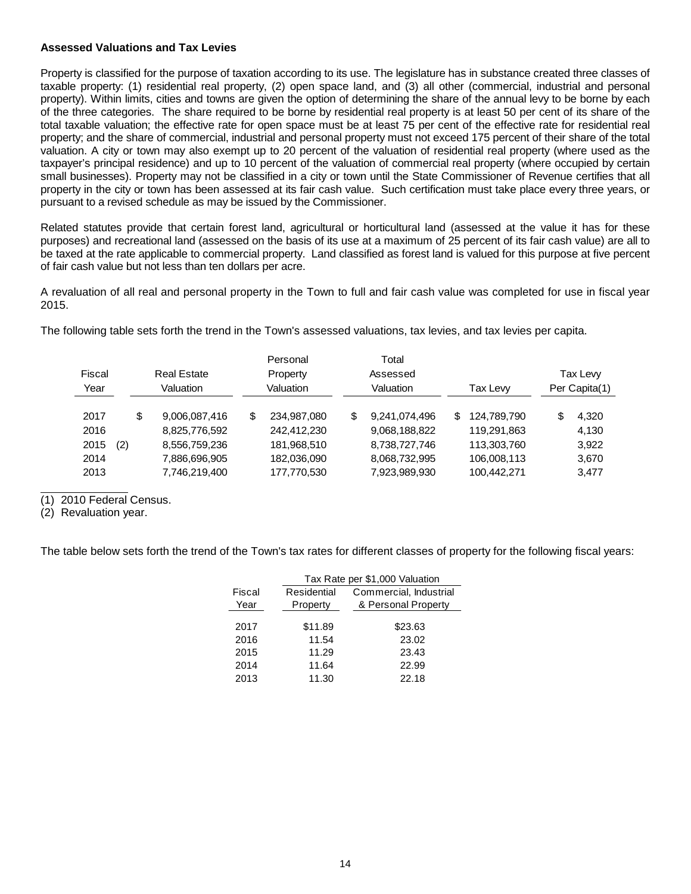**Assessed Valuations and Tax Levies**

Property is classified for the purpose of taxation according to its use. The legislature has in substance created three classes of taxable property: (1) residential real property, (2) open space land, and (3) all other (commercial, industrial and personal property). Within limits, cities and towns are given the option of determining the share of the annual levy to be borne by each of the three categories. The share required to be borne by residential real property is at least 50 per cent of its share of the total taxable valuation; the effective rate for open space must be at least 75 per cent of the effective rate for residential real property; and the share of commercial, industrial and personal property must not exceed 175 percent of their share of the total valuation. A city or town may also exempt up to 20 percent of the valuation of residential real property (where used as the taxpayer's principal residence) and up to 10 percent of the valuation of commercial real property (where occupied by certain small businesses). Property may not be classified in a city or town until the State Commissioner of Revenue certifies that all property in the city or town has been assessed at its fair cash value. Such certification must take place every three years, or pursuant to a revised schedule as may be issued by the Commissioner.

Related statutes provide that certain forest land, agricultural or horticultural land (assessed at the value it has for these purposes) and recreational land (assessed on the basis of its use at a maximum of 25 percent of its fair cash value) are all to be taxed at the rate applicable to commercial property. Land classified as forest land is valued for this purpose at five percent of fair cash value but not less than ten dollars per acre.

A revaluation of all real and personal property in the Town to full and fair cash value was completed for use in fiscal year 2015.

The following table sets forth the trend in the Town's assessed valuations, tax levies, and tax levies per capita.

| Fiscal Year | Real Estate Valuation | Personal Property Valuation | Total Assessed Valuation | Tax Levy | Tax Levy Per Capita(1) |
|---|---|---|---|---|---|
| 2017 | $ 9,006,087,416 | $ 234,987,080 | $ 9,241,074,496 | $ 124,789,790 | $ 4,320 |
| 2016 | 8,825,776,592 | 242,412,230 | 9,068,188,822 | 119,291,863 | 4,130 |
| 2015 (2) | 8,556,759,236 | 181,968,510 | 8,738,727,746 | 113,303,760 | 3,922 |
| 2014 | 7,886,696,905 | 182,036,090 | 8,068,732,995 | 106,008,113 | 3,670 |
| 2013 | 7,746,219,400 | 177,770,530 | 7,923,989,930 | 100,442,271 | 3,477 |

(1) 2010 Federal Census.
(2) Revaluation year.

The table below sets forth the trend of the Town's tax rates for different classes of property for the following fiscal years:

| | Tax Rate per $1,000 Valuation | |
|---|---|---|
| Fiscal Year | Residential Property | Commercial, Industrial & Personal Property |
| 2017 | $11.89 | $23.63 |
| 2016 | 11.54 | 23.02 |
| 2015 | 11.29 | 23.43 |
| 2014 | 11.64 | 22.99 |
| 2013 | 11.30 | 22.18 |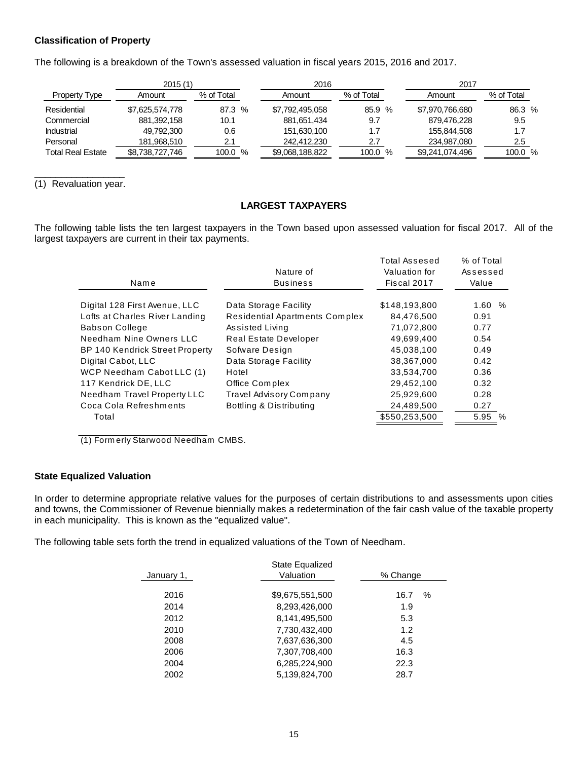**Classification of Property**

The following is a breakdown of the Town's assessed valuation in fiscal years 2015, 2016 and 2017.

| | 2015 (1) | | 2016 | | 2017 | |
|---|---|---|---|---|---|---|
| Property Type | Amount | % of Total | Amount | % of Total | Amount | % of Total |
| Residential | $7,625,574,778 | 87.3 % | $7,792,495,058 | 85.9 % | $7,970,766,680 | 86.3 % |
| Commercial | 881,392,158 | 10.1 | 881,651,434 | 9.7 | 879,476,228 | 9.5 |
| Industrial | 49,792,300 | 0.6 | 151,630,100 | 1.7 | 155,844,508 | 1.7 |
| Personal | 181,968,510 | 2.1 | 242,412,230 | 2.7 | 234,987,080 | 2.5 |
| Total Real Estate | $8,738,727,746 | 100.0 % | $9,068,188,822 | 100.0 % | $9,241,074,496 | 100.0 % |

(1) Revaluation year.

**LARGEST TAXPAYERS**

The following table lists the ten largest taxpayers in the Town based upon assessed valuation for fiscal 2017. All of the largest taxpayers are current in their tax payments.

| Name | Nature of Business | Total Assesed Valuation for Fiscal 2017 | % of Total Assessed Value |
|---|---|---|---|
| Digital 128 First Avenue, LLC | Data Storage Facility | $148,193,800 | 1.60 % |
| Lofts at Charles River Landing | Residential Apartments Complex | 84,476,500 | 0.91 |
| Babson College | Assisted Living | 71,072,800 | 0.77 |
| Needham Nine Owners LLC | Real Estate Developer | 49,699,400 | 0.54 |
| BP 140 Kendrick Street Property | Sofware Design | 45,038,100 | 0.49 |
| Digital Cabot, LLC | Data Storage Facility | 38,367,000 | 0.42 |
| WCP Needham Cabot LLC (1) | Hotel | 33,534,700 | 0.36 |
| 117 Kendrick DE, LLC | Office Complex | 29,452,100 | 0.32 |
| Needham Travel Property LLC | Travel Advisory Company | 25,929,600 | 0.28 |
| Coca Cola Refreshments | Bottling & Distributing | 24,489,500 | 0.27 |
| Total | | $550,253,500 | 5.95 % |

(1) Formerly Starwood Needham CMBS.

**State Equalized Valuation**

In order to determine appropriate relative values for the purposes of certain distributions to and assessments upon cities and towns, the Commissioner of Revenue biennially makes a redetermination of the fair cash value of the taxable property in each municipality. This is known as the "equalized value".

The following table sets forth the trend in equalized valuations of the Town of Needham.

| January 1, | State Equalized Valuation | % Change |
|---|---|---|
| 2016 | $9,675,551,500 | 16.7 % |
| 2014 | 8,293,426,000 | 1.9 |
| 2012 | 8,141,495,500 | 5.3 |
| 2010 | 7,730,432,400 | 1.2 |
| 2008 | 7,637,636,300 | 4.5 |
| 2006 | 7,307,708,400 | 16.3 |
| 2004 | 6,285,224,900 | 22.3 |
| 2002 | 5,139,824,700 | 28.7 |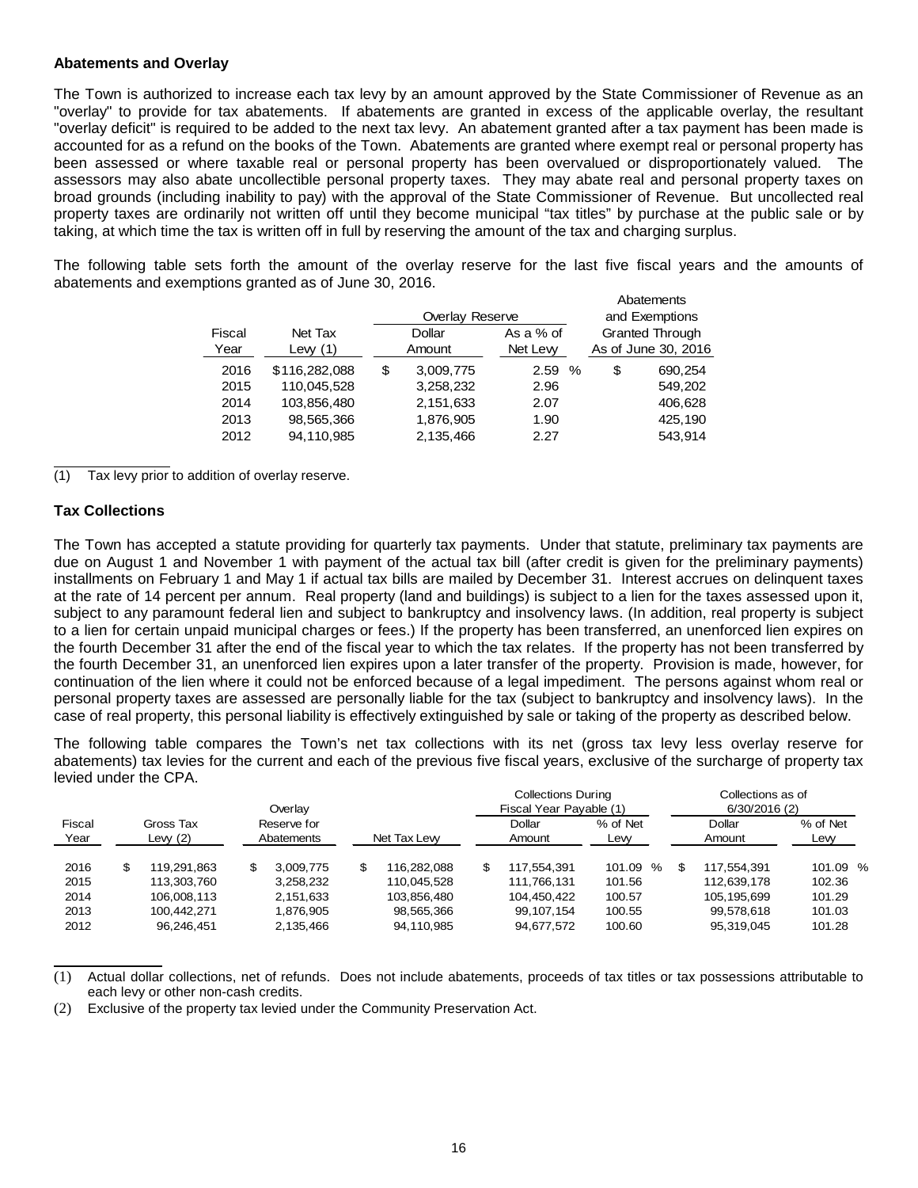**Abatements and Overlay**

The Town is authorized to increase each tax levy by an amount approved by the State Commissioner of Revenue as an "overlay" to provide for tax abatements. If abatements are granted in excess of the applicable overlay, the resultant "overlay deficit" is required to be added to the next tax levy. An abatement granted after a tax payment has been made is accounted for as a refund on the books of the Town. Abatements are granted where exempt real or personal property has been assessed or where taxable real or personal property has been overvalued or disproportionately valued. The assessors may also abate uncollectible personal property taxes. They may abate real and personal property taxes on broad grounds (including inability to pay) with the approval of the State Commissioner of Revenue. But uncollected real property taxes are ordinarily not written off until they become municipal "tax titles" by purchase at the public sale or by taking, at which time the tax is written off in full by reserving the amount of the tax and charging surplus.

The following table sets forth the amount of the overlay reserve for the last five fiscal years and the amounts of abatements and exemptions granted as of June 30, 2016.

| Fiscal Year | Net Tax Levy (1) | Overlay Reserve Dollar Amount | Overlay Reserve As a % of Net Levy | Abatements and Exemptions Granted Through As of June 30, 2016 |
|---|---|---|---|---|
| 2016 | $116,282,088 | $ 3,009,775 | 2.59 % | $ 690,254 |
| 2015 | 110,045,528 | 3,258,232 | 2.96 | 549,202 |
| 2014 | 103,856,480 | 2,151,633 | 2.07 | 406,628 |
| 2013 | 98,565,366 | 1,876,905 | 1.90 | 425,190 |
| 2012 | 94,110,985 | 2,135,466 | 2.27 | 543,914 |

(1) Tax levy prior to addition of overlay reserve.

**Tax Collections**

The Town has accepted a statute providing for quarterly tax payments. Under that statute, preliminary tax payments are due on August 1 and November 1 with payment of the actual tax bill (after credit is given for the preliminary payments) installments on February 1 and May 1 if actual tax bills are mailed by December 31. Interest accrues on delinquent taxes at the rate of 14 percent per annum. Real property (land and buildings) is subject to a lien for the taxes assessed upon it, subject to any paramount federal lien and subject to bankruptcy and insolvency laws. (In addition, real property is subject to a lien for certain unpaid municipal charges or fees.) If the property has been transferred, an unenforced lien expires on the fourth December 31 after the end of the fiscal year to which the tax relates. If the property has not been transferred by the fourth December 31, an unenforced lien expires upon a later transfer of the property. Provision is made, however, for continuation of the lien where it could not be enforced because of a legal impediment. The persons against whom real or personal property taxes are assessed are personally liable for the tax (subject to bankruptcy and insolvency laws). In the case of real property, this personal liability is effectively extinguished by sale or taking of the property as described below.

The following table compares the Town's net tax collections with its net (gross tax levy less overlay reserve for abatements) tax levies for the current and each of the previous five fiscal years, exclusive of the surcharge of property tax levied under the CPA.

| Fiscal Year | Gross Tax Levy (2) | Overlay Reserve for Abatements | Net Tax Levy | Collections During Fiscal Year Payable (1) Dollar Amount | Collections During Fiscal Year Payable (1) % of Net Levy | Collections as of 6/30/2016 (2) Dollar Amount | Collections as of 6/30/2016 (2) % of Net Levy |
|---|---|---|---|---|---|---|---|
| 2016 | $ 119,291,863 | $ 3,009,775 | $ 116,282,088 | $ 117,554,391 | 101.09 % | $ 117,554,391 | 101.09 % |
| 2015 | 113,303,760 | 3,258,232 | 110,045,528 | 111,766,131 | 101.56 | 112,639,178 | 102.36 |
| 2014 | 106,008,113 | 2,151,633 | 103,856,480 | 104,450,422 | 100.57 | 105,195,699 | 101.29 |
| 2013 | 100,442,271 | 1,876,905 | 98,565,366 | 99,107,154 | 100.55 | 99,578,618 | 101.03 |
| 2012 | 96,246,451 | 2,135,466 | 94,110,985 | 94,677,572 | 100.60 | 95,319,045 | 101.28 |

(1) Actual dollar collections, net of refunds. Does not include abatements, proceeds of tax titles or tax possessions attributable to each levy or other non-cash credits.

(2) Exclusive of the property tax levied under the Community Preservation Act.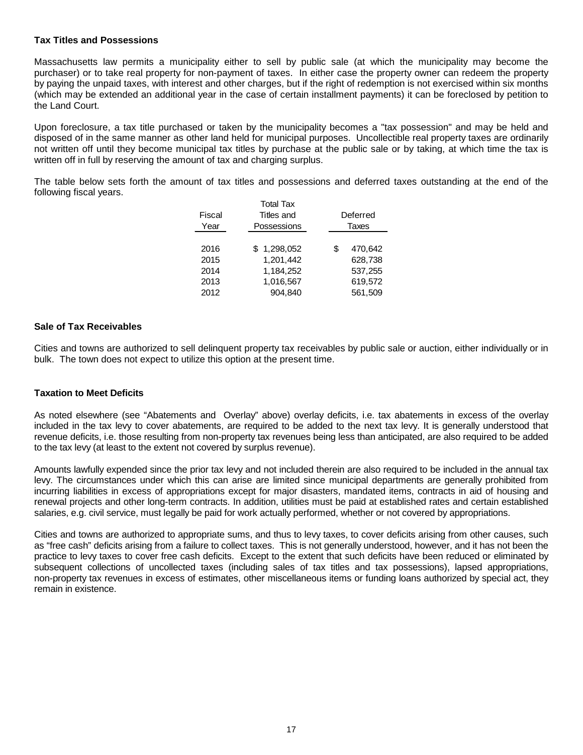**Tax Titles and Possessions**

Massachusetts law permits a municipality either to sell by public sale (at which the municipality may become the purchaser) or to take real property for non-payment of taxes. In either case the property owner can redeem the property by paying the unpaid taxes, with interest and other charges, but if the right of redemption is not exercised within six months (which may be extended an additional year in the case of certain installment payments) it can be foreclosed by petition to the Land Court.

Upon foreclosure, a tax title purchased or taken by the municipality becomes a "tax possession" and may be held and disposed of in the same manner as other land held for municipal purposes. Uncollectible real property taxes are ordinarily not written off until they become municipal tax titles by purchase at the public sale or by taking, at which time the tax is written off in full by reserving the amount of tax and charging surplus.

The table below sets forth the amount of tax titles and possessions and deferred taxes outstanding at the end of the following fiscal years.

| Fiscal Year | Total Tax Titles and Possessions | Deferred Taxes |
|---|---|---|
| 2016 | $ 1,298,052 | $ 470,642 |
| 2015 | 1,201,442 | 628,738 |
| 2014 | 1,184,252 | 537,255 |
| 2013 | 1,016,567 | 619,572 |
| 2012 | 904,840 | 561,509 |

**Sale of Tax Receivables**

Cities and towns are authorized to sell delinquent property tax receivables by public sale or auction, either individually or in bulk. The town does not expect to utilize this option at the present time.

**Taxation to Meet Deficits**

As noted elsewhere (see "Abatements and Overlay" above) overlay deficits, i.e. tax abatements in excess of the overlay included in the tax levy to cover abatements, are required to be added to the next tax levy. It is generally understood that revenue deficits, i.e. those resulting from non-property tax revenues being less than anticipated, are also required to be added to the tax levy (at least to the extent not covered by surplus revenue).

Amounts lawfully expended since the prior tax levy and not included therein are also required to be included in the annual tax levy. The circumstances under which this can arise are limited since municipal departments are generally prohibited from incurring liabilities in excess of appropriations except for major disasters, mandated items, contracts in aid of housing and renewal projects and other long-term contracts. In addition, utilities must be paid at established rates and certain established salaries, e.g. civil service, must legally be paid for work actually performed, whether or not covered by appropriations.

Cities and towns are authorized to appropriate sums, and thus to levy taxes, to cover deficits arising from other causes, such as "free cash" deficits arising from a failure to collect taxes. This is not generally understood, however, and it has not been the practice to levy taxes to cover free cash deficits. Except to the extent that such deficits have been reduced or eliminated by subsequent collections of uncollected taxes (including sales of tax titles and tax possessions), lapsed appropriations, non-property tax revenues in excess of estimates, other miscellaneous items or funding loans authorized by special act, they remain in existence.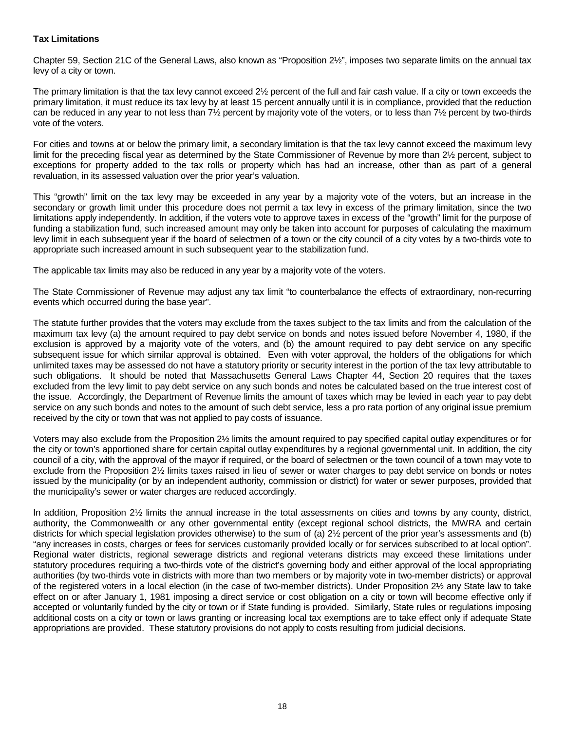**Tax Limitations**

Chapter 59, Section 21C of the General Laws, also known as "Proposition 2½", imposes two separate limits on the annual tax levy of a city or town.

The primary limitation is that the tax levy cannot exceed 2½ percent of the full and fair cash value. If a city or town exceeds the primary limitation, it must reduce its tax levy by at least 15 percent annually until it is in compliance, provided that the reduction can be reduced in any year to not less than 7½ percent by majority vote of the voters, or to less than 7½ percent by two-thirds vote of the voters.

For cities and towns at or below the primary limit, a secondary limitation is that the tax levy cannot exceed the maximum levy limit for the preceding fiscal year as determined by the State Commissioner of Revenue by more than 2½ percent, subject to exceptions for property added to the tax rolls or property which has had an increase, other than as part of a general revaluation, in its assessed valuation over the prior year's valuation.

This "growth" limit on the tax levy may be exceeded in any year by a majority vote of the voters, but an increase in the secondary or growth limit under this procedure does not permit a tax levy in excess of the primary limitation, since the two limitations apply independently. In addition, if the voters vote to approve taxes in excess of the "growth" limit for the purpose of funding a stabilization fund, such increased amount may only be taken into account for purposes of calculating the maximum levy limit in each subsequent year if the board of selectmen of a town or the city council of a city votes by a two-thirds vote to appropriate such increased amount in such subsequent year to the stabilization fund.

The applicable tax limits may also be reduced in any year by a majority vote of the voters.

The State Commissioner of Revenue may adjust any tax limit "to counterbalance the effects of extraordinary, non-recurring events which occurred during the base year".

The statute further provides that the voters may exclude from the taxes subject to the tax limits and from the calculation of the maximum tax levy (a) the amount required to pay debt service on bonds and notes issued before November 4, 1980, if the exclusion is approved by a majority vote of the voters, and (b) the amount required to pay debt service on any specific subsequent issue for which similar approval is obtained. Even with voter approval, the holders of the obligations for which unlimited taxes may be assessed do not have a statutory priority or security interest in the portion of the tax levy attributable to such obligations. It should be noted that Massachusetts General Laws Chapter 44, Section 20 requires that the taxes excluded from the levy limit to pay debt service on any such bonds and notes be calculated based on the true interest cost of the issue. Accordingly, the Department of Revenue limits the amount of taxes which may be levied in each year to pay debt service on any such bonds and notes to the amount of such debt service, less a pro rata portion of any original issue premium received by the city or town that was not applied to pay costs of issuance.

Voters may also exclude from the Proposition 2½ limits the amount required to pay specified capital outlay expenditures or for the city or town's apportioned share for certain capital outlay expenditures by a regional governmental unit. In addition, the city council of a city, with the approval of the mayor if required, or the board of selectmen or the town council of a town may vote to exclude from the Proposition 2½ limits taxes raised in lieu of sewer or water charges to pay debt service on bonds or notes issued by the municipality (or by an independent authority, commission or district) for water or sewer purposes, provided that the municipality's sewer or water charges are reduced accordingly.

In addition, Proposition 2½ limits the annual increase in the total assessments on cities and towns by any county, district, authority, the Commonwealth or any other governmental entity (except regional school districts, the MWRA and certain districts for which special legislation provides otherwise) to the sum of (a) 2½ percent of the prior year's assessments and (b) "any increases in costs, charges or fees for services customarily provided locally or for services subscribed to at local option". Regional water districts, regional sewerage districts and regional veterans districts may exceed these limitations under statutory procedures requiring a two-thirds vote of the district's governing body and either approval of the local appropriating authorities (by two-thirds vote in districts with more than two members or by majority vote in two-member districts) or approval of the registered voters in a local election (in the case of two-member districts). Under Proposition 2½ any State law to take effect on or after January 1, 1981 imposing a direct service or cost obligation on a city or town will become effective only if accepted or voluntarily funded by the city or town or if State funding is provided. Similarly, State rules or regulations imposing additional costs on a city or town or laws granting or increasing local tax exemptions are to take effect only if adequate State appropriations are provided. These statutory provisions do not apply to costs resulting from judicial decisions.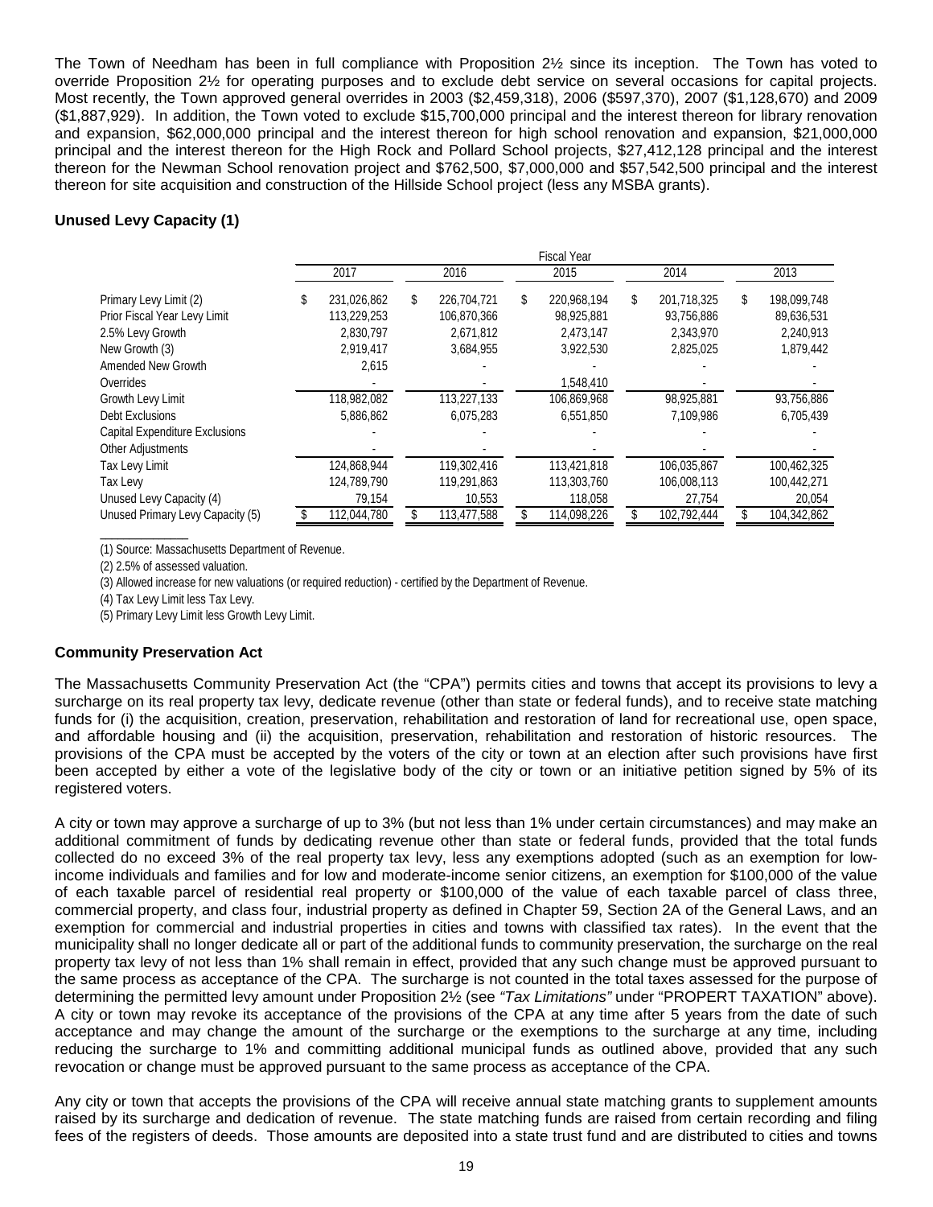The Town of Needham has been in full compliance with Proposition 2½ since its inception. The Town has voted to override Proposition 2½ for operating purposes and to exclude debt service on several occasions for capital projects. Most recently, the Town approved general overrides in 2003 ($2,459,318), 2006 ($597,370), 2007 ($1,128,670) and 2009 ($1,887,929). In addition, the Town voted to exclude $15,700,000 principal and the interest thereon for library renovation and expansion, $62,000,000 principal and the interest thereon for high school renovation and expansion, $21,000,000 principal and the interest thereon for the High Rock and Pollard School projects, $27,412,128 principal and the interest thereon for the Newman School renovation project and $762,500, $7,000,000 and $57,542,500 principal and the interest thereon for site acquisition and construction of the Hillside School project (less any MSBA grants).

**Unused Levy Capacity (1)**

| | Fiscal Year | | | | |
|---|---|---|---|---|---|
| | 2017 | 2016 | 2015 | 2014 | 2013 |
| Primary Levy Limit (2) | $ 231,026,862 | $ 226,704,721 | $ 220,968,194 | $ 201,718,325 | $ 198,099,748 |
| Prior Fiscal Year Levy Limit | 113,229,253 | 106,870,366 | 98,925,881 | 93,756,886 | 89,636,531 |
| 2.5% Levy Growth | 2,830,797 | 2,671,812 | 2,473,147 | 2,343,970 | 2,240,913 |
| New Growth (3) | 2,919,417 | 3,684,955 | 3,922,530 | 2,825,025 | 1,879,442 |
| Amended New Growth | 2,615 | - | - | - | - |
| Overrides | - | - | 1,548,410 | - | - |
| Growth Levy Limit | 118,982,082 | 113,227,133 | 106,869,968 | 98,925,881 | 93,756,886 |
| Debt Exclusions | 5,886,862 | 6,075,283 | 6,551,850 | 7,109,986 | 6,705,439 |
| Capital Expenditure Exclusions | - | - | - | - | - |
| Other Adjustments | - | - | - | - | - |
| Tax Levy Limit | 124,868,944 | 119,302,416 | 113,421,818 | 106,035,867 | 100,462,325 |
| Tax Levy | 124,789,790 | 119,291,863 | 113,303,760 | 106,008,113 | 100,442,271 |
| Unused Levy Capacity (4) | 79,154 | 10,553 | 118,058 | 27,754 | 20,054 |
| Unused Primary Levy Capacity (5) | $ 112,044,780 | $ 113,477,588 | $ 114,098,226 | $ 102,792,444 | $ 104,342,862 |

(1) Source: Massachusetts Department of Revenue.

(2) 2.5% of assessed valuation.

(3) Allowed increase for new valuations (or required reduction) - certified by the Department of Revenue.

(4) Tax Levy Limit less Tax Levy.

(5) Primary Levy Limit less Growth Levy Limit.

**Community Preservation Act**

The Massachusetts Community Preservation Act (the "CPA") permits cities and towns that accept its provisions to levy a surcharge on its real property tax levy, dedicate revenue (other than state or federal funds), and to receive state matching funds for (i) the acquisition, creation, preservation, rehabilitation and restoration of land for recreational use, open space, and affordable housing and (ii) the acquisition, preservation, rehabilitation and restoration of historic resources. The provisions of the CPA must be accepted by the voters of the city or town at an election after such provisions have first been accepted by either a vote of the legislative body of the city or town or an initiative petition signed by 5% of its registered voters.

A city or town may approve a surcharge of up to 3% (but not less than 1% under certain circumstances) and may make an additional commitment of funds by dedicating revenue other than state or federal funds, provided that the total funds collected do no exceed 3% of the real property tax levy, less any exemptions adopted (such as an exemption for low-income individuals and families and for low and moderate-income senior citizens, an exemption for $100,000 of the value of each taxable parcel of residential real property or $100,000 of the value of each taxable parcel of class three, commercial property, and class four, industrial property as defined in Chapter 59, Section 2A of the General Laws, and an exemption for commercial and industrial properties in cities and towns with classified tax rates). In the event that the municipality shall no longer dedicate all or part of the additional funds to community preservation, the surcharge on the real property tax levy of not less than 1% shall remain in effect, provided that any such change must be approved pursuant to the same process as acceptance of the CPA. The surcharge is not counted in the total taxes assessed for the purpose of determining the permitted levy amount under Proposition 2½ (see *"Tax Limitations"* under "PROPERT TAXATION" above). A city or town may revoke its acceptance of the provisions of the CPA at any time after 5 years from the date of such acceptance and may change the amount of the surcharge or the exemptions to the surcharge at any time, including reducing the surcharge to 1% and committing additional municipal funds as outlined above, provided that any such revocation or change must be approved pursuant to the same process as acceptance of the CPA.

Any city or town that accepts the provisions of the CPA will receive annual state matching grants to supplement amounts raised by its surcharge and dedication of revenue. The state matching funds are raised from certain recording and filing fees of the registers of deeds. Those amounts are deposited into a state trust fund and are distributed to cities and towns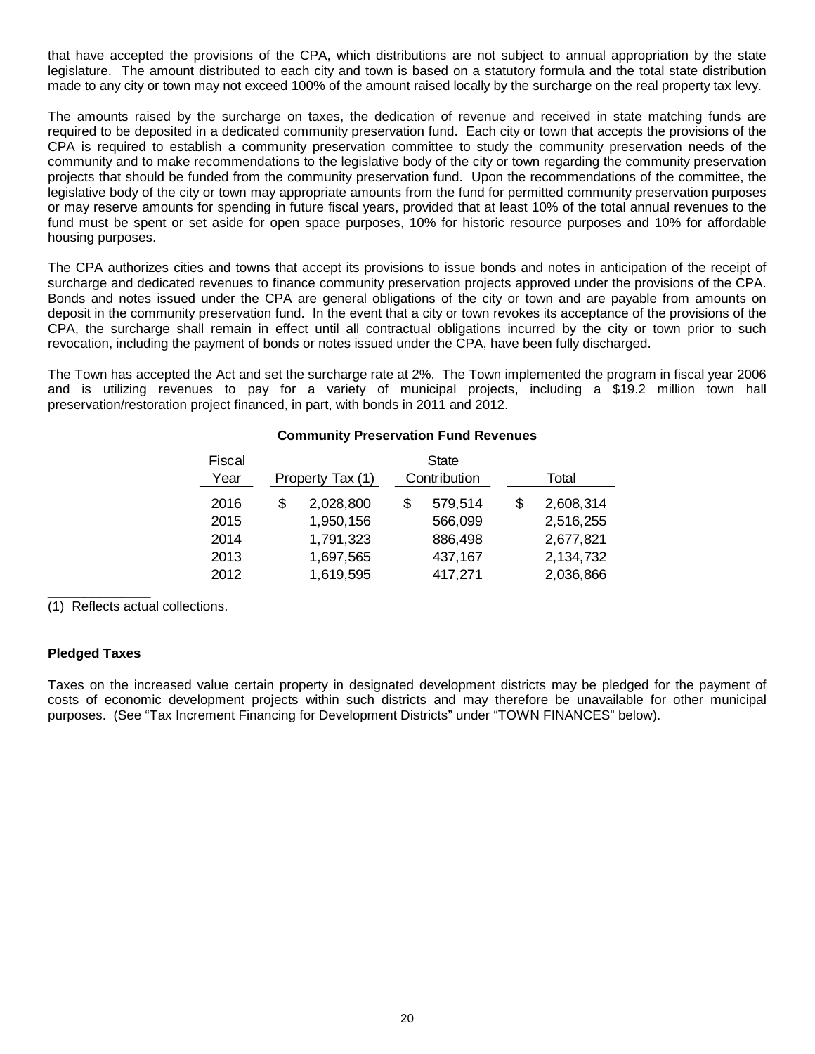that have accepted the provisions of the CPA, which distributions are not subject to annual appropriation by the state legislature. The amount distributed to each city and town is based on a statutory formula and the total state distribution made to any city or town may not exceed 100% of the amount raised locally by the surcharge on the real property tax levy.

The amounts raised by the surcharge on taxes, the dedication of revenue and received in state matching funds are required to be deposited in a dedicated community preservation fund. Each city or town that accepts the provisions of the CPA is required to establish a community preservation committee to study the community preservation needs of the community and to make recommendations to the legislative body of the city or town regarding the community preservation projects that should be funded from the community preservation fund. Upon the recommendations of the committee, the legislative body of the city or town may appropriate amounts from the fund for permitted community preservation purposes or may reserve amounts for spending in future fiscal years, provided that at least 10% of the total annual revenues to the fund must be spent or set aside for open space purposes, 10% for historic resource purposes and 10% for affordable housing purposes.

The CPA authorizes cities and towns that accept its provisions to issue bonds and notes in anticipation of the receipt of surcharge and dedicated revenues to finance community preservation projects approved under the provisions of the CPA. Bonds and notes issued under the CPA are general obligations of the city or town and are payable from amounts on deposit in the community preservation fund. In the event that a city or town revokes its acceptance of the provisions of the CPA, the surcharge shall remain in effect until all contractual obligations incurred by the city or town prior to such revocation, including the payment of bonds or notes issued under the CPA, have been fully discharged.

The Town has accepted the Act and set the surcharge rate at 2%. The Town implemented the program in fiscal year 2006 and is utilizing revenues to pay for a variety of municipal projects, including a $19.2 million town hall preservation/restoration project financed, in part, with bonds in 2011 and 2012.

**Community Preservation Fund Revenues**

| Fiscal Year | Property Tax (1) | State Contribution | Total |
|---|---|---|---|
| 2016 | $ 2,028,800 | $ 579,514 | $ 2,608,314 |
| 2015 | 1,950,156 | 566,099 | 2,516,255 |
| 2014 | 1,791,323 | 886,498 | 2,677,821 |
| 2013 | 1,697,565 | 437,167 | 2,134,732 |
| 2012 | 1,619,595 | 417,271 | 2,036,866 |

(1) Reflects actual collections.

**Pledged Taxes**

Taxes on the increased value certain property in designated development districts may be pledged for the payment of costs of economic development projects within such districts and may therefore be unavailable for other municipal purposes. (See “Tax Increment Financing for Development Districts” under “TOWN FINANCES” below).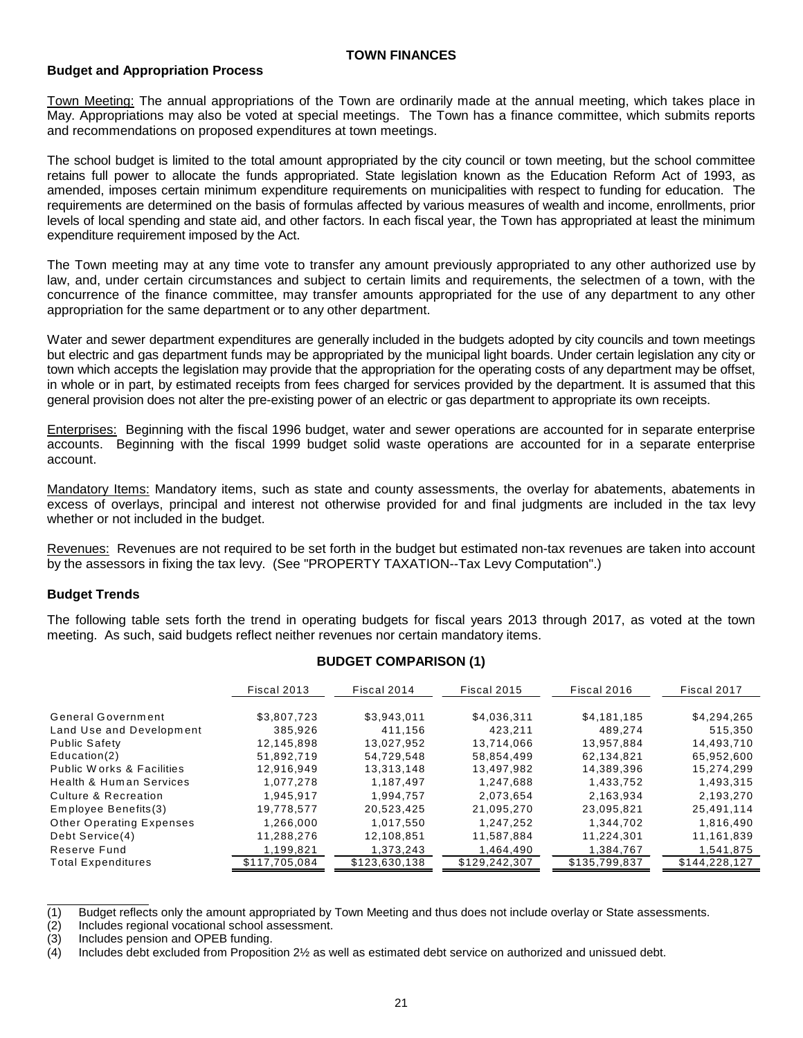## TOWN FINANCES

### Budget and Appropriation Process

Town Meeting: The annual appropriations of the Town are ordinarily made at the annual meeting, which takes place in May. Appropriations may also be voted at special meetings. The Town has a finance committee, which submits reports and recommendations on proposed expenditures at town meetings.

The school budget is limited to the total amount appropriated by the city council or town meeting, but the school committee retains full power to allocate the funds appropriated. State legislation known as the Education Reform Act of 1993, as amended, imposes certain minimum expenditure requirements on municipalities with respect to funding for education. The requirements are determined on the basis of formulas affected by various measures of wealth and income, enrollments, prior levels of local spending and state aid, and other factors. In each fiscal year, the Town has appropriated at least the minimum expenditure requirement imposed by the Act.

The Town meeting may at any time vote to transfer any amount previously appropriated to any other authorized use by law, and, under certain circumstances and subject to certain limits and requirements, the selectmen of a town, with the concurrence of the finance committee, may transfer amounts appropriated for the use of any department to any other appropriation for the same department or to any other department.

Water and sewer department expenditures are generally included in the budgets adopted by city councils and town meetings but electric and gas department funds may be appropriated by the municipal light boards. Under certain legislation any city or town which accepts the legislation may provide that the appropriation for the operating costs of any department may be offset, in whole or in part, by estimated receipts from fees charged for services provided by the department. It is assumed that this general provision does not alter the pre-existing power of an electric or gas department to appropriate its own receipts.

Enterprises: Beginning with the fiscal 1996 budget, water and sewer operations are accounted for in separate enterprise accounts. Beginning with the fiscal 1999 budget solid waste operations are accounted for in a separate enterprise account.

Mandatory Items: Mandatory items, such as state and county assessments, the overlay for abatements, abatements in excess of overlays, principal and interest not otherwise provided for and final judgments are included in the tax levy whether or not included in the budget.

Revenues: Revenues are not required to be set forth in the budget but estimated non-tax revenues are taken into account by the assessors in fixing the tax levy. (See "PROPERTY TAXATION--Tax Levy Computation".)

### Budget Trends

The following table sets forth the trend in operating budgets for fiscal years 2013 through 2017, as voted at the town meeting. As such, said budgets reflect neither revenues nor certain mandatory items.

**BUDGET COMPARISON (1)**

| | Fiscal 2013 | Fiscal 2014 | Fiscal 2015 | Fiscal 2016 | Fiscal 2017 |
|---|---|---|---|---|---|
| General Government | $3,807,723 | $3,943,011 | $4,036,311 | $4,181,185 | $4,294,265 |
| Land Use and Development | 385,926 | 411,156 | 423,211 | 489,274 | 515,350 |
| Public Safety | 12,145,898 | 13,027,952 | 13,714,066 | 13,957,884 | 14,493,710 |
| Education(2) | 51,892,719 | 54,729,548 | 58,854,499 | 62,134,821 | 65,952,600 |
| Public Works & Facilities | 12,916,949 | 13,313,148 | 13,497,982 | 14,389,396 | 15,274,299 |
| Health & Human Services | 1,077,278 | 1,187,497 | 1,247,688 | 1,433,752 | 1,493,315 |
| Culture & Recreation | 1,945,917 | 1,994,757 | 2,073,654 | 2,163,934 | 2,193,270 |
| Employee Benefits(3) | 19,778,577 | 20,523,425 | 21,095,270 | 23,095,821 | 25,491,114 |
| Other Operating Expenses | 1,266,000 | 1,017,550 | 1,247,252 | 1,344,702 | 1,816,490 |
| Debt Service(4) | 11,288,276 | 12,108,851 | 11,587,884 | 11,224,301 | 11,161,839 |
| Reserve Fund | 1,199,821 | 1,373,243 | 1,464,490 | 1,384,767 | 1,541,875 |
| Total Expenditures | $117,705,084 | $123,630,138 | $129,242,307 | $135,799,837 | $144,228,127 |

(1) Budget reflects only the amount appropriated by Town Meeting and thus does not include overlay or State assessments.
(2) Includes regional vocational school assessment.
(3) Includes pension and OPEB funding.
(4) Includes debt excluded from Proposition 2½ as well as estimated debt service on authorized and unissued debt.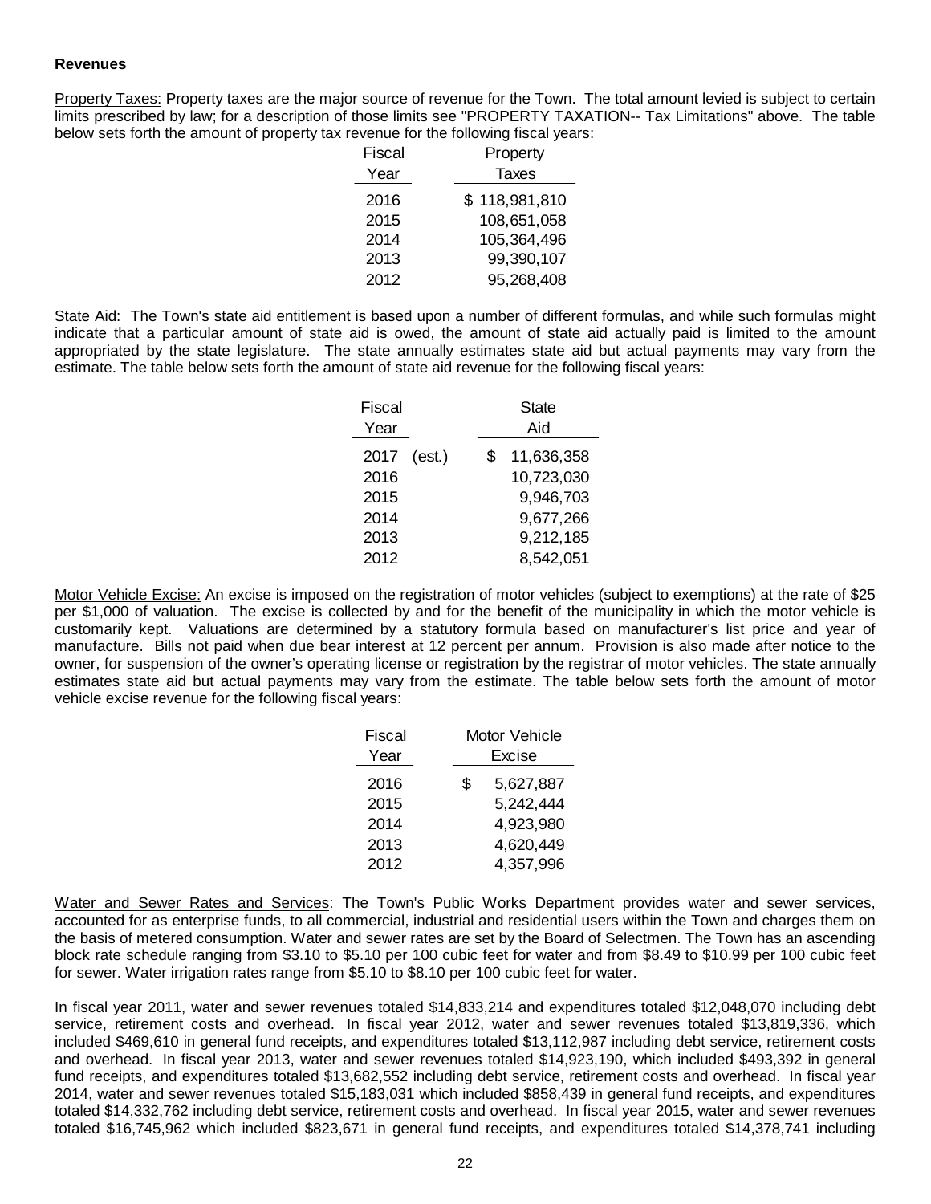**Revenues**

Property Taxes: Property taxes are the major source of revenue for the Town. The total amount levied is subject to certain limits prescribed by law; for a description of those limits see "PROPERTY TAXATION-- Tax Limitations" above. The table below sets forth the amount of property tax revenue for the following fiscal years:

| Fiscal Year | Property Taxes |
|---|---|
| 2016 | $ 118,981,810 |
| 2015 | 108,651,058 |
| 2014 | 105,364,496 |
| 2013 | 99,390,107 |
| 2012 | 95,268,408 |

State Aid: The Town's state aid entitlement is based upon a number of different formulas, and while such formulas might indicate that a particular amount of state aid is owed, the amount of state aid actually paid is limited to the amount appropriated by the state legislature. The state annually estimates state aid but actual payments may vary from the estimate. The table below sets forth the amount of state aid revenue for the following fiscal years:

| Fiscal Year | State Aid |
|---|---|
| 2017 (est.) | $ 11,636,358 |
| 2016 | 10,723,030 |
| 2015 | 9,946,703 |
| 2014 | 9,677,266 |
| 2013 | 9,212,185 |
| 2012 | 8,542,051 |

Motor Vehicle Excise: An excise is imposed on the registration of motor vehicles (subject to exemptions) at the rate of $25 per $1,000 of valuation. The excise is collected by and for the benefit of the municipality in which the motor vehicle is customarily kept. Valuations are determined by a statutory formula based on manufacturer's list price and year of manufacture. Bills not paid when due bear interest at 12 percent per annum. Provision is also made after notice to the owner, for suspension of the owner's operating license or registration by the registrar of motor vehicles. The state annually estimates state aid but actual payments may vary from the estimate. The table below sets forth the amount of motor vehicle excise revenue for the following fiscal years:

| Fiscal Year | Motor Vehicle Excise |
|---|---|
| 2016 | $ 5,627,887 |
| 2015 | 5,242,444 |
| 2014 | 4,923,980 |
| 2013 | 4,620,449 |
| 2012 | 4,357,996 |

Water and Sewer Rates and Services: The Town's Public Works Department provides water and sewer services, accounted for as enterprise funds, to all commercial, industrial and residential users within the Town and charges them on the basis of metered consumption. Water and sewer rates are set by the Board of Selectmen. The Town has an ascending block rate schedule ranging from $3.10 to $5.10 per 100 cubic feet for water and from $8.49 to $10.99 per 100 cubic feet for sewer. Water irrigation rates range from $5.10 to $8.10 per 100 cubic feet for water.

In fiscal year 2011, water and sewer revenues totaled $14,833,214 and expenditures totaled $12,048,070 including debt service, retirement costs and overhead. In fiscal year 2012, water and sewer revenues totaled $13,819,336, which included $469,610 in general fund receipts, and expenditures totaled $13,112,987 including debt service, retirement costs and overhead. In fiscal year 2013, water and sewer revenues totaled $14,923,190, which included $493,392 in general fund receipts, and expenditures totaled $13,682,552 including debt service, retirement costs and overhead. In fiscal year 2014, water and sewer revenues totaled $15,183,031 which included $858,439 in general fund receipts, and expenditures totaled $14,332,762 including debt service, retirement costs and overhead. In fiscal year 2015, water and sewer revenues totaled $16,745,962 which included $823,671 in general fund receipts, and expenditures totaled $14,378,741 including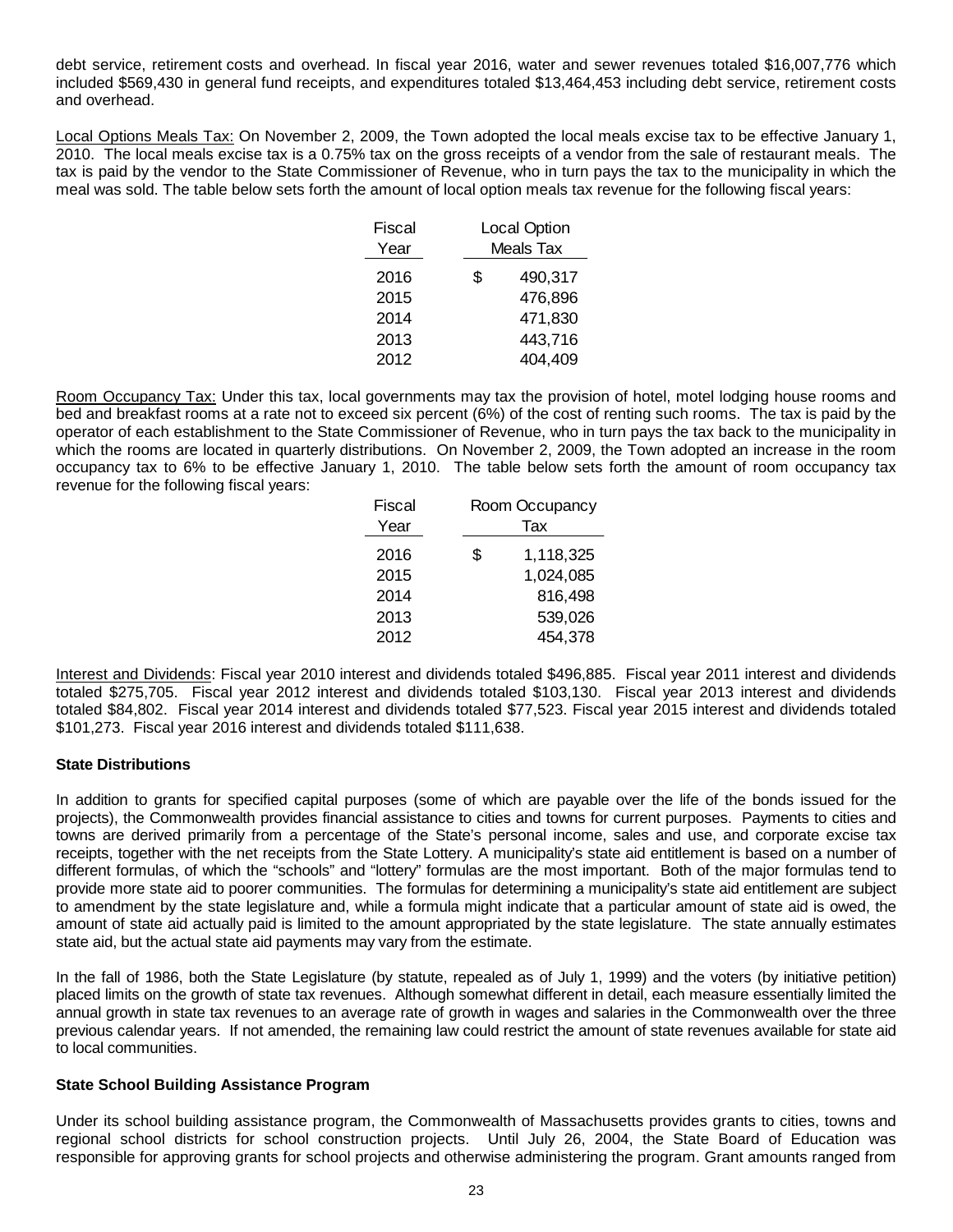debt service, retirement costs and overhead. In fiscal year 2016, water and sewer revenues totaled $16,007,776 which included $569,430 in general fund receipts, and expenditures totaled $13,464,453 including debt service, retirement costs and overhead.

Local Options Meals Tax: On November 2, 2009, the Town adopted the local meals excise tax to be effective January 1, 2010. The local meals excise tax is a 0.75% tax on the gross receipts of a vendor from the sale of restaurant meals. The tax is paid by the vendor to the State Commissioner of Revenue, who in turn pays the tax to the municipality in which the meal was sold. The table below sets forth the amount of local option meals tax revenue for the following fiscal years:

| Fiscal Year | Local Option Meals Tax |
|---|---|
| 2016 | $ 490,317 |
| 2015 | 476,896 |
| 2014 | 471,830 |
| 2013 | 443,716 |
| 2012 | 404,409 |

Room Occupancy Tax: Under this tax, local governments may tax the provision of hotel, motel lodging house rooms and bed and breakfast rooms at a rate not to exceed six percent (6%) of the cost of renting such rooms. The tax is paid by the operator of each establishment to the State Commissioner of Revenue, who in turn pays the tax back to the municipality in which the rooms are located in quarterly distributions. On November 2, 2009, the Town adopted an increase in the room occupancy tax to 6% to be effective January 1, 2010. The table below sets forth the amount of room occupancy tax revenue for the following fiscal years:

| Fiscal Year | Room Occupancy Tax |
|---|---|
| 2016 | $ 1,118,325 |
| 2015 | 1,024,085 |
| 2014 | 816,498 |
| 2013 | 539,026 |
| 2012 | 454,378 |

Interest and Dividends: Fiscal year 2010 interest and dividends totaled $496,885. Fiscal year 2011 interest and dividends totaled $275,705. Fiscal year 2012 interest and dividends totaled $103,130. Fiscal year 2013 interest and dividends totaled $84,802. Fiscal year 2014 interest and dividends totaled $77,523. Fiscal year 2015 interest and dividends totaled $101,273. Fiscal year 2016 interest and dividends totaled $111,638.

**State Distributions**

In addition to grants for specified capital purposes (some of which are payable over the life of the bonds issued for the projects), the Commonwealth provides financial assistance to cities and towns for current purposes. Payments to cities and towns are derived primarily from a percentage of the State's personal income, sales and use, and corporate excise tax receipts, together with the net receipts from the State Lottery. A municipality's state aid entitlement is based on a number of different formulas, of which the "schools" and "lottery" formulas are the most important. Both of the major formulas tend to provide more state aid to poorer communities. The formulas for determining a municipality's state aid entitlement are subject to amendment by the state legislature and, while a formula might indicate that a particular amount of state aid is owed, the amount of state aid actually paid is limited to the amount appropriated by the state legislature. The state annually estimates state aid, but the actual state aid payments may vary from the estimate.

In the fall of 1986, both the State Legislature (by statute, repealed as of July 1, 1999) and the voters (by initiative petition) placed limits on the growth of state tax revenues. Although somewhat different in detail, each measure essentially limited the annual growth in state tax revenues to an average rate of growth in wages and salaries in the Commonwealth over the three previous calendar years. If not amended, the remaining law could restrict the amount of state revenues available for state aid to local communities.

**State School Building Assistance Program**

Under its school building assistance program, the Commonwealth of Massachusetts provides grants to cities, towns and regional school districts for school construction projects. Until July 26, 2004, the State Board of Education was responsible for approving grants for school projects and otherwise administering the program. Grant amounts ranged from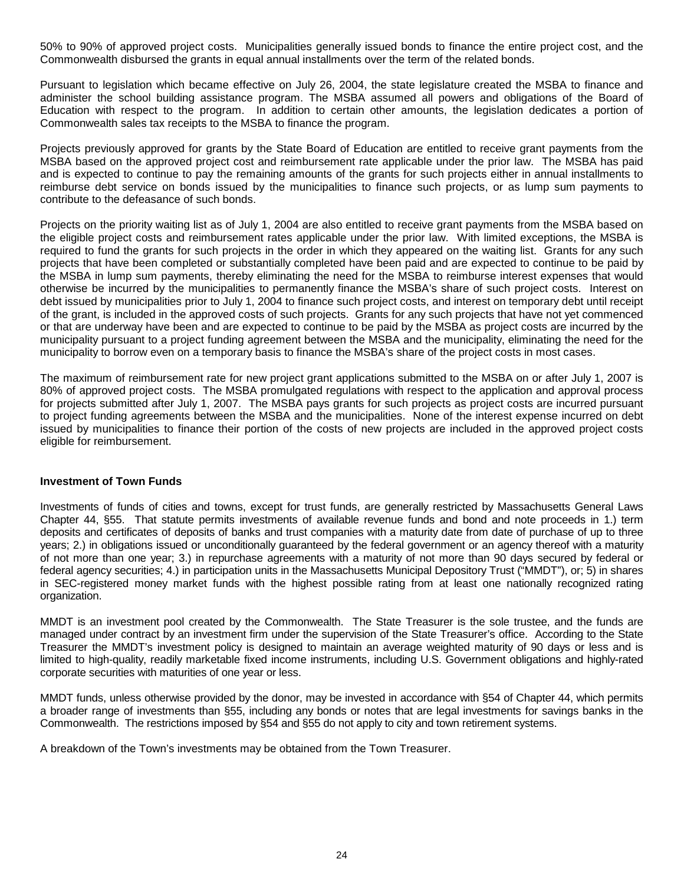50% to 90% of approved project costs. Municipalities generally issued bonds to finance the entire project cost, and the Commonwealth disbursed the grants in equal annual installments over the term of the related bonds.

Pursuant to legislation which became effective on July 26, 2004, the state legislature created the MSBA to finance and administer the school building assistance program. The MSBA assumed all powers and obligations of the Board of Education with respect to the program. In addition to certain other amounts, the legislation dedicates a portion of Commonwealth sales tax receipts to the MSBA to finance the program.

Projects previously approved for grants by the State Board of Education are entitled to receive grant payments from the MSBA based on the approved project cost and reimbursement rate applicable under the prior law. The MSBA has paid and is expected to continue to pay the remaining amounts of the grants for such projects either in annual installments to reimburse debt service on bonds issued by the municipalities to finance such projects, or as lump sum payments to contribute to the defeasance of such bonds.

Projects on the priority waiting list as of July 1, 2004 are also entitled to receive grant payments from the MSBA based on the eligible project costs and reimbursement rates applicable under the prior law. With limited exceptions, the MSBA is required to fund the grants for such projects in the order in which they appeared on the waiting list. Grants for any such projects that have been completed or substantially completed have been paid and are expected to continue to be paid by the MSBA in lump sum payments, thereby eliminating the need for the MSBA to reimburse interest expenses that would otherwise be incurred by the municipalities to permanently finance the MSBA's share of such project costs. Interest on debt issued by municipalities prior to July 1, 2004 to finance such project costs, and interest on temporary debt until receipt of the grant, is included in the approved costs of such projects. Grants for any such projects that have not yet commenced or that are underway have been and are expected to continue to be paid by the MSBA as project costs are incurred by the municipality pursuant to a project funding agreement between the MSBA and the municipality, eliminating the need for the municipality to borrow even on a temporary basis to finance the MSBA's share of the project costs in most cases.

The maximum of reimbursement rate for new project grant applications submitted to the MSBA on or after July 1, 2007 is 80% of approved project costs. The MSBA promulgated regulations with respect to the application and approval process for projects submitted after July 1, 2007. The MSBA pays grants for such projects as project costs are incurred pursuant to project funding agreements between the MSBA and the municipalities. None of the interest expense incurred on debt issued by municipalities to finance their portion of the costs of new projects are included in the approved project costs eligible for reimbursement.

**Investment of Town Funds**

Investments of funds of cities and towns, except for trust funds, are generally restricted by Massachusetts General Laws Chapter 44, §55. That statute permits investments of available revenue funds and bond and note proceeds in 1.) term deposits and certificates of deposits of banks and trust companies with a maturity date from date of purchase of up to three years; 2.) in obligations issued or unconditionally guaranteed by the federal government or an agency thereof with a maturity of not more than one year; 3.) in repurchase agreements with a maturity of not more than 90 days secured by federal or federal agency securities; 4.) in participation units in the Massachusetts Municipal Depository Trust ("MMDT"), or; 5) in shares in SEC-registered money market funds with the highest possible rating from at least one nationally recognized rating organization.

MMDT is an investment pool created by the Commonwealth. The State Treasurer is the sole trustee, and the funds are managed under contract by an investment firm under the supervision of the State Treasurer's office. According to the State Treasurer the MMDT's investment policy is designed to maintain an average weighted maturity of 90 days or less and is limited to high-quality, readily marketable fixed income instruments, including U.S. Government obligations and highly-rated corporate securities with maturities of one year or less.

MMDT funds, unless otherwise provided by the donor, may be invested in accordance with §54 of Chapter 44, which permits a broader range of investments than §55, including any bonds or notes that are legal investments for savings banks in the Commonwealth. The restrictions imposed by §54 and §55 do not apply to city and town retirement systems.

A breakdown of the Town's investments may be obtained from the Town Treasurer.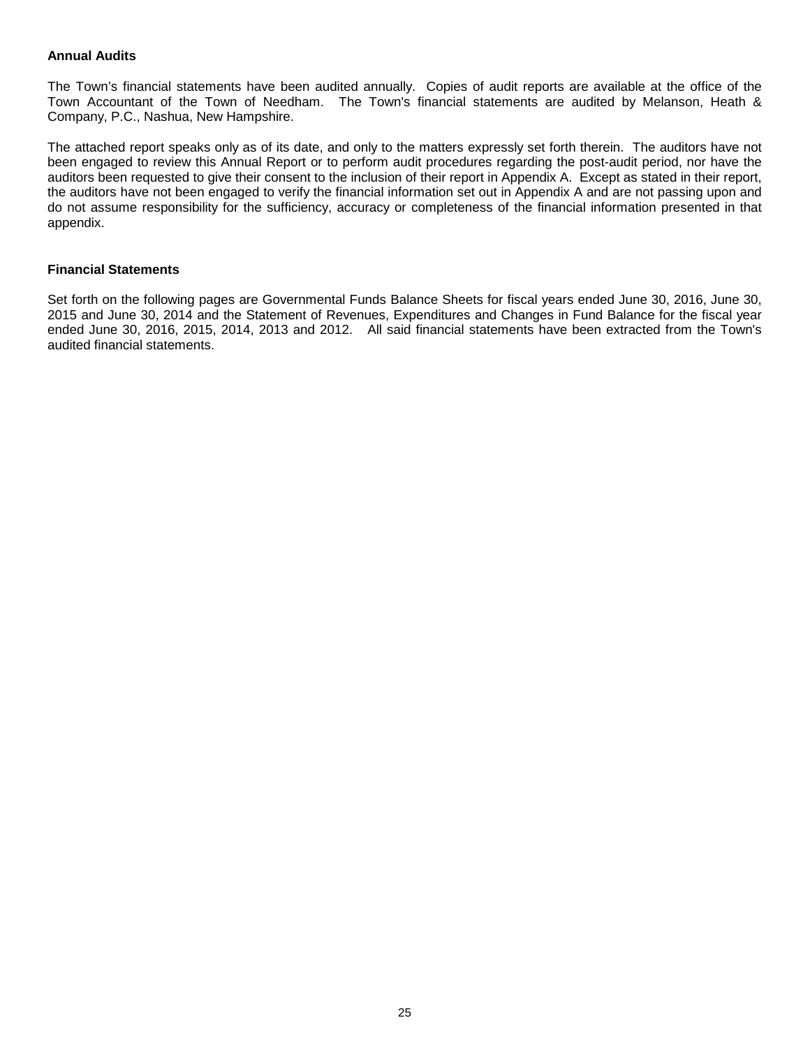**Annual Audits**

The Town’s financial statements have been audited annually. Copies of audit reports are available at the office of the Town Accountant of the Town of Needham. The Town's financial statements are audited by Melanson, Heath & Company, P.C., Nashua, New Hampshire.

The attached report speaks only as of its date, and only to the matters expressly set forth therein. The auditors have not been engaged to review this Annual Report or to perform audit procedures regarding the post-audit period, nor have the auditors been requested to give their consent to the inclusion of their report in Appendix A. Except as stated in their report, the auditors have not been engaged to verify the financial information set out in Appendix A and are not passing upon and do not assume responsibility for the sufficiency, accuracy or completeness of the financial information presented in that appendix.

**Financial Statements**

Set forth on the following pages are Governmental Funds Balance Sheets for fiscal years ended June 30, 2016, June 30, 2015 and June 30, 2014 and the Statement of Revenues, Expenditures and Changes in Fund Balance for the fiscal year ended June 30, 2016, 2015, 2014, 2013 and 2012. All said financial statements have been extracted from the Town's audited financial statements.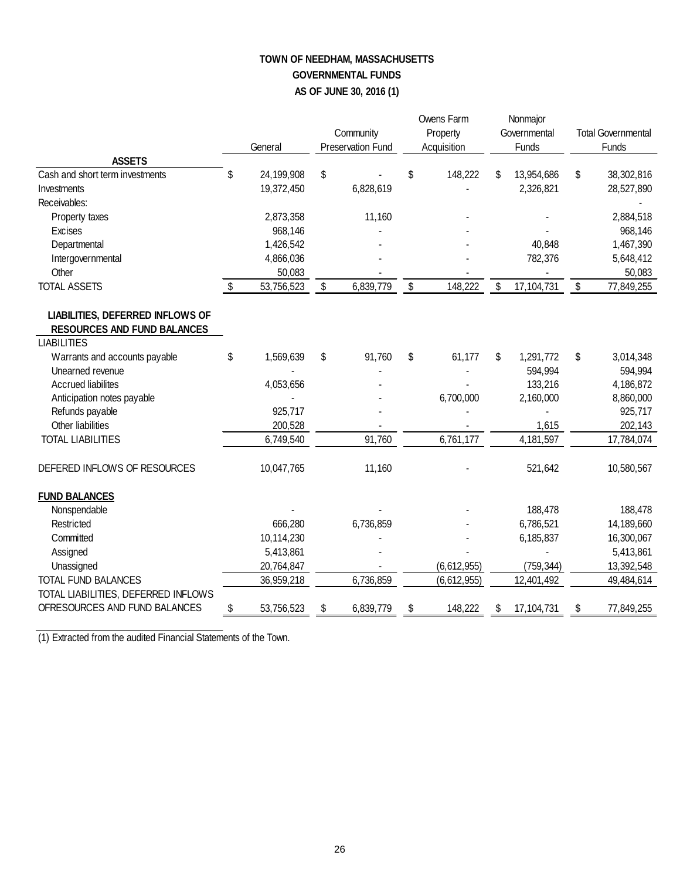# TOWN OF NEEDHAM, MASSACHUSETTS
## GOVERNMENTAL FUNDS
### AS OF JUNE 30, 2016 (1)

| | General | Community Preservation Fund | Owens Farm Property Acquisition | Nonmajor Governmental Funds | Total Governmental Funds |
|---|---|---|---|---|---|
| **ASSETS** | | | | | |
| Cash and short term investments | $ 24,199,908 | $ - | $ 148,222 | $ 13,954,686 | $ 38,302,816 |
| Investments | 19,372,450 | 6,828,619 | - | 2,326,821 | 28,527,890 |
| Receivables: | | | | | - |
| Property taxes | 2,873,358 | 11,160 | - | - | 2,884,518 |
| Excises | 968,146 | - | - | - | 968,146 |
| Departmental | 1,426,542 | - | - | 40,848 | 1,467,390 |
| Intergovernmental | 4,866,036 | - | - | 782,376 | 5,648,412 |
| Other | 50,083 | - | - | - | 50,083 |
| TOTAL ASSETS | $ 53,756,523 | $ 6,839,779 | $ 148,222 | $ 17,104,731 | $ 77,849,255 |
| **LIABILITIES, DEFERRED INFLOWS OF RESOURCES AND FUND BALANCES** | | | | | |
| LIABILITIES | | | | | |
| Warrants and accounts payable | $ 1,569,639 | $ 91,760 | $ 61,177 | $ 1,291,772 | $ 3,014,348 |
| Unearned revenue | - | - | - | 594,994 | 594,994 |
| Accrued liabilites | 4,053,656 | - | - | 133,216 | 4,186,872 |
| Anticipation notes payable | - | - | 6,700,000 | 2,160,000 | 8,860,000 |
| Refunds payable | 925,717 | - | - | - | 925,717 |
| Other liabilities | 200,528 | - | - | 1,615 | 202,143 |
| TOTAL LIABILITIES | 6,749,540 | 91,760 | 6,761,177 | 4,181,597 | 17,784,074 |
| DEFERED INFLOWS OF RESOURCES | 10,047,765 | 11,160 | - | 521,642 | 10,580,567 |
| **FUND BALANCES** | | | | | |
| Nonspendable | - | - | - | 188,478 | 188,478 |
| Restricted | 666,280 | 6,736,859 | - | 6,786,521 | 14,189,660 |
| Committed | 10,114,230 | - | - | 6,185,837 | 16,300,067 |
| Assigned | 5,413,861 | - | - | - | 5,413,861 |
| Unassigned | 20,764,847 | - | (6,612,955) | (759,344) | 13,392,548 |
| TOTAL FUND BALANCES | 36,959,218 | 6,736,859 | (6,612,955) | 12,401,492 | 49,484,614 |
| TOTAL LIABILITIES, DEFERRED INFLOWS OFRESOURCES AND FUND BALANCES | $ 53,756,523 | $ 6,839,779 | $ 148,222 | $ 17,104,731 | $ 77,849,255 |

(1) Extracted from the audited Financial Statements of the Town.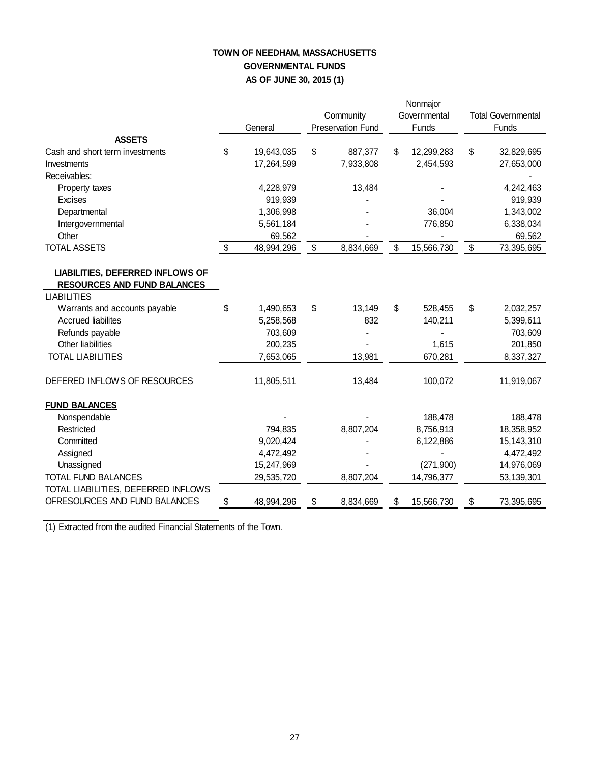**TOWN OF NEEDHAM, MASSACHUSETTS**
**GOVERNMENTAL FUNDS**
**AS OF JUNE 30, 2015 (1)**

| | General | Community Preservation Fund | Nonmajor Governmental Funds | Total Governmental Funds |
|---|---|---|---|---|
| **ASSETS** | | | | |
| Cash and short term investments | $ 19,643,035 | $ 887,377 | $ 12,299,283 | $ 32,829,695 |
| Investments | 17,264,599 | 7,933,808 | 2,454,593 | 27,653,000 |
| Receivables: | | | | - |
| Property taxes | 4,228,979 | 13,484 | - | 4,242,463 |
| Excises | 919,939 | - | - | 919,939 |
| Departmental | 1,306,998 | - | 36,004 | 1,343,002 |
| Intergovernmental | 5,561,184 | - | 776,850 | 6,338,034 |
| Other | 69,562 | - | - | 69,562 |
| TOTAL ASSETS | $ 48,994,296 | $ 8,834,669 | $ 15,566,730 | $ 73,395,695 |
| **LIABILITIES, DEFERRED INFLOWS OF RESOURCES AND FUND BALANCES** | | | | |
| LIABILITIES | | | | |
| Warrants and accounts payable | $ 1,490,653 | $ 13,149 | $ 528,455 | $ 2,032,257 |
| Accrued liabilites | 5,258,568 | 832 | 140,211 | 5,399,611 |
| Refunds payable | 703,609 | - | - | 703,609 |
| Other liabilities | 200,235 | - | 1,615 | 201,850 |
| TOTAL LIABILITIES | 7,653,065 | 13,981 | 670,281 | 8,337,327 |
| DEFERED INFLOWS OF RESOURCES | 11,805,511 | 13,484 | 100,072 | 11,919,067 |
| **FUND BALANCES** | | | | |
| Nonspendable | - | - | 188,478 | 188,478 |
| Restricted | 794,835 | 8,807,204 | 8,756,913 | 18,358,952 |
| Committed | 9,020,424 | - | 6,122,886 | 15,143,310 |
| Assigned | 4,472,492 | - | - | 4,472,492 |
| Unassigned | 15,247,969 | - | (271,900) | 14,976,069 |
| TOTAL FUND BALANCES | 29,535,720 | 8,807,204 | 14,796,377 | 53,139,301 |
| TOTAL LIABILITIES, DEFERRED INFLOWS OFRESOURCES AND FUND BALANCES | $ 48,994,296 | $ 8,834,669 | $ 15,566,730 | $ 73,395,695 |

(1) Extracted from the audited Financial Statements of the Town.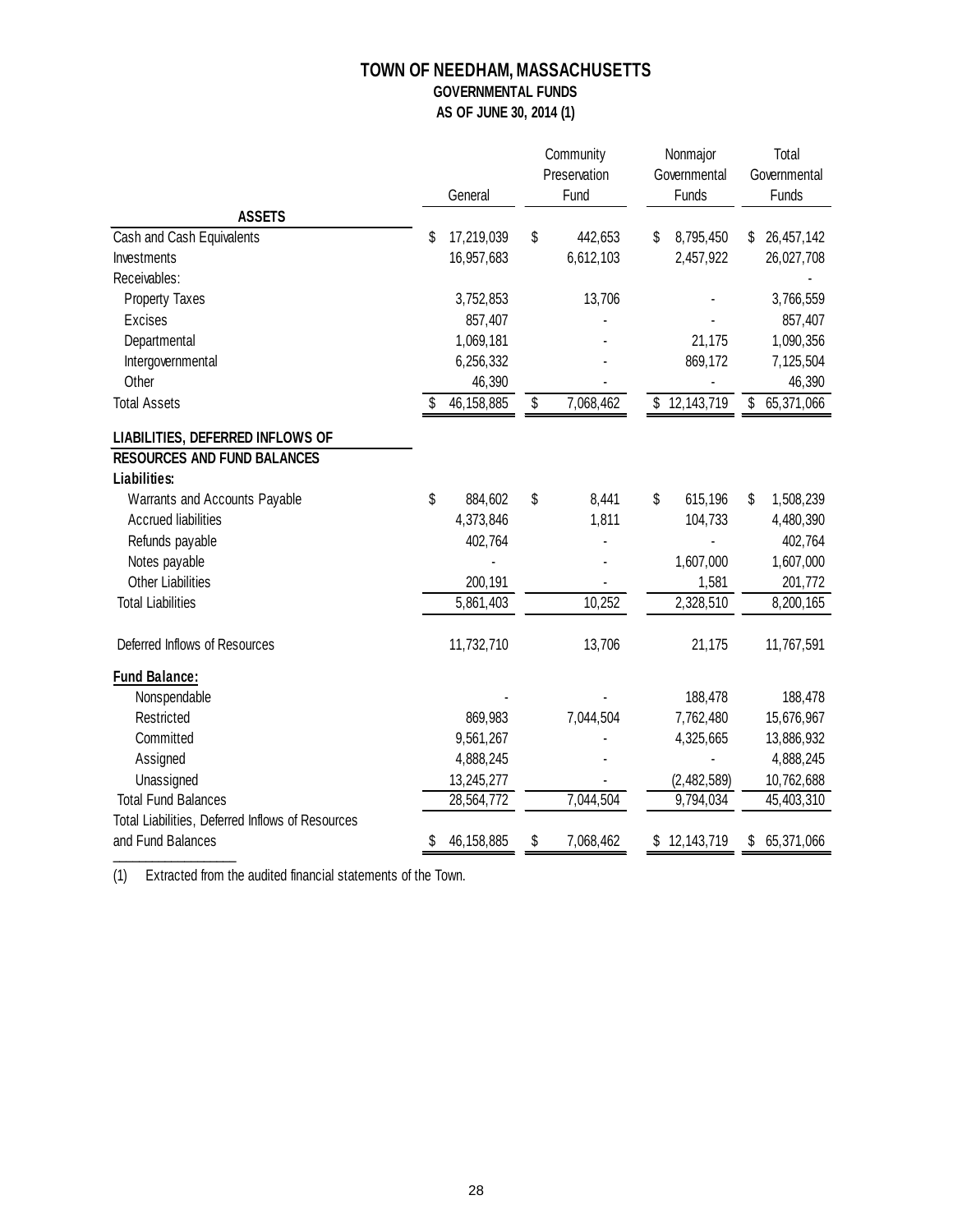# TOWN OF NEEDHAM, MASSACHUSETTS

## GOVERNMENTAL FUNDS

### AS OF JUNE 30, 2014 (1)

| | General | Community Preservation Fund | Nonmajor Governmental Funds | Total Governmental Funds |
|---|---|---|---|---|
| **ASSETS** | | | | |
| Cash and Cash Equivalents | $ 17,219,039 | $ 442,653 | $ 8,795,450 | $ 26,457,142 |
| Investments | 16,957,683 | 6,612,103 | 2,457,922 | 26,027,708 |
| Receivables: | | | | - |
| Property Taxes | 3,752,853 | 13,706 | - | 3,766,559 |
| Excises | 857,407 | - | - | 857,407 |
| Departmental | 1,069,181 | - | 21,175 | 1,090,356 |
| Intergovernmental | 6,256,332 | - | 869,172 | 7,125,504 |
| Other | 46,390 | - | - | 46,390 |
| Total Assets | $ 46,158,885 | $ 7,068,462 | $ 12,143,719 | $ 65,371,066 |
| **LIABILITIES, DEFERRED INFLOWS OF RESOURCES AND FUND BALANCES** | | | | |
| **Liabilities:** | | | | |
| Warrants and Accounts Payable | $ 884,602 | $ 8,441 | $ 615,196 | $ 1,508,239 |
| Accrued liabilities | 4,373,846 | 1,811 | 104,733 | 4,480,390 |
| Refunds payable | 402,764 | - | - | 402,764 |
| Notes payable | - | - | 1,607,000 | 1,607,000 |
| Other Liabilities | 200,191 | - | 1,581 | 201,772 |
| Total Liabilities | 5,861,403 | 10,252 | 2,328,510 | 8,200,165 |
| Deferred Inflows of Resources | 11,732,710 | 13,706 | 21,175 | 11,767,591 |
| **Fund Balance:** | | | | |
| Nonspendable | - | - | 188,478 | 188,478 |
| Restricted | 869,983 | 7,044,504 | 7,762,480 | 15,676,967 |
| Committed | 9,561,267 | - | 4,325,665 | 13,886,932 |
| Assigned | 4,888,245 | - | - | 4,888,245 |
| Unassigned | 13,245,277 | - | (2,482,589) | 10,762,688 |
| Total Fund Balances | 28,564,772 | 7,044,504 | 9,794,034 | 45,403,310 |
| Total Liabilities, Deferred Inflows of Resources and Fund Balances | $ 46,158,885 | $ 7,068,462 | $ 12,143,719 | $ 65,371,066 |

(1) Extracted from the audited financial statements of the Town.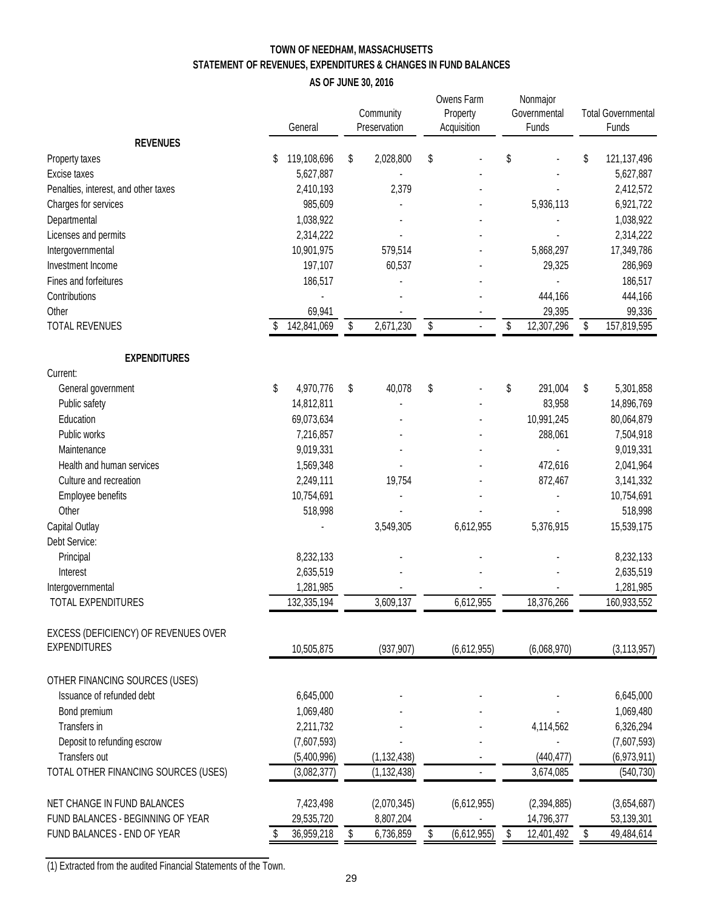# TOWN OF NEEDHAM, MASSACHUSETTS

## STATEMENT OF REVENUES, EXPENDITURES & CHANGES IN FUND BALANCES

### AS OF JUNE 30, 2016

| | General | Community Preservation | Owens Farm Property Acquisition | Nonmajor Governmental Funds | Total Governmental Funds |
|---|---|---|---|---|---|
| **REVENUES** | | | | | |
| Property taxes | $ 119,108,696 | $ 2,028,800 | $ - | $ - | $ 121,137,496 |
| Excise taxes | 5,627,887 | - | - | - | 5,627,887 |
| Penalties, interest, and other taxes | 2,410,193 | 2,379 | - | - | 2,412,572 |
| Charges for services | 985,609 | - | - | 5,936,113 | 6,921,722 |
| Departmental | 1,038,922 | - | - | - | 1,038,922 |
| Licenses and permits | 2,314,222 | - | - | - | 2,314,222 |
| Intergovernmental | 10,901,975 | 579,514 | - | 5,868,297 | 17,349,786 |
| Investment Income | 197,107 | 60,537 | - | 29,325 | 286,969 |
| Fines and forfeitures | 186,517 | - | - | - | 186,517 |
| Contributions | - | - | - | 444,166 | 444,166 |
| Other | 69,941 | - | - | 29,395 | 99,336 |
| TOTAL REVENUES | $ 142,841,069 | $ 2,671,230 | $ - | $ 12,307,296 | $ 157,819,595 |
| **EXPENDITURES** | | | | | |
| Current: | | | | | |
| General government | $ 4,970,776 | $ 40,078 | $ - | $ 291,004 | $ 5,301,858 |
| Public safety | 14,812,811 | - | - | 83,958 | 14,896,769 |
| Education | 69,073,634 | - | - | 10,991,245 | 80,064,879 |
| Public works | 7,216,857 | - | - | 288,061 | 7,504,918 |
| Maintenance | 9,019,331 | - | - | - | 9,019,331 |
| Health and human services | 1,569,348 | - | - | 472,616 | 2,041,964 |
| Culture and recreation | 2,249,111 | 19,754 | - | 872,467 | 3,141,332 |
| Employee benefits | 10,754,691 | - | - | - | 10,754,691 |
| Other | 518,998 | - | - | - | 518,998 |
| Capital Outlay | - | 3,549,305 | 6,612,955 | 5,376,915 | 15,539,175 |
| Debt Service: | | | | | |
| Principal | 8,232,133 | - | - | - | 8,232,133 |
| Interest | 2,635,519 | - | - | - | 2,635,519 |
| Intergovernmental | 1,281,985 | - | - | - | 1,281,985 |
| TOTAL EXPENDITURES | 132,335,194 | 3,609,137 | 6,612,955 | 18,376,266 | 160,933,552 |
| EXCESS (DEFICIENCY) OF REVENUES OVER EXPENDITURES | 10,505,875 | (937,907) | (6,612,955) | (6,068,970) | (3,113,957) |
| OTHER FINANCING SOURCES (USES) | | | | | |
| Issuance of refunded debt | 6,645,000 | - | - | - | 6,645,000 |
| Bond premium | 1,069,480 | - | - | - | 1,069,480 |
| Transfers in | 2,211,732 | - | - | 4,114,562 | 6,326,294 |
| Deposit to refunding escrow | (7,607,593) | - | - | - | (7,607,593) |
| Transfers out | (5,400,996) | (1,132,438) | - | (440,477) | (6,973,911) |
| TOTAL OTHER FINANCING SOURCES (USES) | (3,082,377) | (1,132,438) | - | 3,674,085 | (540,730) |
| NET CHANGE IN FUND BALANCES | 7,423,498 | (2,070,345) | (6,612,955) | (2,394,885) | (3,654,687) |
| FUND BALANCES - BEGINNING OF YEAR | 29,535,720 | 8,807,204 | - | 14,796,377 | 53,139,301 |
| FUND BALANCES - END OF YEAR | $ 36,959,218 | $ 6,736,859 | $ (6,612,955) | $ 12,401,492 | $ 49,484,614 |

(1) Extracted from the audited Financial Statements of the Town.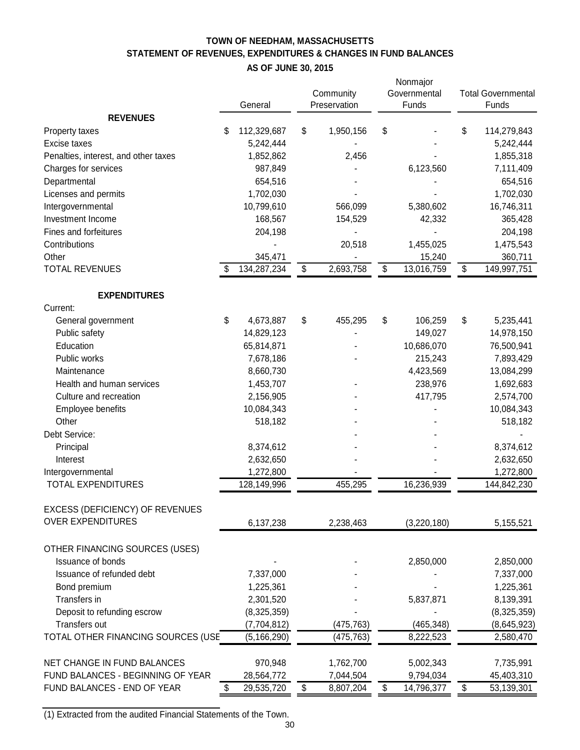## TOWN OF NEEDHAM, MASSACHUSETTS
## STATEMENT OF REVENUES, EXPENDITURES & CHANGES IN FUND BALANCES
## AS OF JUNE 30, 2015

| | General | Community Preservation | Nonmajor Governmental Funds | Total Governmental Funds |
|---|---|---|---|---|
| **REVENUES** | | | | |
| Property taxes | $ 112,329,687 | $ 1,950,156 | $ - | $ 114,279,843 |
| Excise taxes | 5,242,444 | - | - | 5,242,444 |
| Penalties, interest, and other taxes | 1,852,862 | 2,456 | - | 1,855,318 |
| Charges for services | 987,849 | - | 6,123,560 | 7,111,409 |
| Departmental | 654,516 | - | - | 654,516 |
| Licenses and permits | 1,702,030 | - | - | 1,702,030 |
| Intergovernmental | 10,799,610 | 566,099 | 5,380,602 | 16,746,311 |
| Investment Income | 168,567 | 154,529 | 42,332 | 365,428 |
| Fines and forfeitures | 204,198 | - | - | 204,198 |
| Contributions | - | 20,518 | 1,455,025 | 1,475,543 |
| Other | 345,471 | - | 15,240 | 360,711 |
| TOTAL REVENUES | $ 134,287,234 | $ 2,693,758 | $ 13,016,759 | $ 149,997,751 |
| **EXPENDITURES** | | | | |
| Current: | | | | |
| General government | $ 4,673,887 | $ 455,295 | $ 106,259 | $ 5,235,441 |
| Public safety | 14,829,123 | - | 149,027 | 14,978,150 |
| Education | 65,814,871 | - | 10,686,070 | 76,500,941 |
| Public works | 7,678,186 | - | 215,243 | 7,893,429 |
| Maintenance | 8,660,730 | | 4,423,569 | 13,084,299 |
| Health and human services | 1,453,707 | - | 238,976 | 1,692,683 |
| Culture and recreation | 2,156,905 | - | 417,795 | 2,574,700 |
| Employee benefits | 10,084,343 | - | - | 10,084,343 |
| Other | 518,182 | - | - | 518,182 |
| Debt Service: | | - | - | - |
| Principal | 8,374,612 | - | - | 8,374,612 |
| Interest | 2,632,650 | - | - | 2,632,650 |
| Intergovernmental | 1,272,800 | - | - | 1,272,800 |
| TOTAL EXPENDITURES | 128,149,996 | 455,295 | 16,236,939 | 144,842,230 |
| EXCESS (DEFICIENCY) OF REVENUES OVER EXPENDITURES | 6,137,238 | 2,238,463 | (3,220,180) | 5,155,521 |
| OTHER FINANCING SOURCES (USES) | | | | |
| Issuance of bonds | - | - | 2,850,000 | 2,850,000 |
| Issuance of refunded debt | 7,337,000 | - | - | 7,337,000 |
| Bond premium | 1,225,361 | - | - | 1,225,361 |
| Transfers in | 2,301,520 | - | 5,837,871 | 8,139,391 |
| Deposit to refunding escrow | (8,325,359) | | - | (8,325,359) |
| Transfers out | (7,704,812) | (475,763) | (465,348) | (8,645,923) |
| TOTAL OTHER FINANCING SOURCES (USE | (5,166,290) | (475,763) | 8,222,523 | 2,580,470 |
| NET CHANGE IN FUND BALANCES | 970,948 | 1,762,700 | 5,002,343 | 7,735,991 |
| FUND BALANCES - BEGINNING OF YEAR | 28,564,772 | 7,044,504 | 9,794,034 | 45,403,310 |
| FUND BALANCES - END OF YEAR | $ 29,535,720 | $ 8,807,204 | $ 14,796,377 | $ 53,139,301 |

(1) Extracted from the audited Financial Statements of the Town.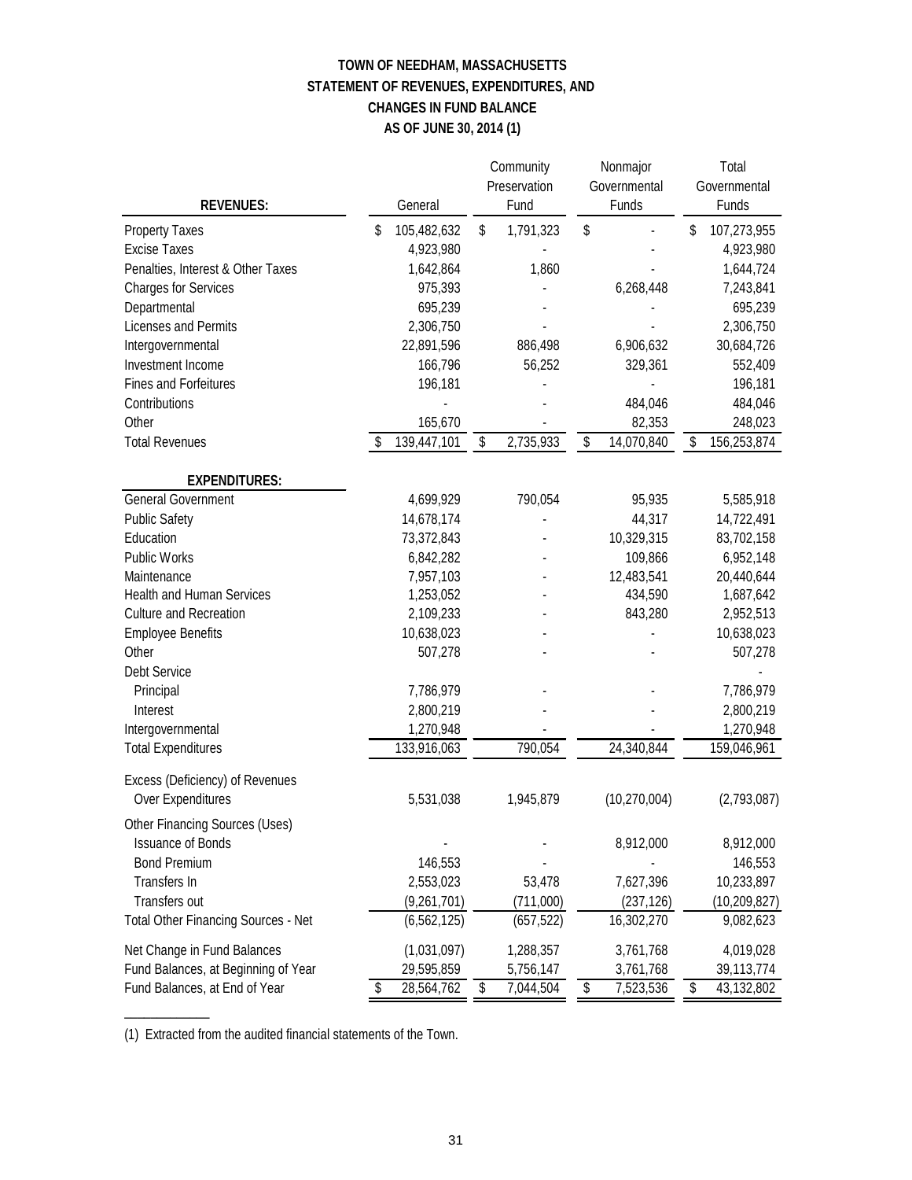# TOWN OF NEEDHAM, MASSACHUSETTS
## STATEMENT OF REVENUES, EXPENDITURES, AND CHANGES IN FUND BALANCE
## AS OF JUNE 30, 2014 (1)

| REVENUES: | General | Community Preservation Fund | Nonmajor Governmental Funds | Total Governmental Funds |
|---|---|---|---|---|
| Property Taxes | $ 105,482,632 | $ 1,791,323 | $ - | $ 107,273,955 |
| Excise Taxes | 4,923,980 | - | - | 4,923,980 |
| Penalties, Interest & Other Taxes | 1,642,864 | 1,860 | - | 1,644,724 |
| Charges for Services | 975,393 | - | 6,268,448 | 7,243,841 |
| Departmental | 695,239 | - | - | 695,239 |
| Licenses and Permits | 2,306,750 | - | - | 2,306,750 |
| Intergovernmental | 22,891,596 | 886,498 | 6,906,632 | 30,684,726 |
| Investment Income | 166,796 | 56,252 | 329,361 | 552,409 |
| Fines and Forfeitures | 196,181 | - | - | 196,181 |
| Contributions | - | - | 484,046 | 484,046 |
| Other | 165,670 | - | 82,353 | 248,023 |
| Total Revenues | $ 139,447,101 | $ 2,735,933 | $ 14,070,840 | $ 156,253,874 |
| **EXPENDITURES:** | | | | |
| General Government | 4,699,929 | 790,054 | 95,935 | 5,585,918 |
| Public Safety | 14,678,174 | - | 44,317 | 14,722,491 |
| Education | 73,372,843 | - | 10,329,315 | 83,702,158 |
| Public Works | 6,842,282 | - | 109,866 | 6,952,148 |
| Maintenance | 7,957,103 | - | 12,483,541 | 20,440,644 |
| Health and Human Services | 1,253,052 | - | 434,590 | 1,687,642 |
| Culture and Recreation | 2,109,233 | - | 843,280 | 2,952,513 |
| Employee Benefits | 10,638,023 | - | - | 10,638,023 |
| Other | 507,278 | - | - | 507,278 |
| Debt Service | | | | - |
| Principal | 7,786,979 | - | - | 7,786,979 |
| Interest | 2,800,219 | - | - | 2,800,219 |
| Intergovernmental | 1,270,948 | - | - | 1,270,948 |
| Total Expenditures | 133,916,063 | 790,054 | 24,340,844 | 159,046,961 |
| Excess (Deficiency) of Revenues Over Expenditures | 5,531,038 | 1,945,879 | (10,270,004) | (2,793,087) |
| Other Financing Sources (Uses) | | | | |
| Issuance of Bonds | - | - | 8,912,000 | 8,912,000 |
| Bond Premium | 146,553 | - | - | 146,553 |
| Transfers In | 2,553,023 | 53,478 | 7,627,396 | 10,233,897 |
| Transfers out | (9,261,701) | (711,000) | (237,126) | (10,209,827) |
| Total Other Financing Sources - Net | (6,562,125) | (657,522) | 16,302,270 | 9,082,623 |
| Net Change in Fund Balances | (1,031,097) | 1,288,357 | 3,761,768 | 4,019,028 |
| Fund Balances, at Beginning of Year | 29,595,859 | 5,756,147 | 3,761,768 | 39,113,774 |
| Fund Balances, at End of Year | $ 28,564,762 | $ 7,044,504 | $ 7,523,536 | $ 43,132,802 |

(1) Extracted from the audited financial statements of the Town.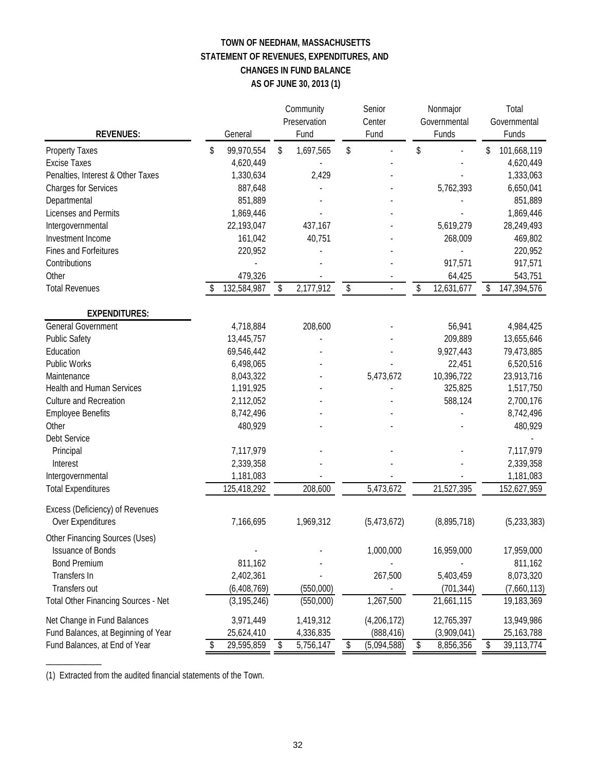# TOWN OF NEEDHAM, MASSACHUSETTS
## STATEMENT OF REVENUES, EXPENDITURES, AND CHANGES IN FUND BALANCE
## AS OF JUNE 30, 2013 (1)

| REVENUES: | General | Community Preservation Fund | Senior Center Fund | Nonmajor Governmental Funds | Total Governmental Funds |
|---|---|---|---|---|---|
| Property Taxes | $ 99,970,554 | $ 1,697,565 | $ - | $ - | $ 101,668,119 |
| Excise Taxes | 4,620,449 | - | - | - | 4,620,449 |
| Penalties, Interest & Other Taxes | 1,330,634 | 2,429 | - | - | 1,333,063 |
| Charges for Services | 887,648 | - | - | 5,762,393 | 6,650,041 |
| Departmental | 851,889 | - | - | - | 851,889 |
| Licenses and Permits | 1,869,446 | - | - | - | 1,869,446 |
| Intergovernmental | 22,193,047 | 437,167 | - | 5,619,279 | 28,249,493 |
| Investment Income | 161,042 | 40,751 | - | 268,009 | 469,802 |
| Fines and Forfeitures | 220,952 | - | - | - | 220,952 |
| Contributions | - | - | - | 917,571 | 917,571 |
| Other | 479,326 | - | - | 64,425 | 543,751 |
| Total Revenues | $ 132,584,987 | $ 2,177,912 | $ - | $ 12,631,677 | $ 147,394,576 |
| **EXPENDITURES:** | | | | | |
| General Government | 4,718,884 | 208,600 | - | 56,941 | 4,984,425 |
| Public Safety | 13,445,757 | - | - | 209,889 | 13,655,646 |
| Education | 69,546,442 | - | - | 9,927,443 | 79,473,885 |
| Public Works | 6,498,065 | - | - | 22,451 | 6,520,516 |
| Maintenance | 8,043,322 | - | 5,473,672 | 10,396,722 | 23,913,716 |
| Health and Human Services | 1,191,925 | - | - | 325,825 | 1,517,750 |
| Culture and Recreation | 2,112,052 | - | - | 588,124 | 2,700,176 |
| Employee Benefits | 8,742,496 | - | - | - | 8,742,496 |
| Other | 480,929 | - | - | - | 480,929 |
| Debt Service | | | | | - |
| Principal | 7,117,979 | - | - | - | 7,117,979 |
| Interest | 2,339,358 | - | - | - | 2,339,358 |
| Intergovernmental | 1,181,083 | - | - | - | 1,181,083 |
| Total Expenditures | 125,418,292 | 208,600 | 5,473,672 | 21,527,395 | 152,627,959 |
| Excess (Deficiency) of Revenues Over Expenditures | 7,166,695 | 1,969,312 | (5,473,672) | (8,895,718) | (5,233,383) |
| Other Financing Sources (Uses) | | | | | |
| Issuance of Bonds | - | - | 1,000,000 | 16,959,000 | 17,959,000 |
| Bond Premium | 811,162 | - | - | - | 811,162 |
| Transfers In | 2,402,361 | - | 267,500 | 5,403,459 | 8,073,320 |
| Transfers out | (6,408,769) | (550,000) | - | (701,344) | (7,660,113) |
| Total Other Financing Sources - Net | (3,195,246) | (550,000) | 1,267,500 | 21,661,115 | 19,183,369 |
| Net Change in Fund Balances | 3,971,449 | 1,419,312 | (4,206,172) | 12,765,397 | 13,949,986 |
| Fund Balances, at Beginning of Year | 25,624,410 | 4,336,835 | (888,416) | (3,909,041) | 25,163,788 |
| Fund Balances, at End of Year | $ 29,595,859 | $ 5,756,147 | $ (5,094,588) | $ 8,856,356 | $ 39,113,774 |

(1) Extracted from the audited financial statements of the Town.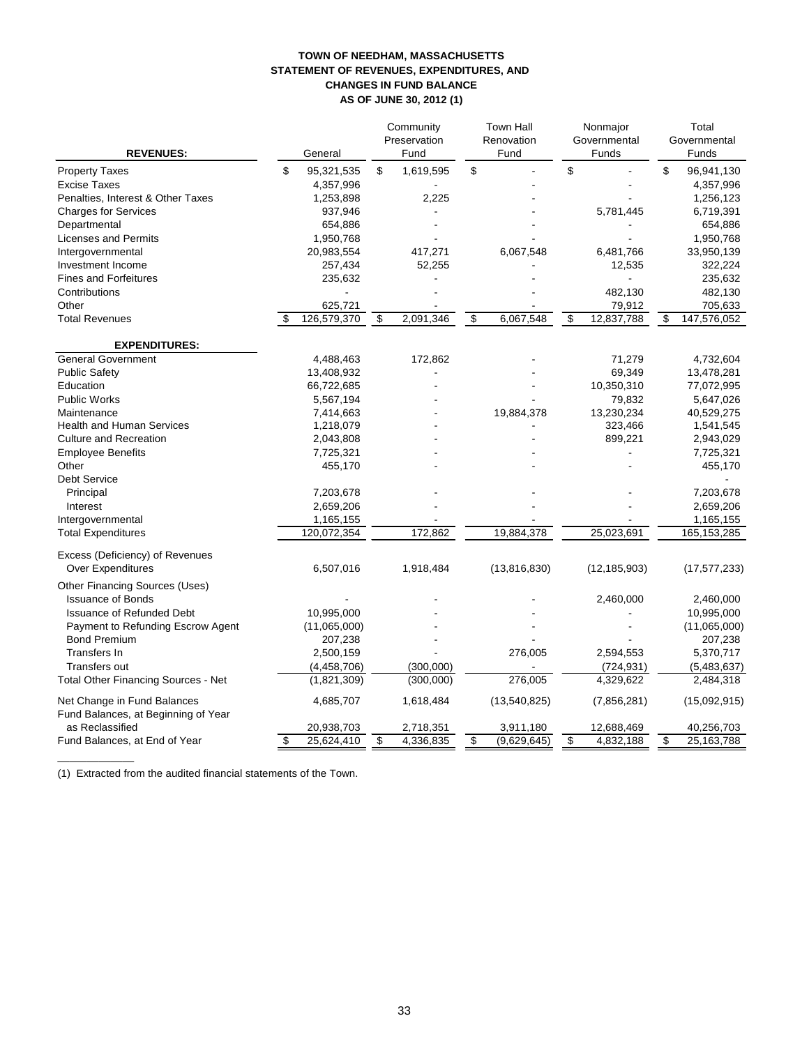**TOWN OF NEEDHAM, MASSACHUSETTS**
**STATEMENT OF REVENUES, EXPENDITURES, AND**
**CHANGES IN FUND BALANCE**
**AS OF JUNE 30, 2012 (1)**

| | General | Community Preservation Fund | Town Hall Renovation Fund | Nonmajor Governmental Funds | Total Governmental Funds |
|---|---|---|---|---|---|
| **REVENUES:** | | | | | |
| Property Taxes | $ 95,321,535 | $ 1,619,595 | $ - | $ - | $ 96,941,130 |
| Excise Taxes | 4,357,996 | - | - | - | 4,357,996 |
| Penalties, Interest & Other Taxes | 1,253,898 | 2,225 | - | - | 1,256,123 |
| Charges for Services | 937,946 | - | - | 5,781,445 | 6,719,391 |
| Departmental | 654,886 | - | - | - | 654,886 |
| Licenses and Permits | 1,950,768 | - | - | - | 1,950,768 |
| Intergovernmental | 20,983,554 | 417,271 | 6,067,548 | 6,481,766 | 33,950,139 |
| Investment Income | 257,434 | 52,255 | - | 12,535 | 322,224 |
| Fines and Forfeitures | 235,632 | - | - | - | 235,632 |
| Contributions | - | - | - | 482,130 | 482,130 |
| Other | 625,721 | - | - | 79,912 | 705,633 |
| Total Revenues | $ 126,579,370 | $ 2,091,346 | $ 6,067,548 | $ 12,837,788 | $ 147,576,052 |
| **EXPENDITURES:** | | | | | |
| General Government | 4,488,463 | 172,862 | - | 71,279 | 4,732,604 |
| Public Safety | 13,408,932 | - | - | 69,349 | 13,478,281 |
| Education | 66,722,685 | - | - | 10,350,310 | 77,072,995 |
| Public Works | 5,567,194 | - | - | 79,832 | 5,647,026 |
| Maintenance | 7,414,663 | - | 19,884,378 | 13,230,234 | 40,529,275 |
| Health and Human Services | 1,218,079 | - | - | 323,466 | 1,541,545 |
| Culture and Recreation | 2,043,808 | - | - | 899,221 | 2,943,029 |
| Employee Benefits | 7,725,321 | - | - | - | 7,725,321 |
| Other | 455,170 | - | - | - | 455,170 |
| Debt Service | | | | | - |
| Principal | 7,203,678 | - | - | - | 7,203,678 |
| Interest | 2,659,206 | - | - | - | 2,659,206 |
| Intergovernmental | 1,165,155 | - | - | - | 1,165,155 |
| Total Expenditures | 120,072,354 | 172,862 | 19,884,378 | 25,023,691 | 165,153,285 |
| Excess (Deficiency) of Revenues Over Expenditures | 6,507,016 | 1,918,484 | (13,816,830) | (12,185,903) | (17,577,233) |
| Other Financing Sources (Uses) | | | | | |
| Issuance of Bonds | - | - | - | 2,460,000 | 2,460,000 |
| Issuance of Refunded Debt | 10,995,000 | - | - | - | 10,995,000 |
| Payment to Refunding Escrow Agent | (11,065,000) | - | - | - | (11,065,000) |
| Bond Premium | 207,238 | - | - | - | 207,238 |
| Transfers In | 2,500,159 | - | 276,005 | 2,594,553 | 5,370,717 |
| Transfers out | (4,458,706) | (300,000) | - | (724,931) | (5,483,637) |
| Total Other Financing Sources - Net | (1,821,309) | (300,000) | 276,005 | 4,329,622 | 2,484,318 |
| Net Change in Fund Balances | 4,685,707 | 1,618,484 | (13,540,825) | (7,856,281) | (15,092,915) |
| Fund Balances, at Beginning of Year as Reclassified | 20,938,703 | 2,718,351 | 3,911,180 | 12,688,469 | 40,256,703 |
| Fund Balances, at End of Year | $ 25,624,410 | $ 4,336,835 | $ (9,629,645) | $ 4,832,188 | $ 25,163,788 |

(1) Extracted from the audited financial statements of the Town.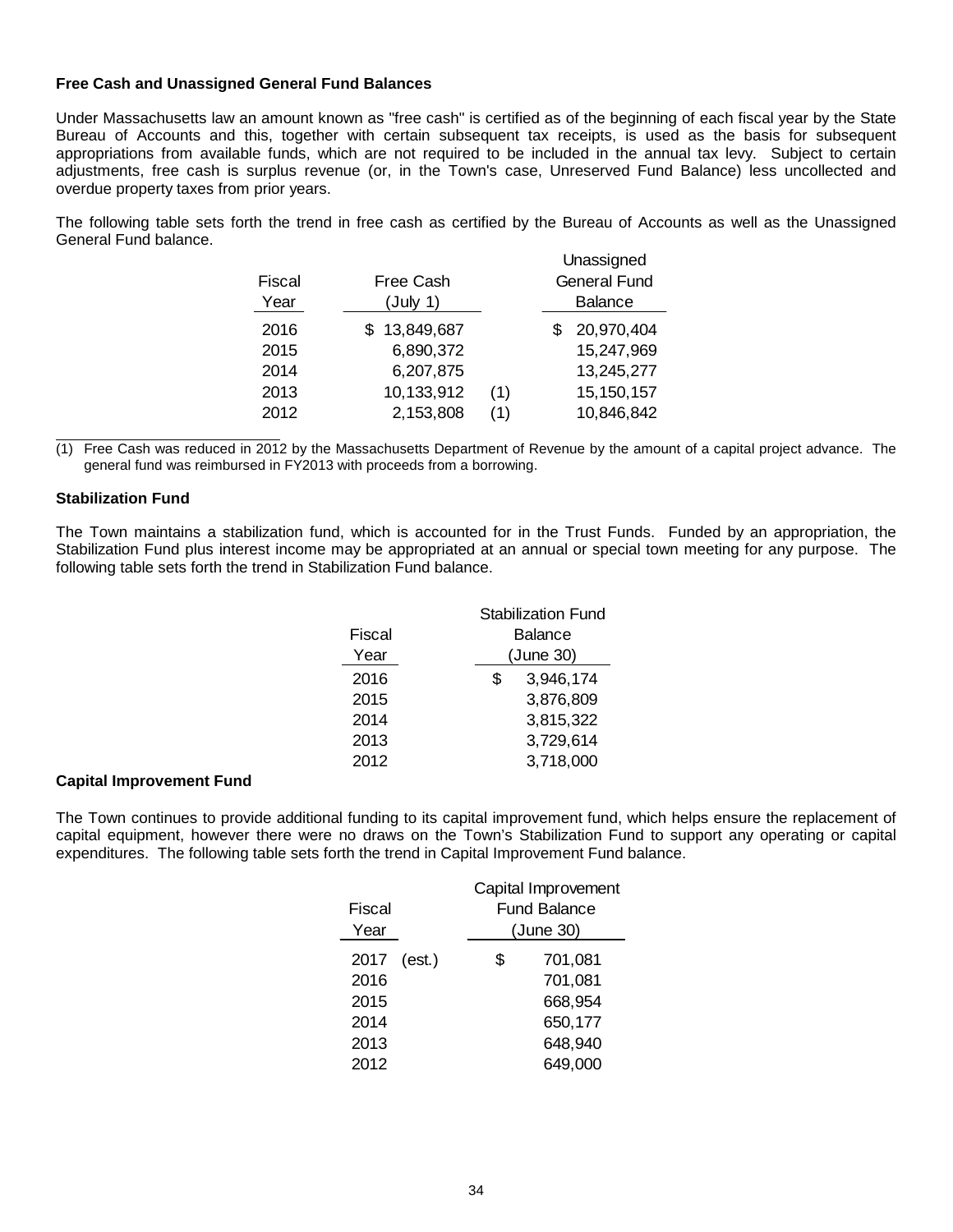**Free Cash and Unassigned General Fund Balances**

Under Massachusetts law an amount known as "free cash" is certified as of the beginning of each fiscal year by the State Bureau of Accounts and this, together with certain subsequent tax receipts, is used as the basis for subsequent appropriations from available funds, which are not required to be included in the annual tax levy. Subject to certain adjustments, free cash is surplus revenue (or, in the Town's case, Unreserved Fund Balance) less uncollected and overdue property taxes from prior years.

The following table sets forth the trend in free cash as certified by the Bureau of Accounts as well as the Unassigned General Fund balance.

| Fiscal Year | Free Cash (July 1) | | Unassigned General Fund Balance |
|---|---|---|---|
| 2016 | $ 13,849,687 | | $ 20,970,404 |
| 2015 | 6,890,372 | | 15,247,969 |
| 2014 | 6,207,875 | | 13,245,277 |
| 2013 | 10,133,912 | (1) | 15,150,157 |
| 2012 | 2,153,808 | (1) | 10,846,842 |

(1) Free Cash was reduced in 2012 by the Massachusetts Department of Revenue by the amount of a capital project advance. The general fund was reimbursed in FY2013 with proceeds from a borrowing.

**Stabilization Fund**

The Town maintains a stabilization fund, which is accounted for in the Trust Funds. Funded by an appropriation, the Stabilization Fund plus interest income may be appropriated at an annual or special town meeting for any purpose. The following table sets forth the trend in Stabilization Fund balance.

| Fiscal Year | Stabilization Fund Balance (June 30) |
|---|---|
| 2016 | $ 3,946,174 |
| 2015 | 3,876,809 |
| 2014 | 3,815,322 |
| 2013 | 3,729,614 |
| 2012 | 3,718,000 |

**Capital Improvement Fund**

The Town continues to provide additional funding to its capital improvement fund, which helps ensure the replacement of capital equipment, however there were no draws on the Town's Stabilization Fund to support any operating or capital expenditures. The following table sets forth the trend in Capital Improvement Fund balance.

| Fiscal Year | Capital Improvement Fund Balance (June 30) |
|---|---|
| 2017 (est.) | $ 701,081 |
| 2016 | 701,081 |
| 2015 | 668,954 |
| 2014 | 650,177 |
| 2013 | 648,940 |
| 2012 | 649,000 |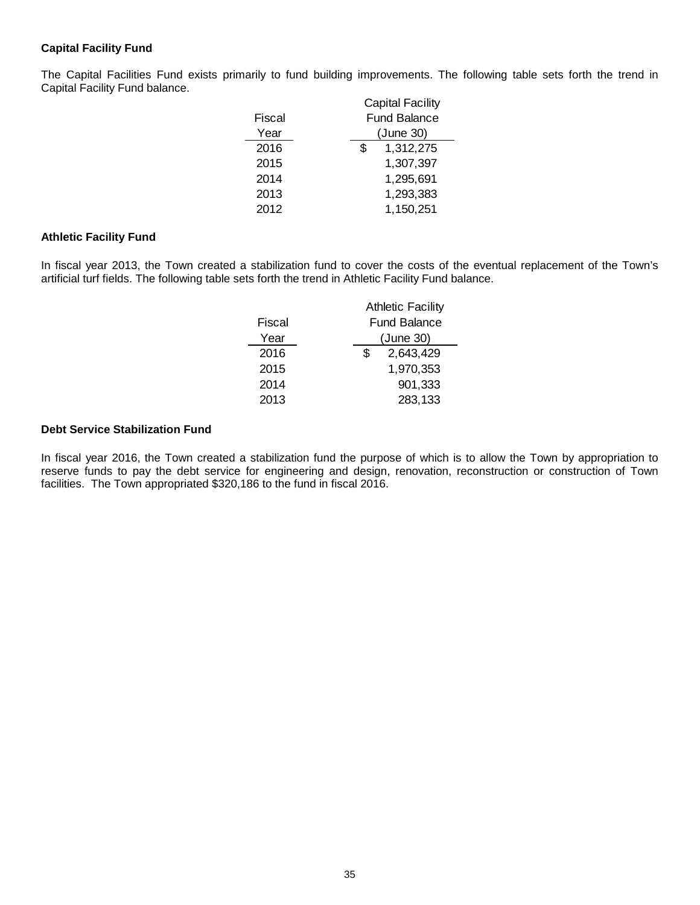**Capital Facility Fund**

The Capital Facilities Fund exists primarily to fund building improvements. The following table sets forth the trend in Capital Facility Fund balance.

| Fiscal Year | Capital Facility Fund Balance (June 30) |
|---|---|
| 2016 | $ 1,312,275 |
| 2015 | 1,307,397 |
| 2014 | 1,295,691 |
| 2013 | 1,293,383 |
| 2012 | 1,150,251 |

**Athletic Facility Fund**

In fiscal year 2013, the Town created a stabilization fund to cover the costs of the eventual replacement of the Town's artificial turf fields. The following table sets forth the trend in Athletic Facility Fund balance.

| Fiscal Year | Athletic Facility Fund Balance (June 30) |
|---|---|
| 2016 | $ 2,643,429 |
| 2015 | 1,970,353 |
| 2014 | 901,333 |
| 2013 | 283,133 |

**Debt Service Stabilization Fund**

In fiscal year 2016, the Town created a stabilization fund the purpose of which is to allow the Town by appropriation to reserve funds to pay the debt service for engineering and design, renovation, reconstruction or construction of Town facilities. The Town appropriated $320,186 to the fund in fiscal 2016.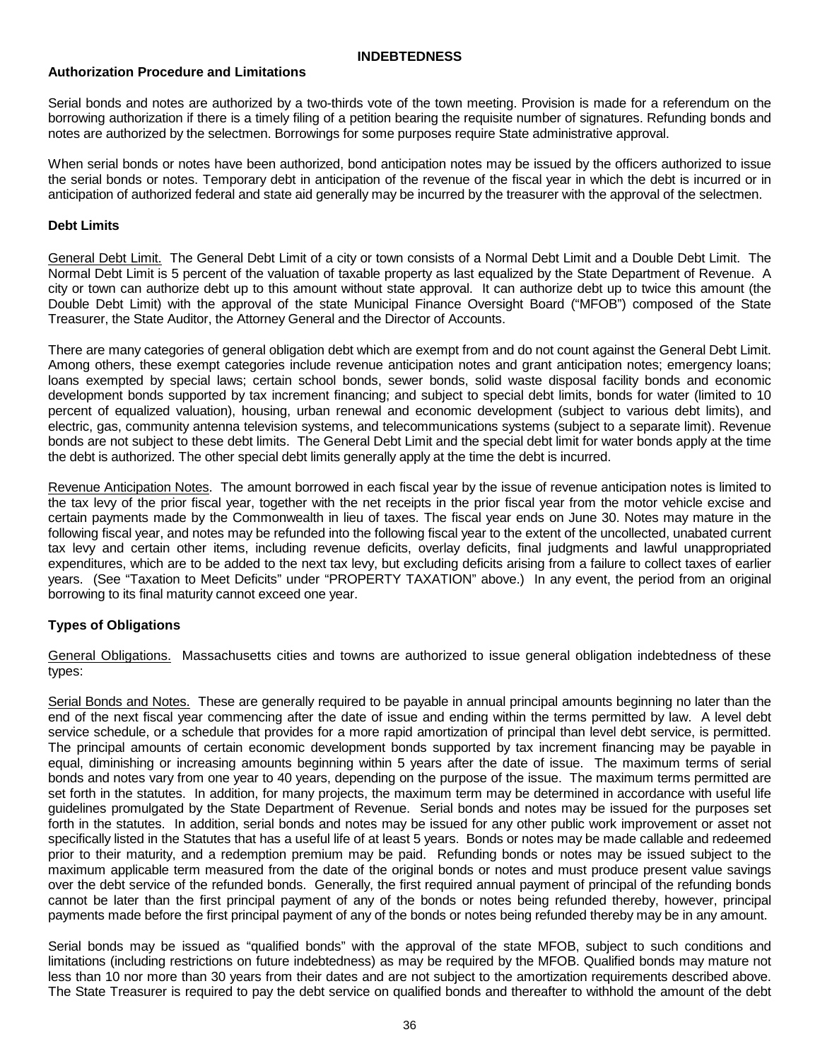## INDEBTEDNESS

### Authorization Procedure and Limitations

Serial bonds and notes are authorized by a two-thirds vote of the town meeting. Provision is made for a referendum on the borrowing authorization if there is a timely filing of a petition bearing the requisite number of signatures. Refunding bonds and notes are authorized by the selectmen. Borrowings for some purposes require State administrative approval.

When serial bonds or notes have been authorized, bond anticipation notes may be issued by the officers authorized to issue the serial bonds or notes. Temporary debt in anticipation of the revenue of the fiscal year in which the debt is incurred or in anticipation of authorized federal and state aid generally may be incurred by the treasurer with the approval of the selectmen.

### Debt Limits

General Debt Limit. The General Debt Limit of a city or town consists of a Normal Debt Limit and a Double Debt Limit. The Normal Debt Limit is 5 percent of the valuation of taxable property as last equalized by the State Department of Revenue. A city or town can authorize debt up to this amount without state approval. It can authorize debt up to twice this amount (the Double Debt Limit) with the approval of the state Municipal Finance Oversight Board ("MFOB") composed of the State Treasurer, the State Auditor, the Attorney General and the Director of Accounts.

There are many categories of general obligation debt which are exempt from and do not count against the General Debt Limit. Among others, these exempt categories include revenue anticipation notes and grant anticipation notes; emergency loans; loans exempted by special laws; certain school bonds, sewer bonds, solid waste disposal facility bonds and economic development bonds supported by tax increment financing; and subject to special debt limits, bonds for water (limited to 10 percent of equalized valuation), housing, urban renewal and economic development (subject to various debt limits), and electric, gas, community antenna television systems, and telecommunications systems (subject to a separate limit). Revenue bonds are not subject to these debt limits. The General Debt Limit and the special debt limit for water bonds apply at the time the debt is authorized. The other special debt limits generally apply at the time the debt is incurred.

Revenue Anticipation Notes. The amount borrowed in each fiscal year by the issue of revenue anticipation notes is limited to the tax levy of the prior fiscal year, together with the net receipts in the prior fiscal year from the motor vehicle excise and certain payments made by the Commonwealth in lieu of taxes. The fiscal year ends on June 30. Notes may mature in the following fiscal year, and notes may be refunded into the following fiscal year to the extent of the uncollected, unabated current tax levy and certain other items, including revenue deficits, overlay deficits, final judgments and lawful unappropriated expenditures, which are to be added to the next tax levy, but excluding deficits arising from a failure to collect taxes of earlier years. (See "Taxation to Meet Deficits" under "PROPERTY TAXATION" above.) In any event, the period from an original borrowing to its final maturity cannot exceed one year.

### Types of Obligations

General Obligations. Massachusetts cities and towns are authorized to issue general obligation indebtedness of these types:

Serial Bonds and Notes. These are generally required to be payable in annual principal amounts beginning no later than the end of the next fiscal year commencing after the date of issue and ending within the terms permitted by law. A level debt service schedule, or a schedule that provides for a more rapid amortization of principal than level debt service, is permitted. The principal amounts of certain economic development bonds supported by tax increment financing may be payable in equal, diminishing or increasing amounts beginning within 5 years after the date of issue. The maximum terms of serial bonds and notes vary from one year to 40 years, depending on the purpose of the issue. The maximum terms permitted are set forth in the statutes. In addition, for many projects, the maximum term may be determined in accordance with useful life guidelines promulgated by the State Department of Revenue. Serial bonds and notes may be issued for the purposes set forth in the statutes. In addition, serial bonds and notes may be issued for any other public work improvement or asset not specifically listed in the Statutes that has a useful life of at least 5 years. Bonds or notes may be made callable and redeemed prior to their maturity, and a redemption premium may be paid. Refunding bonds or notes may be issued subject to the maximum applicable term measured from the date of the original bonds or notes and must produce present value savings over the debt service of the refunded bonds. Generally, the first required annual payment of principal of the refunding bonds cannot be later than the first principal payment of any of the bonds or notes being refunded thereby, however, principal payments made before the first principal payment of any of the bonds or notes being refunded thereby may be in any amount.

Serial bonds may be issued as "qualified bonds" with the approval of the state MFOB, subject to such conditions and limitations (including restrictions on future indebtedness) as may be required by the MFOB. Qualified bonds may mature not less than 10 nor more than 30 years from their dates and are not subject to the amortization requirements described above. The State Treasurer is required to pay the debt service on qualified bonds and thereafter to withhold the amount of the debt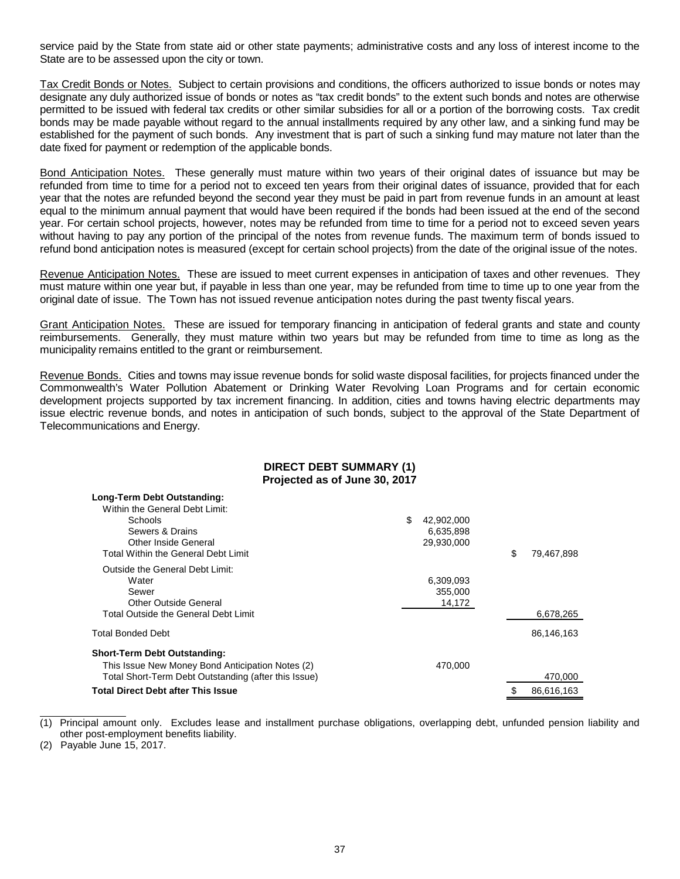service paid by the State from state aid or other state payments; administrative costs and any loss of interest income to the State are to be assessed upon the city or town.

Tax Credit Bonds or Notes. Subject to certain provisions and conditions, the officers authorized to issue bonds or notes may designate any duly authorized issue of bonds or notes as "tax credit bonds" to the extent such bonds and notes are otherwise permitted to be issued with federal tax credits or other similar subsidies for all or a portion of the borrowing costs. Tax credit bonds may be made payable without regard to the annual installments required by any other law, and a sinking fund may be established for the payment of such bonds. Any investment that is part of such a sinking fund may mature not later than the date fixed for payment or redemption of the applicable bonds.

Bond Anticipation Notes. These generally must mature within two years of their original dates of issuance but may be refunded from time to time for a period not to exceed ten years from their original dates of issuance, provided that for each year that the notes are refunded beyond the second year they must be paid in part from revenue funds in an amount at least equal to the minimum annual payment that would have been required if the bonds had been issued at the end of the second year. For certain school projects, however, notes may be refunded from time to time for a period not to exceed seven years without having to pay any portion of the principal of the notes from revenue funds. The maximum term of bonds issued to refund bond anticipation notes is measured (except for certain school projects) from the date of the original issue of the notes.

Revenue Anticipation Notes. These are issued to meet current expenses in anticipation of taxes and other revenues. They must mature within one year but, if payable in less than one year, may be refunded from time to time up to one year from the original date of issue. The Town has not issued revenue anticipation notes during the past twenty fiscal years.

Grant Anticipation Notes. These are issued for temporary financing in anticipation of federal grants and state and county reimbursements. Generally, they must mature within two years but may be refunded from time to time as long as the municipality remains entitled to the grant or reimbursement.

Revenue Bonds. Cities and towns may issue revenue bonds for solid waste disposal facilities, for projects financed under the Commonwealth's Water Pollution Abatement or Drinking Water Revolving Loan Programs and for certain economic development projects supported by tax increment financing. In addition, cities and towns having electric departments may issue electric revenue bonds, and notes in anticipation of such bonds, subject to the approval of the State Department of Telecommunications and Energy.

**DIRECT DEBT SUMMARY (1)**
**Projected as of June 30, 2017**

| | | |
|---|---|---|
| **Long-Term Debt Outstanding:** | | |
| Within the General Debt Limit: | | |
| Schools | $ 42,902,000 | |
| Sewers & Drains | 6,635,898 | |
| Other Inside General | 29,930,000 | |
| Total Within the General Debt Limit | | $ 79,467,898 |
| Outside the General Debt Limit: | | |
| Water | 6,309,093 | |
| Sewer | 355,000 | |
| Other Outside General | 14,172 | |
| Total Outside the General Debt Limit | | 6,678,265 |
| Total Bonded Debt | | 86,146,163 |
| **Short-Term Debt Outstanding:** | | |
| This Issue New Money Bond Anticipation Notes (2) | 470,000 | |
| Total Short-Term Debt Outstanding (after this Issue) | | 470,000 |
| **Total Direct Debt after This Issue** | | $ 86,616,163 |

(1) Principal amount only. Excludes lease and installment purchase obligations, overlapping debt, unfunded pension liability and other post-employment benefits liability.

(2) Payable June 15, 2017.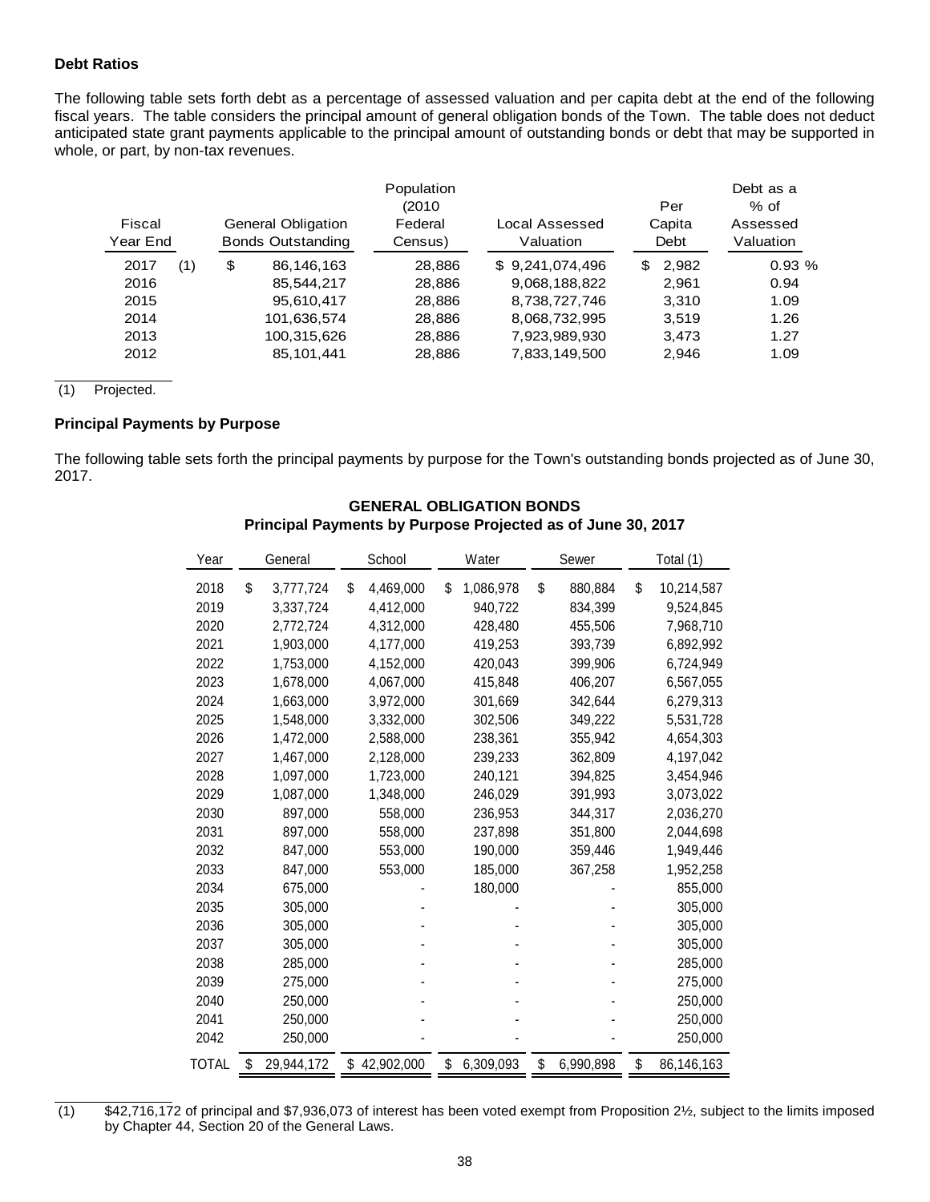## Debt Ratios

The following table sets forth debt as a percentage of assessed valuation and per capita debt at the end of the following fiscal years. The table considers the principal amount of general obligation bonds of the Town. The table does not deduct anticipated state grant payments applicable to the principal amount of outstanding bonds or debt that may be supported in whole, or part, by non-tax revenues.

| Fiscal Year End | General Obligation Bonds Outstanding | Population (2010 Federal Census) | Local Assessed Valuation | Per Capita Debt | Debt as a % of Assessed Valuation |
|---|---|---|---|---|---|
| 2017 (1) | $ 86,146,163 | 28,886 | $ 9,241,074,496 | $ 2,982 | 0.93 % |
| 2016 | 85,544,217 | 28,886 | 9,068,188,822 | 2,961 | 0.94 |
| 2015 | 95,610,417 | 28,886 | 8,738,727,746 | 3,310 | 1.09 |
| 2014 | 101,636,574 | 28,886 | 8,068,732,995 | 3,519 | 1.26 |
| 2013 | 100,315,626 | 28,886 | 7,923,989,930 | 3,473 | 1.27 |
| 2012 | 85,101,441 | 28,886 | 7,833,149,500 | 2,946 | 1.09 |

(1) Projected.

## Principal Payments by Purpose

The following table sets forth the principal payments by purpose for the Town's outstanding bonds projected as of June 30, 2017.

**GENERAL OBLIGATION BONDS**
**Principal Payments by Purpose Projected as of June 30, 2017**

| Year | General | School | Water | Sewer | Total (1) |
|---|---|---|---|---|---|
| 2018 | $ 3,777,724 | $ 4,469,000 | $ 1,086,978 | $ 880,884 | $ 10,214,587 |
| 2019 | 3,337,724 | 4,412,000 | 940,722 | 834,399 | 9,524,845 |
| 2020 | 2,772,724 | 4,312,000 | 428,480 | 455,506 | 7,968,710 |
| 2021 | 1,903,000 | 4,177,000 | 419,253 | 393,739 | 6,892,992 |
| 2022 | 1,753,000 | 4,152,000 | 420,043 | 399,906 | 6,724,949 |
| 2023 | 1,678,000 | 4,067,000 | 415,848 | 406,207 | 6,567,055 |
| 2024 | 1,663,000 | 3,972,000 | 301,669 | 342,644 | 6,279,313 |
| 2025 | 1,548,000 | 3,332,000 | 302,506 | 349,222 | 5,531,728 |
| 2026 | 1,472,000 | 2,588,000 | 238,361 | 355,942 | 4,654,303 |
| 2027 | 1,467,000 | 2,128,000 | 239,233 | 362,809 | 4,197,042 |
| 2028 | 1,097,000 | 1,723,000 | 240,121 | 394,825 | 3,454,946 |
| 2029 | 1,087,000 | 1,348,000 | 246,029 | 391,993 | 3,073,022 |
| 2030 | 897,000 | 558,000 | 236,953 | 344,317 | 2,036,270 |
| 2031 | 897,000 | 558,000 | 237,898 | 351,800 | 2,044,698 |
| 2032 | 847,000 | 553,000 | 190,000 | 359,446 | 1,949,446 |
| 2033 | 847,000 | 553,000 | 185,000 | 367,258 | 1,952,258 |
| 2034 | 675,000 | - | 180,000 | - | 855,000 |
| 2035 | 305,000 | - | - | - | 305,000 |
| 2036 | 305,000 | - | - | - | 305,000 |
| 2037 | 305,000 | - | - | - | 305,000 |
| 2038 | 285,000 | - | - | - | 285,000 |
| 2039 | 275,000 | - | - | - | 275,000 |
| 2040 | 250,000 | - | - | - | 250,000 |
| 2041 | 250,000 | - | - | - | 250,000 |
| 2042 | 250,000 | - | - | - | 250,000 |
| TOTAL | $ 29,944,172 | $ 42,902,000 | $ 6,309,093 | $ 6,990,898 | $ 86,146,163 |

(1) $42,716,172 of principal and $7,936,073 of interest has been voted exempt from Proposition 2½, subject to the limits imposed by Chapter 44, Section 20 of the General Laws.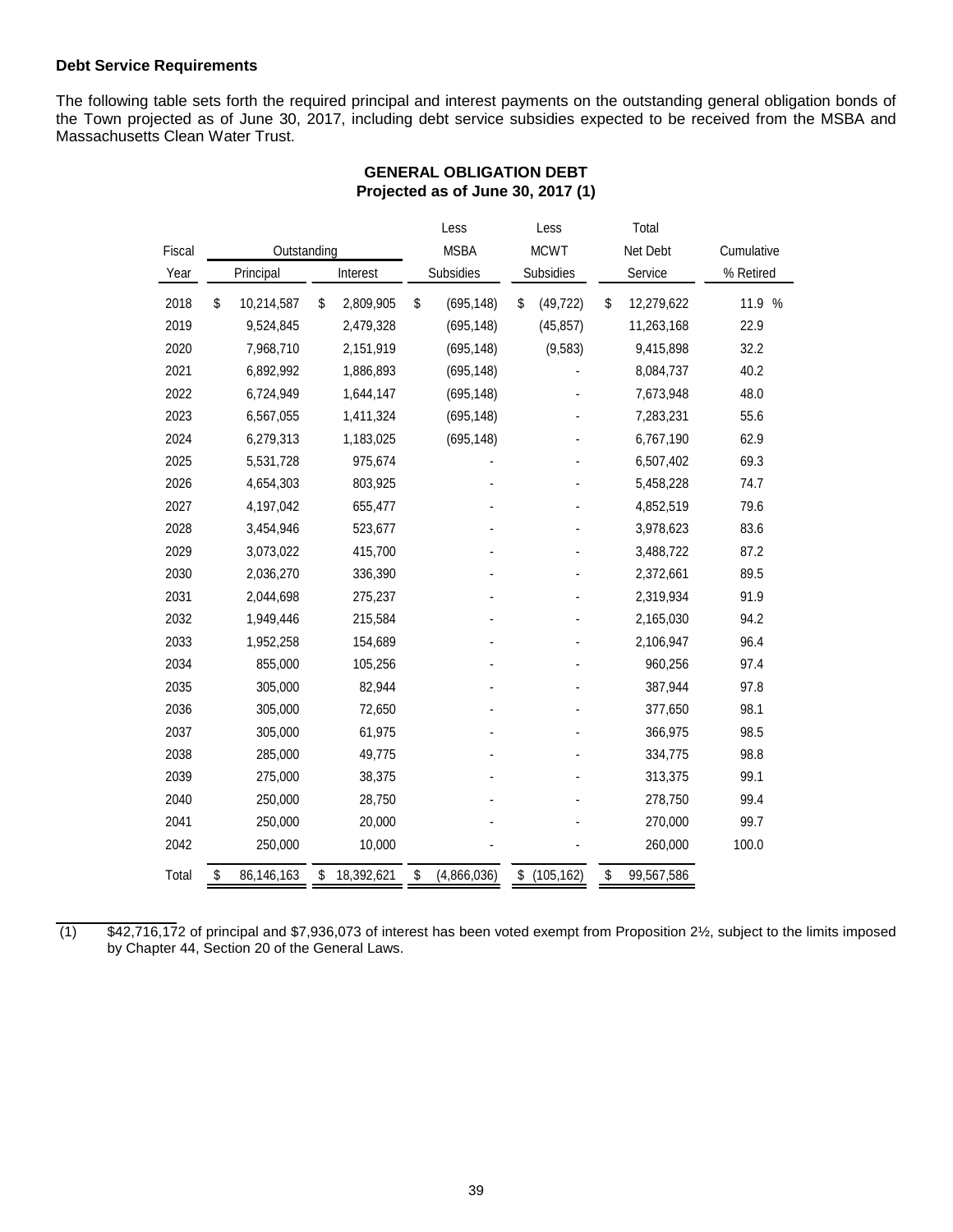**Debt Service Requirements**

The following table sets forth the required principal and interest payments on the outstanding general obligation bonds of the Town projected as of June 30, 2017, including debt service subsidies expected to be received from the MSBA and Massachusetts Clean Water Trust.

**GENERAL OBLIGATION DEBT**
**Projected as of June 30, 2017 (1)**

| Fiscal Year | Outstanding Principal | Outstanding Interest | Less MSBA Subsidies | Less MCWT Subsidies | Total Net Debt Service | Cumulative % Retired |
|---|---|---|---|---|---|---|
| 2018 | $ 10,214,587 | $ 2,809,905 | $ (695,148) | $ (49,722) | $ 12,279,622 | 11.9 % |
| 2019 | 9,524,845 | 2,479,328 | (695,148) | (45,857) | 11,263,168 | 22.9 |
| 2020 | 7,968,710 | 2,151,919 | (695,148) | (9,583) | 9,415,898 | 32.2 |
| 2021 | 6,892,992 | 1,886,893 | (695,148) | - | 8,084,737 | 40.2 |
| 2022 | 6,724,949 | 1,644,147 | (695,148) | - | 7,673,948 | 48.0 |
| 2023 | 6,567,055 | 1,411,324 | (695,148) | - | 7,283,231 | 55.6 |
| 2024 | 6,279,313 | 1,183,025 | (695,148) | - | 6,767,190 | 62.9 |
| 2025 | 5,531,728 | 975,674 | - | - | 6,507,402 | 69.3 |
| 2026 | 4,654,303 | 803,925 | - | - | 5,458,228 | 74.7 |
| 2027 | 4,197,042 | 655,477 | - | - | 4,852,519 | 79.6 |
| 2028 | 3,454,946 | 523,677 | - | - | 3,978,623 | 83.6 |
| 2029 | 3,073,022 | 415,700 | - | - | 3,488,722 | 87.2 |
| 2030 | 2,036,270 | 336,390 | - | - | 2,372,661 | 89.5 |
| 2031 | 2,044,698 | 275,237 | - | - | 2,319,934 | 91.9 |
| 2032 | 1,949,446 | 215,584 | - | - | 2,165,030 | 94.2 |
| 2033 | 1,952,258 | 154,689 | - | - | 2,106,947 | 96.4 |
| 2034 | 855,000 | 105,256 | - | - | 960,256 | 97.4 |
| 2035 | 305,000 | 82,944 | - | - | 387,944 | 97.8 |
| 2036 | 305,000 | 72,650 | - | - | 377,650 | 98.1 |
| 2037 | 305,000 | 61,975 | - | - | 366,975 | 98.5 |
| 2038 | 285,000 | 49,775 | - | - | 334,775 | 98.8 |
| 2039 | 275,000 | 38,375 | - | - | 313,375 | 99.1 |
| 2040 | 250,000 | 28,750 | - | - | 278,750 | 99.4 |
| 2041 | 250,000 | 20,000 | - | - | 270,000 | 99.7 |
| 2042 | 250,000 | 10,000 | - | - | 260,000 | 100.0 |
| Total | $ 86,146,163 | $ 18,392,621 | $ (4,866,036) | $ (105,162) | $ 99,567,586 | |

(1) $42,716,172 of principal and $7,936,073 of interest has been voted exempt from Proposition 2½, subject to the limits imposed by Chapter 44, Section 20 of the General Laws.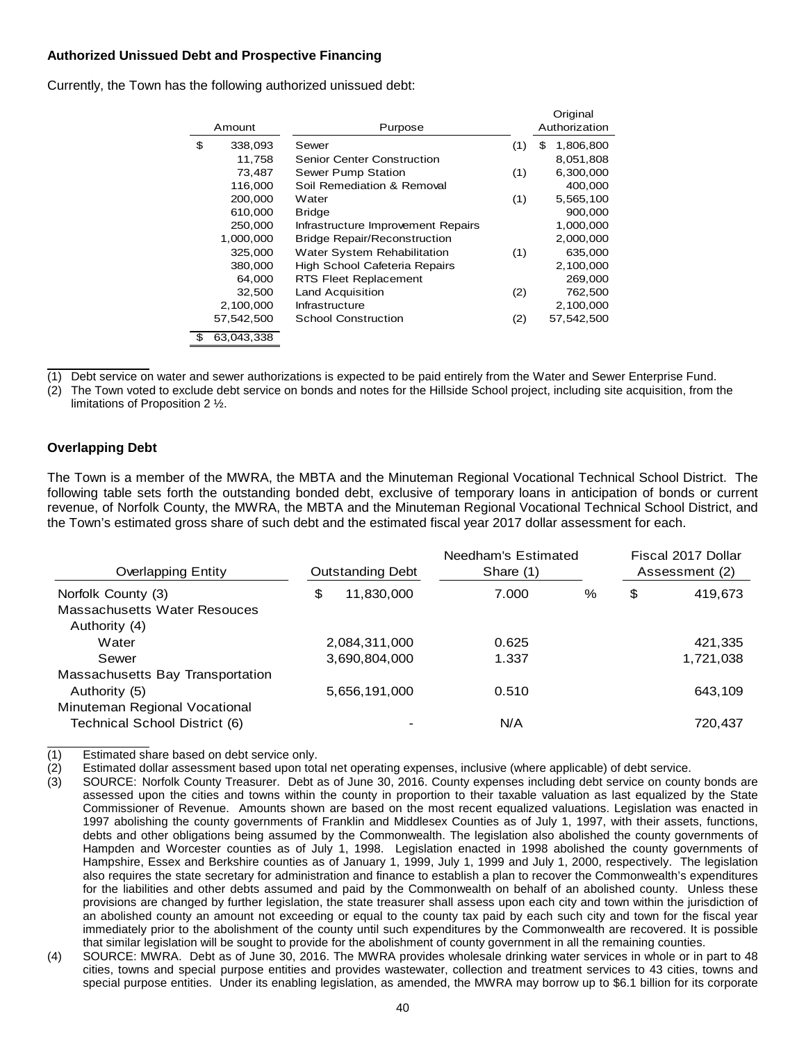**Authorized Unissued Debt and Prospective Financing**

Currently, the Town has the following authorized unissued debt:

| Amount | Purpose | | Original Authorization |
|---|---|---|---|
| $ 338,093 | Sewer | (1) | $ 1,806,800 |
| 11,758 | Senior Center Construction | | 8,051,808 |
| 73,487 | Sewer Pump Station | (1) | 6,300,000 |
| 116,000 | Soil Remediation & Removal | | 400,000 |
| 200,000 | Water | (1) | 5,565,100 |
| 610,000 | Bridge | | 900,000 |
| 250,000 | Infrastructure Improvement Repairs | | 1,000,000 |
| 1,000,000 | Bridge Repair/Reconstruction | | 2,000,000 |
| 325,000 | Water System Rehabilitation | (1) | 635,000 |
| 380,000 | High School Cafeteria Repairs | | 2,100,000 |
| 64,000 | RTS Fleet Replacement | | 269,000 |
| 32,500 | Land Acquisition | (2) | 762,500 |
| 2,100,000 | Infrastructure | | 2,100,000 |
| 57,542,500 | School Construction | (2) | 57,542,500 |
| $ 63,043,338 | | | |

(1) Debt service on water and sewer authorizations is expected to be paid entirely from the Water and Sewer Enterprise Fund.

(2) The Town voted to exclude debt service on bonds and notes for the Hillside School project, including site acquisition, from the limitations of Proposition 2 ½.

**Overlapping Debt**

The Town is a member of the MWRA, the MBTA and the Minuteman Regional Vocational Technical School District. The following table sets forth the outstanding bonded debt, exclusive of temporary loans in anticipation of bonds or current revenue, of Norfolk County, the MWRA, the MBTA and the Minuteman Regional Vocational Technical School District, and the Town's estimated gross share of such debt and the estimated fiscal year 2017 dollar assessment for each.

| Overlapping Entity | Outstanding Debt | Needham's Estimated Share (1) | Fiscal 2017 Dollar Assessment (2) |
|---|---|---|---|
| Norfolk County (3) | $ 11,830,000 | 7.000 % | $ 419,673 |
| Massachusetts Water Resouces Authority (4) | | | |
| Water | 2,084,311,000 | 0.625 | 421,335 |
| Sewer | 3,690,804,000 | 1.337 | 1,721,038 |
| Massachusetts Bay Transportation Authority (5) | 5,656,191,000 | 0.510 | 643,109 |
| Minuteman Regional Vocational Technical School District (6) | - | N/A | 720,437 |

(1) Estimated share based on debt service only.

(2) Estimated dollar assessment based upon total net operating expenses, inclusive (where applicable) of debt service.

(3) SOURCE: Norfolk County Treasurer. Debt as of June 30, 2016. County expenses including debt service on county bonds are assessed upon the cities and towns within the county in proportion to their taxable valuation as last equalized by the State Commissioner of Revenue. Amounts shown are based on the most recent equalized valuations. Legislation was enacted in 1997 abolishing the county governments of Franklin and Middlesex Counties as of July 1, 1997, with their assets, functions, debts and other obligations being assumed by the Commonwealth. The legislation also abolished the county governments of Hampden and Worcester counties as of July 1, 1998. Legislation enacted in 1998 abolished the county governments of Hampshire, Essex and Berkshire counties as of January 1, 1999, July 1, 1999 and July 1, 2000, respectively. The legislation also requires the state secretary for administration and finance to establish a plan to recover the Commonwealth's expenditures for the liabilities and other debts assumed and paid by the Commonwealth on behalf of an abolished county. Unless these provisions are changed by further legislation, the state treasurer shall assess upon each city and town within the jurisdiction of an abolished county an amount not exceeding or equal to the county tax paid by each such city and town for the fiscal year immediately prior to the abolishment of the county until such expenditures by the Commonwealth are recovered. It is possible that similar legislation will be sought to provide for the abolishment of county government in all the remaining counties.

(4) SOURCE: MWRA. Debt as of June 30, 2016. The MWRA provides wholesale drinking water services in whole or in part to 48 cities, towns and special purpose entities and provides wastewater, collection and treatment services to 43 cities, towns and special purpose entities. Under its enabling legislation, as amended, the MWRA may borrow up to $6.1 billion for its corporate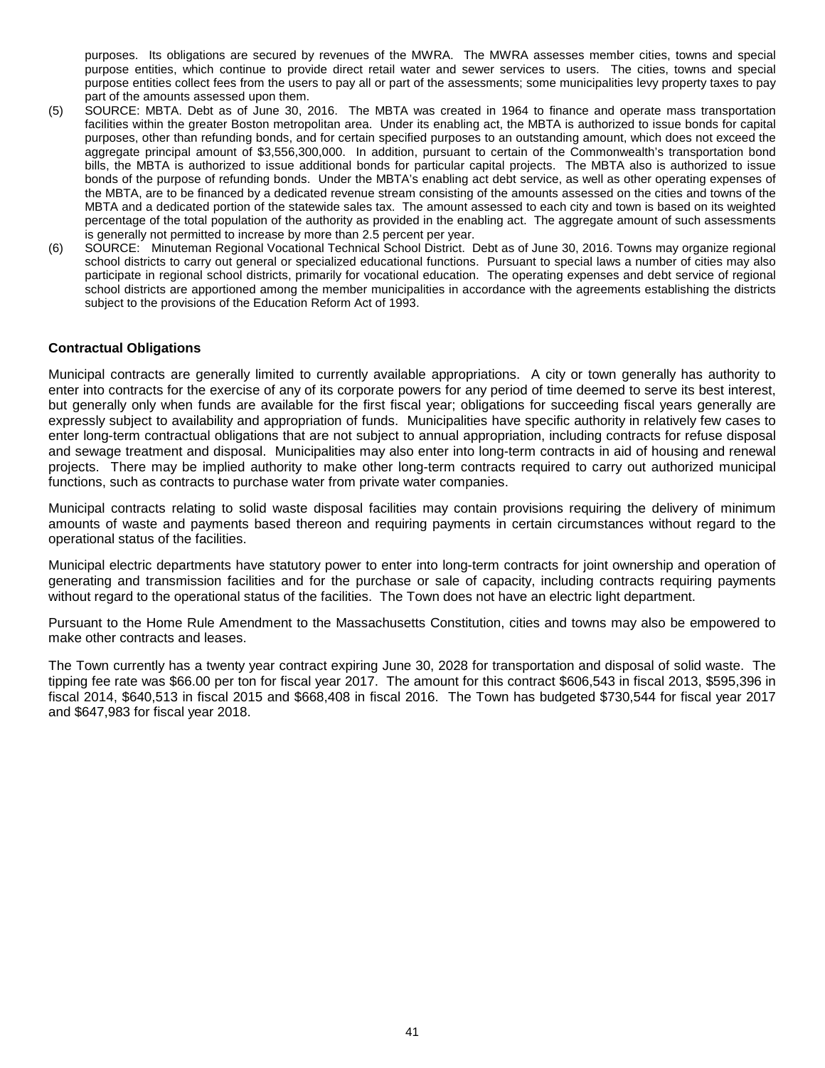purposes. Its obligations are secured by revenues of the MWRA. The MWRA assesses member cities, towns and special purpose entities, which continue to provide direct retail water and sewer services to users. The cities, towns and special purpose entities collect fees from the users to pay all or part of the assessments; some municipalities levy property taxes to pay part of the amounts assessed upon them.

(5) SOURCE: MBTA. Debt as of June 30, 2016. The MBTA was created in 1964 to finance and operate mass transportation facilities within the greater Boston metropolitan area. Under its enabling act, the MBTA is authorized to issue bonds for capital purposes, other than refunding bonds, and for certain specified purposes to an outstanding amount, which does not exceed the aggregate principal amount of $3,556,300,000. In addition, pursuant to certain of the Commonwealth's transportation bond bills, the MBTA is authorized to issue additional bonds for particular capital projects. The MBTA also is authorized to issue bonds of the purpose of refunding bonds. Under the MBTA's enabling act debt service, as well as other operating expenses of the MBTA, are to be financed by a dedicated revenue stream consisting of the amounts assessed on the cities and towns of the MBTA and a dedicated portion of the statewide sales tax. The amount assessed to each city and town is based on its weighted percentage of the total population of the authority as provided in the enabling act. The aggregate amount of such assessments is generally not permitted to increase by more than 2.5 percent per year.

(6) SOURCE: Minuteman Regional Vocational Technical School District. Debt as of June 30, 2016. Towns may organize regional school districts to carry out general or specialized educational functions. Pursuant to special laws a number of cities may also participate in regional school districts, primarily for vocational education. The operating expenses and debt service of regional school districts are apportioned among the member municipalities in accordance with the agreements establishing the districts subject to the provisions of the Education Reform Act of 1993.

**Contractual Obligations**

Municipal contracts are generally limited to currently available appropriations. A city or town generally has authority to enter into contracts for the exercise of any of its corporate powers for any period of time deemed to serve its best interest, but generally only when funds are available for the first fiscal year; obligations for succeeding fiscal years generally are expressly subject to availability and appropriation of funds. Municipalities have specific authority in relatively few cases to enter long-term contractual obligations that are not subject to annual appropriation, including contracts for refuse disposal and sewage treatment and disposal. Municipalities may also enter into long-term contracts in aid of housing and renewal projects. There may be implied authority to make other long-term contracts required to carry out authorized municipal functions, such as contracts to purchase water from private water companies.

Municipal contracts relating to solid waste disposal facilities may contain provisions requiring the delivery of minimum amounts of waste and payments based thereon and requiring payments in certain circumstances without regard to the operational status of the facilities.

Municipal electric departments have statutory power to enter into long-term contracts for joint ownership and operation of generating and transmission facilities and for the purchase or sale of capacity, including contracts requiring payments without regard to the operational status of the facilities. The Town does not have an electric light department.

Pursuant to the Home Rule Amendment to the Massachusetts Constitution, cities and towns may also be empowered to make other contracts and leases.

The Town currently has a twenty year contract expiring June 30, 2028 for transportation and disposal of solid waste. The tipping fee rate was $66.00 per ton for fiscal year 2017. The amount for this contract $606,543 in fiscal 2013, $595,396 in fiscal 2014, $640,513 in fiscal 2015 and $668,408 in fiscal 2016. The Town has budgeted $730,544 for fiscal year 2017 and $647,983 for fiscal year 2018.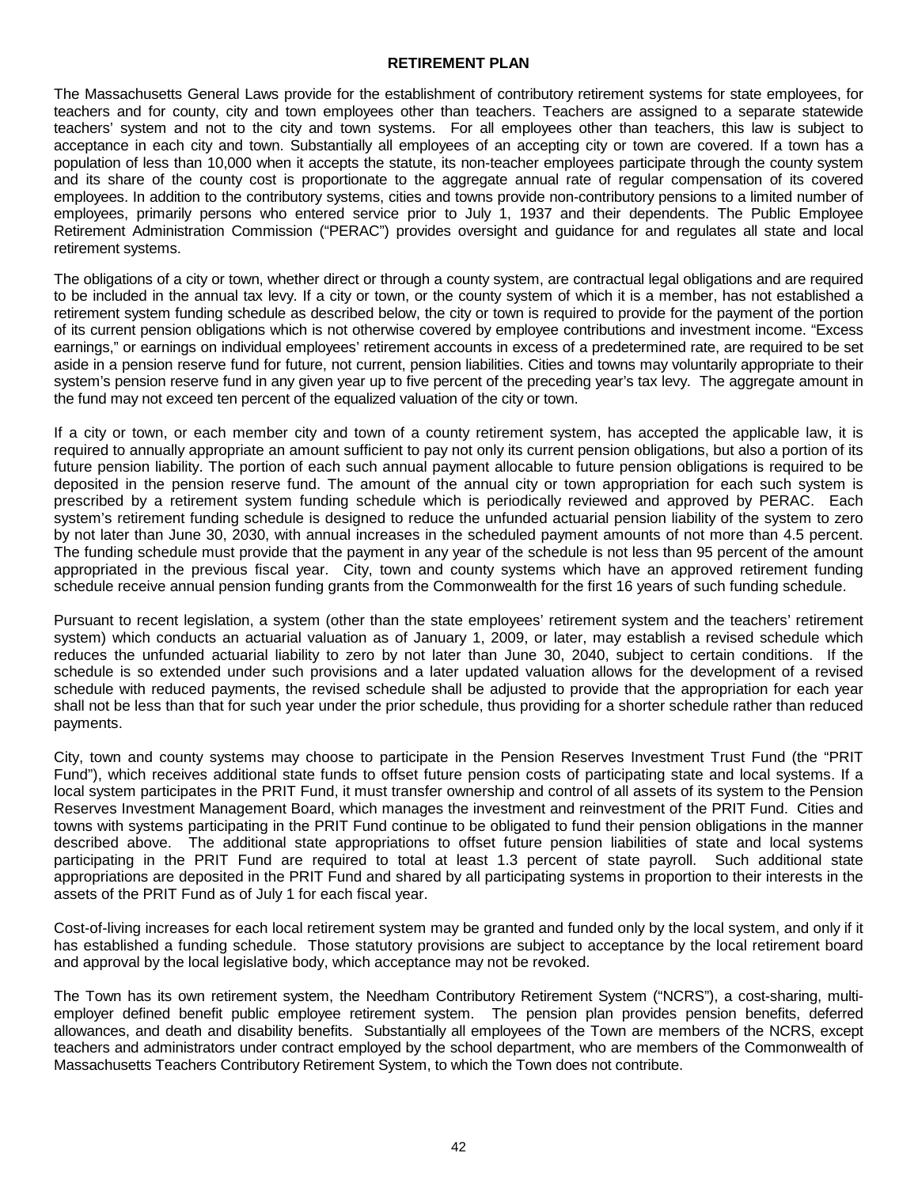# RETIREMENT PLAN

The Massachusetts General Laws provide for the establishment of contributory retirement systems for state employees, for teachers and for county, city and town employees other than teachers. Teachers are assigned to a separate statewide teachers' system and not to the city and town systems. For all employees other than teachers, this law is subject to acceptance in each city and town. Substantially all employees of an accepting city or town are covered. If a town has a population of less than 10,000 when it accepts the statute, its non-teacher employees participate through the county system and its share of the county cost is proportionate to the aggregate annual rate of regular compensation of its covered employees. In addition to the contributory systems, cities and towns provide non-contributory pensions to a limited number of employees, primarily persons who entered service prior to July 1, 1937 and their dependents. The Public Employee Retirement Administration Commission ("PERAC") provides oversight and guidance for and regulates all state and local retirement systems.

The obligations of a city or town, whether direct or through a county system, are contractual legal obligations and are required to be included in the annual tax levy. If a city or town, or the county system of which it is a member, has not established a retirement system funding schedule as described below, the city or town is required to provide for the payment of the portion of its current pension obligations which is not otherwise covered by employee contributions and investment income. "Excess earnings," or earnings on individual employees' retirement accounts in excess of a predetermined rate, are required to be set aside in a pension reserve fund for future, not current, pension liabilities. Cities and towns may voluntarily appropriate to their system's pension reserve fund in any given year up to five percent of the preceding year's tax levy. The aggregate amount in the fund may not exceed ten percent of the equalized valuation of the city or town.

If a city or town, or each member city and town of a county retirement system, has accepted the applicable law, it is required to annually appropriate an amount sufficient to pay not only its current pension obligations, but also a portion of its future pension liability. The portion of each such annual payment allocable to future pension obligations is required to be deposited in the pension reserve fund. The amount of the annual city or town appropriation for each such system is prescribed by a retirement system funding schedule which is periodically reviewed and approved by PERAC. Each system's retirement funding schedule is designed to reduce the unfunded actuarial pension liability of the system to zero by not later than June 30, 2030, with annual increases in the scheduled payment amounts of not more than 4.5 percent. The funding schedule must provide that the payment in any year of the schedule is not less than 95 percent of the amount appropriated in the previous fiscal year. City, town and county systems which have an approved retirement funding schedule receive annual pension funding grants from the Commonwealth for the first 16 years of such funding schedule.

Pursuant to recent legislation, a system (other than the state employees' retirement system and the teachers' retirement system) which conducts an actuarial valuation as of January 1, 2009, or later, may establish a revised schedule which reduces the unfunded actuarial liability to zero by not later than June 30, 2040, subject to certain conditions. If the schedule is so extended under such provisions and a later updated valuation allows for the development of a revised schedule with reduced payments, the revised schedule shall be adjusted to provide that the appropriation for each year shall not be less than that for such year under the prior schedule, thus providing for a shorter schedule rather than reduced payments.

City, town and county systems may choose to participate in the Pension Reserves Investment Trust Fund (the "PRIT Fund"), which receives additional state funds to offset future pension costs of participating state and local systems. If a local system participates in the PRIT Fund, it must transfer ownership and control of all assets of its system to the Pension Reserves Investment Management Board, which manages the investment and reinvestment of the PRIT Fund. Cities and towns with systems participating in the PRIT Fund continue to be obligated to fund their pension obligations in the manner described above. The additional state appropriations to offset future pension liabilities of state and local systems participating in the PRIT Fund are required to total at least 1.3 percent of state payroll. Such additional state appropriations are deposited in the PRIT Fund and shared by all participating systems in proportion to their interests in the assets of the PRIT Fund as of July 1 for each fiscal year.

Cost-of-living increases for each local retirement system may be granted and funded only by the local system, and only if it has established a funding schedule. Those statutory provisions are subject to acceptance by the local retirement board and approval by the local legislative body, which acceptance may not be revoked.

The Town has its own retirement system, the Needham Contributory Retirement System ("NCRS"), a cost-sharing, multi-employer defined benefit public employee retirement system. The pension plan provides pension benefits, deferred allowances, and death and disability benefits. Substantially all employees of the Town are members of the NCRS, except teachers and administrators under contract employed by the school department, who are members of the Commonwealth of Massachusetts Teachers Contributory Retirement System, to which the Town does not contribute.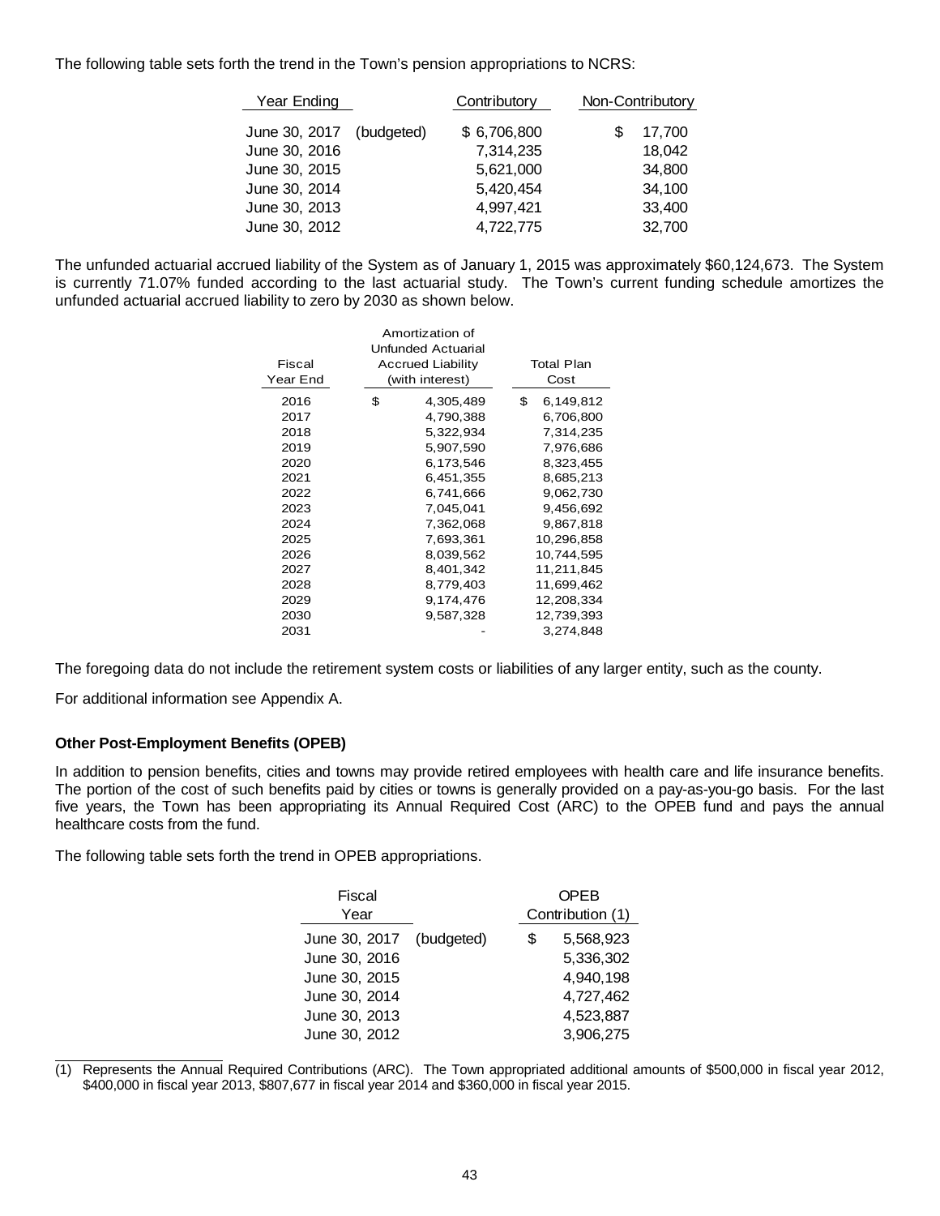The following table sets forth the trend in the Town's pension appropriations to NCRS:

| Year Ending | | Contributory | Non-Contributory |
|---|---|---|---|
| June 30, 2017 | (budgeted) | $ 6,706,800 | $ 17,700 |
| June 30, 2016 | | 7,314,235 | 18,042 |
| June 30, 2015 | | 5,621,000 | 34,800 |
| June 30, 2014 | | 5,420,454 | 34,100 |
| June 30, 2013 | | 4,997,421 | 33,400 |
| June 30, 2012 | | 4,722,775 | 32,700 |

The unfunded actuarial accrued liability of the System as of January 1, 2015 was approximately $60,124,673. The System is currently 71.07% funded according to the last actuarial study. The Town's current funding schedule amortizes the unfunded actuarial accrued liability to zero by 2030 as shown below.

| Fiscal Year End | Amortization of Unfunded Actuarial Accrued Liability (with interest) | Total Plan Cost |
|---|---|---|
| 2016 | $ 4,305,489 | $ 6,149,812 |
| 2017 | 4,790,388 | 6,706,800 |
| 2018 | 5,322,934 | 7,314,235 |
| 2019 | 5,907,590 | 7,976,686 |
| 2020 | 6,173,546 | 8,323,455 |
| 2021 | 6,451,355 | 8,685,213 |
| 2022 | 6,741,666 | 9,062,730 |
| 2023 | 7,045,041 | 9,456,692 |
| 2024 | 7,362,068 | 9,867,818 |
| 2025 | 7,693,361 | 10,296,858 |
| 2026 | 8,039,562 | 10,744,595 |
| 2027 | 8,401,342 | 11,211,845 |
| 2028 | 8,779,403 | 11,699,462 |
| 2029 | 9,174,476 | 12,208,334 |
| 2030 | 9,587,328 | 12,739,393 |
| 2031 | - | 3,274,848 |

The foregoing data do not include the retirement system costs or liabilities of any larger entity, such as the county.

For additional information see Appendix A.

**Other Post-Employment Benefits (OPEB)**

In addition to pension benefits, cities and towns may provide retired employees with health care and life insurance benefits. The portion of the cost of such benefits paid by cities or towns is generally provided on a pay-as-you-go basis. For the last five years, the Town has been appropriating its Annual Required Cost (ARC) to the OPEB fund and pays the annual healthcare costs from the fund.

The following table sets forth the trend in OPEB appropriations.

| Fiscal Year | | OPEB Contribution (1) |
|---|---|---|
| June 30, 2017 | (budgeted) | $ 5,568,923 |
| June 30, 2016 | | 5,336,302 |
| June 30, 2015 | | 4,940,198 |
| June 30, 2014 | | 4,727,462 |
| June 30, 2013 | | 4,523,887 |
| June 30, 2012 | | 3,906,275 |

(1) Represents the Annual Required Contributions (ARC). The Town appropriated additional amounts of $500,000 in fiscal year 2012, $400,000 in fiscal year 2013, $807,677 in fiscal year 2014 and $360,000 in fiscal year 2015.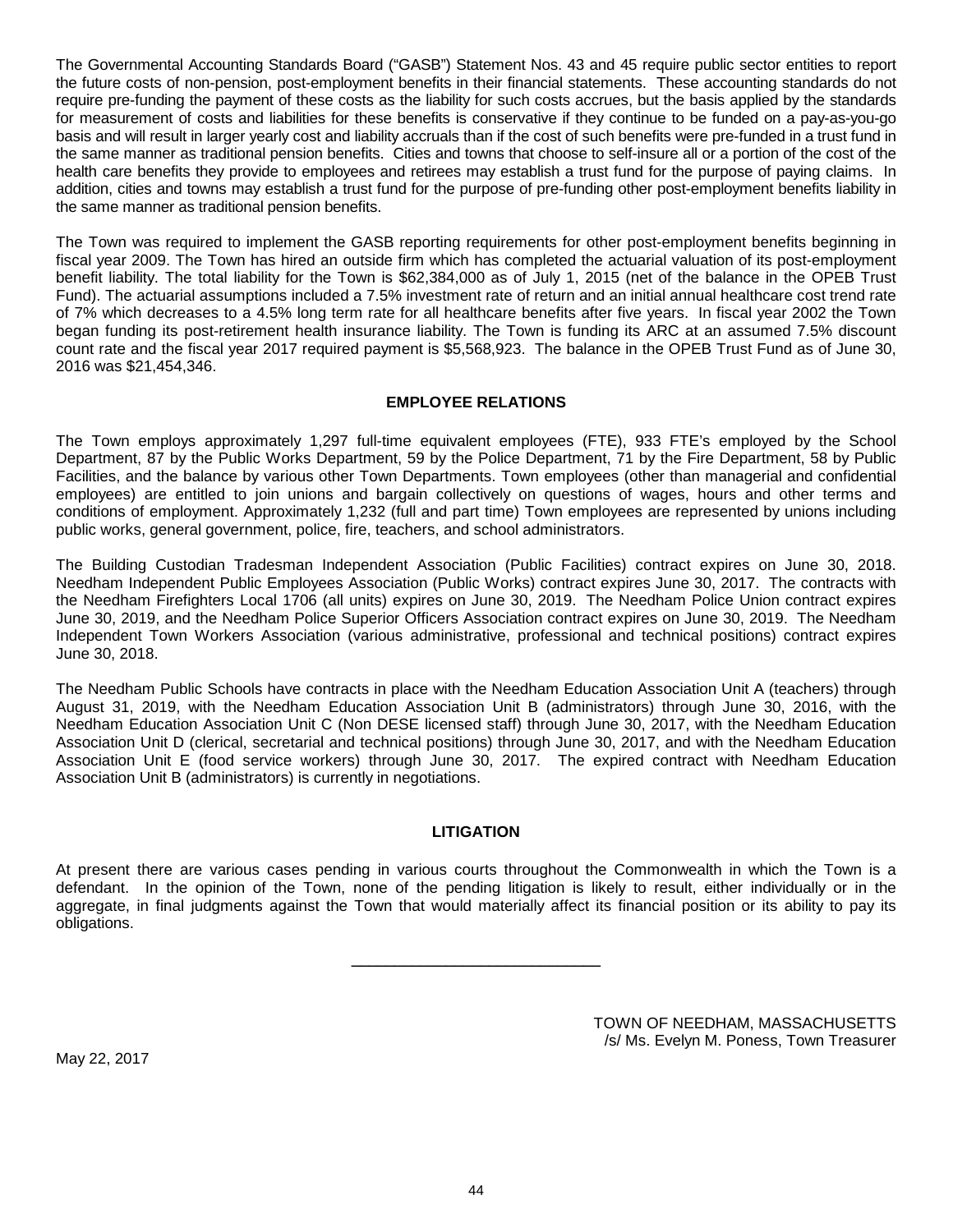The Governmental Accounting Standards Board ("GASB") Statement Nos. 43 and 45 require public sector entities to report the future costs of non-pension, post-employment benefits in their financial statements. These accounting standards do not require pre-funding the payment of these costs as the liability for such costs accrues, but the basis applied by the standards for measurement of costs and liabilities for these benefits is conservative if they continue to be funded on a pay-as-you-go basis and will result in larger yearly cost and liability accruals than if the cost of such benefits were pre-funded in a trust fund in the same manner as traditional pension benefits. Cities and towns that choose to self-insure all or a portion of the cost of the health care benefits they provide to employees and retirees may establish a trust fund for the purpose of paying claims. In addition, cities and towns may establish a trust fund for the purpose of pre-funding other post-employment benefits liability in the same manner as traditional pension benefits.

The Town was required to implement the GASB reporting requirements for other post-employment benefits beginning in fiscal year 2009. The Town has hired an outside firm which has completed the actuarial valuation of its post-employment benefit liability. The total liability for the Town is $62,384,000 as of July 1, 2015 (net of the balance in the OPEB Trust Fund). The actuarial assumptions included a 7.5% investment rate of return and an initial annual healthcare cost trend rate of 7% which decreases to a 4.5% long term rate for all healthcare benefits after five years. In fiscal year 2002 the Town began funding its post-retirement health insurance liability. The Town is funding its ARC at an assumed 7.5% discount count rate and the fiscal year 2017 required payment is $5,568,923. The balance in the OPEB Trust Fund as of June 30, 2016 was $21,454,346.

## EMPLOYEE RELATIONS

The Town employs approximately 1,297 full-time equivalent employees (FTE), 933 FTE's employed by the School Department, 87 by the Public Works Department, 59 by the Police Department, 71 by the Fire Department, 58 by Public Facilities, and the balance by various other Town Departments. Town employees (other than managerial and confidential employees) are entitled to join unions and bargain collectively on questions of wages, hours and other terms and conditions of employment. Approximately 1,232 (full and part time) Town employees are represented by unions including public works, general government, police, fire, teachers, and school administrators.

The Building Custodian Tradesman Independent Association (Public Facilities) contract expires on June 30, 2018. Needham Independent Public Employees Association (Public Works) contract expires June 30, 2017. The contracts with the Needham Firefighters Local 1706 (all units) expires on June 30, 2019. The Needham Police Union contract expires June 30, 2019, and the Needham Police Superior Officers Association contract expires on June 30, 2019. The Needham Independent Town Workers Association (various administrative, professional and technical positions) contract expires June 30, 2018.

The Needham Public Schools have contracts in place with the Needham Education Association Unit A (teachers) through August 31, 2019, with the Needham Education Association Unit B (administrators) through June 30, 2016, with the Needham Education Association Unit C (Non DESE licensed staff) through June 30, 2017, with the Needham Education Association Unit D (clerical, secretarial and technical positions) through June 30, 2017, and with the Needham Education Association Unit E (food service workers) through June 30, 2017. The expired contract with Needham Education Association Unit B (administrators) is currently in negotiations.

## LITIGATION

At present there are various cases pending in various courts throughout the Commonwealth in which the Town is a defendant. In the opinion of the Town, none of the pending litigation is likely to result, either individually or in the aggregate, in final judgments against the Town that would materially affect its financial position or its ability to pay its obligations.

---

TOWN OF NEEDHAM, MASSACHUSETTS
/s/ Ms. Evelyn M. Poness, Town Treasurer

May 22, 2017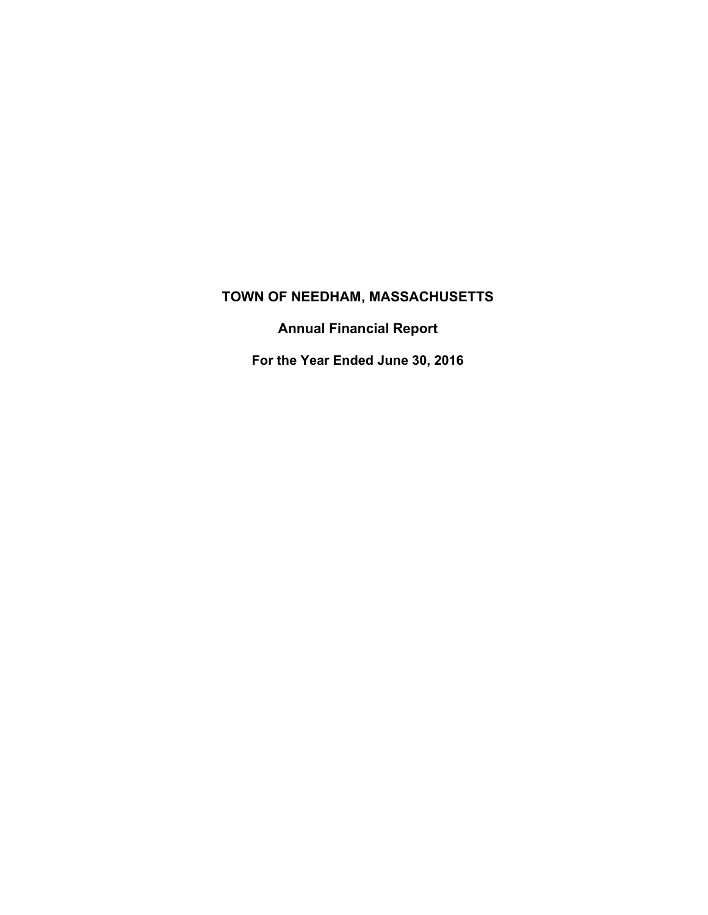# TOWN OF NEEDHAM, MASSACHUSETTS

## Annual Financial Report

## For the Year Ended June 30, 2016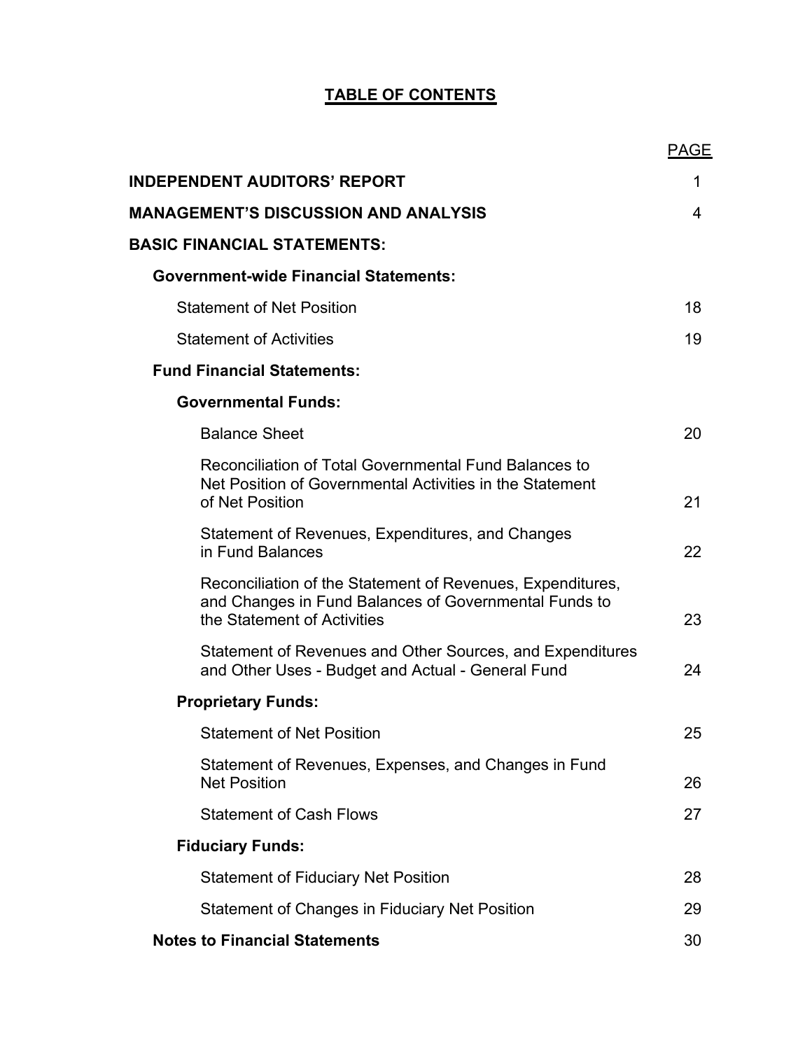# TABLE OF CONTENTS

| | PAGE |
|---|---|
| **INDEPENDENT AUDITORS' REPORT** | 1 |
| **MANAGEMENT'S DISCUSSION AND ANALYSIS** | 4 |
| **BASIC FINANCIAL STATEMENTS:** | |
| **Government-wide Financial Statements:** | |
| Statement of Net Position | 18 |
| Statement of Activities | 19 |
| **Fund Financial Statements:** | |
| **Governmental Funds:** | |
| Balance Sheet | 20 |
| Reconciliation of Total Governmental Fund Balances to Net Position of Governmental Activities in the Statement of Net Position | 21 |
| Statement of Revenues, Expenditures, and Changes in Fund Balances | 22 |
| Reconciliation of the Statement of Revenues, Expenditures, and Changes in Fund Balances of Governmental Funds to the Statement of Activities | 23 |
| Statement of Revenues and Other Sources, and Expenditures and Other Uses - Budget and Actual - General Fund | 24 |
| **Proprietary Funds:** | |
| Statement of Net Position | 25 |
| Statement of Revenues, Expenses, and Changes in Fund Net Position | 26 |
| Statement of Cash Flows | 27 |
| **Fiduciary Funds:** | |
| Statement of Fiduciary Net Position | 28 |
| Statement of Changes in Fiduciary Net Position | 29 |
| **Notes to Financial Statements** | 30 |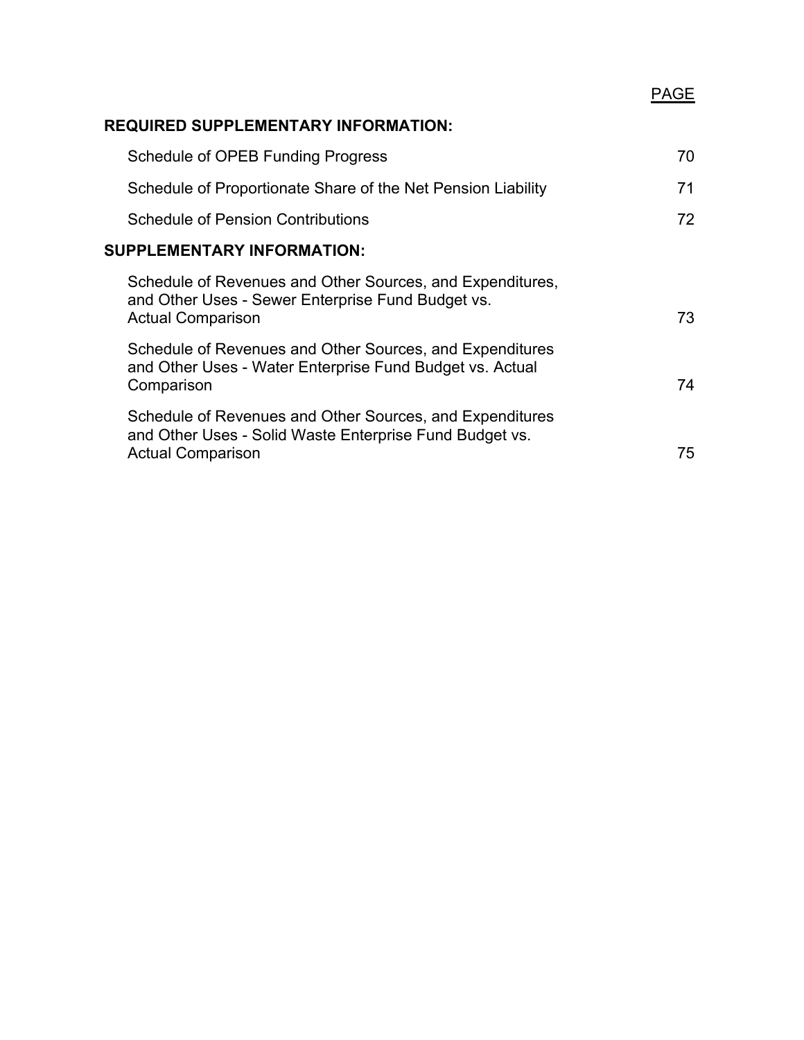| | PAGE |
|---|---|
| **REQUIRED SUPPLEMENTARY INFORMATION:** | |
| Schedule of OPEB Funding Progress | 70 |
| Schedule of Proportionate Share of the Net Pension Liability | 71 |
| Schedule of Pension Contributions | 72 |
| **SUPPLEMENTARY INFORMATION:** | |
| Schedule of Revenues and Other Sources, and Expenditures, and Other Uses - Sewer Enterprise Fund Budget vs. Actual Comparison | 73 |
| Schedule of Revenues and Other Sources, and Expenditures and Other Uses - Water Enterprise Fund Budget vs. Actual Comparison | 74 |
| Schedule of Revenues and Other Sources, and Expenditures and Other Uses - Solid Waste Enterprise Fund Budget vs. Actual Comparison | 75 |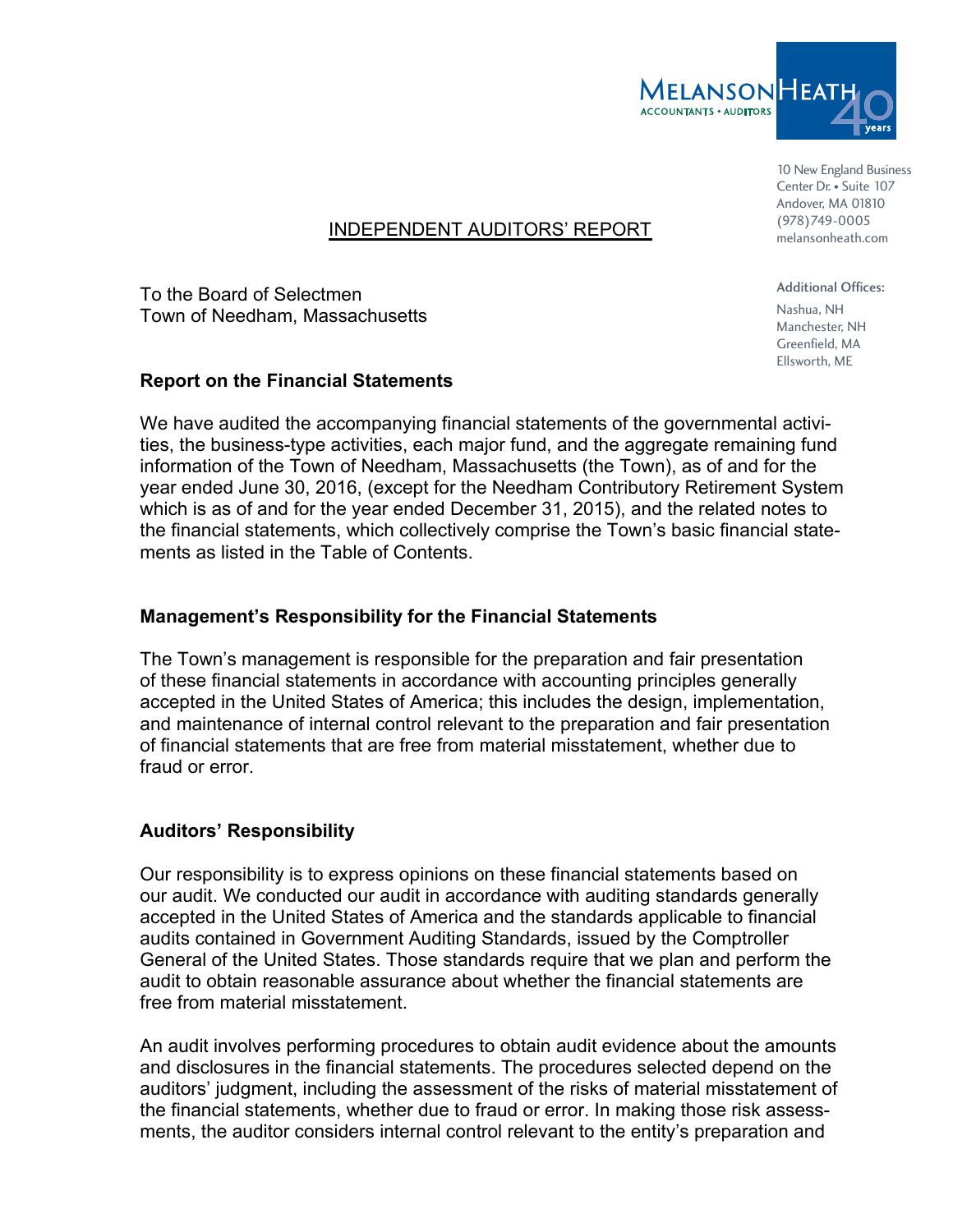MELANSON HEATH
ACCOUNTANTS • AUDITORS

10 New England Business Center Dr. • Suite 107
Andover, MA 01810
(978)749-0005
melansonheath.com

Additional Offices:
Nashua, NH
Manchester, NH
Greenfield, MA
Ellsworth, ME

# INDEPENDENT AUDITORS' REPORT

To the Board of Selectmen
Town of Needham, Massachusetts

## Report on the Financial Statements

We have audited the accompanying financial statements of the governmental activities, the business-type activities, each major fund, and the aggregate remaining fund information of the Town of Needham, Massachusetts (the Town), as of and for the year ended June 30, 2016, (except for the Needham Contributory Retirement System which is as of and for the year ended December 31, 2015), and the related notes to the financial statements, which collectively comprise the Town's basic financial statements as listed in the Table of Contents.

## Management's Responsibility for the Financial Statements

The Town's management is responsible for the preparation and fair presentation of these financial statements in accordance with accounting principles generally accepted in the United States of America; this includes the design, implementation, and maintenance of internal control relevant to the preparation and fair presentation of financial statements that are free from material misstatement, whether due to fraud or error.

## Auditors' Responsibility

Our responsibility is to express opinions on these financial statements based on our audit. We conducted our audit in accordance with auditing standards generally accepted in the United States of America and the standards applicable to financial audits contained in Government Auditing Standards, issued by the Comptroller General of the United States. Those standards require that we plan and perform the audit to obtain reasonable assurance about whether the financial statements are free from material misstatement.

An audit involves performing procedures to obtain audit evidence about the amounts and disclosures in the financial statements. The procedures selected depend on the auditors' judgment, including the assessment of the risks of material misstatement of the financial statements, whether due to fraud or error. In making those risk assessments, the auditor considers internal control relevant to the entity's preparation and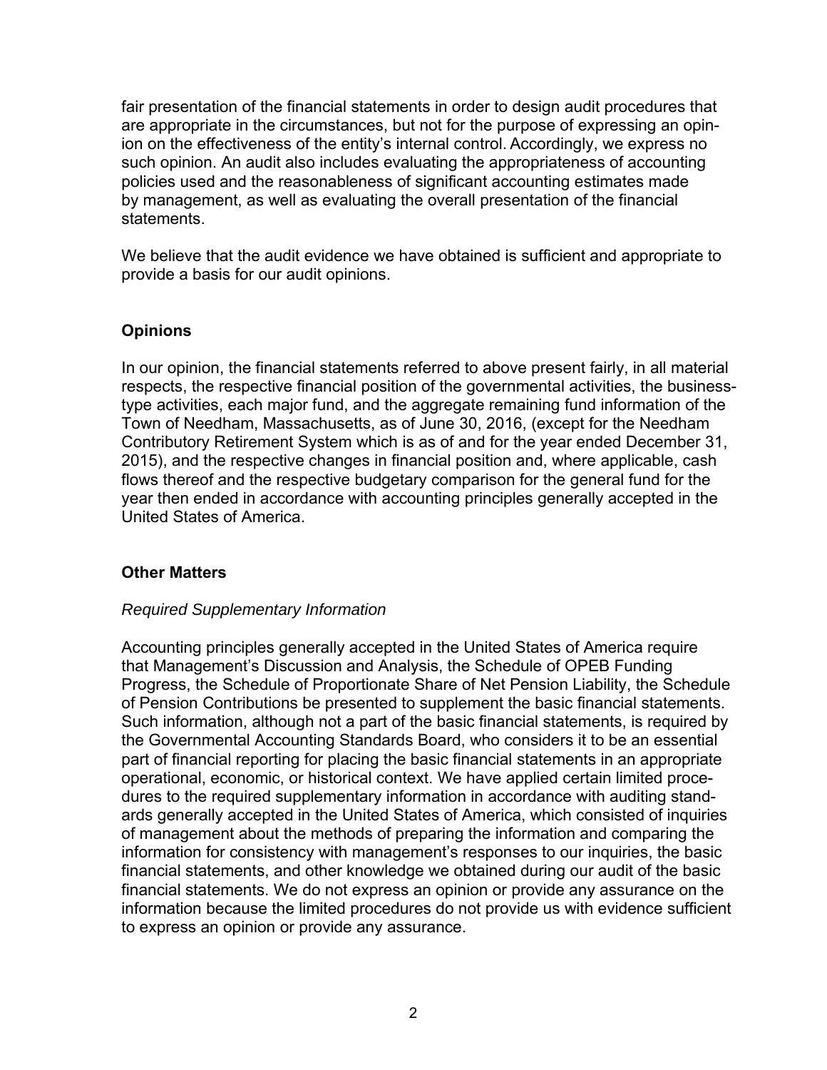fair presentation of the financial statements in order to design audit procedures that are appropriate in the circumstances, but not for the purpose of expressing an opinion on the effectiveness of the entity's internal control. Accordingly, we express no such opinion. An audit also includes evaluating the appropriateness of accounting policies used and the reasonableness of significant accounting estimates made by management, as well as evaluating the overall presentation of the financial statements.

We believe that the audit evidence we have obtained is sufficient and appropriate to provide a basis for our audit opinions.

## Opinions

In our opinion, the financial statements referred to above present fairly, in all material respects, the respective financial position of the governmental activities, the business-type activities, each major fund, and the aggregate remaining fund information of the Town of Needham, Massachusetts, as of June 30, 2016, (except for the Needham Contributory Retirement System which is as of and for the year ended December 31, 2015), and the respective changes in financial position and, where applicable, cash flows thereof and the respective budgetary comparison for the general fund for the year then ended in accordance with accounting principles generally accepted in the United States of America.

## Other Matters

*Required Supplementary Information*

Accounting principles generally accepted in the United States of America require that Management's Discussion and Analysis, the Schedule of OPEB Funding Progress, the Schedule of Proportionate Share of Net Pension Liability, the Schedule of Pension Contributions be presented to supplement the basic financial statements. Such information, although not a part of the basic financial statements, is required by the Governmental Accounting Standards Board, who considers it to be an essential part of financial reporting for placing the basic financial statements in an appropriate operational, economic, or historical context. We have applied certain limited procedures to the required supplementary information in accordance with auditing standards generally accepted in the United States of America, which consisted of inquiries of management about the methods of preparing the information and comparing the information for consistency with management's responses to our inquiries, the basic financial statements, and other knowledge we obtained during our audit of the basic financial statements. We do not express an opinion or provide any assurance on the information because the limited procedures do not provide us with evidence sufficient to express an opinion or provide any assurance.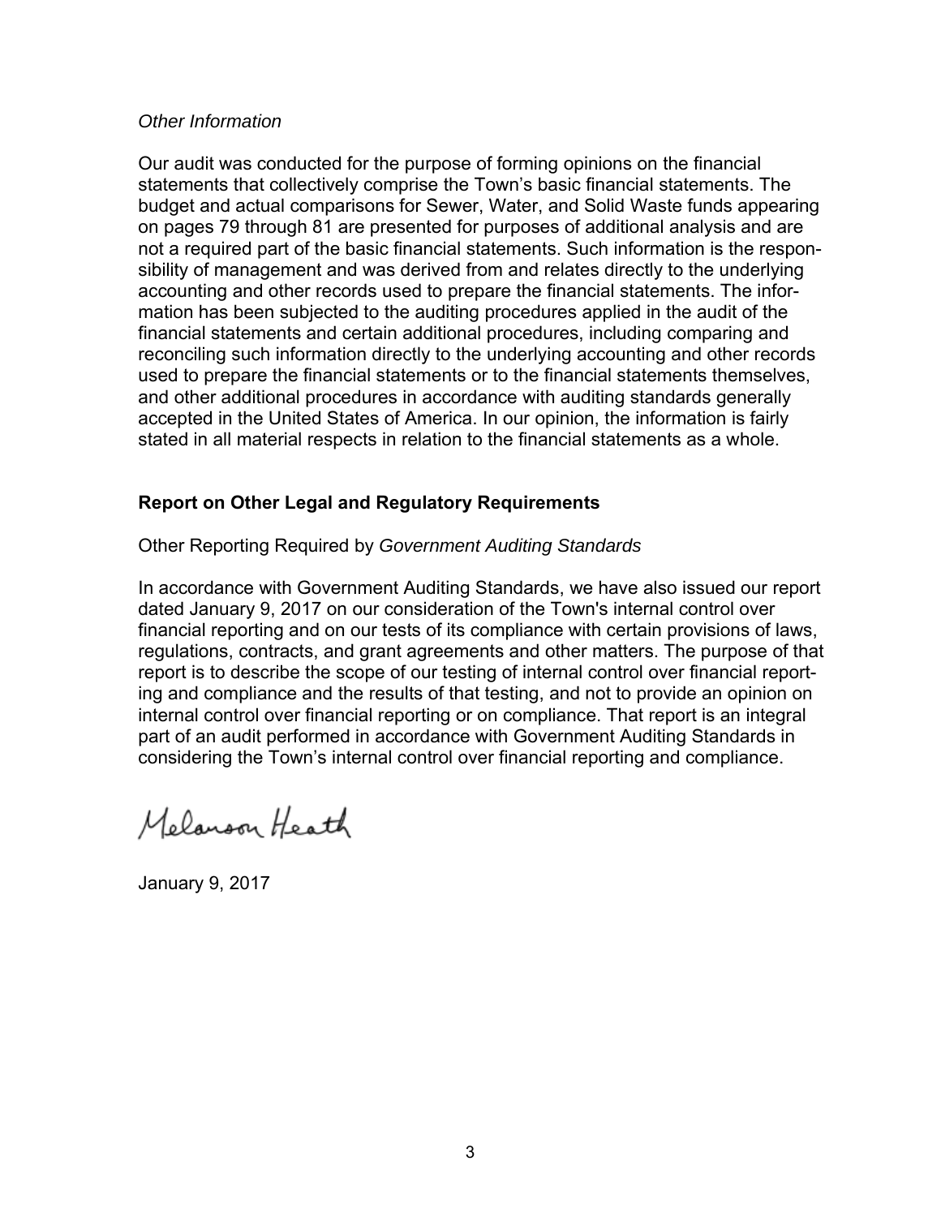*Other Information*

Our audit was conducted for the purpose of forming opinions on the financial statements that collectively comprise the Town's basic financial statements. The budget and actual comparisons for Sewer, Water, and Solid Waste funds appearing on pages 79 through 81 are presented for purposes of additional analysis and are not a required part of the basic financial statements. Such information is the responsibility of management and was derived from and relates directly to the underlying accounting and other records used to prepare the financial statements. The information has been subjected to the auditing procedures applied in the audit of the financial statements and certain additional procedures, including comparing and reconciling such information directly to the underlying accounting and other records used to prepare the financial statements or to the financial statements themselves, and other additional procedures in accordance with auditing standards generally accepted in the United States of America. In our opinion, the information is fairly stated in all material respects in relation to the financial statements as a whole.

**Report on Other Legal and Regulatory Requirements**

Other Reporting Required by *Government Auditing Standards*

In accordance with Government Auditing Standards, we have also issued our report dated January 9, 2017 on our consideration of the Town's internal control over financial reporting and on our tests of its compliance with certain provisions of laws, regulations, contracts, and grant agreements and other matters. The purpose of that report is to describe the scope of our testing of internal control over financial reporting and compliance and the results of that testing, and not to provide an opinion on internal control over financial reporting or on compliance. That report is an integral part of an audit performed in accordance with Government Auditing Standards in considering the Town's internal control over financial reporting and compliance.

Melanson Heath

January 9, 2017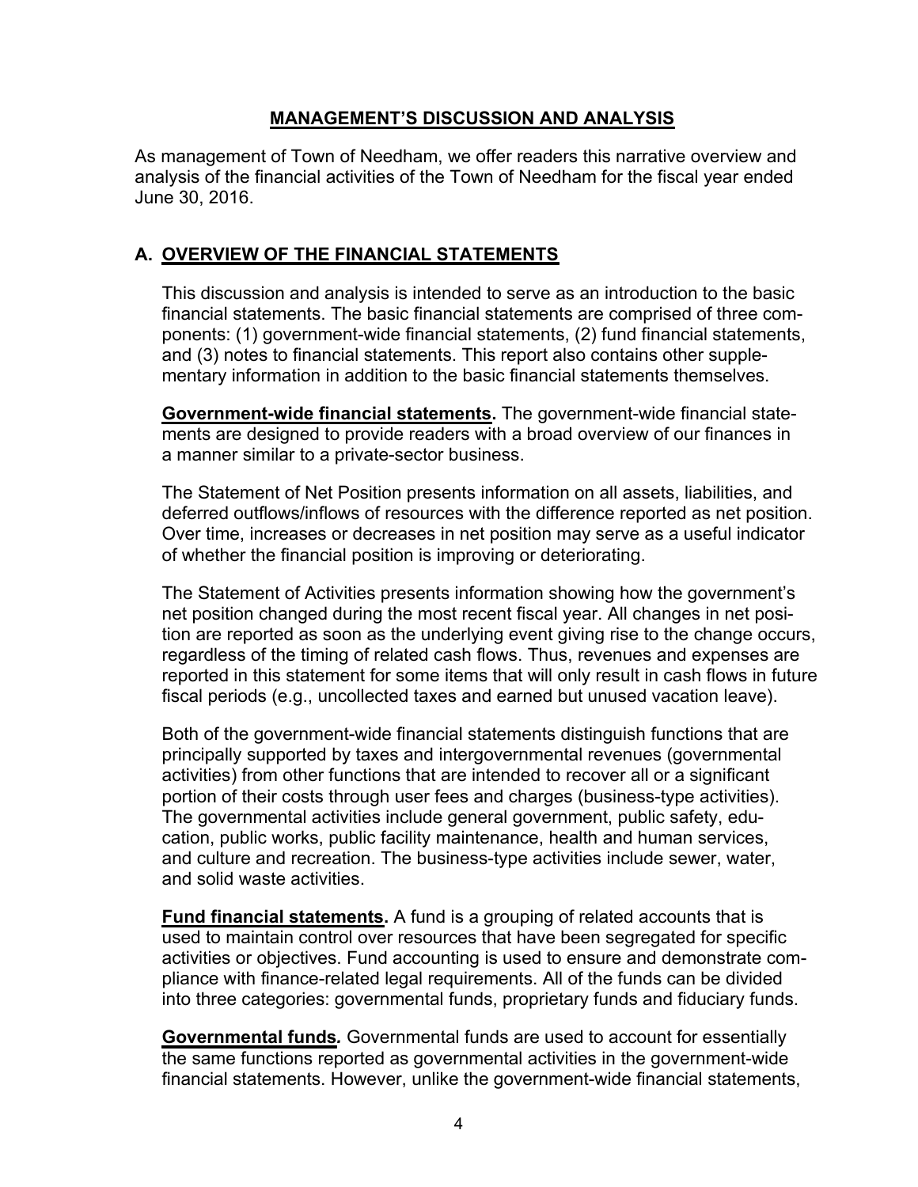# MANAGEMENT'S DISCUSSION AND ANALYSIS

As management of Town of Needham, we offer readers this narrative overview and analysis of the financial activities of the Town of Needham for the fiscal year ended June 30, 2016.

## A. OVERVIEW OF THE FINANCIAL STATEMENTS

This discussion and analysis is intended to serve as an introduction to the basic financial statements. The basic financial statements are comprised of three components: (1) government-wide financial statements, (2) fund financial statements, and (3) notes to financial statements. This report also contains other supplementary information in addition to the basic financial statements themselves.

**Government-wide financial statements.** The government-wide financial statements are designed to provide readers with a broad overview of our finances in a manner similar to a private-sector business.

The Statement of Net Position presents information on all assets, liabilities, and deferred outflows/inflows of resources with the difference reported as net position. Over time, increases or decreases in net position may serve as a useful indicator of whether the financial position is improving or deteriorating.

The Statement of Activities presents information showing how the government's net position changed during the most recent fiscal year. All changes in net position are reported as soon as the underlying event giving rise to the change occurs, regardless of the timing of related cash flows. Thus, revenues and expenses are reported in this statement for some items that will only result in cash flows in future fiscal periods (e.g., uncollected taxes and earned but unused vacation leave).

Both of the government-wide financial statements distinguish functions that are principally supported by taxes and intergovernmental revenues (governmental activities) from other functions that are intended to recover all or a significant portion of their costs through user fees and charges (business-type activities). The governmental activities include general government, public safety, education, public works, public facility maintenance, health and human services, and culture and recreation. The business-type activities include sewer, water, and solid waste activities.

**Fund financial statements.** A fund is a grouping of related accounts that is used to maintain control over resources that have been segregated for specific activities or objectives. Fund accounting is used to ensure and demonstrate compliance with finance-related legal requirements. All of the funds can be divided into three categories: governmental funds, proprietary funds and fiduciary funds.

**Governmental funds.** Governmental funds are used to account for essentially the same functions reported as governmental activities in the government-wide financial statements. However, unlike the government-wide financial statements,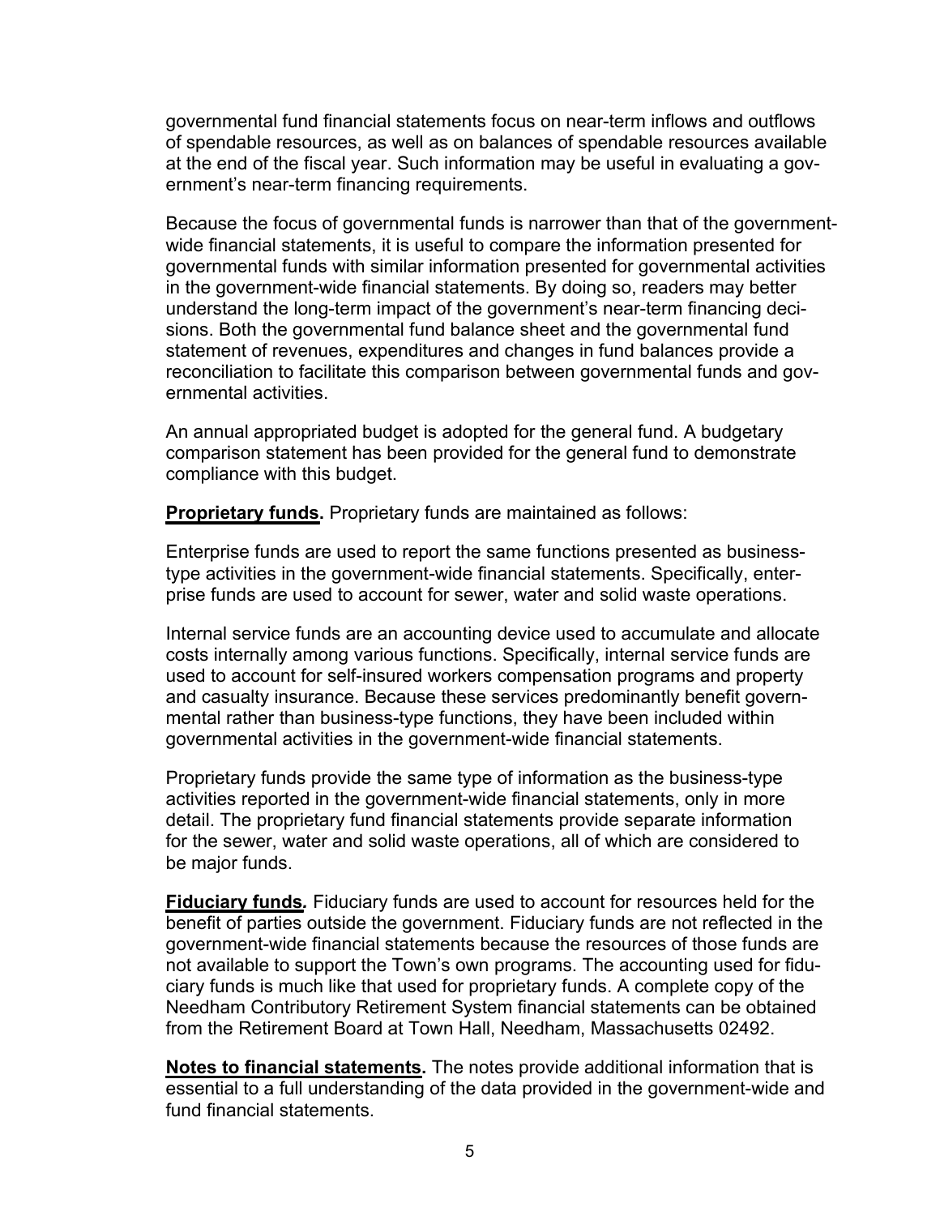governmental fund financial statements focus on near-term inflows and outflows of spendable resources, as well as on balances of spendable resources available at the end of the fiscal year. Such information may be useful in evaluating a government's near-term financing requirements.

Because the focus of governmental funds is narrower than that of the government-wide financial statements, it is useful to compare the information presented for governmental funds with similar information presented for governmental activities in the government-wide financial statements. By doing so, readers may better understand the long-term impact of the government's near-term financing decisions. Both the governmental fund balance sheet and the governmental fund statement of revenues, expenditures and changes in fund balances provide a reconciliation to facilitate this comparison between governmental funds and governmental activities.

An annual appropriated budget is adopted for the general fund. A budgetary comparison statement has been provided for the general fund to demonstrate compliance with this budget.

**Proprietary funds.** Proprietary funds are maintained as follows:

Enterprise funds are used to report the same functions presented as business-type activities in the government-wide financial statements. Specifically, enterprise funds are used to account for sewer, water and solid waste operations.

Internal service funds are an accounting device used to accumulate and allocate costs internally among various functions. Specifically, internal service funds are used to account for self-insured workers compensation programs and property and casualty insurance. Because these services predominantly benefit governmental rather than business-type functions, they have been included within governmental activities in the government-wide financial statements.

Proprietary funds provide the same type of information as the business-type activities reported in the government-wide financial statements, only in more detail. The proprietary fund financial statements provide separate information for the sewer, water and solid waste operations, all of which are considered to be major funds.

**Fiduciary funds.** Fiduciary funds are used to account for resources held for the benefit of parties outside the government. Fiduciary funds are not reflected in the government-wide financial statements because the resources of those funds are not available to support the Town's own programs. The accounting used for fiduciary funds is much like that used for proprietary funds. A complete copy of the Needham Contributory Retirement System financial statements can be obtained from the Retirement Board at Town Hall, Needham, Massachusetts 02492.

**Notes to financial statements.** The notes provide additional information that is essential to a full understanding of the data provided in the government-wide and fund financial statements.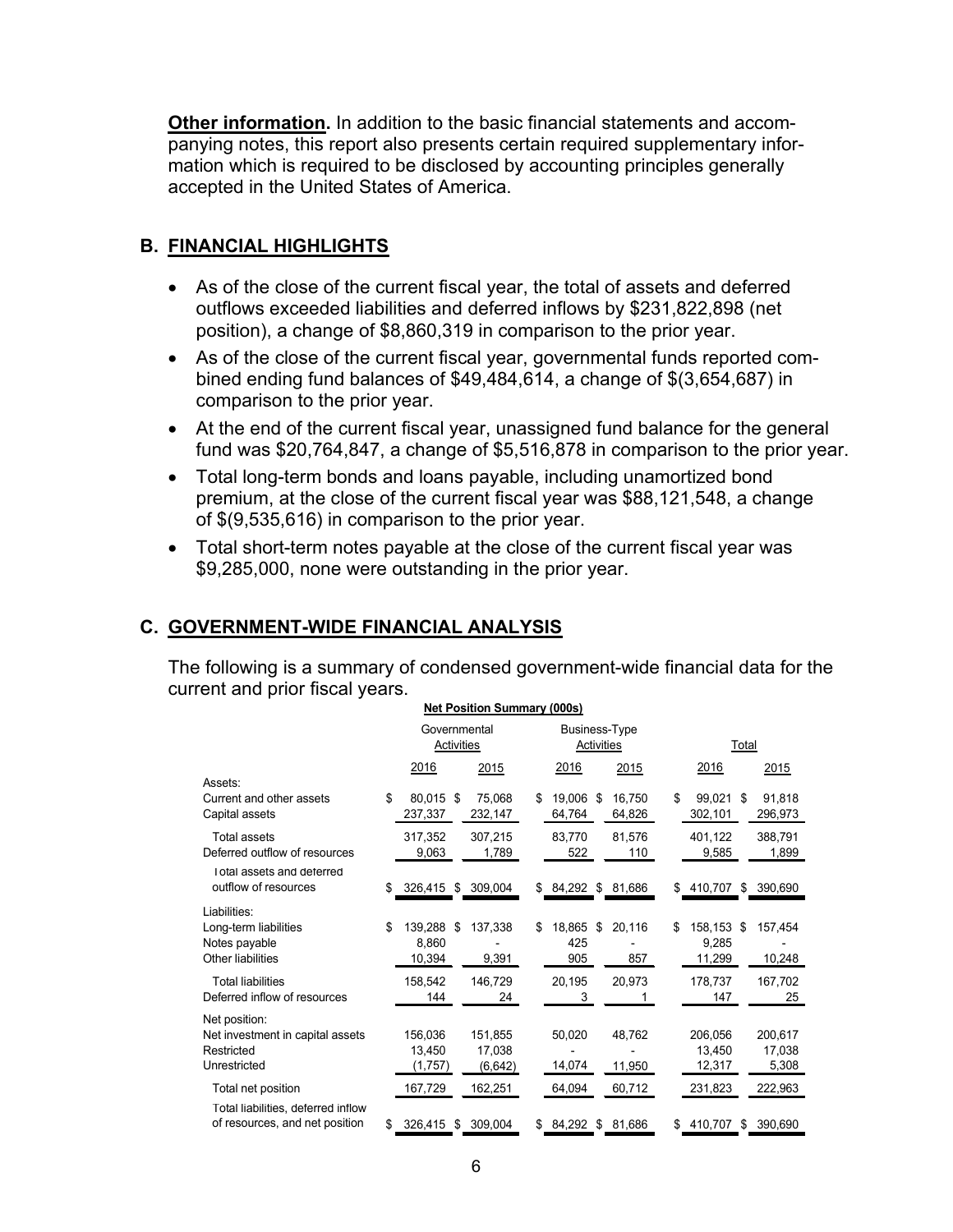**Other information.** In addition to the basic financial statements and accompanying notes, this report also presents certain required supplementary information which is required to be disclosed by accounting principles generally accepted in the United States of America.

## B. FINANCIAL HIGHLIGHTS

- As of the close of the current fiscal year, the total of assets and deferred outflows exceeded liabilities and deferred inflows by $231,822,898 (net position), a change of $8,860,319 in comparison to the prior year.
- As of the close of the current fiscal year, governmental funds reported combined ending fund balances of $49,484,614, a change of $(3,654,687) in comparison to the prior year.
- At the end of the current fiscal year, unassigned fund balance for the general fund was $20,764,847, a change of $5,516,878 in comparison to the prior year.
- Total long-term bonds and loans payable, including unamortized bond premium, at the close of the current fiscal year was $88,121,548, a change of $(9,535,616) in comparison to the prior year.
- Total short-term notes payable at the close of the current fiscal year was $9,285,000, none were outstanding in the prior year.

## C. GOVERNMENT-WIDE FINANCIAL ANALYSIS

The following is a summary of condensed government-wide financial data for the current and prior fiscal years.

**Net Position Summary (000s)**

| | Governmental Activities | | Business-Type Activities | | Total | |
|---|---|---|---|---|---|---|
| | 2016 | 2015 | 2016 | 2015 | 2016 | 2015 |
| Assets: | | | | | | |
| Current and other assets | $ 80,015 | $ 75,068 | $ 19,006 | $ 16,750 | $ 99,021 | $ 91,818 |
| Capital assets | 237,337 | 232,147 | 64,764 | 64,826 | 302,101 | 296,973 |
| Total assets | 317,352 | 307,215 | 83,770 | 81,576 | 401,122 | 388,791 |
| Deferred outflow of resources | 9,063 | 1,789 | 522 | 110 | 9,585 | 1,899 |
| Total assets and deferred outflow of resources | $ 326,415 | $ 309,004 | $ 84,292 | $ 81,686 | $ 410,707 | $ 390,690 |
| Liabilities: | | | | | | |
| Long-term liabilities | $ 139,288 | $ 137,338 | $ 18,865 | $ 20,116 | $ 158,153 | $ 157,454 |
| Notes payable | 8,860 | - | 425 | - | 9,285 | - |
| Other liabilities | 10,394 | 9,391 | 905 | 857 | 11,299 | 10,248 |
| Total liabilities | 158,542 | 146,729 | 20,195 | 20,973 | 178,737 | 167,702 |
| Deferred inflow of resources | 144 | 24 | 3 | 1 | 147 | 25 |
| Net position: | | | | | | |
| Net investment in capital assets | 156,036 | 151,855 | 50,020 | 48,762 | 206,056 | 200,617 |
| Restricted | 13,450 | 17,038 | - | - | 13,450 | 17,038 |
| Unrestricted | (1,757) | (6,642) | 14,074 | 11,950 | 12,317 | 5,308 |
| Total net position | 167,729 | 162,251 | 64,094 | 60,712 | 231,823 | 222,963 |
| Total liabilities, deferred inflow of resources, and net position | $ 326,415 | $ 309,004 | $ 84,292 | $ 81,686 | $ 410,707 | $ 390,690 |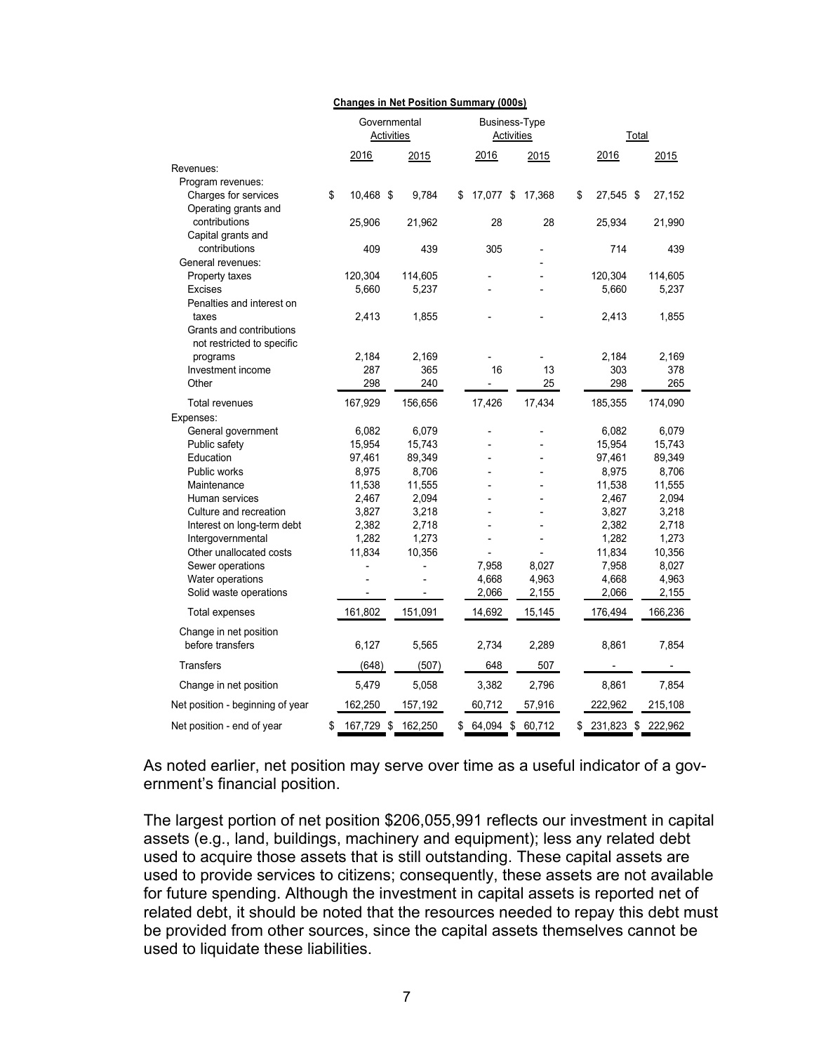**Changes in Net Position Summary (000s)**

| | Governmental Activities | | Business-Type Activities | | Total | |
|---|---|---|---|---|---|---|
| | 2016 | 2015 | 2016 | 2015 | 2016 | 2015 |
| Revenues: | | | | | | |
| Program revenues: | | | | | | |
| Charges for services | $ 10,468 | $ 9,784 | $ 17,077 | $ 17,368 | $ 27,545 | $ 27,152 |
| Operating grants and contributions | 25,906 | 21,962 | 28 | 28 | 25,934 | 21,990 |
| Capital grants and contributions | 409 | 439 | 305 | - | 714 | 439 |
| General revenues: | | | | - | | |
| Property taxes | 120,304 | 114,605 | - | - | 120,304 | 114,605 |
| Excises | 5,660 | 5,237 | - | - | 5,660 | 5,237 |
| Penalties and interest on taxes | 2,413 | 1,855 | - | - | 2,413 | 1,855 |
| Grants and contributions not restricted to specific programs | 2,184 | 2,169 | - | - | 2,184 | 2,169 |
| Investment income | 287 | 365 | 16 | 13 | 303 | 378 |
| Other | 298 | 240 | - | 25 | 298 | 265 |
| Total revenues | 167,929 | 156,656 | 17,426 | 17,434 | 185,355 | 174,090 |
| Expenses: | | | | | | |
| General government | 6,082 | 6,079 | - | - | 6,082 | 6,079 |
| Public safety | 15,954 | 15,743 | - | - | 15,954 | 15,743 |
| Education | 97,461 | 89,349 | - | - | 97,461 | 89,349 |
| Public works | 8,975 | 8,706 | - | - | 8,975 | 8,706 |
| Maintenance | 11,538 | 11,555 | - | - | 11,538 | 11,555 |
| Human services | 2,467 | 2,094 | - | - | 2,467 | 2,094 |
| Culture and recreation | 3,827 | 3,218 | - | - | 3,827 | 3,218 |
| Interest on long-term debt | 2,382 | 2,718 | - | - | 2,382 | 2,718 |
| Intergovernmental | 1,282 | 1,273 | - | - | 1,282 | 1,273 |
| Other unallocated costs | 11,834 | 10,356 | - | - | 11,834 | 10,356 |
| Sewer operations | - | - | 7,958 | 8,027 | 7,958 | 8,027 |
| Water operations | - | - | 4,668 | 4,963 | 4,668 | 4,963 |
| Solid waste operations | - | - | 2,066 | 2,155 | 2,066 | 2,155 |
| Total expenses | 161,802 | 151,091 | 14,692 | 15,145 | 176,494 | 166,236 |
| Change in net position before transfers | 6,127 | 5,565 | 2,734 | 2,289 | 8,861 | 7,854 |
| Transfers | (648) | (507) | 648 | 507 | - | - |
| Change in net position | 5,479 | 5,058 | 3,382 | 2,796 | 8,861 | 7,854 |
| Net position - beginning of year | 162,250 | 157,192 | 60,712 | 57,916 | 222,962 | 215,108 |
| Net position - end of year | $ 167,729 | $ 162,250 | $ 64,094 | $ 60,712 | $ 231,823 | $ 222,962 |

As noted earlier, net position may serve over time as a useful indicator of a government's financial position.

The largest portion of net position $206,055,991 reflects our investment in capital assets (e.g., land, buildings, machinery and equipment); less any related debt used to acquire those assets that is still outstanding. These capital assets are used to provide services to citizens; consequently, these assets are not available for future spending. Although the investment in capital assets is reported net of related debt, it should be noted that the resources needed to repay this debt must be provided from other sources, since the capital assets themselves cannot be used to liquidate these liabilities.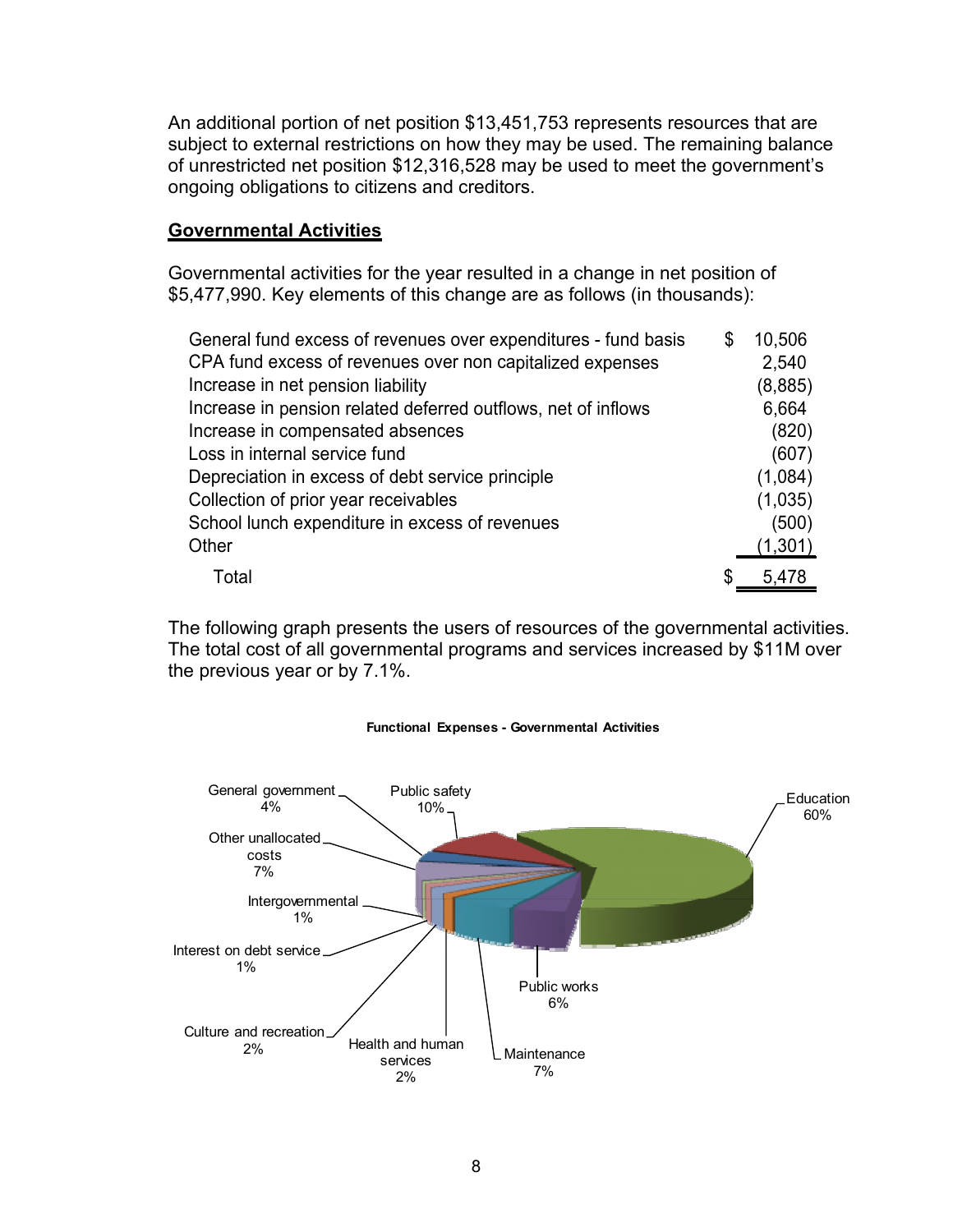An additional portion of net position $13,451,753 represents resources that are subject to external restrictions on how they may be used. The remaining balance of unrestricted net position $12,316,528 may be used to meet the government's ongoing obligations to citizens and creditors.

## Governmental Activities

Governmental activities for the year resulted in a change in net position of $5,477,990. Key elements of this change are as follows (in thousands):

| | |
|---|---|
| General fund excess of revenues over expenditures - fund basis | $ 10,506 |
| CPA fund excess of revenues over non capitalized expenses | 2,540 |
| Increase in net pension liability | (8,885) |
| Increase in pension related deferred outflows, net of inflows | 6,664 |
| Increase in compensated absences | (820) |
| Loss in internal service fund | (607) |
| Depreciation in excess of debt service principle | (1,084) |
| Collection of prior year receivables | (1,035) |
| School lunch expenditure in excess of revenues | (500) |
| Other | (1,301) |
| Total | $ 5,478 |

The following graph presents the users of resources of the governmental activities. The total cost of all governmental programs and services increased by $11M over the previous year or by 7.1%.

**Functional Expenses - Governmental Activities**

| Function | Percentage |
|---|---|
| General government | 4% |
| Public safety | 10% |
| Education | 60% |
| Other unallocated costs | 7% |
| Intergovernmental | 1% |
| Interest on debt service | 1% |
| Culture and recreation | 2% |
| Health and human services | 2% |
| Maintenance | 7% |
| Public works | 6% |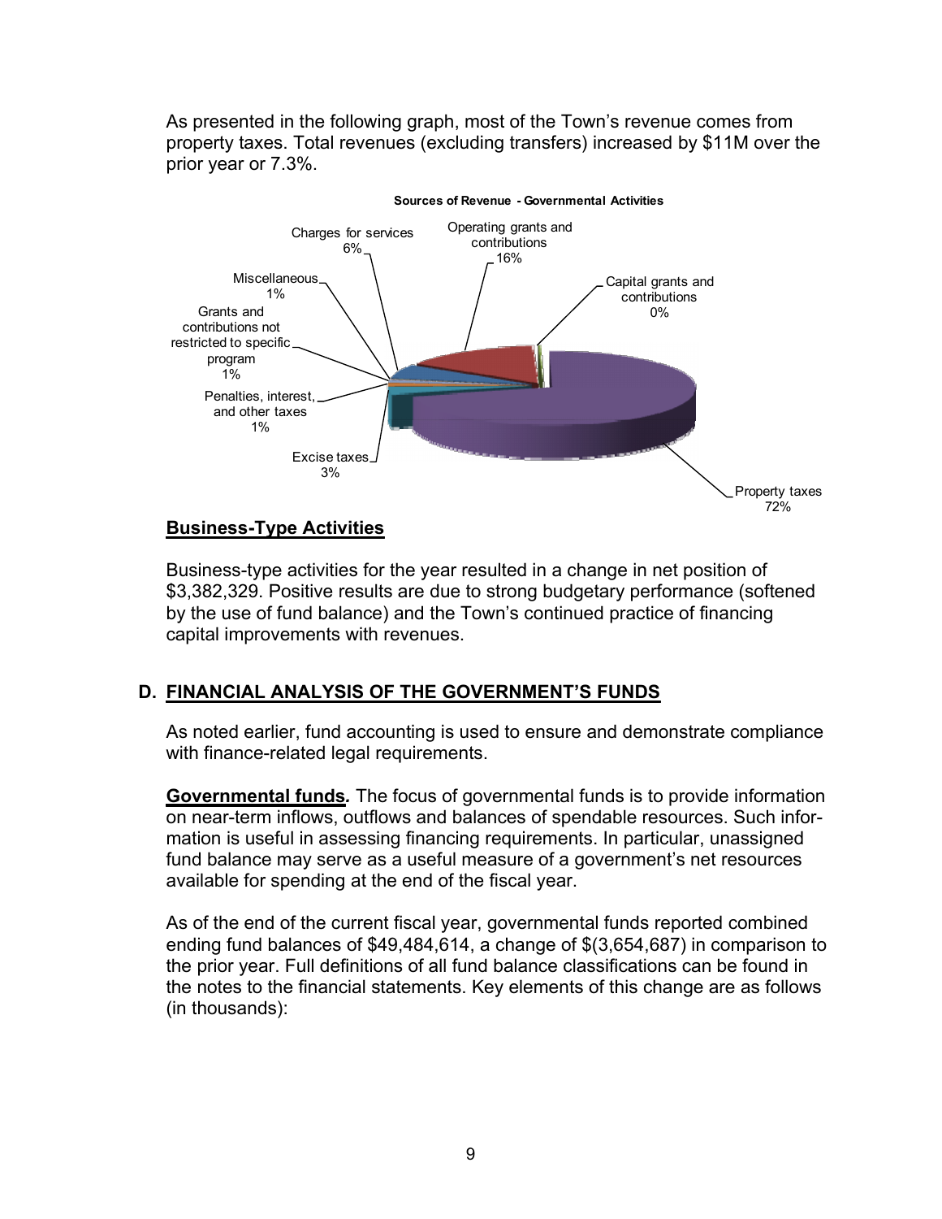As presented in the following graph, most of the Town's revenue comes from property taxes. Total revenues (excluding transfers) increased by $11M over the prior year or 7.3%.

**Sources of Revenue - Governmental Activities**

| Source | Percentage |
|---|---|
| Property taxes | 72% |
| Operating grants and contributions | 16% |
| Charges for services | 6% |
| Excise taxes | 3% |
| Miscellaneous | 1% |
| Grants and contributions not restricted to specific program | 1% |
| Penalties, interest, and other taxes | 1% |
| Capital grants and contributions | 0% |

## Business-Type Activities

Business-type activities for the year resulted in a change in net position of $3,382,329. Positive results are due to strong budgetary performance (softened by the use of fund balance) and the Town's continued practice of financing capital improvements with revenues.

## D. FINANCIAL ANALYSIS OF THE GOVERNMENT'S FUNDS

As noted earlier, fund accounting is used to ensure and demonstrate compliance with finance-related legal requirements.

***Governmental funds.*** The focus of governmental funds is to provide information on near-term inflows, outflows and balances of spendable resources. Such information is useful in assessing financing requirements. In particular, unassigned fund balance may serve as a useful measure of a government's net resources available for spending at the end of the fiscal year.

As of the end of the current fiscal year, governmental funds reported combined ending fund balances of $49,484,614, a change of $(3,654,687) in comparison to the prior year. Full definitions of all fund balance classifications can be found in the notes to the financial statements. Key elements of this change are as follows (in thousands):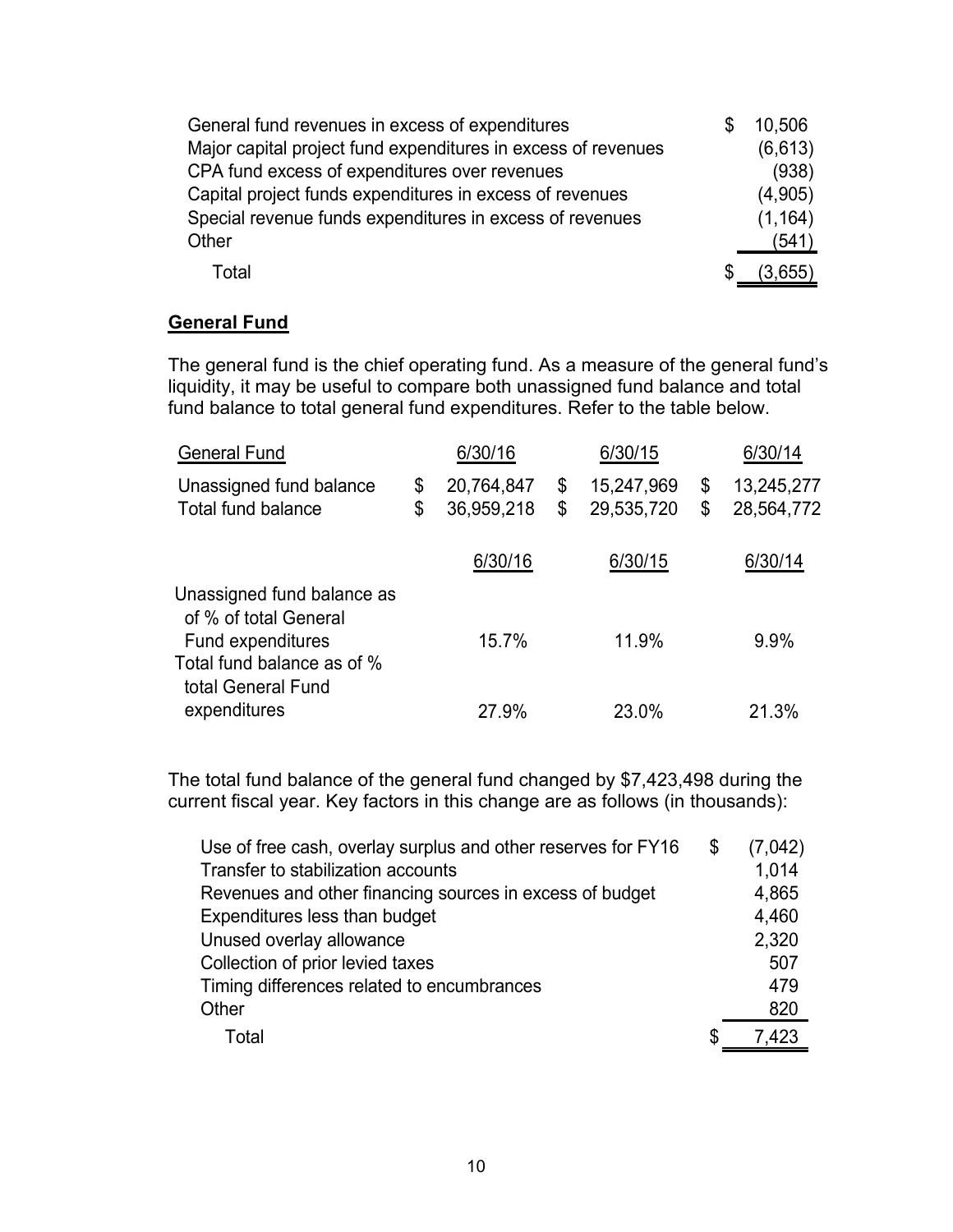| | |
|---|---|
| General fund revenues in excess of expenditures | $ 10,506 |
| Major capital project fund expenditures in excess of revenues | (6,613) |
| CPA fund excess of expenditures over revenues | (938) |
| Capital project funds expenditures in excess of revenues | (4,905) |
| Special revenue funds expenditures in excess of revenues | (1,164) |
| Other | (541) |
| Total | $ (3,655) |

## General Fund

The general fund is the chief operating fund. As a measure of the general fund's liquidity, it may be useful to compare both unassigned fund balance and total fund balance to total general fund expenditures. Refer to the table below.

| General Fund | 6/30/16 | 6/30/15 | 6/30/14 |
|---|---|---|---|
| Unassigned fund balance | $ 20,764,847 | $ 15,247,969 | $ 13,245,277 |
| Total fund balance | $ 36,959,218 | $ 29,535,720 | $ 28,564,772 |

| | 6/30/16 | 6/30/15 | 6/30/14 |
|---|---|---|---|
| Unassigned fund balance as of % of total General Fund expenditures | 15.7% | 11.9% | 9.9% |
| Total fund balance as of % total General Fund expenditures | 27.9% | 23.0% | 21.3% |

The total fund balance of the general fund changed by $7,423,498 during the current fiscal year. Key factors in this change are as follows (in thousands):

| | |
|---|---|
| Use of free cash, overlay surplus and other reserves for FY16 | $ (7,042) |
| Transfer to stabilization accounts | 1,014 |
| Revenues and other financing sources in excess of budget | 4,865 |
| Expenditures less than budget | 4,460 |
| Unused overlay allowance | 2,320 |
| Collection of prior levied taxes | 507 |
| Timing differences related to encumbrances | 479 |
| Other | 820 |
| Total | $ 7,423 |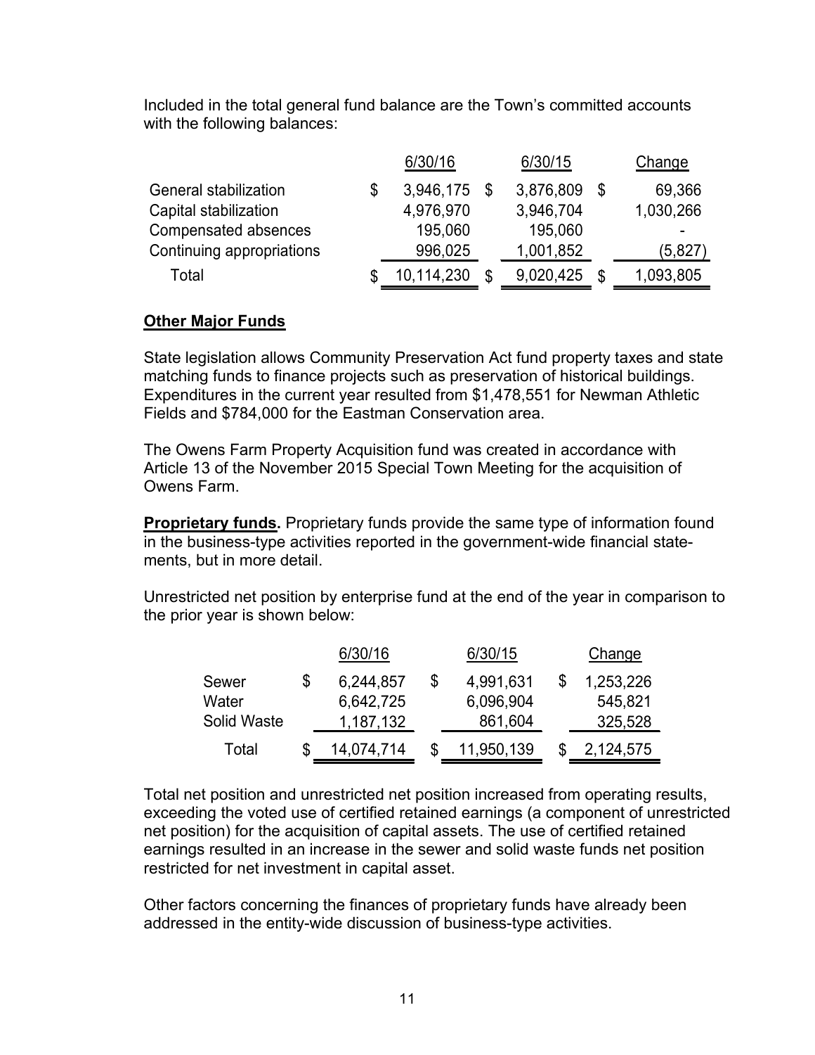Included in the total general fund balance are the Town's committed accounts with the following balances:

| | 6/30/16 | 6/30/15 | Change |
|---|---|---|---|
| General stabilization | $ 3,946,175 | $ 3,876,809 | $ 69,366 |
| Capital stabilization | 4,976,970 | 3,946,704 | 1,030,266 |
| Compensated absences | 195,060 | 195,060 | - |
| Continuing appropriations | 996,025 | 1,001,852 | (5,827) |
| Total | $ 10,114,230 | $ 9,020,425 | $ 1,093,805 |

**Other Major Funds**

State legislation allows Community Preservation Act fund property taxes and state matching funds to finance projects such as preservation of historical buildings. Expenditures in the current year resulted from $1,478,551 for Newman Athletic Fields and $784,000 for the Eastman Conservation area.

The Owens Farm Property Acquisition fund was created in accordance with Article 13 of the November 2015 Special Town Meeting for the acquisition of Owens Farm.

**Proprietary funds.** Proprietary funds provide the same type of information found in the business-type activities reported in the government-wide financial statements, but in more detail.

Unrestricted net position by enterprise fund at the end of the year in comparison to the prior year is shown below:

| | 6/30/16 | 6/30/15 | Change |
|---|---|---|---|
| Sewer | $ 6,244,857 | $ 4,991,631 | $ 1,253,226 |
| Water | 6,642,725 | 6,096,904 | 545,821 |
| Solid Waste | 1,187,132 | 861,604 | 325,528 |
| Total | $ 14,074,714 | $ 11,950,139 | $ 2,124,575 |

Total net position and unrestricted net position increased from operating results, exceeding the voted use of certified retained earnings (a component of unrestricted net position) for the acquisition of capital assets. The use of certified retained earnings resulted in an increase in the sewer and solid waste funds net position restricted for net investment in capital asset.

Other factors concerning the finances of proprietary funds have already been addressed in the entity-wide discussion of business-type activities.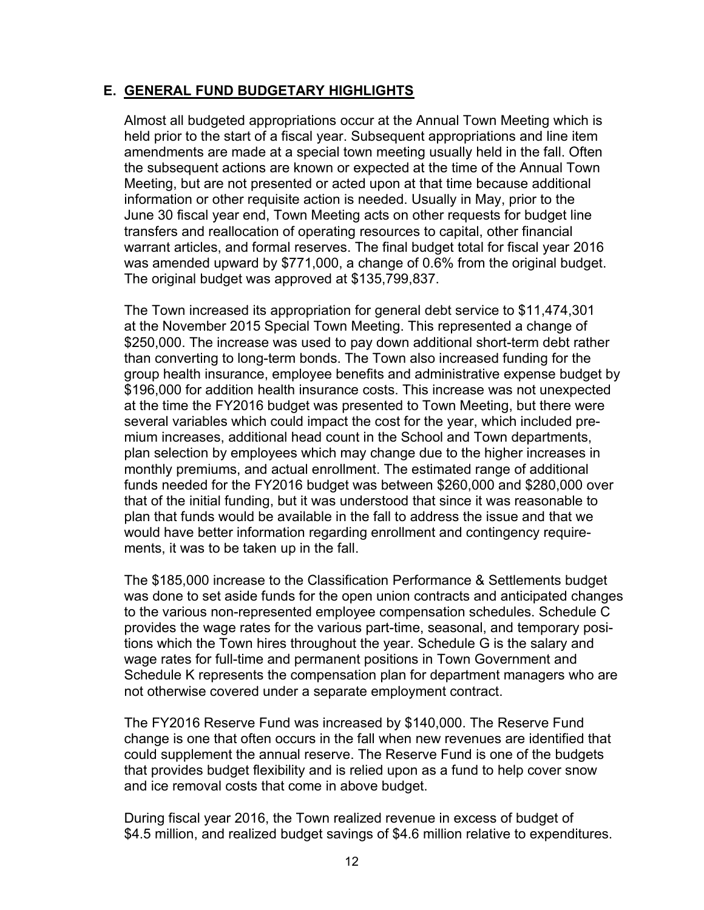## E. GENERAL FUND BUDGETARY HIGHLIGHTS

Almost all budgeted appropriations occur at the Annual Town Meeting which is held prior to the start of a fiscal year. Subsequent appropriations and line item amendments are made at a special town meeting usually held in the fall. Often the subsequent actions are known or expected at the time of the Annual Town Meeting, but are not presented or acted upon at that time because additional information or other requisite action is needed. Usually in May, prior to the June 30 fiscal year end, Town Meeting acts on other requests for budget line transfers and reallocation of operating resources to capital, other financial warrant articles, and formal reserves. The final budget total for fiscal year 2016 was amended upward by $771,000, a change of 0.6% from the original budget. The original budget was approved at $135,799,837.

The Town increased its appropriation for general debt service to $11,474,301 at the November 2015 Special Town Meeting. This represented a change of $250,000. The increase was used to pay down additional short-term debt rather than converting to long-term bonds. The Town also increased funding for the group health insurance, employee benefits and administrative expense budget by $196,000 for addition health insurance costs. This increase was not unexpected at the time the FY2016 budget was presented to Town Meeting, but there were several variables which could impact the cost for the year, which included premium increases, additional head count in the School and Town departments, plan selection by employees which may change due to the higher increases in monthly premiums, and actual enrollment. The estimated range of additional funds needed for the FY2016 budget was between $260,000 and $280,000 over that of the initial funding, but it was understood that since it was reasonable to plan that funds would be available in the fall to address the issue and that we would have better information regarding enrollment and contingency requirements, it was to be taken up in the fall.

The $185,000 increase to the Classification Performance & Settlements budget was done to set aside funds for the open union contracts and anticipated changes to the various non-represented employee compensation schedules. Schedule C provides the wage rates for the various part-time, seasonal, and temporary positions which the Town hires throughout the year. Schedule G is the salary and wage rates for full-time and permanent positions in Town Government and Schedule K represents the compensation plan for department managers who are not otherwise covered under a separate employment contract.

The FY2016 Reserve Fund was increased by $140,000. The Reserve Fund change is one that often occurs in the fall when new revenues are identified that could supplement the annual reserve. The Reserve Fund is one of the budgets that provides budget flexibility and is relied upon as a fund to help cover snow and ice removal costs that come in above budget.

During fiscal year 2016, the Town realized revenue in excess of budget of $4.5 million, and realized budget savings of $4.6 million relative to expenditures.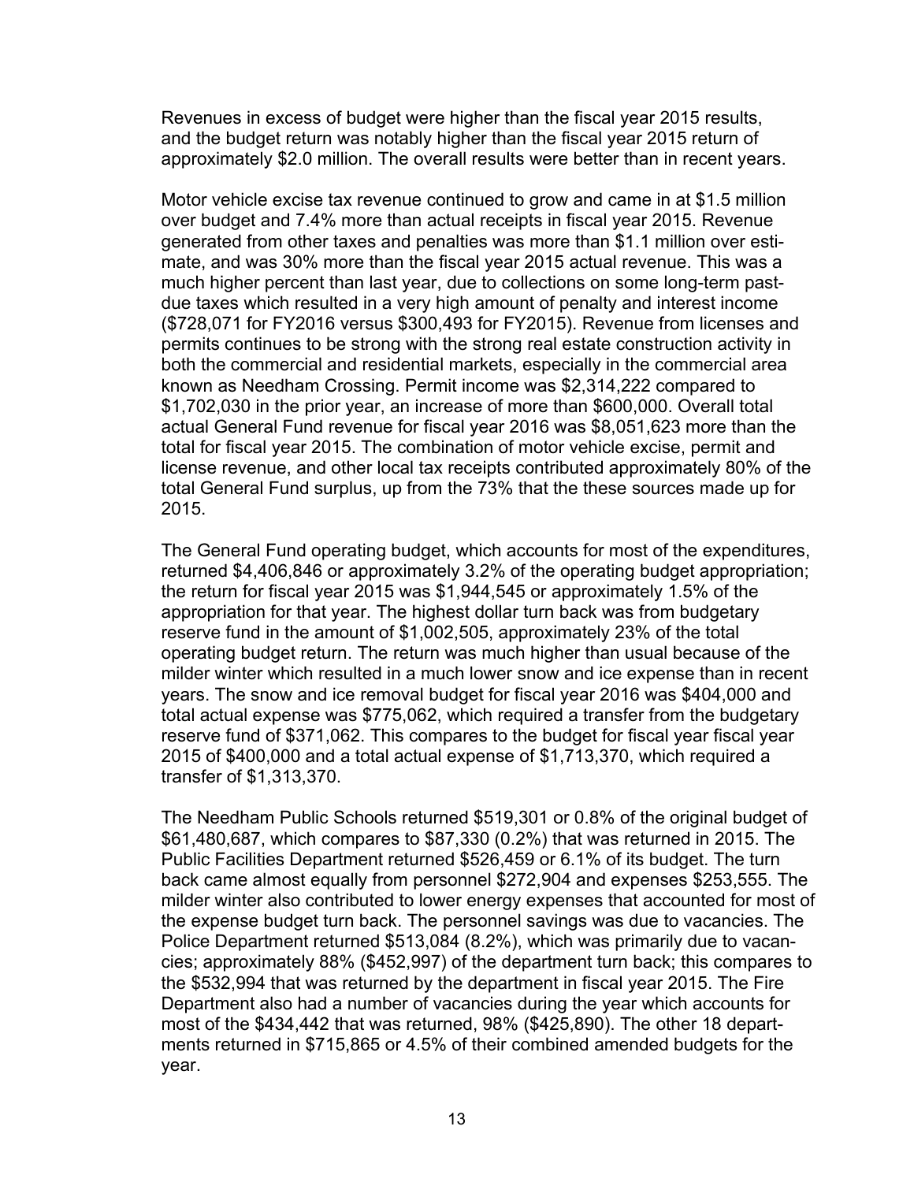Revenues in excess of budget were higher than the fiscal year 2015 results, and the budget return was notably higher than the fiscal year 2015 return of approximately $2.0 million. The overall results were better than in recent years.

Motor vehicle excise tax revenue continued to grow and came in at $1.5 million over budget and 7.4% more than actual receipts in fiscal year 2015. Revenue generated from other taxes and penalties was more than $1.1 million over estimate, and was 30% more than the fiscal year 2015 actual revenue. This was a much higher percent than last year, due to collections on some long-term past-due taxes which resulted in a very high amount of penalty and interest income ($728,071 for FY2016 versus $300,493 for FY2015). Revenue from licenses and permits continues to be strong with the strong real estate construction activity in both the commercial and residential markets, especially in the commercial area known as Needham Crossing. Permit income was $2,314,222 compared to $1,702,030 in the prior year, an increase of more than $600,000. Overall total actual General Fund revenue for fiscal year 2016 was $8,051,623 more than the total for fiscal year 2015. The combination of motor vehicle excise, permit and license revenue, and other local tax receipts contributed approximately 80% of the total General Fund surplus, up from the 73% that the these sources made up for 2015.

The General Fund operating budget, which accounts for most of the expenditures, returned $4,406,846 or approximately 3.2% of the operating budget appropriation; the return for fiscal year 2015 was $1,944,545 or approximately 1.5% of the appropriation for that year. The highest dollar turn back was from budgetary reserve fund in the amount of $1,002,505, approximately 23% of the total operating budget return. The return was much higher than usual because of the milder winter which resulted in a much lower snow and ice expense than in recent years. The snow and ice removal budget for fiscal year 2016 was $404,000 and total actual expense was $775,062, which required a transfer from the budgetary reserve fund of $371,062. This compares to the budget for fiscal year fiscal year 2015 of $400,000 and a total actual expense of $1,713,370, which required a transfer of $1,313,370.

The Needham Public Schools returned $519,301 or 0.8% of the original budget of $61,480,687, which compares to $87,330 (0.2%) that was returned in 2015. The Public Facilities Department returned $526,459 or 6.1% of its budget. The turn back came almost equally from personnel $272,904 and expenses $253,555. The milder winter also contributed to lower energy expenses that accounted for most of the expense budget turn back. The personnel savings was due to vacancies. The Police Department returned $513,084 (8.2%), which was primarily due to vacancies; approximately 88% ($452,997) of the department turn back; this compares to the $532,994 that was returned by the department in fiscal year 2015. The Fire Department also had a number of vacancies during the year which accounts for most of the $434,442 that was returned, 98% ($425,890). The other 18 departments returned in $715,865 or 4.5% of their combined amended budgets for the year.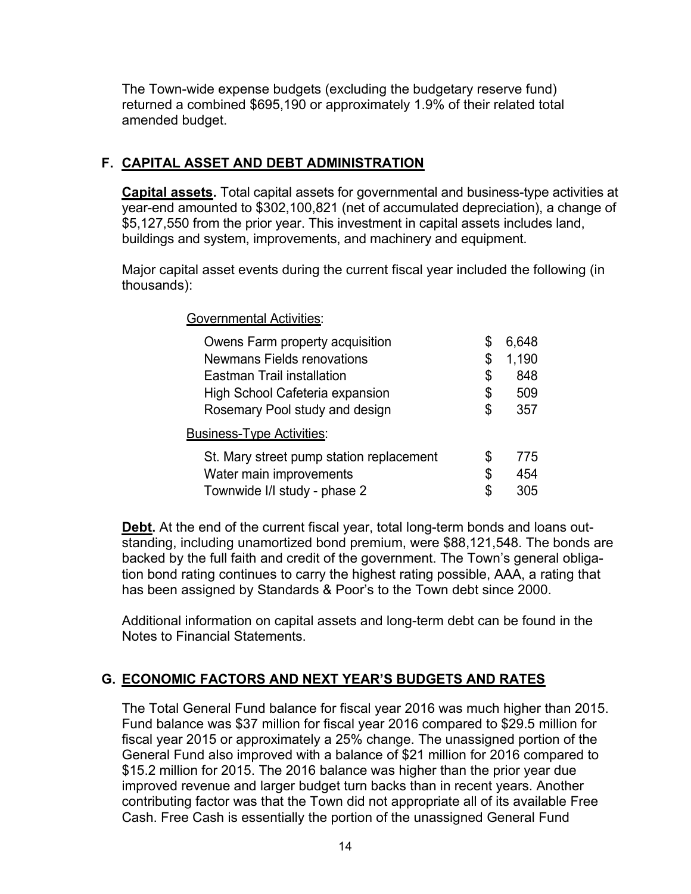The Town-wide expense budgets (excluding the budgetary reserve fund) returned a combined $695,190 or approximately 1.9% of their related total amended budget.

## F. CAPITAL ASSET AND DEBT ADMINISTRATION

**Capital assets.** Total capital assets for governmental and business-type activities at year-end amounted to $302,100,821 (net of accumulated depreciation), a change of $5,127,550 from the prior year. This investment in capital assets includes land, buildings and system, improvements, and machinery and equipment.

Major capital asset events during the current fiscal year included the following (in thousands):

| | | |
|---|---|---|
| Governmental Activities: | | |
| Owens Farm property acquisition | $ | 6,648 |
| Newmans Fields renovations | $ | 1,190 |
| Eastman Trail installation | $ | 848 |
| High School Cafeteria expansion | $ | 509 |
| Rosemary Pool study and design | $ | 357 |
| Business-Type Activities: | | |
| St. Mary street pump station replacement | $ | 775 |
| Water main improvements | $ | 454 |
| Townwide I/I study - phase 2 | $ | 305 |

**Debt.** At the end of the current fiscal year, total long-term bonds and loans outstanding, including unamortized bond premium, were $88,121,548. The bonds are backed by the full faith and credit of the government. The Town's general obligation bond rating continues to carry the highest rating possible, AAA, a rating that has been assigned by Standards & Poor's to the Town debt since 2000.

Additional information on capital assets and long-term debt can be found in the Notes to Financial Statements.

## G. ECONOMIC FACTORS AND NEXT YEAR'S BUDGETS AND RATES

The Total General Fund balance for fiscal year 2016 was much higher than 2015. Fund balance was $37 million for fiscal year 2016 compared to $29.5 million for fiscal year 2015 or approximately a 25% change. The unassigned portion of the General Fund also improved with a balance of $21 million for 2016 compared to $15.2 million for 2015. The 2016 balance was higher than the prior year due improved revenue and larger budget turn backs than in recent years. Another contributing factor was that the Town did not appropriate all of its available Free Cash. Free Cash is essentially the portion of the unassigned General Fund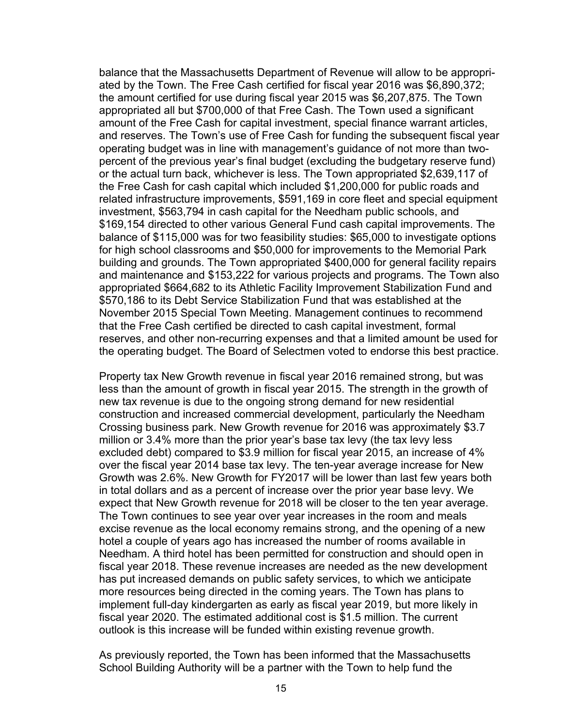balance that the Massachusetts Department of Revenue will allow to be appropriated by the Town. The Free Cash certified for fiscal year 2016 was $6,890,372; the amount certified for use during fiscal year 2015 was $6,207,875. The Town appropriated all but $700,000 of that Free Cash. The Town used a significant amount of the Free Cash for capital investment, special finance warrant articles, and reserves. The Town's use of Free Cash for funding the subsequent fiscal year operating budget was in line with management's guidance of not more than two-percent of the previous year's final budget (excluding the budgetary reserve fund) or the actual turn back, whichever is less. The Town appropriated $2,639,117 of the Free Cash for cash capital which included $1,200,000 for public roads and related infrastructure improvements, $591,169 in core fleet and special equipment investment, $563,794 in cash capital for the Needham public schools, and $169,154 directed to other various General Fund cash capital improvements. The balance of $115,000 was for two feasibility studies: $65,000 to investigate options for high school classrooms and $50,000 for improvements to the Memorial Park building and grounds. The Town appropriated $400,000 for general facility repairs and maintenance and $153,222 for various projects and programs. The Town also appropriated $664,682 to its Athletic Facility Improvement Stabilization Fund and $570,186 to its Debt Service Stabilization Fund that was established at the November 2015 Special Town Meeting. Management continues to recommend that the Free Cash certified be directed to cash capital investment, formal reserves, and other non-recurring expenses and that a limited amount be used for the operating budget. The Board of Selectmen voted to endorse this best practice.

Property tax New Growth revenue in fiscal year 2016 remained strong, but was less than the amount of growth in fiscal year 2015. The strength in the growth of new tax revenue is due to the ongoing strong demand for new residential construction and increased commercial development, particularly the Needham Crossing business park. New Growth revenue for 2016 was approximately $3.7 million or 3.4% more than the prior year's base tax levy (the tax levy less excluded debt) compared to $3.9 million for fiscal year 2015, an increase of 4% over the fiscal year 2014 base tax levy. The ten-year average increase for New Growth was 2.6%. New Growth for FY2017 will be lower than last few years both in total dollars and as a percent of increase over the prior year base levy. We expect that New Growth revenue for 2018 will be closer to the ten year average. The Town continues to see year over year increases in the room and meals excise revenue as the local economy remains strong, and the opening of a new hotel a couple of years ago has increased the number of rooms available in Needham. A third hotel has been permitted for construction and should open in fiscal year 2018. These revenue increases are needed as the new development has put increased demands on public safety services, to which we anticipate more resources being directed in the coming years. The Town has plans to implement full-day kindergarten as early as fiscal year 2019, but more likely in fiscal year 2020. The estimated additional cost is $1.5 million. The current outlook is this increase will be funded within existing revenue growth.

As previously reported, the Town has been informed that the Massachusetts School Building Authority will be a partner with the Town to help fund the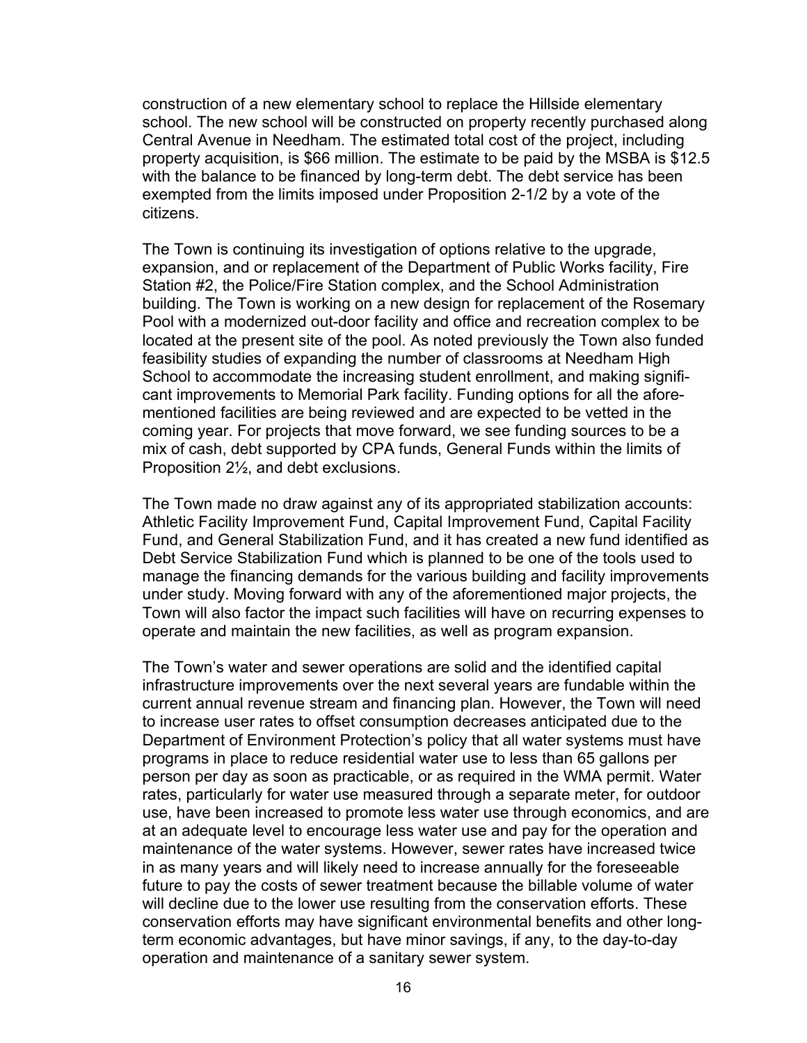construction of a new elementary school to replace the Hillside elementary school. The new school will be constructed on property recently purchased along Central Avenue in Needham. The estimated total cost of the project, including property acquisition, is $66 million. The estimate to be paid by the MSBA is $12.5 with the balance to be financed by long-term debt. The debt service has been exempted from the limits imposed under Proposition 2-1/2 by a vote of the citizens.

The Town is continuing its investigation of options relative to the upgrade, expansion, and or replacement of the Department of Public Works facility, Fire Station #2, the Police/Fire Station complex, and the School Administration building. The Town is working on a new design for replacement of the Rosemary Pool with a modernized out-door facility and office and recreation complex to be located at the present site of the pool. As noted previously the Town also funded feasibility studies of expanding the number of classrooms at Needham High School to accommodate the increasing student enrollment, and making significant improvements to Memorial Park facility. Funding options for all the aforementioned facilities are being reviewed and are expected to be vetted in the coming year. For projects that move forward, we see funding sources to be a mix of cash, debt supported by CPA funds, General Funds within the limits of Proposition 2½, and debt exclusions.

The Town made no draw against any of its appropriated stabilization accounts: Athletic Facility Improvement Fund, Capital Improvement Fund, Capital Facility Fund, and General Stabilization Fund, and it has created a new fund identified as Debt Service Stabilization Fund which is planned to be one of the tools used to manage the financing demands for the various building and facility improvements under study. Moving forward with any of the aforementioned major projects, the Town will also factor the impact such facilities will have on recurring expenses to operate and maintain the new facilities, as well as program expansion.

The Town's water and sewer operations are solid and the identified capital infrastructure improvements over the next several years are fundable within the current annual revenue stream and financing plan. However, the Town will need to increase user rates to offset consumption decreases anticipated due to the Department of Environment Protection's policy that all water systems must have programs in place to reduce residential water use to less than 65 gallons per person per day as soon as practicable, or as required in the WMA permit. Water rates, particularly for water use measured through a separate meter, for outdoor use, have been increased to promote less water use through economics, and are at an adequate level to encourage less water use and pay for the operation and maintenance of the water systems. However, sewer rates have increased twice in as many years and will likely need to increase annually for the foreseeable future to pay the costs of sewer treatment because the billable volume of water will decline due to the lower use resulting from the conservation efforts. These conservation efforts may have significant environmental benefits and other long-term economic advantages, but have minor savings, if any, to the day-to-day operation and maintenance of a sanitary sewer system.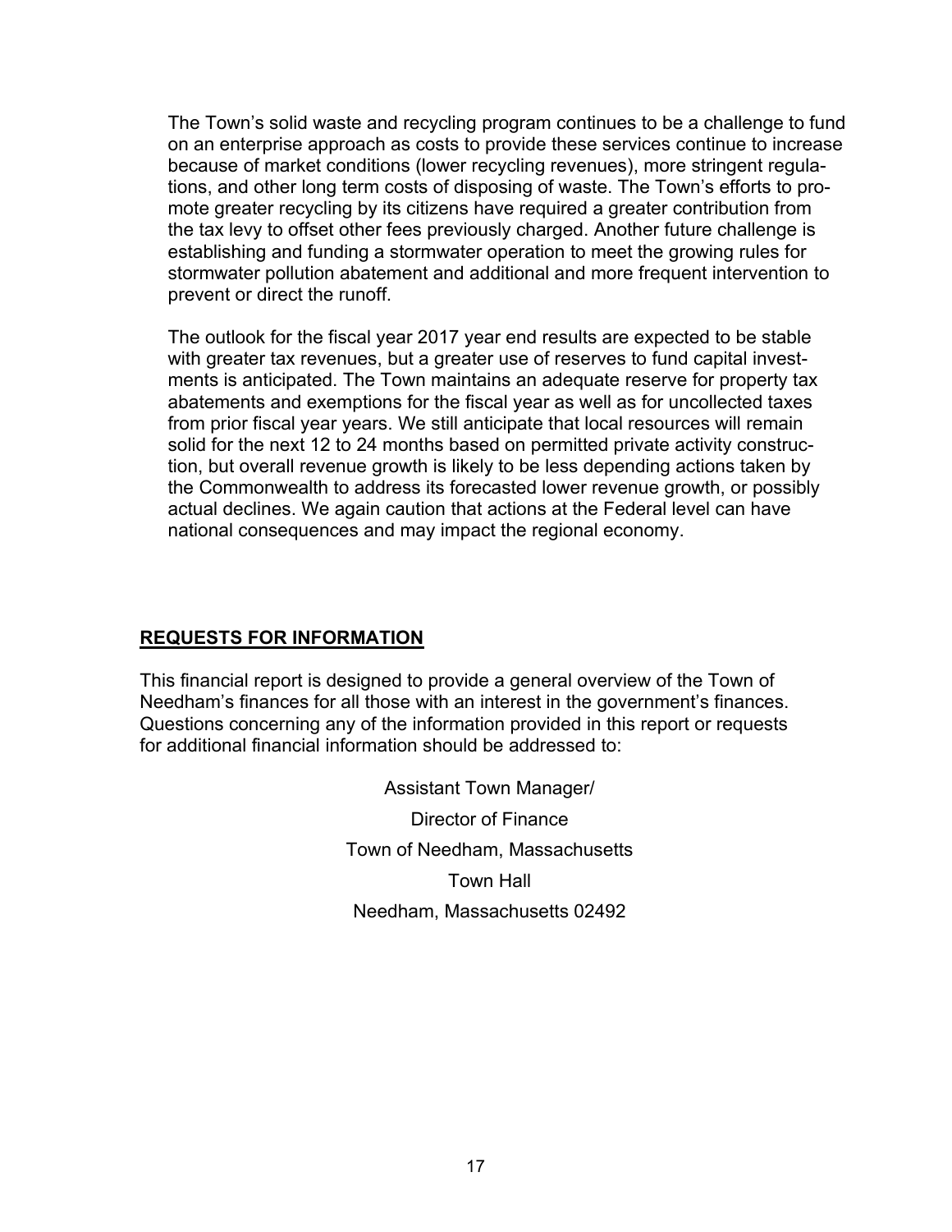The Town's solid waste and recycling program continues to be a challenge to fund on an enterprise approach as costs to provide these services continue to increase because of market conditions (lower recycling revenues), more stringent regulations, and other long term costs of disposing of waste. The Town's efforts to promote greater recycling by its citizens have required a greater contribution from the tax levy to offset other fees previously charged. Another future challenge is establishing and funding a stormwater operation to meet the growing rules for stormwater pollution abatement and additional and more frequent intervention to prevent or direct the runoff.

The outlook for the fiscal year 2017 year end results are expected to be stable with greater tax revenues, but a greater use of reserves to fund capital investments is anticipated. The Town maintains an adequate reserve for property tax abatements and exemptions for the fiscal year as well as for uncollected taxes from prior fiscal year years. We still anticipate that local resources will remain solid for the next 12 to 24 months based on permitted private activity construction, but overall revenue growth is likely to be less depending actions taken by the Commonwealth to address its forecasted lower revenue growth, or possibly actual declines. We again caution that actions at the Federal level can have national consequences and may impact the regional economy.

## REQUESTS FOR INFORMATION

This financial report is designed to provide a general overview of the Town of Needham's finances for all those with an interest in the government's finances. Questions concerning any of the information provided in this report or requests for additional financial information should be addressed to:

Assistant Town Manager/
Director of Finance
Town of Needham, Massachusetts
Town Hall
Needham, Massachusetts 02492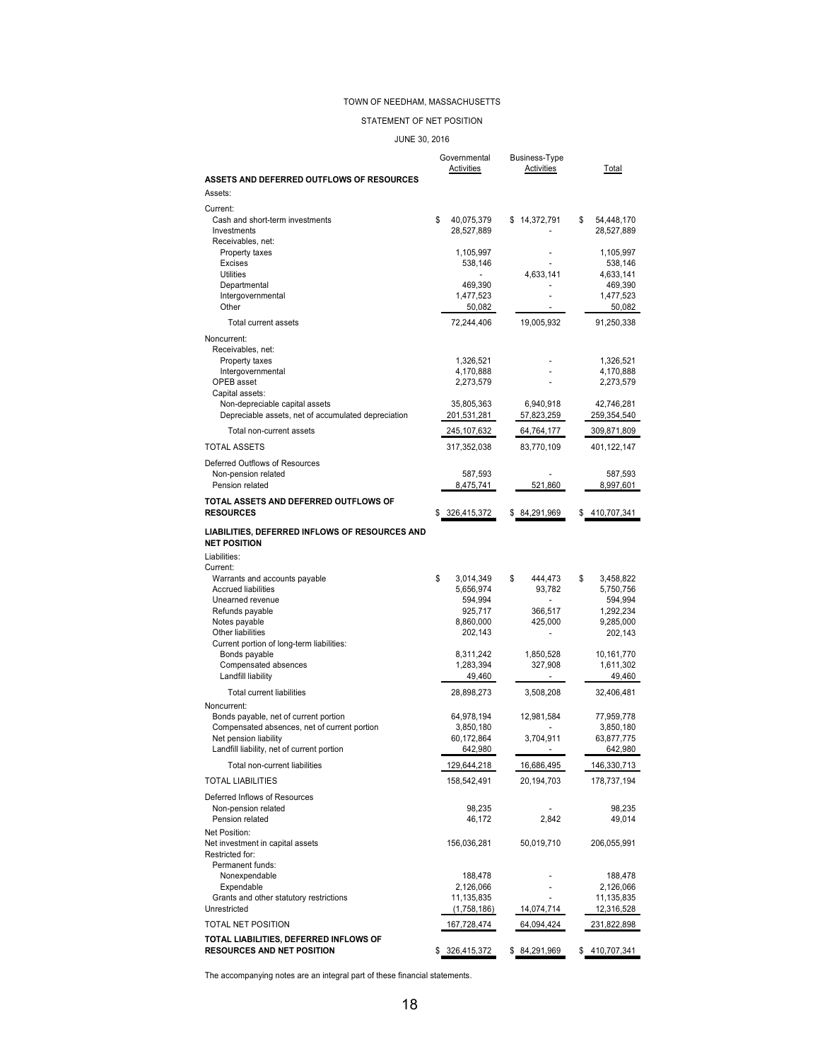TOWN OF NEEDHAM, MASSACHUSETTS

STATEMENT OF NET POSITION

JUNE 30, 2016

| | Governmental Activities | Business-Type Activities | Total |
|---|---|---|---|
| **ASSETS AND DEFERRED OUTFLOWS OF RESOURCES** | | | |
| Assets: | | | |
| Current: | | | |
| Cash and short-term investments | $ 40,075,379 | $ 14,372,791 | $ 54,448,170 |
| Investments | 28,527,889 | - | 28,527,889 |
| Receivables, net: | | | |
| Property taxes | 1,105,997 | - | 1,105,997 |
| Excises | 538,146 | - | 538,146 |
| Utilities | - | 4,633,141 | 4,633,141 |
| Departmental | 469,390 | - | 469,390 |
| Intergovernmental | 1,477,523 | - | 1,477,523 |
| Other | 50,082 | - | 50,082 |
| Total current assets | 72,244,406 | 19,005,932 | 91,250,338 |
| Noncurrent: | | | |
| Receivables, net: | | | |
| Property taxes | 1,326,521 | - | 1,326,521 |
| Intergovernmental | 4,170,888 | - | 4,170,888 |
| OPEB asset | 2,273,579 | - | 2,273,579 |
| Capital assets: | | | |
| Non-depreciable capital assets | 35,805,363 | 6,940,918 | 42,746,281 |
| Depreciable assets, net of accumulated depreciation | 201,531,281 | 57,823,259 | 259,354,540 |
| Total non-current assets | 245,107,632 | 64,764,177 | 309,871,809 |
| TOTAL ASSETS | 317,352,038 | 83,770,109 | 401,122,147 |
| Deferred Outflows of Resources | | | |
| Non-pension related | 587,593 | - | 587,593 |
| Pension related | 8,475,741 | 521,860 | 8,997,601 |
| **TOTAL ASSETS AND DEFERRED OUTFLOWS OF RESOURCES** | $ 326,415,372 | $ 84,291,969 | $ 410,707,341 |
| **LIABILITIES, DEFERRED INFLOWS OF RESOURCES AND NET POSITION** | | | |
| Liabilities: | | | |
| Current: | | | |
| Warrants and accounts payable | $ 3,014,349 | $ 444,473 | $ 3,458,822 |
| Accrued liabilities | 5,656,974 | 93,782 | 5,750,756 |
| Unearned revenue | 594,994 | - | 594,994 |
| Refunds payable | 925,717 | 366,517 | 1,292,234 |
| Notes payable | 8,860,000 | 425,000 | 9,285,000 |
| Other liabilities | 202,143 | - | 202,143 |
| Current portion of long-term liabilities: | | | |
| Bonds payable | 8,311,242 | 1,850,528 | 10,161,770 |
| Compensated absences | 1,283,394 | 327,908 | 1,611,302 |
| Landfill liability | 49,460 | - | 49,460 |
| Total current liabilities | 28,898,273 | 3,508,208 | 32,406,481 |
| Noncurrent: | | | |
| Bonds payable, net of current portion | 64,978,194 | 12,981,584 | 77,959,778 |
| Compensated absences, net of current portion | 3,850,180 | - | 3,850,180 |
| Net pension liability | 60,172,864 | 3,704,911 | 63,877,775 |
| Landfill liability, net of current portion | 642,980 | - | 642,980 |
| Total non-current liabilities | 129,644,218 | 16,686,495 | 146,330,713 |
| TOTAL LIABILITIES | 158,542,491 | 20,194,703 | 178,737,194 |
| Deferred Inflows of Resources | | | |
| Non-pension related | 98,235 | - | 98,235 |
| Pension related | 46,172 | 2,842 | 49,014 |
| Net Position: | | | |
| Net investment in capital assets | 156,036,281 | 50,019,710 | 206,055,991 |
| Restricted for: | | | |
| Permanent funds: | | | |
| Nonexpendable | 188,478 | - | 188,478 |
| Expendable | 2,126,066 | - | 2,126,066 |
| Grants and other statutory restrictions | 11,135,835 | - | 11,135,835 |
| Unrestricted | (1,758,186) | 14,074,714 | 12,316,528 |
| TOTAL NET POSITION | 167,728,474 | 64,094,424 | 231,822,898 |
| **TOTAL LIABILITIES, DEFERRED INFLOWS OF RESOURCES AND NET POSITION** | $ 326,415,372 | $ 84,291,969 | $ 410,707,341 |

The accompanying notes are an integral part of these financial statements.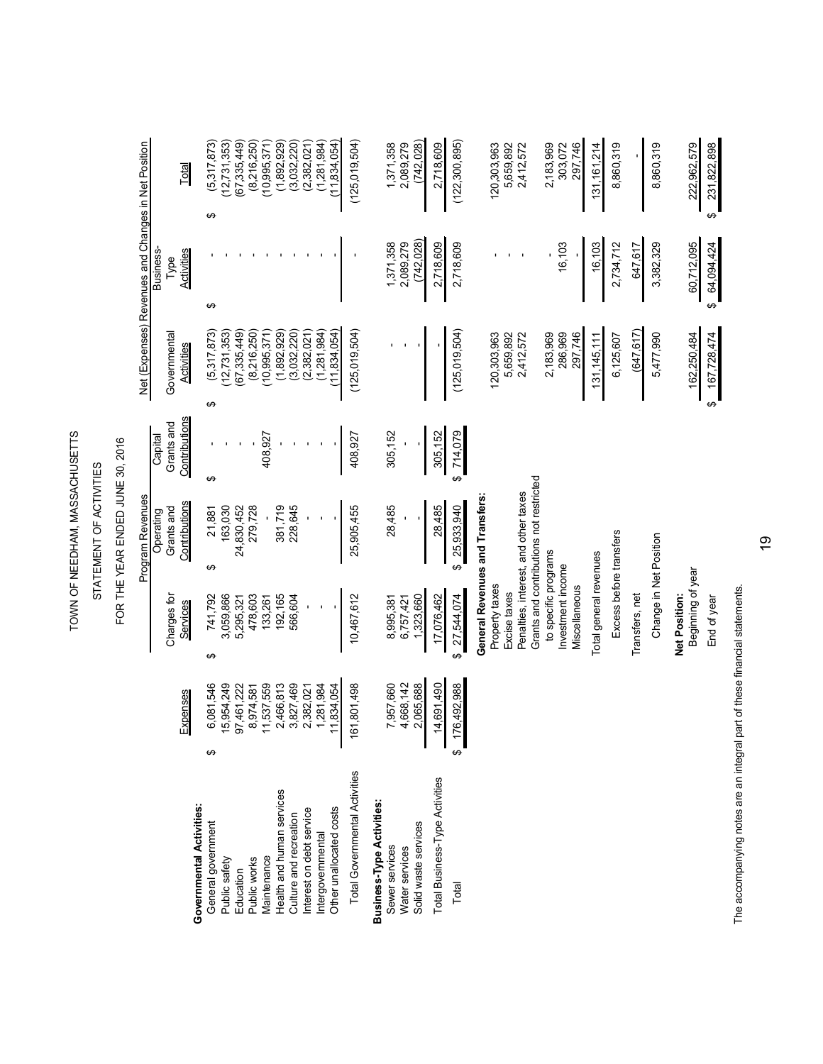# TOWN OF NEEDHAM, MASSACHUSETTS

## STATEMENT OF ACTIVITIES

### FOR THE YEAR ENDED JUNE 30, 2016

| | | Program Revenues | | | Net (Expenses) Revenues and Changes in Net Position | | |
|---|---|---|---|---|---|---|---|
| | Expenses | Charges for Services | Operating Grants and Contributions | Capital Grants and Contributions | Governmental Activities | Business-Type Activities | Total |
| **Governmental Activities:** | | | | | | | |
| General government | $ 6,081,546 | $ 741,792 | $ 21,881 | $ - | $ (5,317,873) | $ - | $ (5,317,873) |
| Public safety | 15,954,249 | 3,059,866 | 163,030 | - | (12,731,353) | - | (12,731,353) |
| Education | 97,461,222 | 5,295,321 | 24,830,452 | - | (67,335,449) | - | (67,335,449) |
| Public works | 8,974,581 | 478,603 | 279,728 | - | (8,216,250) | - | (8,216,250) |
| Maintenance | 11,537,559 | 133,261 | - | 408,927 | (10,995,371) | - | (10,995,371) |
| Health and human services | 2,466,813 | 192,165 | 381,719 | - | (1,892,929) | - | (1,892,929) |
| Culture and recreation | 3,827,469 | 566,604 | 228,645 | - | (3,032,220) | - | (3,032,220) |
| Interest on debt service | 2,382,021 | - | - | - | (2,382,021) | - | (2,382,021) |
| Intergovernmental | 1,281,984 | - | - | - | (1,281,984) | - | (1,281,984) |
| Other unallocated costs | 11,834,054 | - | - | - | (11,834,054) | - | (11,834,054) |
| Total Governmental Activities | 161,801,498 | 10,467,612 | 25,905,455 | 408,927 | (125,019,504) | - | (125,019,504) |
| **Business-Type Activities:** | | | | | | | |
| Sewer services | 7,957,660 | 8,995,381 | 28,485 | 305,152 | - | 1,371,358 | 1,371,358 |
| Water services | 4,668,142 | 6,757,421 | - | - | - | 2,089,279 | 2,089,279 |
| Solid waste services | 2,065,688 | 1,323,660 | - | - | - | (742,028) | (742,028) |
| Total Business-Type Activities | 14,691,490 | 17,076,462 | 28,485 | 305,152 | - | 2,718,609 | 2,718,609 |
| Total | $ 176,492,988 | $ 27,544,074 | $ 25,933,940 | $ 714,079 | (125,019,504) | 2,718,609 | (122,300,895) |
| | | **General Revenues and Transfers:** | | | | | |
| | | Property taxes | | | 120,303,963 | - | 120,303,963 |
| | | Excise taxes | | | 5,659,892 | - | 5,659,892 |
| | | Penalties, interest, and other taxes | | | 2,412,572 | - | 2,412,572 |
| | | Grants and contributions not restricted to specific programs | | | 2,183,969 | - | 2,183,969 |
| | | Investment income | | | 286,969 | 16,103 | 303,072 |
| | | Miscellaneous | | | 297,746 | - | 297,746 |
| | | Total general revenues | | | 131,145,111 | 16,103 | 131,161,214 |
| | | Excess before transfers | | | 6,125,607 | 2,734,712 | 8,860,319 |
| | | Transfers, net | | | (647,617) | 647,617 | - |
| | | Change in Net Position | | | 5,477,990 | 3,382,329 | 8,860,319 |
| | | **Net Position:** | | | | | |
| | | Beginning of year | | | 162,250,484 | 60,712,095 | 222,962,579 |
| | | End of year | | | $ 167,728,474 | $ 64,094,424 | $ 231,822,898 |

The accompanying notes are an integral part of these financial statements.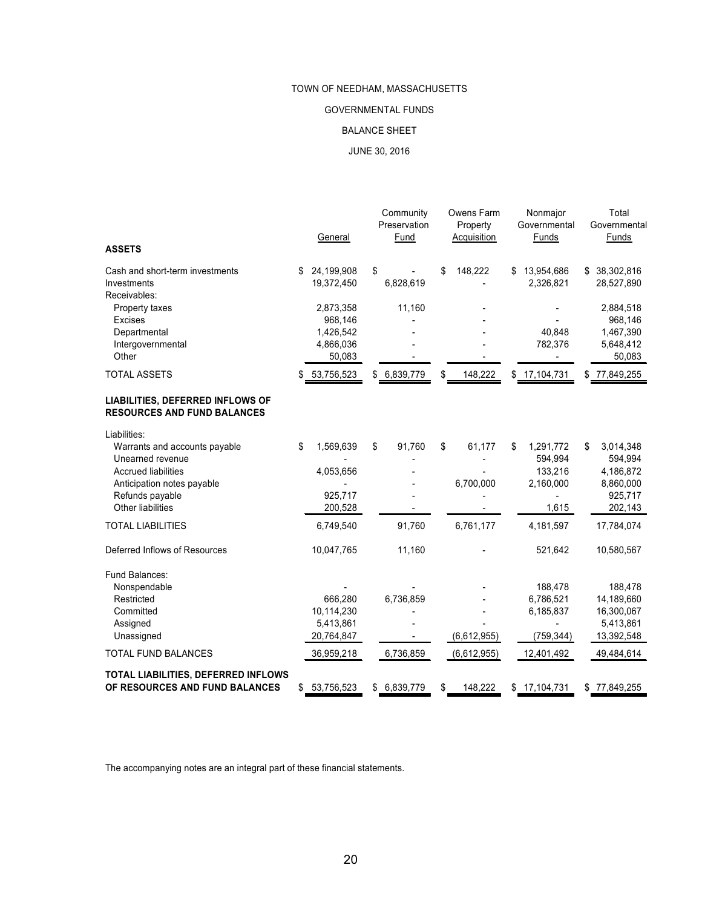TOWN OF NEEDHAM, MASSACHUSETTS

GOVERNMENTAL FUNDS

BALANCE SHEET

JUNE 30, 2016

| | General | Community Preservation Fund | Owens Farm Property Acquisition | Nonmajor Governmental Funds | Total Governmental Funds |
|---|---|---|---|---|---|
| **ASSETS** | | | | | |
| Cash and short-term investments | $ 24,199,908 | $ - | $ 148,222 | $ 13,954,686 | $ 38,302,816 |
| Investments | 19,372,450 | 6,828,619 | - | 2,326,821 | 28,527,890 |
| Receivables: | | | | | |
| Property taxes | 2,873,358 | 11,160 | - | - | 2,884,518 |
| Excises | 968,146 | - | - | - | 968,146 |
| Departmental | 1,426,542 | - | - | 40,848 | 1,467,390 |
| Intergovernmental | 4,866,036 | - | - | 782,376 | 5,648,412 |
| Other | 50,083 | - | - | - | 50,083 |
| TOTAL ASSETS | $ 53,756,523 | $ 6,839,779 | $ 148,222 | $ 17,104,731 | $ 77,849,255 |
| **LIABILITIES, DEFERRED INFLOWS OF RESOURCES AND FUND BALANCES** | | | | | |
| Liabilities: | | | | | |
| Warrants and accounts payable | $ 1,569,639 | $ 91,760 | $ 61,177 | $ 1,291,772 | $ 3,014,348 |
| Unearned revenue | - | - | - | 594,994 | 594,994 |
| Accrued liabilities | 4,053,656 | - | - | 133,216 | 4,186,872 |
| Anticipation notes payable | - | - | 6,700,000 | 2,160,000 | 8,860,000 |
| Refunds payable | 925,717 | - | - | - | 925,717 |
| Other liabilities | 200,528 | - | - | 1,615 | 202,143 |
| TOTAL LIABILITIES | 6,749,540 | 91,760 | 6,761,177 | 4,181,597 | 17,784,074 |
| Deferred Inflows of Resources | 10,047,765 | 11,160 | - | 521,642 | 10,580,567 |
| Fund Balances: | | | | | |
| Nonspendable | - | - | - | 188,478 | 188,478 |
| Restricted | 666,280 | 6,736,859 | - | 6,786,521 | 14,189,660 |
| Committed | 10,114,230 | - | - | 6,185,837 | 16,300,067 |
| Assigned | 5,413,861 | - | - | - | 5,413,861 |
| Unassigned | 20,764,847 | - | (6,612,955) | (759,344) | 13,392,548 |
| TOTAL FUND BALANCES | 36,959,218 | 6,736,859 | (6,612,955) | 12,401,492 | 49,484,614 |
| **TOTAL LIABILITIES, DEFERRED INFLOWS OF RESOURCES AND FUND BALANCES** | $ 53,756,523 | $ 6,839,779 | $ 148,222 | $ 17,104,731 | $ 77,849,255 |

The accompanying notes are an integral part of these financial statements.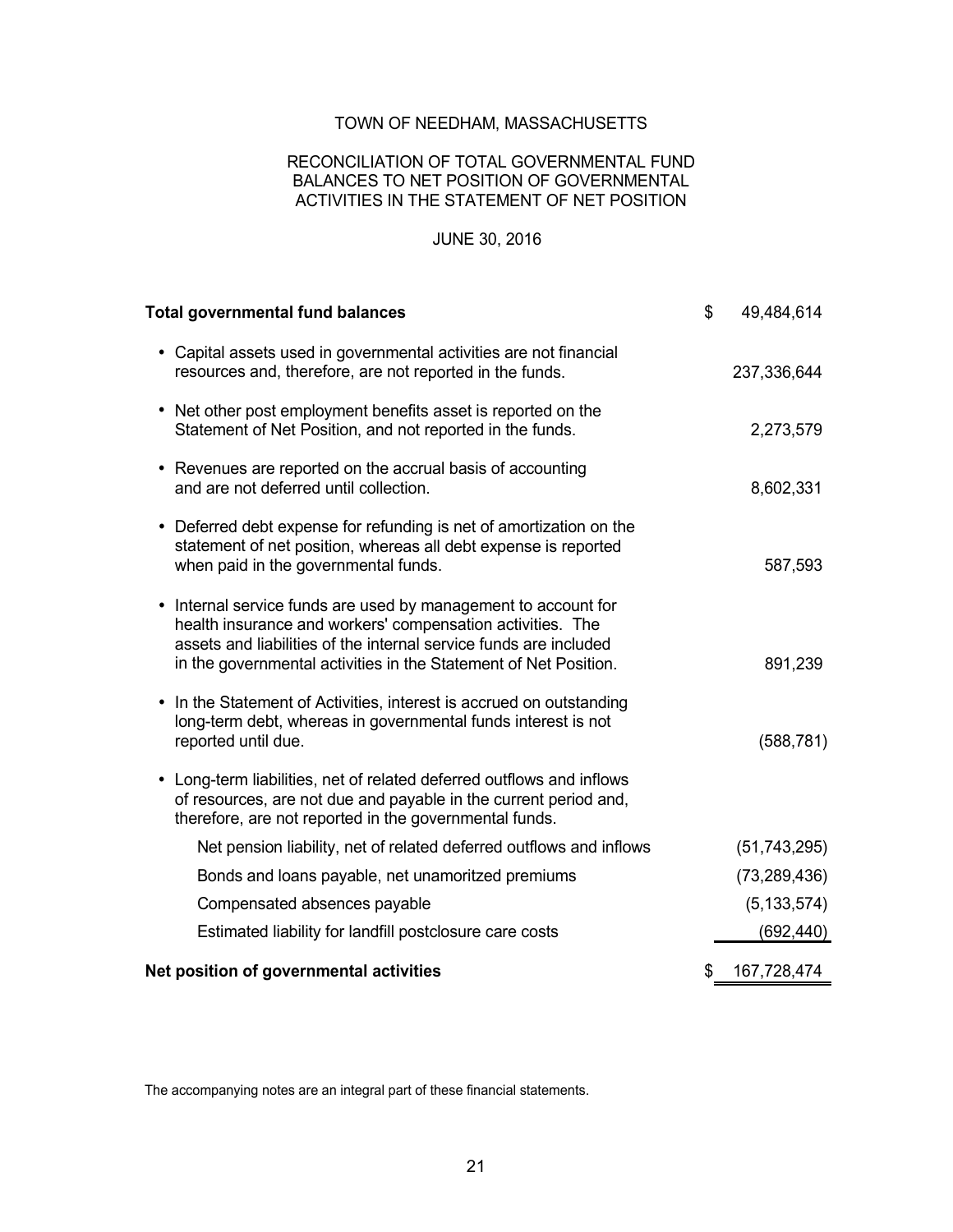# TOWN OF NEEDHAM, MASSACHUSETTS

## RECONCILIATION OF TOTAL GOVERNMENTAL FUND BALANCES TO NET POSITION OF GOVERNMENTAL ACTIVITIES IN THE STATEMENT OF NET POSITION

### JUNE 30, 2016

| | |
|---|---|
| **Total governmental fund balances** | $ 49,484,614 |
| • Capital assets used in governmental activities are not financial resources and, therefore, are not reported in the funds. | 237,336,644 |
| • Net other post employment benefits asset is reported on the Statement of Net Position, and not reported in the funds. | 2,273,579 |
| • Revenues are reported on the accrual basis of accounting and are not deferred until collection. | 8,602,331 |
| • Deferred debt expense for refunding is net of amortization on the statement of net position, whereas all debt expense is reported when paid in the governmental funds. | 587,593 |
| • Internal service funds are used by management to account for health insurance and workers' compensation activities. The assets and liabilities of the internal service funds are included in the governmental activities in the Statement of Net Position. | 891,239 |
| • In the Statement of Activities, interest is accrued on outstanding long-term debt, whereas in governmental funds interest is not reported until due. | (588,781) |
| • Long-term liabilities, net of related deferred outflows and inflows of resources, are not due and payable in the current period and, therefore, are not reported in the governmental funds. | |
| Net pension liability, net of related deferred outflows and inflows | (51,743,295) |
| Bonds and loans payable, net unamoritzed premiums | (73,289,436) |
| Compensated absences payable | (5,133,574) |
| Estimated liability for landfill postclosure care costs | (692,440) |
| **Net position of governmental activities** | $ 167,728,474 |

The accompanying notes are an integral part of these financial statements.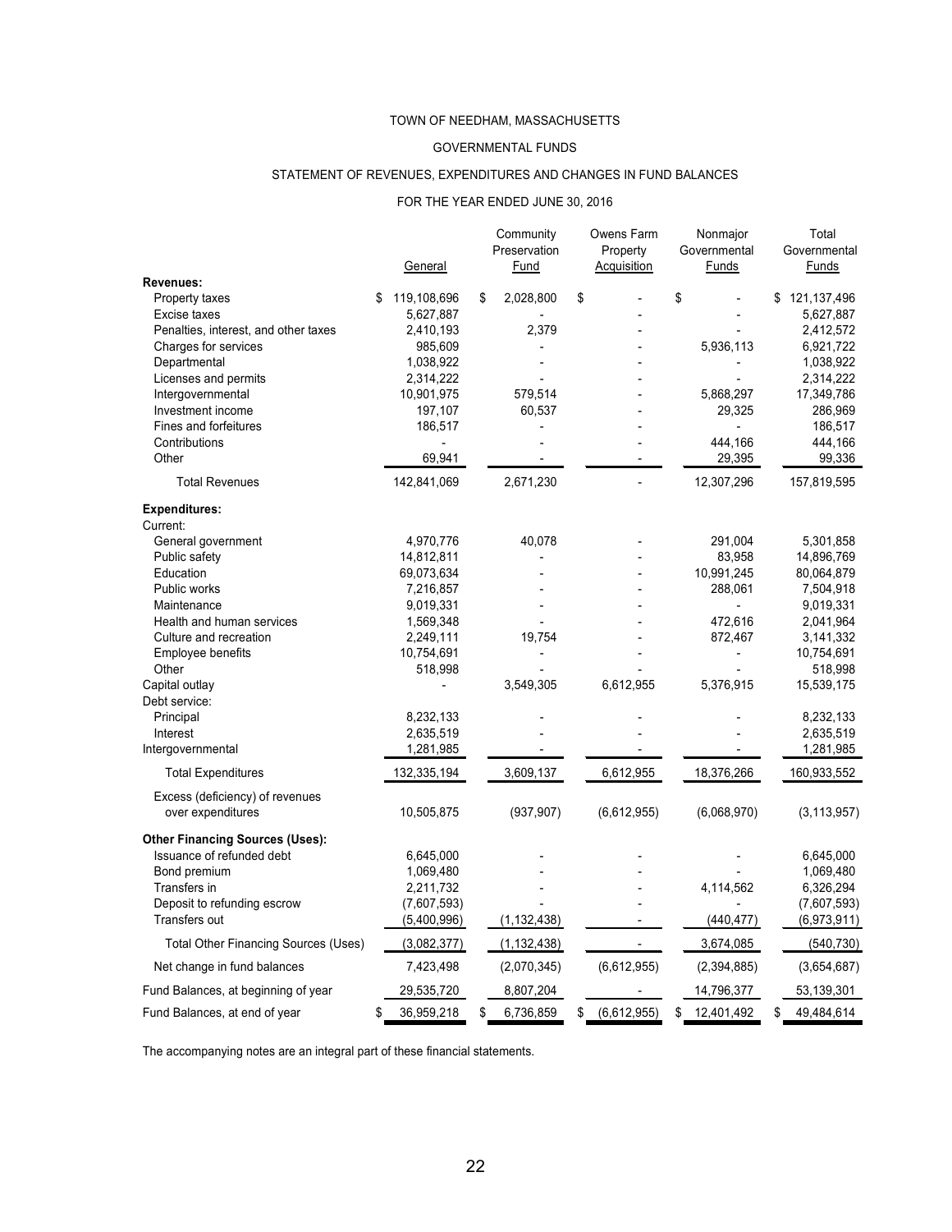TOWN OF NEEDHAM, MASSACHUSETTS

GOVERNMENTAL FUNDS

STATEMENT OF REVENUES, EXPENDITURES AND CHANGES IN FUND BALANCES

FOR THE YEAR ENDED JUNE 30, 2016

| | General | Community Preservation Fund | Owens Farm Property Acquisition | Nonmajor Governmental Funds | Total Governmental Funds |
|---|---|---|---|---|---|
| **Revenues:** | | | | | |
| Property taxes | $ 119,108,696 | $ 2,028,800 | $ - | $ - | $ 121,137,496 |
| Excise taxes | 5,627,887 | - | - | - | 5,627,887 |
| Penalties, interest, and other taxes | 2,410,193 | 2,379 | - | - | 2,412,572 |
| Charges for services | 985,609 | - | - | 5,936,113 | 6,921,722 |
| Departmental | 1,038,922 | - | - | - | 1,038,922 |
| Licenses and permits | 2,314,222 | - | - | - | 2,314,222 |
| Intergovernmental | 10,901,975 | 579,514 | - | 5,868,297 | 17,349,786 |
| Investment income | 197,107 | 60,537 | - | 29,325 | 286,969 |
| Fines and forfeitures | 186,517 | - | - | - | 186,517 |
| Contributions | - | - | - | 444,166 | 444,166 |
| Other | 69,941 | - | - | 29,395 | 99,336 |
| Total Revenues | 142,841,069 | 2,671,230 | - | 12,307,296 | 157,819,595 |
| **Expenditures:** | | | | | |
| Current: | | | | | |
| General government | 4,970,776 | 40,078 | - | 291,004 | 5,301,858 |
| Public safety | 14,812,811 | - | - | 83,958 | 14,896,769 |
| Education | 69,073,634 | - | - | 10,991,245 | 80,064,879 |
| Public works | 7,216,857 | - | - | 288,061 | 7,504,918 |
| Maintenance | 9,019,331 | - | - | - | 9,019,331 |
| Health and human services | 1,569,348 | - | - | 472,616 | 2,041,964 |
| Culture and recreation | 2,249,111 | 19,754 | - | 872,467 | 3,141,332 |
| Employee benefits | 10,754,691 | - | - | - | 10,754,691 |
| Other | 518,998 | - | - | - | 518,998 |
| Capital outlay | - | 3,549,305 | 6,612,955 | 5,376,915 | 15,539,175 |
| Debt service: | | | | | |
| Principal | 8,232,133 | - | - | - | 8,232,133 |
| Interest | 2,635,519 | - | - | - | 2,635,519 |
| Intergovernmental | 1,281,985 | - | - | - | 1,281,985 |
| Total Expenditures | 132,335,194 | 3,609,137 | 6,612,955 | 18,376,266 | 160,933,552 |
| Excess (deficiency) of revenues over expenditures | 10,505,875 | (937,907) | (6,612,955) | (6,068,970) | (3,113,957) |
| **Other Financing Sources (Uses):** | | | | | |
| Issuance of refunded debt | 6,645,000 | - | - | - | 6,645,000 |
| Bond premium | 1,069,480 | - | - | - | 1,069,480 |
| Transfers in | 2,211,732 | - | - | 4,114,562 | 6,326,294 |
| Deposit to refunding escrow | (7,607,593) | - | - | - | (7,607,593) |
| Transfers out | (5,400,996) | (1,132,438) | - | (440,477) | (6,973,911) |
| Total Other Financing Sources (Uses) | (3,082,377) | (1,132,438) | - | 3,674,085 | (540,730) |
| Net change in fund balances | 7,423,498 | (2,070,345) | (6,612,955) | (2,394,885) | (3,654,687) |
| Fund Balances, at beginning of year | 29,535,720 | 8,807,204 | - | 14,796,377 | 53,139,301 |
| Fund Balances, at end of year | $ 36,959,218 | $ 6,736,859 | $ (6,612,955) | $ 12,401,492 | $ 49,484,614 |

The accompanying notes are an integral part of these financial statements.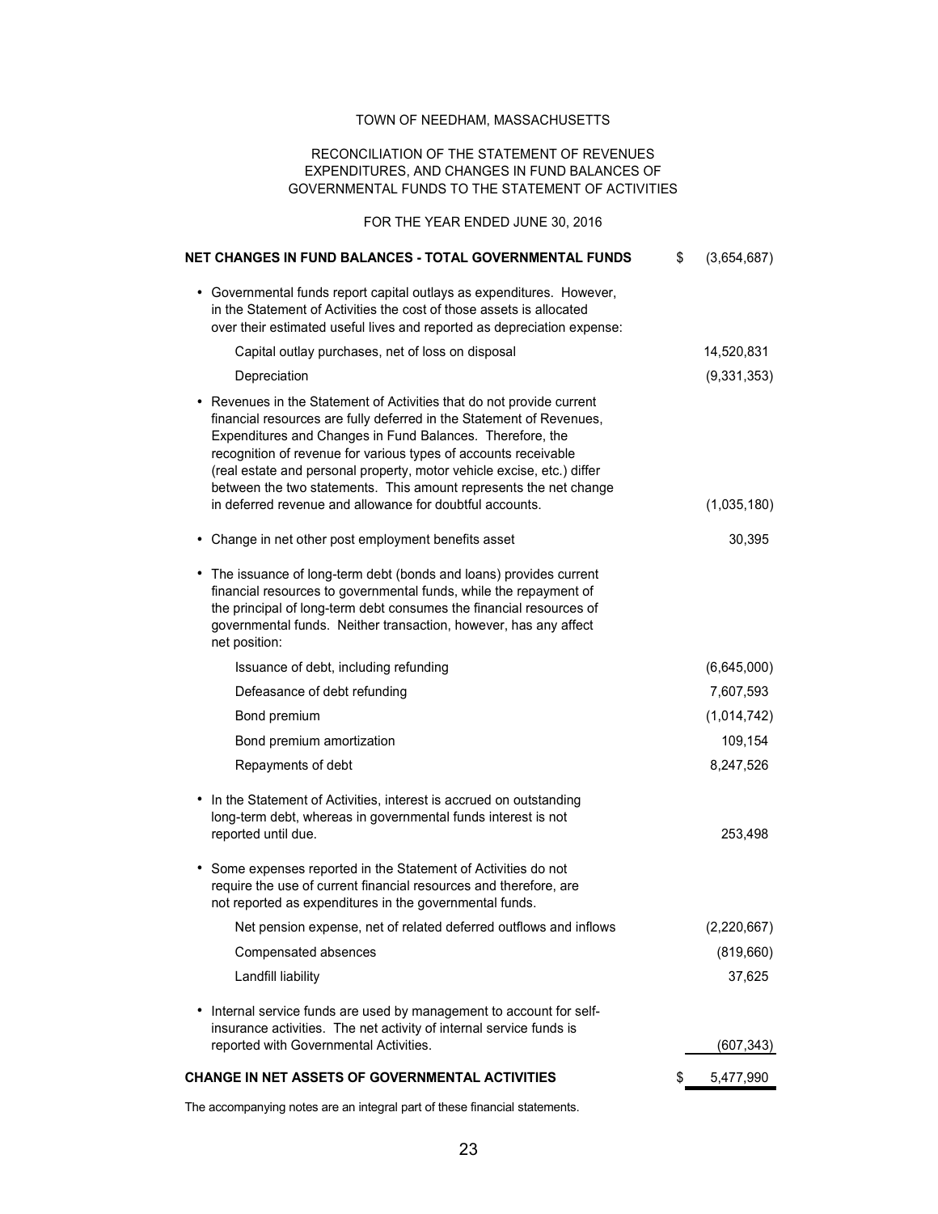# TOWN OF NEEDHAM, MASSACHUSETTS

## RECONCILIATION OF THE STATEMENT OF REVENUES EXPENDITURES, AND CHANGES IN FUND BALANCES OF GOVERNMENTAL FUNDS TO THE STATEMENT OF ACTIVITIES

### FOR THE YEAR ENDED JUNE 30, 2016

| | |
|---|---|
| **NET CHANGES IN FUND BALANCES - TOTAL GOVERNMENTAL FUNDS** | $ (3,654,687) |
| • Governmental funds report capital outlays as expenditures. However, in the Statement of Activities the cost of those assets is allocated over their estimated useful lives and reported as depreciation expense: | |
| Capital outlay purchases, net of loss on disposal | 14,520,831 |
| Depreciation | (9,331,353) |
| • Revenues in the Statement of Activities that do not provide current financial resources are fully deferred in the Statement of Revenues, Expenditures and Changes in Fund Balances. Therefore, the recognition of revenue for various types of accounts receivable (real estate and personal property, motor vehicle excise, etc.) differ between the two statements. This amount represents the net change in deferred revenue and allowance for doubtful accounts. | (1,035,180) |
| • Change in net other post employment benefits asset | 30,395 |
| • The issuance of long-term debt (bonds and loans) provides current financial resources to governmental funds, while the repayment of the principal of long-term debt consumes the financial resources of governmental funds. Neither transaction, however, has any affect net position: | |
| Issuance of debt, including refunding | (6,645,000) |
| Defeasance of debt refunding | 7,607,593 |
| Bond premium | (1,014,742) |
| Bond premium amortization | 109,154 |
| Repayments of debt | 8,247,526 |
| • In the Statement of Activities, interest is accrued on outstanding long-term debt, whereas in governmental funds interest is not reported until due. | 253,498 |
| • Some expenses reported in the Statement of Activities do not require the use of current financial resources and therefore, are not reported as expenditures in the governmental funds. | |
| Net pension expense, net of related deferred outflows and inflows | (2,220,667) |
| Compensated absences | (819,660) |
| Landfill liability | 37,625 |
| • Internal service funds are used by management to account for self-insurance activities. The net activity of internal service funds is reported with Governmental Activities. | (607,343) |
| **CHANGE IN NET ASSETS OF GOVERNMENTAL ACTIVITIES** | $ 5,477,990 |

The accompanying notes are an integral part of these financial statements.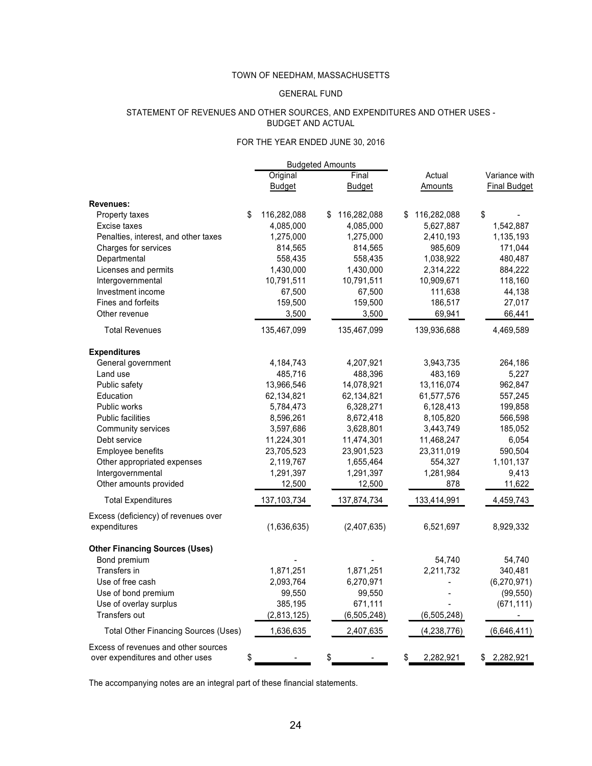# TOWN OF NEEDHAM, MASSACHUSETTS

## GENERAL FUND

## STATEMENT OF REVENUES AND OTHER SOURCES, AND EXPENDITURES AND OTHER USES - BUDGET AND ACTUAL

## FOR THE YEAR ENDED JUNE 30, 2016

| | Budgeted Amounts | | | |
|---|---|---|---|---|
| | Original Budget | Final Budget | Actual Amounts | Variance with Final Budget |
| **Revenues:** | | | | |
| Property taxes | $ 116,282,088 | $ 116,282,088 | $ 116,282,088 | $ - |
| Excise taxes | 4,085,000 | 4,085,000 | 5,627,887 | 1,542,887 |
| Penalties, interest, and other taxes | 1,275,000 | 1,275,000 | 2,410,193 | 1,135,193 |
| Charges for services | 814,565 | 814,565 | 985,609 | 171,044 |
| Departmental | 558,435 | 558,435 | 1,038,922 | 480,487 |
| Licenses and permits | 1,430,000 | 1,430,000 | 2,314,222 | 884,222 |
| Intergovernmental | 10,791,511 | 10,791,511 | 10,909,671 | 118,160 |
| Investment income | 67,500 | 67,500 | 111,638 | 44,138 |
| Fines and forfeits | 159,500 | 159,500 | 186,517 | 27,017 |
| Other revenue | 3,500 | 3,500 | 69,941 | 66,441 |
| Total Revenues | 135,467,099 | 135,467,099 | 139,936,688 | 4,469,589 |
| **Expenditures** | | | | |
| General government | 4,184,743 | 4,207,921 | 3,943,735 | 264,186 |
| Land use | 485,716 | 488,396 | 483,169 | 5,227 |
| Public safety | 13,966,546 | 14,078,921 | 13,116,074 | 962,847 |
| Education | 62,134,821 | 62,134,821 | 61,577,576 | 557,245 |
| Public works | 5,784,473 | 6,328,271 | 6,128,413 | 199,858 |
| Public facilities | 8,596,261 | 8,672,418 | 8,105,820 | 566,598 |
| Community services | 3,597,686 | 3,628,801 | 3,443,749 | 185,052 |
| Debt service | 11,224,301 | 11,474,301 | 11,468,247 | 6,054 |
| Employee benefits | 23,705,523 | 23,901,523 | 23,311,019 | 590,504 |
| Other appropriated expenses | 2,119,767 | 1,655,464 | 554,327 | 1,101,137 |
| Intergovernmental | 1,291,397 | 1,291,397 | 1,281,984 | 9,413 |
| Other amounts provided | 12,500 | 12,500 | 878 | 11,622 |
| Total Expenditures | 137,103,734 | 137,874,734 | 133,414,991 | 4,459,743 |
| Excess (deficiency) of revenues over expenditures | (1,636,635) | (2,407,635) | 6,521,697 | 8,929,332 |
| **Other Financing Sources (Uses)** | | | | |
| Bond premium | - | - | 54,740 | 54,740 |
| Transfers in | 1,871,251 | 1,871,251 | 2,211,732 | 340,481 |
| Use of free cash | 2,093,764 | 6,270,971 | - | (6,270,971) |
| Use of bond premium | 99,550 | 99,550 | - | (99,550) |
| Use of overlay surplus | 385,195 | 671,111 | - | (671,111) |
| Transfers out | (2,813,125) | (6,505,248) | (6,505,248) | - |
| Total Other Financing Sources (Uses) | 1,636,635 | 2,407,635 | (4,238,776) | (6,646,411) |
| Excess of revenues and other sources over expenditures and other uses | $ - | $ - | $ 2,282,921 | $ 2,282,921 |

The accompanying notes are an integral part of these financial statements.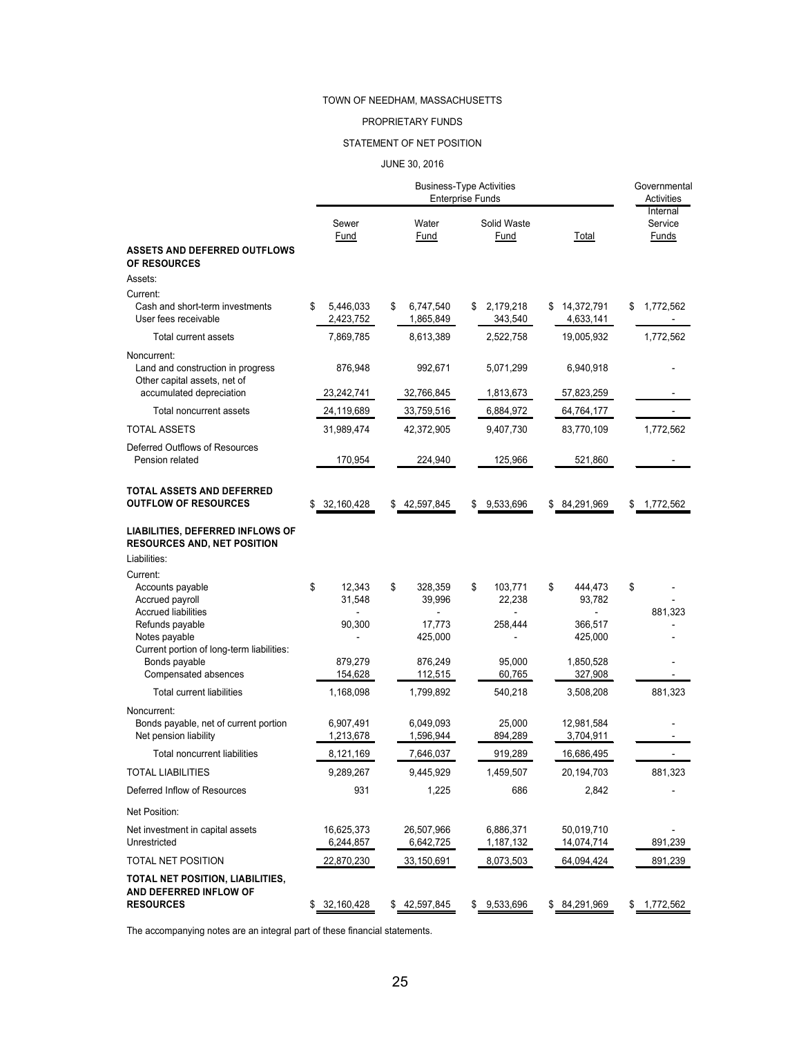TOWN OF NEEDHAM, MASSACHUSETTS

PROPRIETARY FUNDS

STATEMENT OF NET POSITION

JUNE 30, 2016

| | Business-Type Activities Enterprise Funds | | | | Governmental Activities |
|---|---|---|---|---|---|
| | Sewer Fund | Water Fund | Solid Waste Fund | Total | Internal Service Funds |
| **ASSETS AND DEFERRED OUTFLOWS OF RESOURCES** | | | | | |
| Assets: | | | | | |
| Current: | | | | | |
| Cash and short-term investments | $ 5,446,033 | $ 6,747,540 | $ 2,179,218 | $ 14,372,791 | $ 1,772,562 |
| User fees receivable | 2,423,752 | 1,865,849 | 343,540 | 4,633,141 | - |
| Total current assets | 7,869,785 | 8,613,389 | 2,522,758 | 19,005,932 | 1,772,562 |
| Noncurrent: | | | | | |
| Land and construction in progress | 876,948 | 992,671 | 5,071,299 | 6,940,918 | - |
| Other capital assets, net of accumulated depreciation | 23,242,741 | 32,766,845 | 1,813,673 | 57,823,259 | - |
| Total noncurrent assets | 24,119,689 | 33,759,516 | 6,884,972 | 64,764,177 | - |
| TOTAL ASSETS | 31,989,474 | 42,372,905 | 9,407,730 | 83,770,109 | 1,772,562 |
| Deferred Outflows of Resources | | | | | |
| Pension related | 170,954 | 224,940 | 125,966 | 521,860 | - |
| **TOTAL ASSETS AND DEFERRED OUTFLOW OF RESOURCES** | $ 32,160,428 | $ 42,597,845 | $ 9,533,696 | $ 84,291,969 | $ 1,772,562 |
| **LIABILITIES, DEFERRED INFLOWS OF RESOURCES AND, NET POSITION** | | | | | |
| Liabilities: | | | | | |
| Current: | | | | | |
| Accounts payable | $ 12,343 | $ 328,359 | $ 103,771 | $ 444,473 | $ - |
| Accrued payroll | 31,548 | 39,996 | 22,238 | 93,782 | - |
| Accrued liabilities | - | - | - | - | 881,323 |
| Refunds payable | 90,300 | 17,773 | 258,444 | 366,517 | - |
| Notes payable | - | 425,000 | - | 425,000 | - |
| Current portion of long-term liabilities: | | | | | |
| Bonds payable | 879,279 | 876,249 | 95,000 | 1,850,528 | - |
| Compensated absences | 154,628 | 112,515 | 60,765 | 327,908 | - |
| Total current liabilities | 1,168,098 | 1,799,892 | 540,218 | 3,508,208 | 881,323 |
| Noncurrent: | | | | | |
| Bonds payable, net of current portion | 6,907,491 | 6,049,093 | 25,000 | 12,981,584 | - |
| Net pension liability | 1,213,678 | 1,596,944 | 894,289 | 3,704,911 | - |
| Total noncurrent liabilities | 8,121,169 | 7,646,037 | 919,289 | 16,686,495 | - |
| TOTAL LIABILITIES | 9,289,267 | 9,445,929 | 1,459,507 | 20,194,703 | 881,323 |
| Deferred Inflow of Resources | 931 | 1,225 | 686 | 2,842 | - |
| Net Position: | | | | | |
| Net investment in capital assets | 16,625,373 | 26,507,966 | 6,886,371 | 50,019,710 | - |
| Unrestricted | 6,244,857 | 6,642,725 | 1,187,132 | 14,074,714 | 891,239 |
| TOTAL NET POSITION | 22,870,230 | 33,150,691 | 8,073,503 | 64,094,424 | 891,239 |
| **TOTAL NET POSITION, LIABILITIES, AND DEFERRED INFLOW OF RESOURCES** | $ 32,160,428 | $ 42,597,845 | $ 9,533,696 | $ 84,291,969 | $ 1,772,562 |

The accompanying notes are an integral part of these financial statements.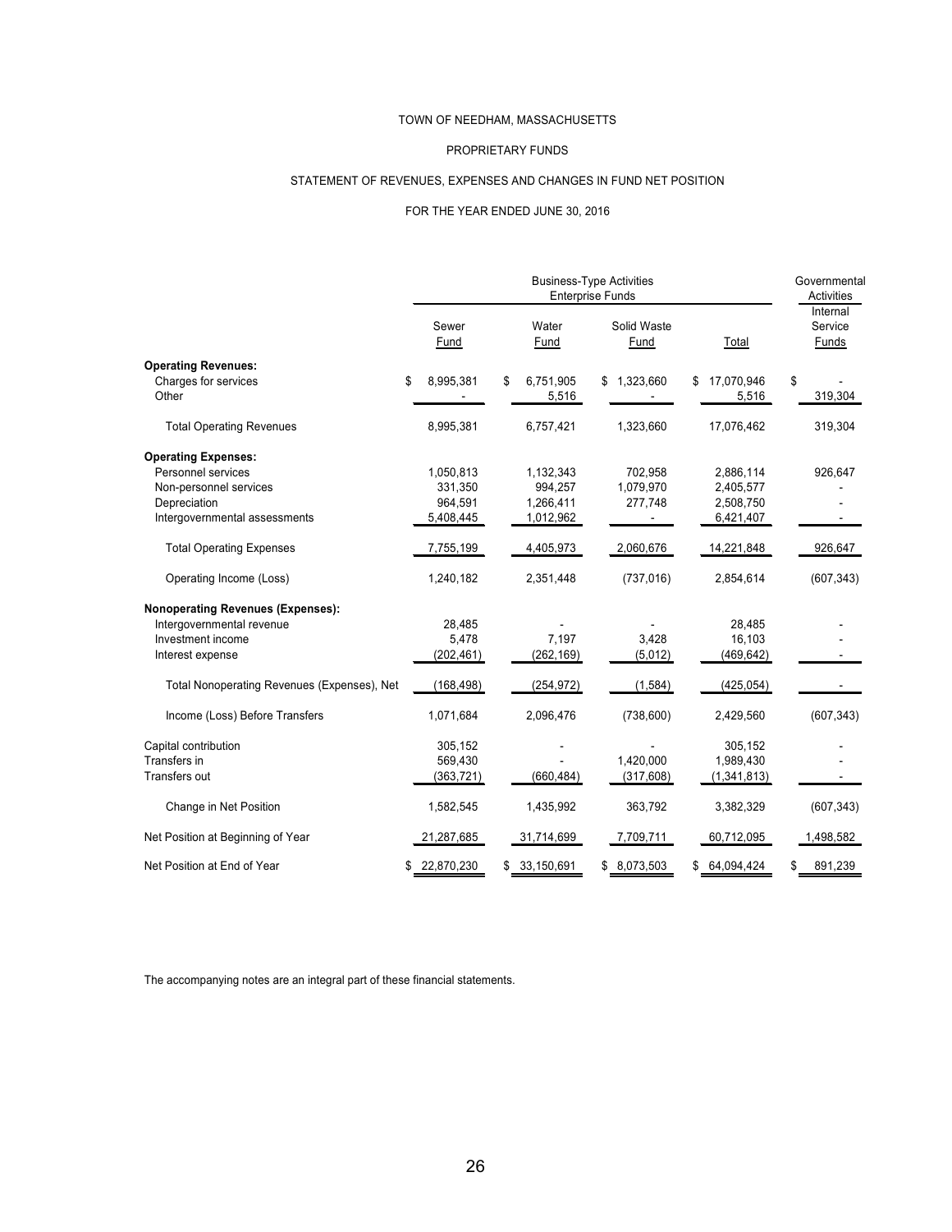# TOWN OF NEEDHAM, MASSACHUSETTS

## PROPRIETARY FUNDS

## STATEMENT OF REVENUES, EXPENSES AND CHANGES IN FUND NET POSITION

### FOR THE YEAR ENDED JUNE 30, 2016

| | Business-Type Activities Enterprise Funds | | | | Governmental Activities |
|---|---|---|---|---|---|
| | Sewer Fund | Water Fund | Solid Waste Fund | Total | Internal Service Funds |
| **Operating Revenues:** | | | | | |
| Charges for services | $ 8,995,381 | $ 6,751,905 | $ 1,323,660 | $ 17,070,946 | $ - |
| Other | - | 5,516 | - | 5,516 | 319,304 |
| Total Operating Revenues | 8,995,381 | 6,757,421 | 1,323,660 | 17,076,462 | 319,304 |
| **Operating Expenses:** | | | | | |
| Personnel services | 1,050,813 | 1,132,343 | 702,958 | 2,886,114 | 926,647 |
| Non-personnel services | 331,350 | 994,257 | 1,079,970 | 2,405,577 | - |
| Depreciation | 964,591 | 1,266,411 | 277,748 | 2,508,750 | - |
| Intergovernmental assessments | 5,408,445 | 1,012,962 | - | 6,421,407 | - |
| Total Operating Expenses | 7,755,199 | 4,405,973 | 2,060,676 | 14,221,848 | 926,647 |
| Operating Income (Loss) | 1,240,182 | 2,351,448 | (737,016) | 2,854,614 | (607,343) |
| **Nonoperating Revenues (Expenses):** | | | | | |
| Intergovernmental revenue | 28,485 | - | - | 28,485 | - |
| Investment income | 5,478 | 7,197 | 3,428 | 16,103 | - |
| Interest expense | (202,461) | (262,169) | (5,012) | (469,642) | - |
| Total Nonoperating Revenues (Expenses), Net | (168,498) | (254,972) | (1,584) | (425,054) | - |
| Income (Loss) Before Transfers | 1,071,684 | 2,096,476 | (738,600) | 2,429,560 | (607,343) |
| Capital contribution | 305,152 | - | - | 305,152 | - |
| Transfers in | 569,430 | - | 1,420,000 | 1,989,430 | - |
| Transfers out | (363,721) | (660,484) | (317,608) | (1,341,813) | - |
| Change in Net Position | 1,582,545 | 1,435,992 | 363,792 | 3,382,329 | (607,343) |
| Net Position at Beginning of Year | 21,287,685 | 31,714,699 | 7,709,711 | 60,712,095 | 1,498,582 |
| Net Position at End of Year | $ 22,870,230 | $ 33,150,691 | $ 8,073,503 | $ 64,094,424 | $ 891,239 |

The accompanying notes are an integral part of these financial statements.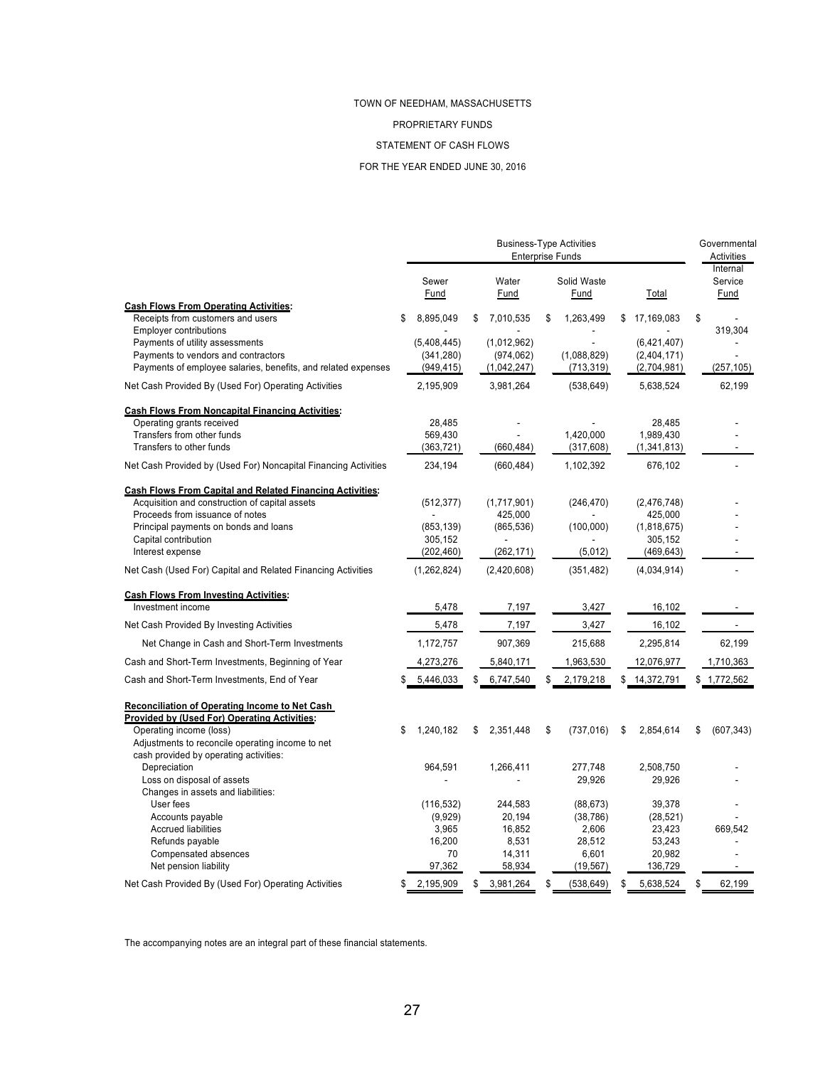# TOWN OF NEEDHAM, MASSACHUSETTS

## PROPRIETARY FUNDS

## STATEMENT OF CASH FLOWS

## FOR THE YEAR ENDED JUNE 30, 2016

| | Business-Type Activities Enterprise Funds | | | | Governmental Activities |
|---|---|---|---|---|---|
| | Sewer Fund | Water Fund | Solid Waste Fund | Total | Internal Service Fund |
| **Cash Flows From Operating Activities:** | | | | | |
| Receipts from customers and users | $ 8,895,049 | $ 7,010,535 | $ 1,263,499 | $ 17,169,083 | $ - |
| Employer contributions | - | - | - | - | 319,304 |
| Payments of utility assessments | (5,408,445) | (1,012,962) | - | (6,421,407) | - |
| Payments to vendors and contractors | (341,280) | (974,062) | (1,088,829) | (2,404,171) | - |
| Payments of employee salaries, benefits, and related expenses | (949,415) | (1,042,247) | (713,319) | (2,704,981) | (257,105) |
| Net Cash Provided By (Used For) Operating Activities | 2,195,909 | 3,981,264 | (538,649) | 5,638,524 | 62,199 |
| **Cash Flows From Noncapital Financing Activities:** | | | | | |
| Operating grants received | 28,485 | - | - | 28,485 | - |
| Transfers from other funds | 569,430 | - | 1,420,000 | 1,989,430 | - |
| Transfers to other funds | (363,721) | (660,484) | (317,608) | (1,341,813) | - |
| Net Cash Provided by (Used For) Noncapital Financing Activities | 234,194 | (660,484) | 1,102,392 | 676,102 | - |
| **Cash Flows From Capital and Related Financing Activities:** | | | | | |
| Acquisition and construction of capital assets | (512,377) | (1,717,901) | (246,470) | (2,476,748) | - |
| Proceeds from issuance of notes | - | 425,000 | - | 425,000 | - |
| Principal payments on bonds and loans | (853,139) | (865,536) | (100,000) | (1,818,675) | - |
| Capital contribution | 305,152 | - | - | 305,152 | - |
| Interest expense | (202,460) | (262,171) | (5,012) | (469,643) | - |
| Net Cash (Used For) Capital and Related Financing Activities | (1,262,824) | (2,420,608) | (351,482) | (4,034,914) | - |
| **Cash Flows From Investing Activities:** | | | | | |
| Investment income | 5,478 | 7,197 | 3,427 | 16,102 | - |
| Net Cash Provided By Investing Activities | 5,478 | 7,197 | 3,427 | 16,102 | - |
| Net Change in Cash and Short-Term Investments | 1,172,757 | 907,369 | 215,688 | 2,295,814 | 62,199 |
| Cash and Short-Term Investments, Beginning of Year | 4,273,276 | 5,840,171 | 1,963,530 | 12,076,977 | 1,710,363 |
| Cash and Short-Term Investments, End of Year | $ 5,446,033 | $ 6,747,540 | $ 2,179,218 | $ 14,372,791 | $ 1,772,562 |
| **Reconciliation of Operating Income to Net Cash Provided by (Used For) Operating Activities:** | | | | | |
| Operating income (loss) | $ 1,240,182 | $ 2,351,448 | $ (737,016) | $ 2,854,614 | $ (607,343) |
| Adjustments to reconcile operating income to net cash provided by operating activities: | | | | | |
| Depreciation | 964,591 | 1,266,411 | 277,748 | 2,508,750 | - |
| Loss on disposal of assets | - | - | 29,926 | 29,926 | - |
| Changes in assets and liabilities: | | | | | |
| User fees | (116,532) | 244,583 | (88,673) | 39,378 | - |
| Accounts payable | (9,929) | 20,194 | (38,786) | (28,521) | - |
| Accrued liabilities | 3,965 | 16,852 | 2,606 | 23,423 | 669,542 |
| Refunds payable | 16,200 | 8,531 | 28,512 | 53,243 | - |
| Compensated absences | 70 | 14,311 | 6,601 | 20,982 | - |
| Net pension liability | 97,362 | 58,934 | (19,567) | 136,729 | - |
| Net Cash Provided By (Used For) Operating Activities | $ 2,195,909 | $ 3,981,264 | $ (538,649) | $ 5,638,524 | $ 62,199 |

The accompanying notes are an integral part of these financial statements.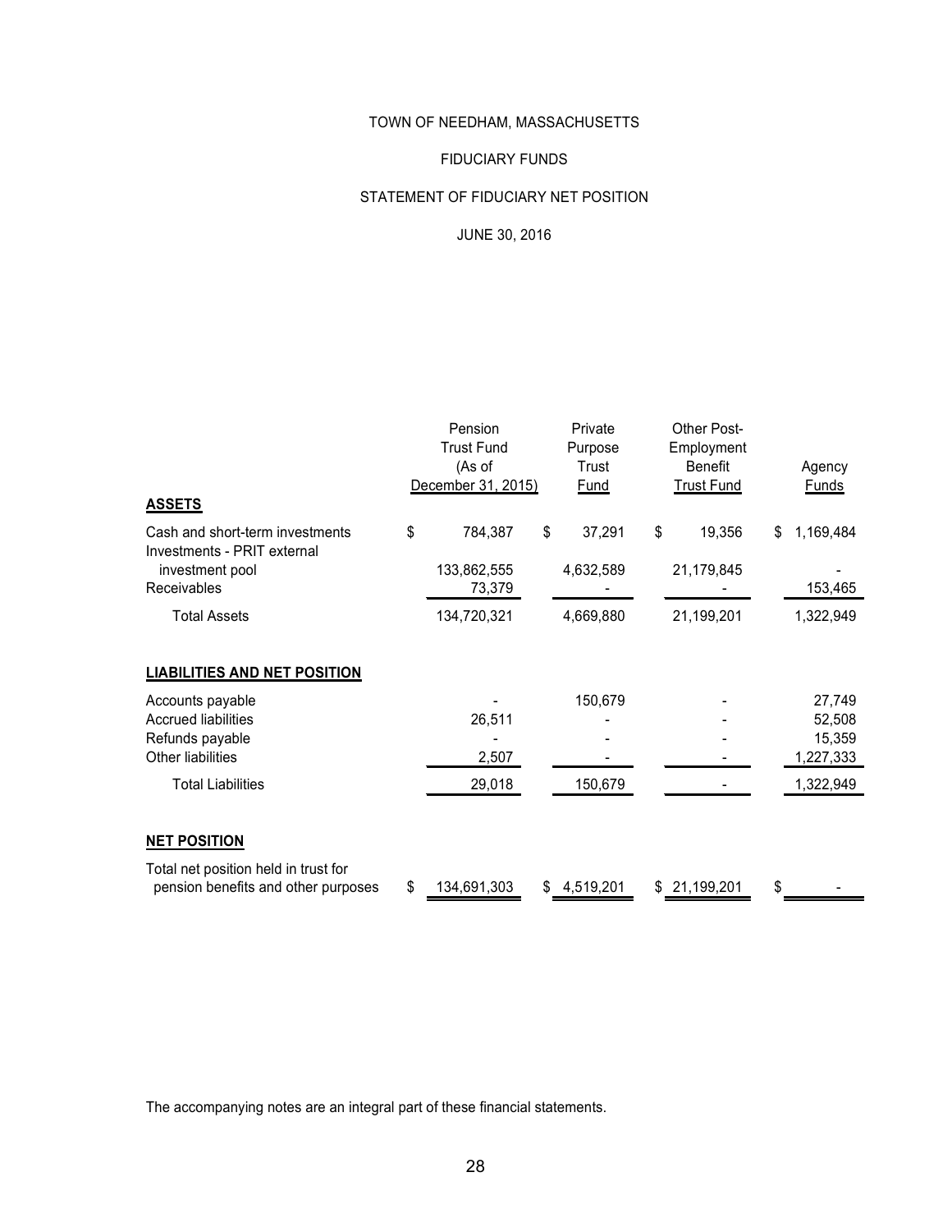# TOWN OF NEEDHAM, MASSACHUSETTS

## FIDUCIARY FUNDS

## STATEMENT OF FIDUCIARY NET POSITION

## JUNE 30, 2016

| | Pension Trust Fund (As of December 31, 2015) | Private Purpose Trust Fund | Other Post-Employment Benefit Trust Fund | Agency Funds |
|---|---|---|---|---|
| **ASSETS** | | | | |
| Cash and short-term investments | $ 784,387 | $ 37,291 | $ 19,356 | $ 1,169,484 |
| Investments - PRIT external investment pool | 133,862,555 | 4,632,589 | 21,179,845 | - |
| Receivables | 73,379 | - | - | 153,465 |
| Total Assets | 134,720,321 | 4,669,880 | 21,199,201 | 1,322,949 |
| **LIABILITIES AND NET POSITION** | | | | |
| Accounts payable | - | 150,679 | - | 27,749 |
| Accrued liabilities | 26,511 | - | - | 52,508 |
| Refunds payable | - | - | - | 15,359 |
| Other liabilities | 2,507 | - | - | 1,227,333 |
| Total Liabilities | 29,018 | 150,679 | - | 1,322,949 |
| **NET POSITION** | | | | |
| Total net position held in trust for pension benefits and other purposes | $ 134,691,303 | $ 4,519,201 | $ 21,199,201 | $ - |

The accompanying notes are an integral part of these financial statements.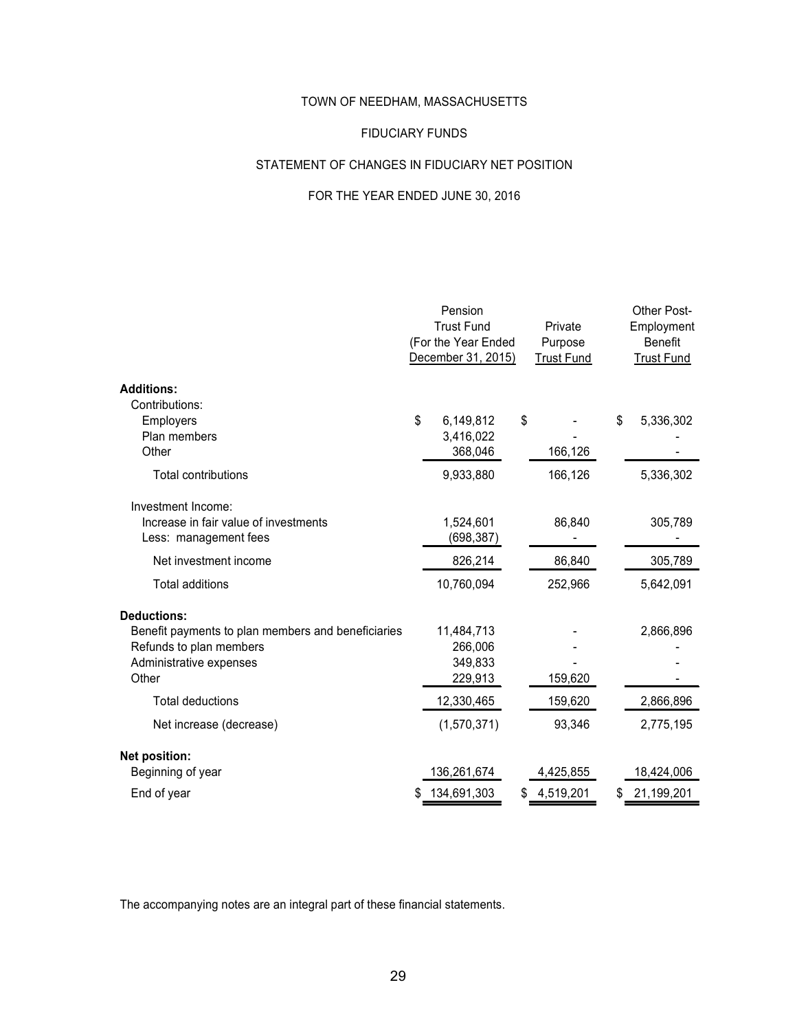# TOWN OF NEEDHAM, MASSACHUSETTS

## FIDUCIARY FUNDS

## STATEMENT OF CHANGES IN FIDUCIARY NET POSITION

## FOR THE YEAR ENDED JUNE 30, 2016

| | Pension Trust Fund (For the Year Ended December 31, 2015) | Private Purpose Trust Fund | Other Post-Employment Benefit Trust Fund |
|---|---|---|---|
| **Additions:** | | | |
| Contributions: | | | |
| Employers | $ 6,149,812 | $ - | $ 5,336,302 |
| Plan members | 3,416,022 | - | - |
| Other | 368,046 | 166,126 | - |
| Total contributions | 9,933,880 | 166,126 | 5,336,302 |
| Investment Income: | | | |
| Increase in fair value of investments | 1,524,601 | 86,840 | 305,789 |
| Less: management fees | (698,387) | - | - |
| Net investment income | 826,214 | 86,840 | 305,789 |
| Total additions | 10,760,094 | 252,966 | 5,642,091 |
| **Deductions:** | | | |
| Benefit payments to plan members and beneficiaries | 11,484,713 | - | 2,866,896 |
| Refunds to plan members | 266,006 | - | - |
| Administrative expenses | 349,833 | - | - |
| Other | 229,913 | 159,620 | - |
| Total deductions | 12,330,465 | 159,620 | 2,866,896 |
| Net increase (decrease) | (1,570,371) | 93,346 | 2,775,195 |
| **Net position:** | | | |
| Beginning of year | 136,261,674 | 4,425,855 | 18,424,006 |
| End of year | $ 134,691,303 | $ 4,519,201 | $ 21,199,201 |

The accompanying notes are an integral part of these financial statements.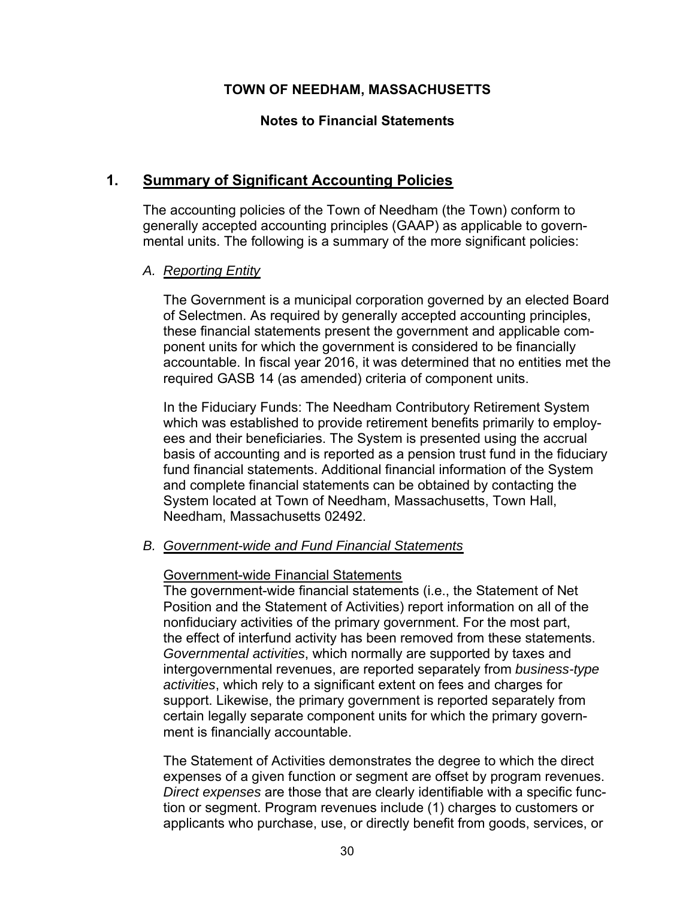**TOWN OF NEEDHAM, MASSACHUSETTS**

**Notes to Financial Statements**

## 1. Summary of Significant Accounting Policies

The accounting policies of the Town of Needham (the Town) conform to generally accepted accounting principles (GAAP) as applicable to governmental units. The following is a summary of the more significant policies:

### *A. Reporting Entity*

The Government is a municipal corporation governed by an elected Board of Selectmen. As required by generally accepted accounting principles, these financial statements present the government and applicable component units for which the government is considered to be financially accountable. In fiscal year 2016, it was determined that no entities met the required GASB 14 (as amended) criteria of component units.

In the Fiduciary Funds: The Needham Contributory Retirement System which was established to provide retirement benefits primarily to employees and their beneficiaries. The System is presented using the accrual basis of accounting and is reported as a pension trust fund in the fiduciary fund financial statements. Additional financial information of the System and complete financial statements can be obtained by contacting the System located at Town of Needham, Massachusetts, Town Hall, Needham, Massachusetts 02492.

### *B. Government-wide and Fund Financial Statements*

Government-wide Financial Statements

The government-wide financial statements (i.e., the Statement of Net Position and the Statement of Activities) report information on all of the nonfiduciary activities of the primary government. For the most part, the effect of interfund activity has been removed from these statements. *Governmental activities*, which normally are supported by taxes and intergovernmental revenues, are reported separately from *business-type activities*, which rely to a significant extent on fees and charges for support. Likewise, the primary government is reported separately from certain legally separate component units for which the primary government is financially accountable.

The Statement of Activities demonstrates the degree to which the direct expenses of a given function or segment are offset by program revenues. *Direct expenses* are those that are clearly identifiable with a specific function or segment. Program revenues include (1) charges to customers or applicants who purchase, use, or directly benefit from goods, services, or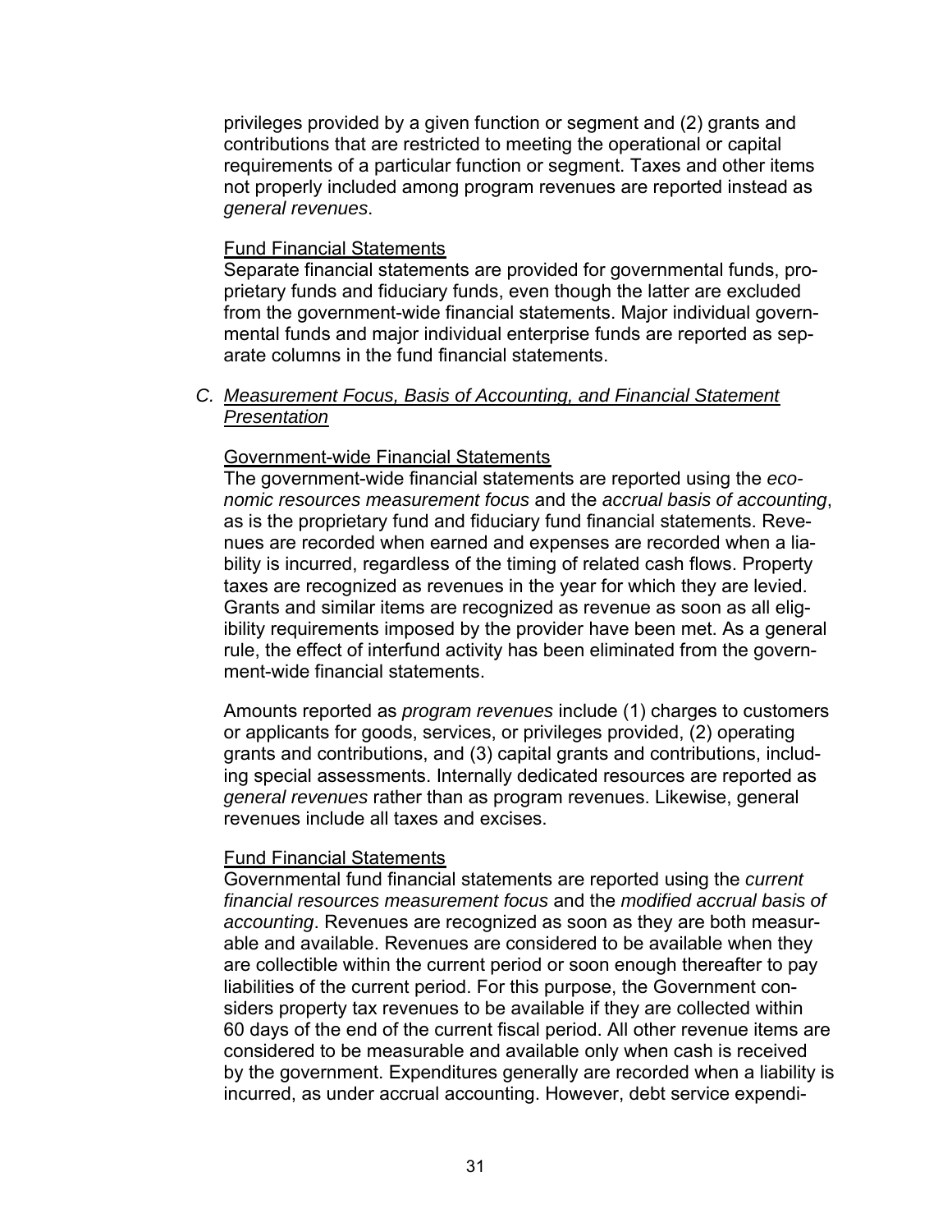privileges provided by a given function or segment and (2) grants and contributions that are restricted to meeting the operational or capital requirements of a particular function or segment. Taxes and other items not properly included among program revenues are reported instead as *general revenues*.

Fund Financial Statements

Separate financial statements are provided for governmental funds, proprietary funds and fiduciary funds, even though the latter are excluded from the government-wide financial statements. Major individual governmental funds and major individual enterprise funds are reported as separate columns in the fund financial statements.

C. *Measurement Focus, Basis of Accounting, and Financial Statement Presentation*

Government-wide Financial Statements

The government-wide financial statements are reported using the *economic resources measurement focus* and the *accrual basis of accounting*, as is the proprietary fund and fiduciary fund financial statements. Revenues are recorded when earned and expenses are recorded when a liability is incurred, regardless of the timing of related cash flows. Property taxes are recognized as revenues in the year for which they are levied. Grants and similar items are recognized as revenue as soon as all eligibility requirements imposed by the provider have been met. As a general rule, the effect of interfund activity has been eliminated from the government-wide financial statements.

Amounts reported as *program revenues* include (1) charges to customers or applicants for goods, services, or privileges provided, (2) operating grants and contributions, and (3) capital grants and contributions, including special assessments. Internally dedicated resources are reported as *general revenues* rather than as program revenues. Likewise, general revenues include all taxes and excises.

Fund Financial Statements

Governmental fund financial statements are reported using the *current financial resources measurement focus* and the *modified accrual basis of accounting*. Revenues are recognized as soon as they are both measurable and available. Revenues are considered to be available when they are collectible within the current period or soon enough thereafter to pay liabilities of the current period. For this purpose, the Government considers property tax revenues to be available if they are collected within 60 days of the end of the current fiscal period. All other revenue items are considered to be measurable and available only when cash is received by the government. Expenditures generally are recorded when a liability is incurred, as under accrual accounting. However, debt service expendi-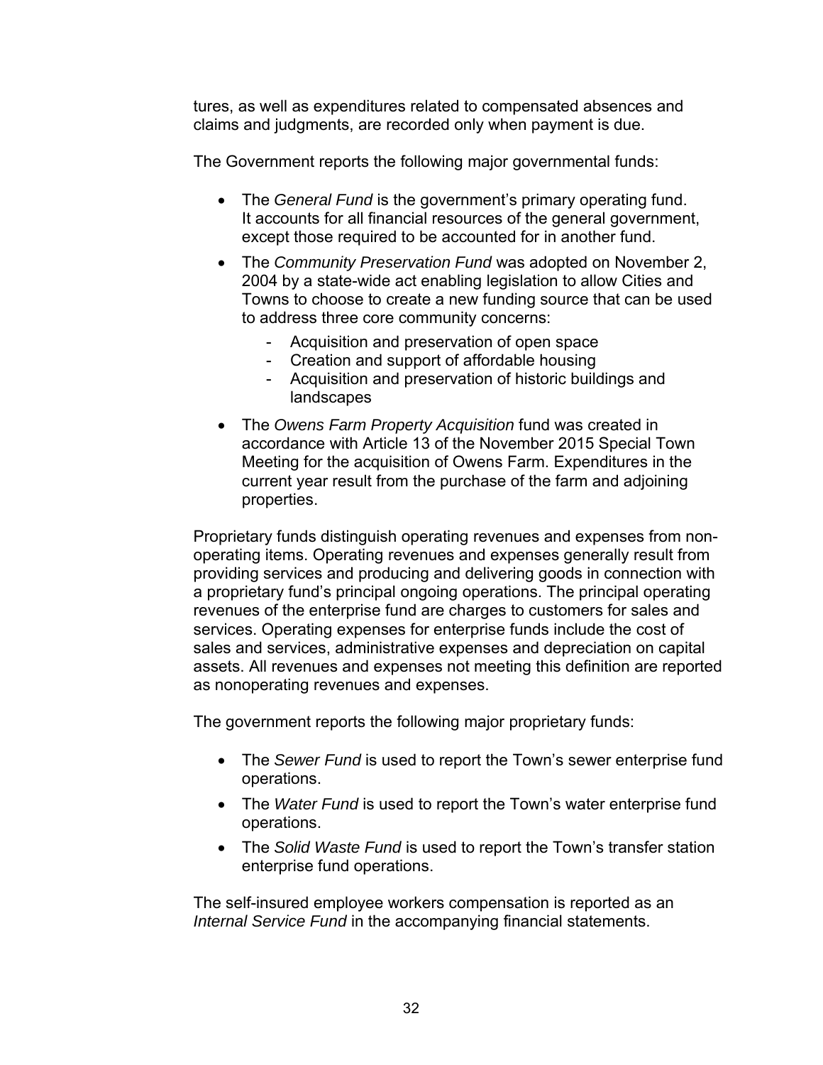tures, as well as expenditures related to compensated absences and claims and judgments, are recorded only when payment is due.

The Government reports the following major governmental funds:

- The *General Fund* is the government's primary operating fund. It accounts for all financial resources of the general government, except those required to be accounted for in another fund.
- The *Community Preservation Fund* was adopted on November 2, 2004 by a state-wide act enabling legislation to allow Cities and Towns to choose to create a new funding source that can be used to address three core community concerns:
    - Acquisition and preservation of open space
    - Creation and support of affordable housing
    - Acquisition and preservation of historic buildings and landscapes
- The *Owens Farm Property Acquisition* fund was created in accordance with Article 13 of the November 2015 Special Town Meeting for the acquisition of Owens Farm. Expenditures in the current year result from the purchase of the farm and adjoining properties.

Proprietary funds distinguish operating revenues and expenses from non-operating items. Operating revenues and expenses generally result from providing services and producing and delivering goods in connection with a proprietary fund's principal ongoing operations. The principal operating revenues of the enterprise fund are charges to customers for sales and services. Operating expenses for enterprise funds include the cost of sales and services, administrative expenses and depreciation on capital assets. All revenues and expenses not meeting this definition are reported as nonoperating revenues and expenses.

The government reports the following major proprietary funds:

- The *Sewer Fund* is used to report the Town's sewer enterprise fund operations.
- The *Water Fund* is used to report the Town's water enterprise fund operations.
- The *Solid Waste Fund* is used to report the Town's transfer station enterprise fund operations.

The self-insured employee workers compensation is reported as an *Internal Service Fund* in the accompanying financial statements.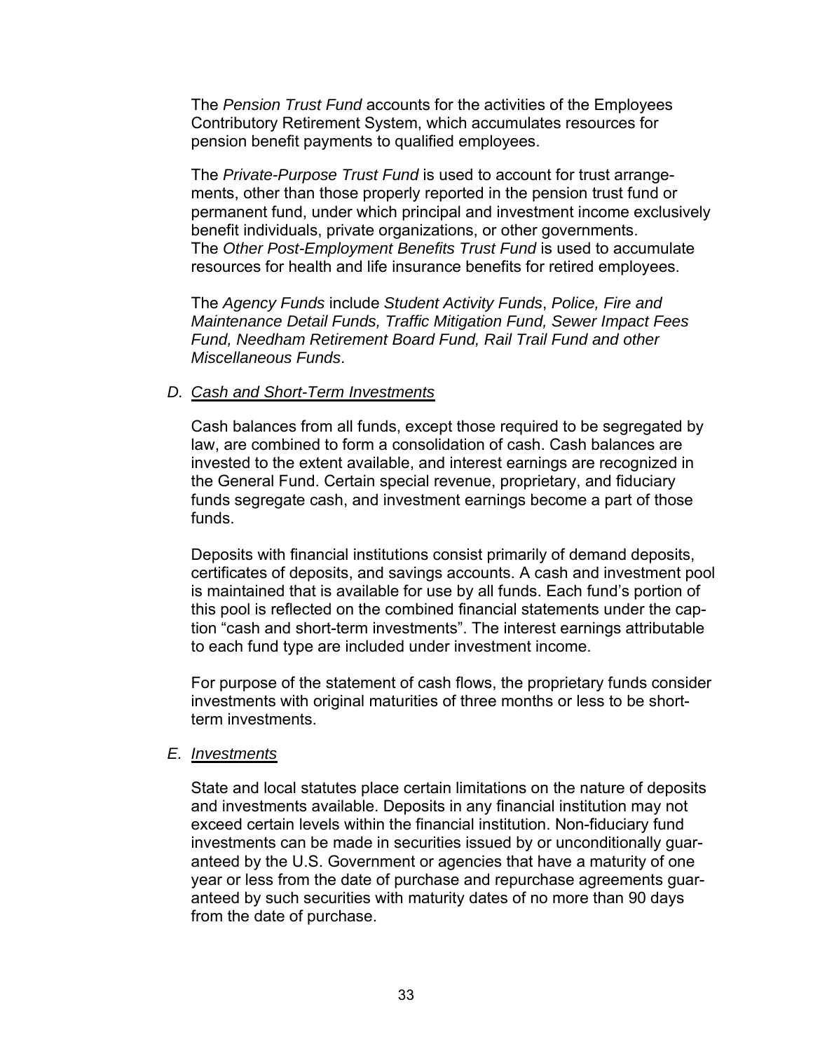The *Pension Trust Fund* accounts for the activities of the Employees Contributory Retirement System, which accumulates resources for pension benefit payments to qualified employees.

The *Private-Purpose Trust Fund* is used to account for trust arrangements, other than those properly reported in the pension trust fund or permanent fund, under which principal and investment income exclusively benefit individuals, private organizations, or other governments. The *Other Post-Employment Benefits Trust Fund* is used to accumulate resources for health and life insurance benefits for retired employees.

The *Agency Funds* include *Student Activity Funds*, *Police, Fire and Maintenance Detail Funds, Traffic Mitigation Fund, Sewer Impact Fees Fund, Needham Retirement Board Fund, Rail Trail Fund and other Miscellaneous Funds*.

### D. *Cash and Short-Term Investments*

Cash balances from all funds, except those required to be segregated by law, are combined to form a consolidation of cash. Cash balances are invested to the extent available, and interest earnings are recognized in the General Fund. Certain special revenue, proprietary, and fiduciary funds segregate cash, and investment earnings become a part of those funds.

Deposits with financial institutions consist primarily of demand deposits, certificates of deposits, and savings accounts. A cash and investment pool is maintained that is available for use by all funds. Each fund's portion of this pool is reflected on the combined financial statements under the caption "cash and short-term investments". The interest earnings attributable to each fund type are included under investment income.

For purpose of the statement of cash flows, the proprietary funds consider investments with original maturities of three months or less to be short-term investments.

### E. *Investments*

State and local statutes place certain limitations on the nature of deposits and investments available. Deposits in any financial institution may not exceed certain levels within the financial institution. Non-fiduciary fund investments can be made in securities issued by or unconditionally guaranteed by the U.S. Government or agencies that have a maturity of one year or less from the date of purchase and repurchase agreements guaranteed by such securities with maturity dates of no more than 90 days from the date of purchase.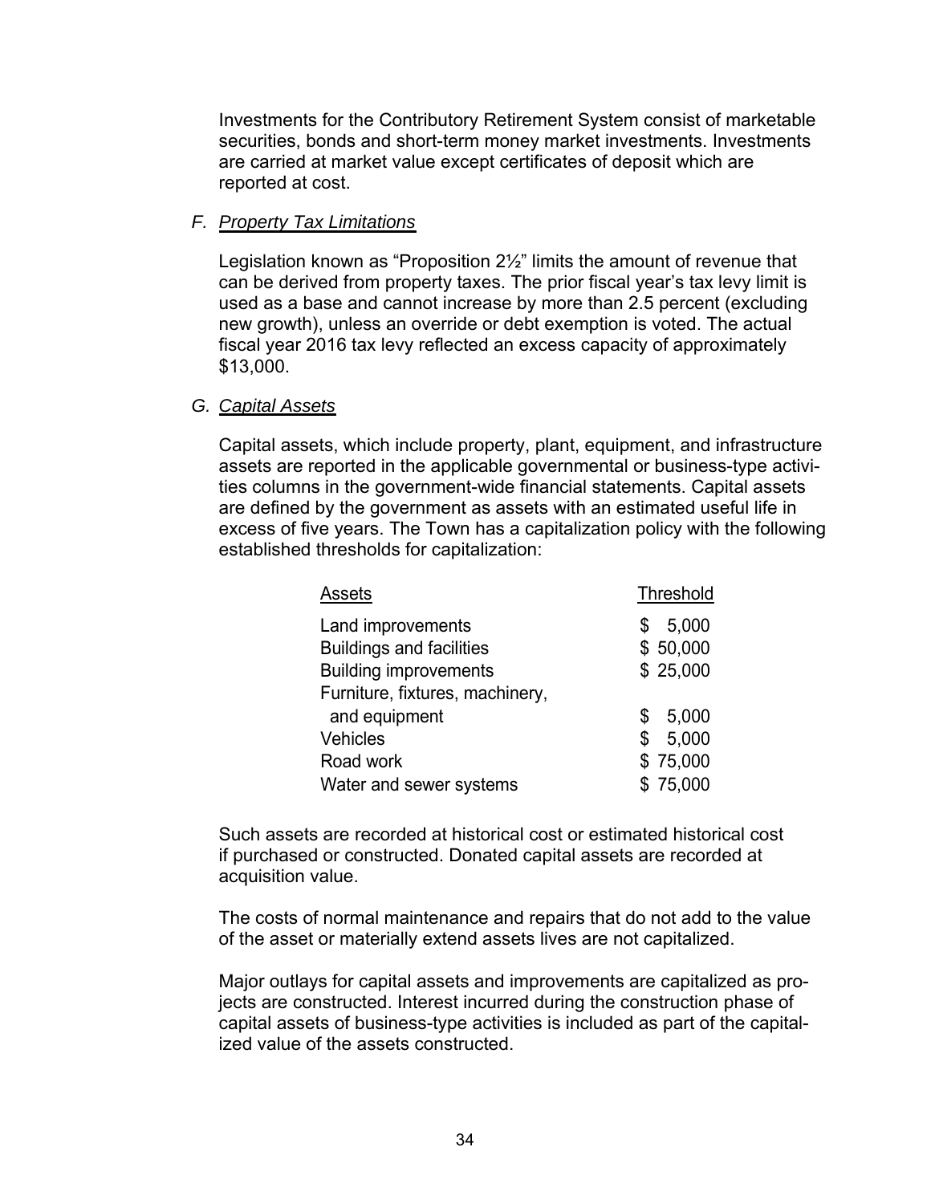Investments for the Contributory Retirement System consist of marketable securities, bonds and short-term money market investments. Investments are carried at market value except certificates of deposit which are reported at cost.

### F. *Property Tax Limitations*

Legislation known as "Proposition 2½" limits the amount of revenue that can be derived from property taxes. The prior fiscal year's tax levy limit is used as a base and cannot increase by more than 2.5 percent (excluding new growth), unless an override or debt exemption is voted. The actual fiscal year 2016 tax levy reflected an excess capacity of approximately $13,000.

### G. *Capital Assets*

Capital assets, which include property, plant, equipment, and infrastructure assets are reported in the applicable governmental or business-type activities columns in the government-wide financial statements. Capital assets are defined by the government as assets with an estimated useful life in excess of five years. The Town has a capitalization policy with the following established thresholds for capitalization:

| Assets | Threshold |
|---|---|
| Land improvements | $ 5,000 |
| Buildings and facilities | $ 50,000 |
| Building improvements | $ 25,000 |
| Furniture, fixtures, machinery, and equipment | $ 5,000 |
| Vehicles | $ 5,000 |
| Road work | $ 75,000 |
| Water and sewer systems | $ 75,000 |

Such assets are recorded at historical cost or estimated historical cost if purchased or constructed. Donated capital assets are recorded at acquisition value.

The costs of normal maintenance and repairs that do not add to the value of the asset or materially extend assets lives are not capitalized.

Major outlays for capital assets and improvements are capitalized as projects are constructed. Interest incurred during the construction phase of capital assets of business-type activities is included as part of the capitalized value of the assets constructed.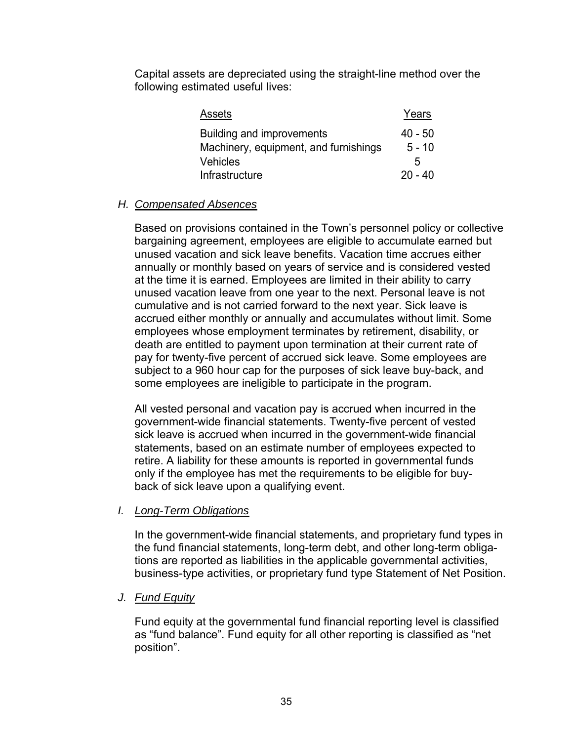Capital assets are depreciated using the straight-line method over the following estimated useful lives:

| Assets | Years |
|---|---|
| Building and improvements | 40 - 50 |
| Machinery, equipment, and furnishings | 5 - 10 |
| Vehicles | 5 |
| Infrastructure | 20 - 40 |

### H. *Compensated Absences*

Based on provisions contained in the Town's personnel policy or collective bargaining agreement, employees are eligible to accumulate earned but unused vacation and sick leave benefits. Vacation time accrues either annually or monthly based on years of service and is considered vested at the time it is earned. Employees are limited in their ability to carry unused vacation leave from one year to the next. Personal leave is not cumulative and is not carried forward to the next year. Sick leave is accrued either monthly or annually and accumulates without limit. Some employees whose employment terminates by retirement, disability, or death are entitled to payment upon termination at their current rate of pay for twenty-five percent of accrued sick leave. Some employees are subject to a 960 hour cap for the purposes of sick leave buy-back, and some employees are ineligible to participate in the program.

All vested personal and vacation pay is accrued when incurred in the government-wide financial statements. Twenty-five percent of vested sick leave is accrued when incurred in the government-wide financial statements, based on an estimate number of employees expected to retire. A liability for these amounts is reported in governmental funds only if the employee has met the requirements to be eligible for buy-back of sick leave upon a qualifying event.

### I. *Long-Term Obligations*

In the government-wide financial statements, and proprietary fund types in the fund financial statements, long-term debt, and other long-term obligations are reported as liabilities in the applicable governmental activities, business-type activities, or proprietary fund type Statement of Net Position.

### J. *Fund Equity*

Fund equity at the governmental fund financial reporting level is classified as "fund balance". Fund equity for all other reporting is classified as "net position".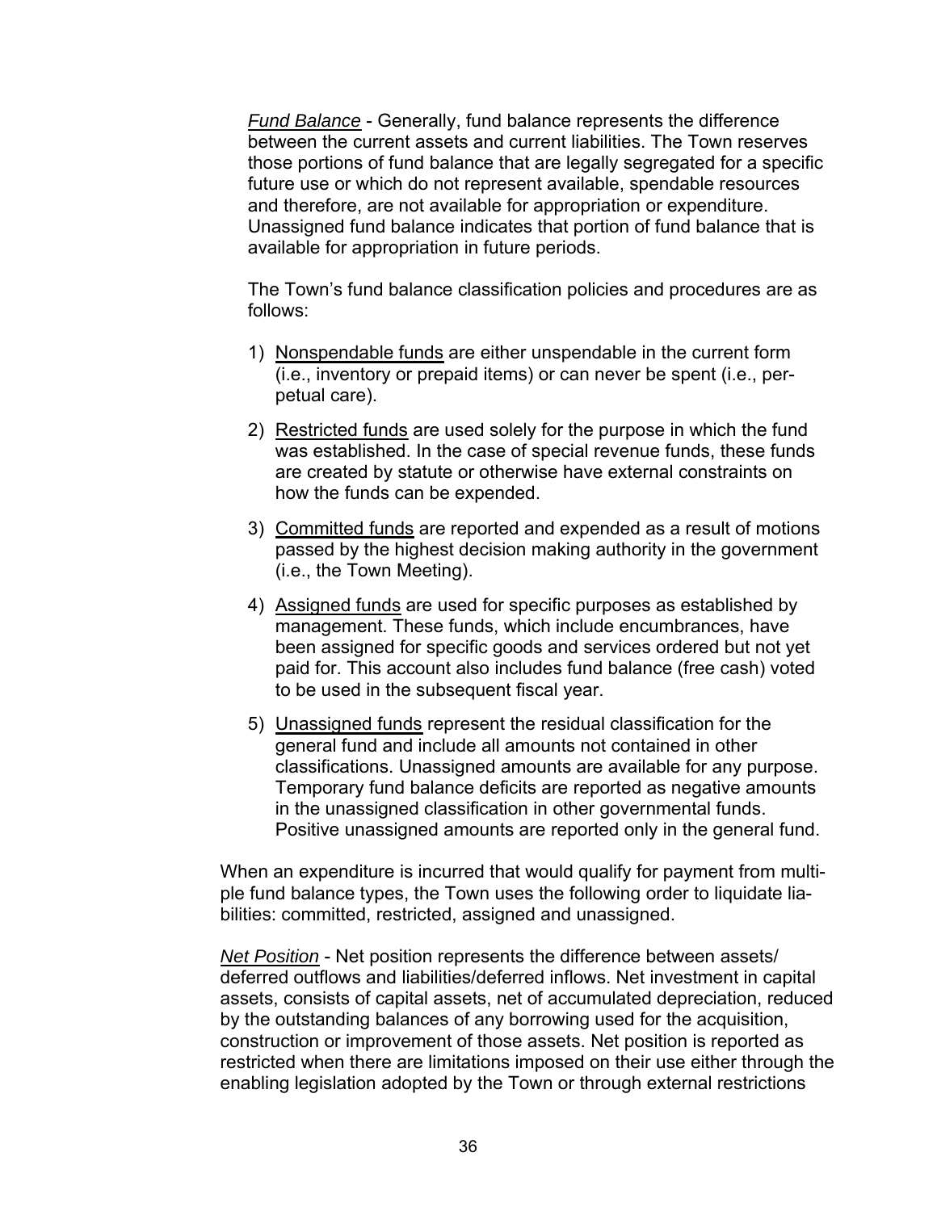*Fund Balance* - Generally, fund balance represents the difference between the current assets and current liabilities. The Town reserves those portions of fund balance that are legally segregated for a specific future use or which do not represent available, spendable resources and therefore, are not available for appropriation or expenditure. Unassigned fund balance indicates that portion of fund balance that is available for appropriation in future periods.

The Town's fund balance classification policies and procedures are as follows:

1) Nonspendable funds are either unspendable in the current form (i.e., inventory or prepaid items) or can never be spent (i.e., perpetual care).

2) Restricted funds are used solely for the purpose in which the fund was established. In the case of special revenue funds, these funds are created by statute or otherwise have external constraints on how the funds can be expended.

3) Committed funds are reported and expended as a result of motions passed by the highest decision making authority in the government (i.e., the Town Meeting).

4) Assigned funds are used for specific purposes as established by management. These funds, which include encumbrances, have been assigned for specific goods and services ordered but not yet paid for. This account also includes fund balance (free cash) voted to be used in the subsequent fiscal year.

5) Unassigned funds represent the residual classification for the general fund and include all amounts not contained in other classifications. Unassigned amounts are available for any purpose. Temporary fund balance deficits are reported as negative amounts in the unassigned classification in other governmental funds. Positive unassigned amounts are reported only in the general fund.

When an expenditure is incurred that would qualify for payment from multiple fund balance types, the Town uses the following order to liquidate liabilities: committed, restricted, assigned and unassigned.

*Net Position* - Net position represents the difference between assets/deferred outflows and liabilities/deferred inflows. Net investment in capital assets, consists of capital assets, net of accumulated depreciation, reduced by the outstanding balances of any borrowing used for the acquisition, construction or improvement of those assets. Net position is reported as restricted when there are limitations imposed on their use either through the enabling legislation adopted by the Town or through external restrictions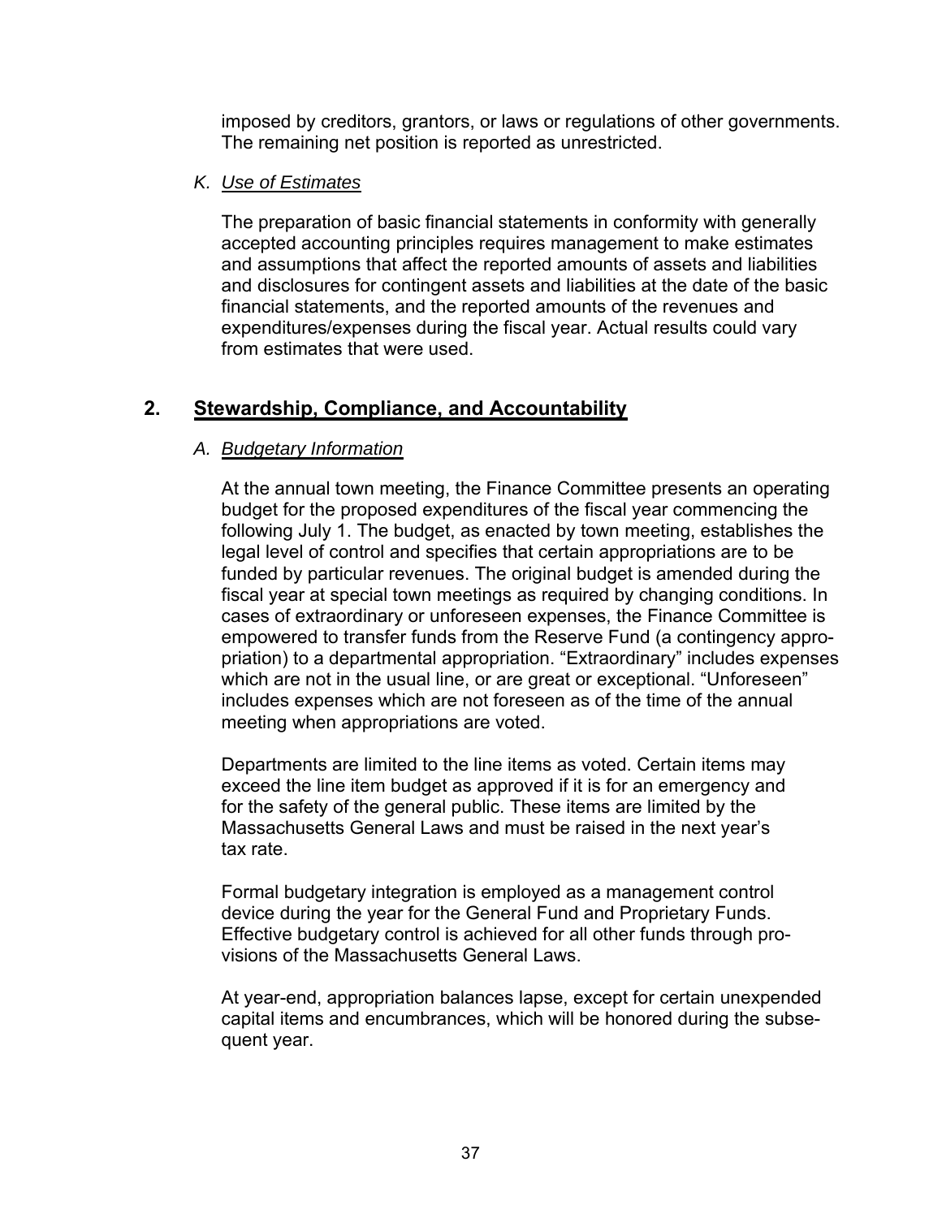imposed by creditors, grantors, or laws or regulations of other governments. The remaining net position is reported as unrestricted.

*K. Use of Estimates*

The preparation of basic financial statements in conformity with generally accepted accounting principles requires management to make estimates and assumptions that affect the reported amounts of assets and liabilities and disclosures for contingent assets and liabilities at the date of the basic financial statements, and the reported amounts of the revenues and expenditures/expenses during the fiscal year. Actual results could vary from estimates that were used.

## 2. Stewardship, Compliance, and Accountability

*A. Budgetary Information*

At the annual town meeting, the Finance Committee presents an operating budget for the proposed expenditures of the fiscal year commencing the following July 1. The budget, as enacted by town meeting, establishes the legal level of control and specifies that certain appropriations are to be funded by particular revenues. The original budget is amended during the fiscal year at special town meetings as required by changing conditions. In cases of extraordinary or unforeseen expenses, the Finance Committee is empowered to transfer funds from the Reserve Fund (a contingency appropriation) to a departmental appropriation. "Extraordinary" includes expenses which are not in the usual line, or are great or exceptional. "Unforeseen" includes expenses which are not foreseen as of the time of the annual meeting when appropriations are voted.

Departments are limited to the line items as voted. Certain items may exceed the line item budget as approved if it is for an emergency and for the safety of the general public. These items are limited by the Massachusetts General Laws and must be raised in the next year's tax rate.

Formal budgetary integration is employed as a management control device during the year for the General Fund and Proprietary Funds. Effective budgetary control is achieved for all other funds through provisions of the Massachusetts General Laws.

At year-end, appropriation balances lapse, except for certain unexpended capital items and encumbrances, which will be honored during the subsequent year.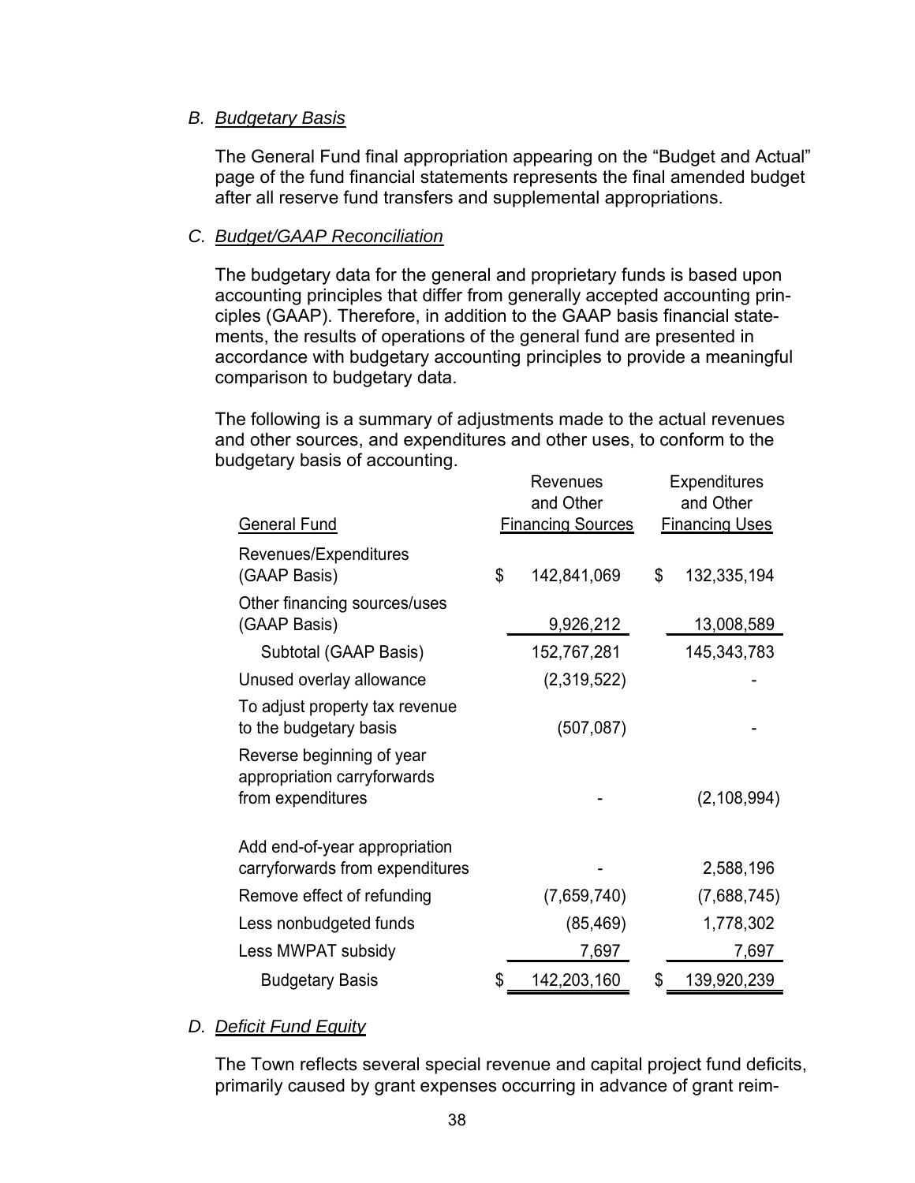*B. Budgetary Basis*

The General Fund final appropriation appearing on the “Budget and Actual” page of the fund financial statements represents the final amended budget after all reserve fund transfers and supplemental appropriations.

*C. Budget/GAAP Reconciliation*

The budgetary data for the general and proprietary funds is based upon accounting principles that differ from generally accepted accounting principles (GAAP). Therefore, in addition to the GAAP basis financial statements, the results of operations of the general fund are presented in accordance with budgetary accounting principles to provide a meaningful comparison to budgetary data.

The following is a summary of adjustments made to the actual revenues and other sources, and expenditures and other uses, to conform to the budgetary basis of accounting.

| General Fund | Revenues and Other Financing Sources | Expenditures and Other Financing Uses |
|---|---|---|
| Revenues/Expenditures (GAAP Basis) | $ 142,841,069 | $ 132,335,194 |
| Other financing sources/uses (GAAP Basis) | 9,926,212 | 13,008,589 |
| Subtotal (GAAP Basis) | 152,767,281 | 145,343,783 |
| Unused overlay allowance | (2,319,522) | - |
| To adjust property tax revenue to the budgetary basis | (507,087) | - |
| Reverse beginning of year appropriation carryforwards from expenditures | - | (2,108,994) |
| Add end-of-year appropriation carryforwards from expenditures | - | 2,588,196 |
| Remove effect of refunding | (7,659,740) | (7,688,745) |
| Less nonbudgeted funds | (85,469) | 1,778,302 |
| Less MWPAT subsidy | 7,697 | 7,697 |
| Budgetary Basis | $ 142,203,160 | $ 139,920,239 |

*D. Deficit Fund Equity*

The Town reflects several special revenue and capital project fund deficits, primarily caused by grant expenses occurring in advance of grant reim-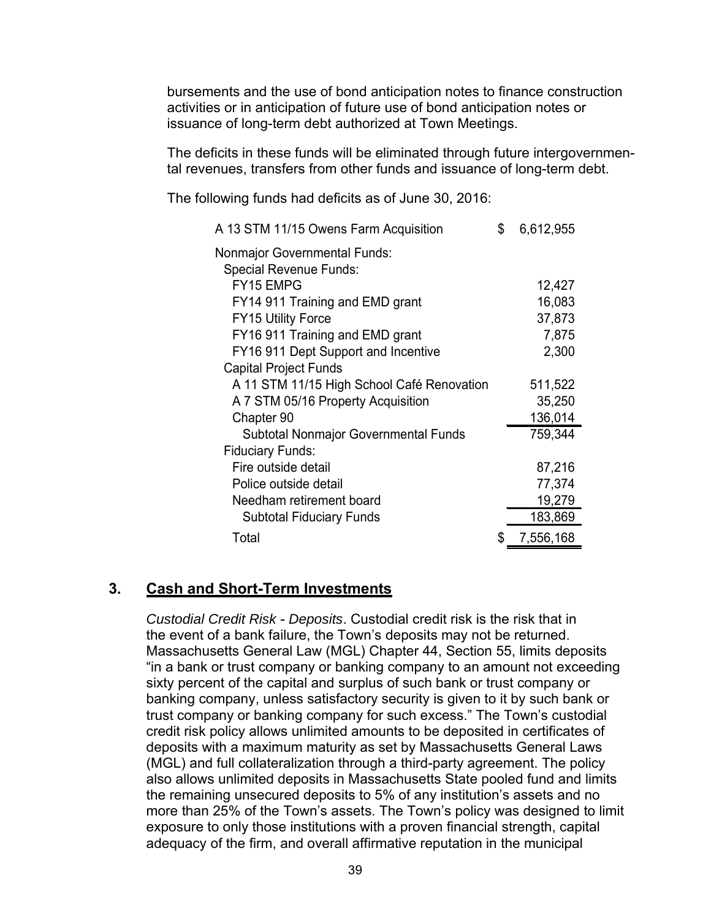bursements and the use of bond anticipation notes to finance construction activities or in anticipation of future use of bond anticipation notes or issuance of long-term debt authorized at Town Meetings.

The deficits in these funds will be eliminated through future intergovernmental revenues, transfers from other funds and issuance of long-term debt.

The following funds had deficits as of June 30, 2016:

| | |
|---|---|
| A 13 STM 11/15 Owens Farm Acquisition | $ 6,612,955 |
| Nonmajor Governmental Funds: | |
| Special Revenue Funds: | |
| FY15 EMPG | 12,427 |
| FY14 911 Training and EMD grant | 16,083 |
| FY15 Utility Force | 37,873 |
| FY16 911 Training and EMD grant | 7,875 |
| FY16 911 Dept Support and Incentive | 2,300 |
| Capital Project Funds | |
| A 11 STM 11/15 High School Café Renovation | 511,522 |
| A 7 STM 05/16 Property Acquisition | 35,250 |
| Chapter 90 | 136,014 |
| Subtotal Nonmajor Governmental Funds | 759,344 |
| Fiduciary Funds: | |
| Fire outside detail | 87,216 |
| Police outside detail | 77,374 |
| Needham retirement board | 19,279 |
| Subtotal Fiduciary Funds | 183,869 |
| Total | $ 7,556,168 |

## 3. Cash and Short-Term Investments

*Custodial Credit Risk - Deposits*. Custodial credit risk is the risk that in the event of a bank failure, the Town's deposits may not be returned. Massachusetts General Law (MGL) Chapter 44, Section 55, limits deposits "in a bank or trust company or banking company to an amount not exceeding sixty percent of the capital and surplus of such bank or trust company or banking company, unless satisfactory security is given to it by such bank or trust company or banking company for such excess." The Town's custodial credit risk policy allows unlimited amounts to be deposited in certificates of deposits with a maximum maturity as set by Massachusetts General Laws (MGL) and full collateralization through a third-party agreement. The policy also allows unlimited deposits in Massachusetts State pooled fund and limits the remaining unsecured deposits to 5% of any institution's assets and no more than 25% of the Town's assets. The Town's policy was designed to limit exposure to only those institutions with a proven financial strength, capital adequacy of the firm, and overall affirmative reputation in the municipal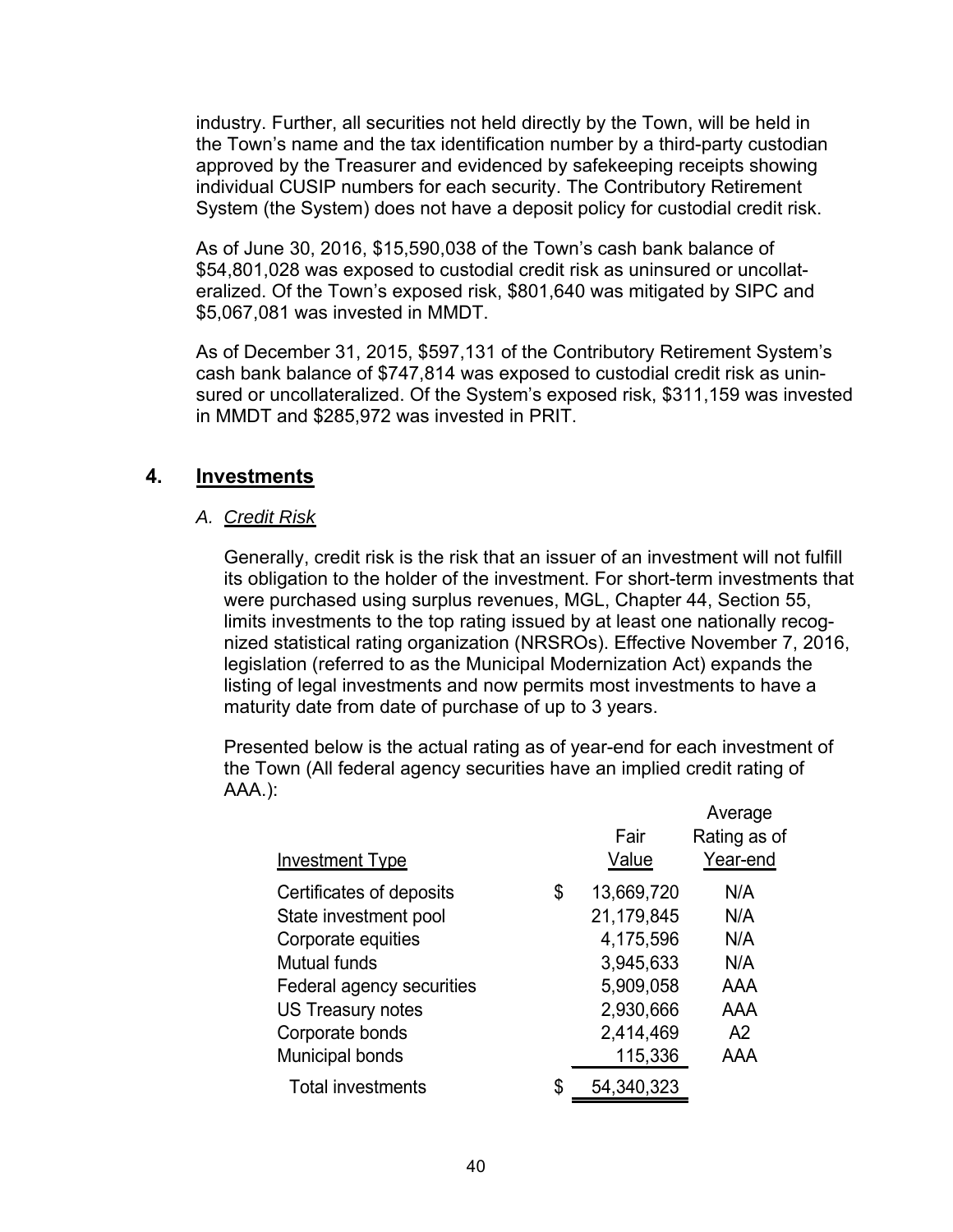industry. Further, all securities not held directly by the Town, will be held in the Town's name and the tax identification number by a third-party custodian approved by the Treasurer and evidenced by safekeeping receipts showing individual CUSIP numbers for each security. The Contributory Retirement System (the System) does not have a deposit policy for custodial credit risk.

As of June 30, 2016, $15,590,038 of the Town's cash bank balance of $54,801,028 was exposed to custodial credit risk as uninsured or uncollateralized. Of the Town's exposed risk, $801,640 was mitigated by SIPC and $5,067,081 was invested in MMDT.

As of December 31, 2015, $597,131 of the Contributory Retirement System's cash bank balance of $747,814 was exposed to custodial credit risk as uninsured or uncollateralized. Of the System's exposed risk, $311,159 was invested in MMDT and $285,972 was invested in PRIT.

## 4. Investments

### A. Credit Risk

Generally, credit risk is the risk that an issuer of an investment will not fulfill its obligation to the holder of the investment. For short-term investments that were purchased using surplus revenues, MGL, Chapter 44, Section 55, limits investments to the top rating issued by at least one nationally recognized statistical rating organization (NRSROs). Effective November 7, 2016, legislation (referred to as the Municipal Modernization Act) expands the listing of legal investments and now permits most investments to have a maturity date from date of purchase of up to 3 years.

Presented below is the actual rating as of year-end for each investment of the Town (All federal agency securities have an implied credit rating of AAA.):

| Investment Type | Fair Value | Average Rating as of Year-end |
|---|---|---|
| Certificates of deposits | $ 13,669,720 | N/A |
| State investment pool | 21,179,845 | N/A |
| Corporate equities | 4,175,596 | N/A |
| Mutual funds | 3,945,633 | N/A |
| Federal agency securities | 5,909,058 | AAA |
| US Treasury notes | 2,930,666 | AAA |
| Corporate bonds | 2,414,469 | A2 |
| Municipal bonds | 115,336 | AAA |
| Total investments | $ 54,340,323 | |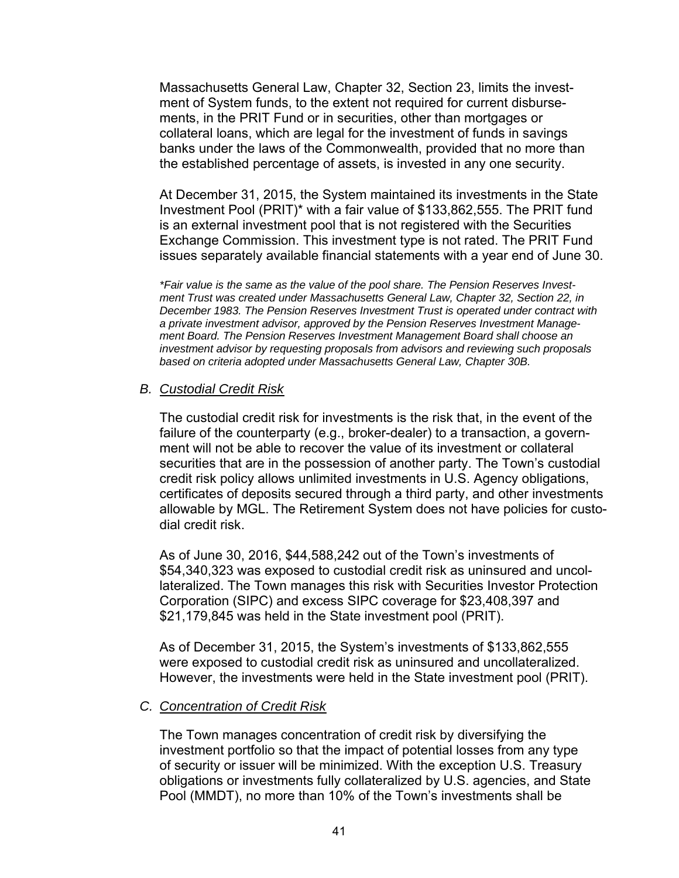Massachusetts General Law, Chapter 32, Section 23, limits the investment of System funds, to the extent not required for current disbursements, in the PRIT Fund or in securities, other than mortgages or collateral loans, which are legal for the investment of funds in savings banks under the laws of the Commonwealth, provided that no more than the established percentage of assets, is invested in any one security.

At December 31, 2015, the System maintained its investments in the State Investment Pool (PRIT)* with a fair value of $133,862,555. The PRIT fund is an external investment pool that is not registered with the Securities Exchange Commission. This investment type is not rated. The PRIT Fund issues separately available financial statements with a year end of June 30.

*\*Fair value is the same as the value of the pool share. The Pension Reserves Investment Trust was created under Massachusetts General Law, Chapter 32, Section 22, in December 1983. The Pension Reserves Investment Trust is operated under contract with a private investment advisor, approved by the Pension Reserves Investment Management Board. The Pension Reserves Investment Management Board shall choose an investment advisor by requesting proposals from advisors and reviewing such proposals based on criteria adopted under Massachusetts General Law, Chapter 30B.*

### B. *Custodial Credit Risk*

The custodial credit risk for investments is the risk that, in the event of the failure of the counterparty (e.g., broker-dealer) to a transaction, a government will not be able to recover the value of its investment or collateral securities that are in the possession of another party. The Town's custodial credit risk policy allows unlimited investments in U.S. Agency obligations, certificates of deposits secured through a third party, and other investments allowable by MGL. The Retirement System does not have policies for custodial credit risk.

As of June 30, 2016, $44,588,242 out of the Town's investments of $54,340,323 was exposed to custodial credit risk as uninsured and uncollateralized. The Town manages this risk with Securities Investor Protection Corporation (SIPC) and excess SIPC coverage for $23,408,397 and $21,179,845 was held in the State investment pool (PRIT).

As of December 31, 2015, the System's investments of $133,862,555 were exposed to custodial credit risk as uninsured and uncollateralized. However, the investments were held in the State investment pool (PRIT).

### C. *Concentration of Credit Risk*

The Town manages concentration of credit risk by diversifying the investment portfolio so that the impact of potential losses from any type of security or issuer will be minimized. With the exception U.S. Treasury obligations or investments fully collateralized by U.S. agencies, and State Pool (MMDT), no more than 10% of the Town's investments shall be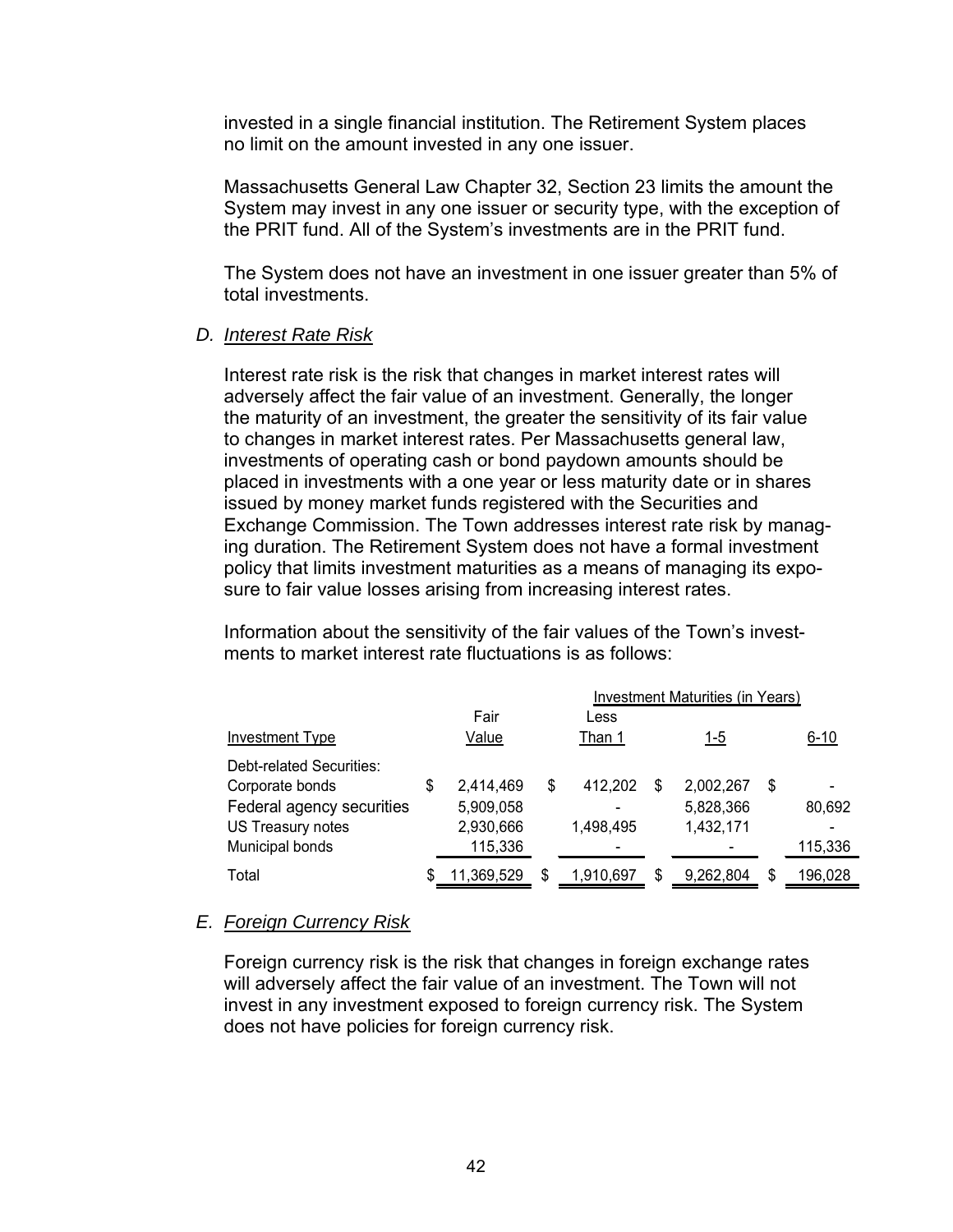invested in a single financial institution. The Retirement System places no limit on the amount invested in any one issuer.

Massachusetts General Law Chapter 32, Section 23 limits the amount the System may invest in any one issuer or security type, with the exception of the PRIT fund. All of the System's investments are in the PRIT fund.

The System does not have an investment in one issuer greater than 5% of total investments.

### D. *Interest Rate Risk*

Interest rate risk is the risk that changes in market interest rates will adversely affect the fair value of an investment. Generally, the longer the maturity of an investment, the greater the sensitivity of its fair value to changes in market interest rates. Per Massachusetts general law, investments of operating cash or bond paydown amounts should be placed in investments with a one year or less maturity date or in shares issued by money market funds registered with the Securities and Exchange Commission. The Town addresses interest rate risk by managing duration. The Retirement System does not have a formal investment policy that limits investment maturities as a means of managing its exposure to fair value losses arising from increasing interest rates.

Information about the sensitivity of the fair values of the Town's investments to market interest rate fluctuations is as follows:

| | | Investment Maturities (in Years) | | |
|---|---|---|---|---|
| Investment Type | Fair Value | Less Than 1 | 1-5 | 6-10 |
| Debt-related Securities: | | | | |
| Corporate bonds | $ 2,414,469 | $ 412,202 | $ 2,002,267 | $ - |
| Federal agency securities | 5,909,058 | - | 5,828,366 | 80,692 |
| US Treasury notes | 2,930,666 | 1,498,495 | 1,432,171 | - |
| Municipal bonds | 115,336 | - | - | 115,336 |
| Total | $ 11,369,529 | $ 1,910,697 | $ 9,262,804 | $ 196,028 |

### E. *Foreign Currency Risk*

Foreign currency risk is the risk that changes in foreign exchange rates will adversely affect the fair value of an investment. The Town will not invest in any investment exposed to foreign currency risk. The System does not have policies for foreign currency risk.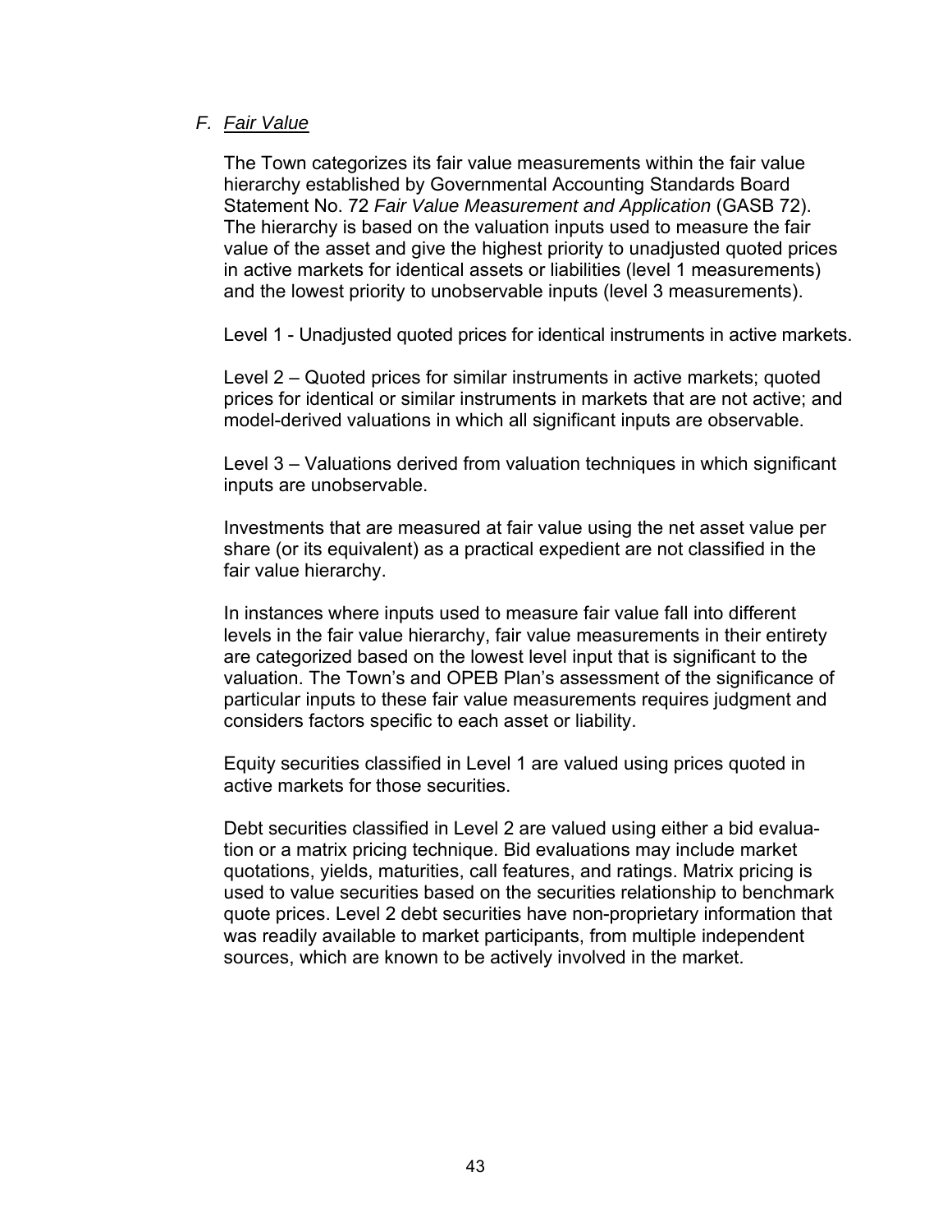### F. *Fair Value*

The Town categorizes its fair value measurements within the fair value hierarchy established by Governmental Accounting Standards Board Statement No. 72 *Fair Value Measurement and Application* (GASB 72). The hierarchy is based on the valuation inputs used to measure the fair value of the asset and give the highest priority to unadjusted quoted prices in active markets for identical assets or liabilities (level 1 measurements) and the lowest priority to unobservable inputs (level 3 measurements).

Level 1 - Unadjusted quoted prices for identical instruments in active markets.

Level 2 – Quoted prices for similar instruments in active markets; quoted prices for identical or similar instruments in markets that are not active; and model-derived valuations in which all significant inputs are observable.

Level 3 – Valuations derived from valuation techniques in which significant inputs are unobservable.

Investments that are measured at fair value using the net asset value per share (or its equivalent) as a practical expedient are not classified in the fair value hierarchy.

In instances where inputs used to measure fair value fall into different levels in the fair value hierarchy, fair value measurements in their entirety are categorized based on the lowest level input that is significant to the valuation. The Town's and OPEB Plan's assessment of the significance of particular inputs to these fair value measurements requires judgment and considers factors specific to each asset or liability.

Equity securities classified in Level 1 are valued using prices quoted in active markets for those securities.

Debt securities classified in Level 2 are valued using either a bid evaluation or a matrix pricing technique. Bid evaluations may include market quotations, yields, maturities, call features, and ratings. Matrix pricing is used to value securities based on the securities relationship to benchmark quote prices. Level 2 debt securities have non-proprietary information that was readily available to market participants, from multiple independent sources, which are known to be actively involved in the market.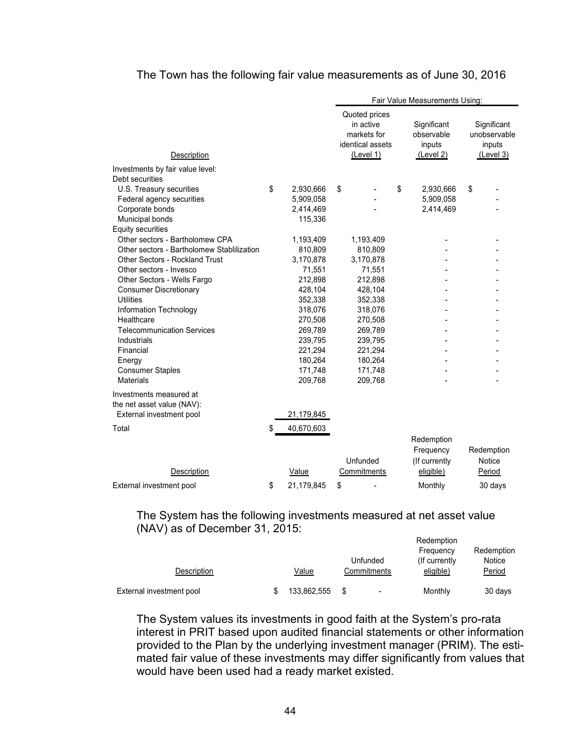The Town has the following fair value measurements as of June 30, 2016

| Description | | Fair Value Measurements Using: | | |
|---|---|---|---|---|
| | | Quoted prices in active markets for identical assets (Level 1) | Significant observable inputs (Level 2) | Significant unobservable inputs (Level 3) |
| Investments by fair value level: | | | | |
| Debt securities | | | | |
| U.S. Treasury securities | $ 2,930,666 | $ - | $ 2,930,666 | $ - |
| Federal agency securities | 5,909,058 | - | 5,909,058 | - |
| Corporate bonds | 2,414,469 | - | 2,414,469 | - |
| Municipal bonds | 115,336 | | | |
| Equity securities | | | | |
| Other sectors - Bartholomew CPA | 1,193,409 | 1,193,409 | - | - |
| Other sectors - Bartholomew Stablilization | 810,809 | 810,809 | - | - |
| Other Sectors - Rockland Trust | 3,170,878 | 3,170,878 | - | - |
| Other sectors - Invesco | 71,551 | 71,551 | - | - |
| Other Sectors - Wells Fargo | 212,898 | 212,898 | - | - |
| Consumer Discretionary | 428,104 | 428,104 | - | - |
| Utilities | 352,338 | 352,338 | - | - |
| Information Technology | 318,076 | 318,076 | - | - |
| Healthcare | 270,508 | 270,508 | - | - |
| Telecommunication Services | 269,789 | 269,789 | - | - |
| Industrials | 239,795 | 239,795 | - | - |
| Financial | 221,294 | 221,294 | - | - |
| Energy | 180,264 | 180,264 | - | - |
| Consumer Staples | 171,748 | 171,748 | - | - |
| Materials | 209,768 | 209,768 | - | - |
| Investments measured at the net asset value (NAV): | | | | |
| External investment pool | 21,179,845 | | | |
| Total | $ 40,670,603 | | | |

| Description | Value | Unfunded Commitments | Redemption Frequency (If currently eligible) | Redemption Notice Period |
|---|---|---|---|---|
| External investment pool | $ 21,179,845 | $ - | Monthly | 30 days |

The System has the following investments measured at net asset value (NAV) as of December 31, 2015:

| Description | Value | Unfunded Commitments | Redemption Frequency (If currently eligible) | Redemption Notice Period |
|---|---|---|---|---|
| External investment pool | $ 133,862,555 | $ - | Monthly | 30 days |

The System values its investments in good faith at the System's pro-rata interest in PRIT based upon audited financial statements or other information provided to the Plan by the underlying investment manager (PRIM). The estimated fair value of these investments may differ significantly from values that would have been used had a ready market existed.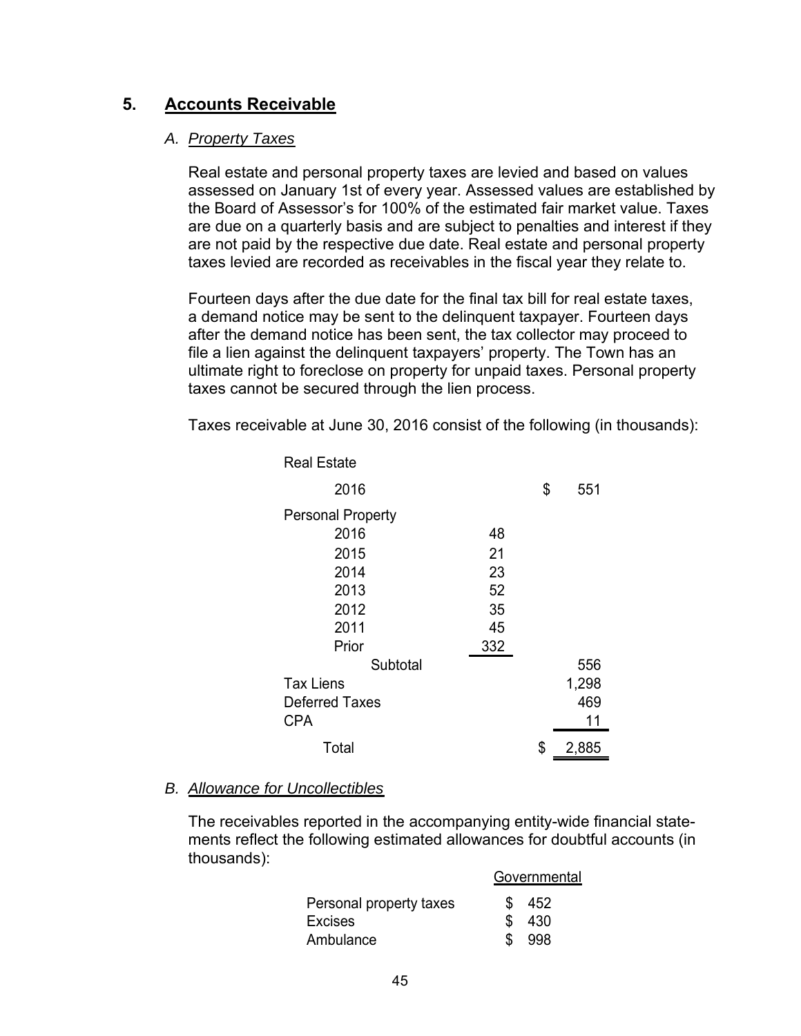## 5. Accounts Receivable

### *A. Property Taxes*

Real estate and personal property taxes are levied and based on values assessed on January 1st of every year. Assessed values are established by the Board of Assessor's for 100% of the estimated fair market value. Taxes are due on a quarterly basis and are subject to penalties and interest if they are not paid by the respective due date. Real estate and personal property taxes levied are recorded as receivables in the fiscal year they relate to.

Fourteen days after the due date for the final tax bill for real estate taxes, a demand notice may be sent to the delinquent taxpayer. Fourteen days after the demand notice has been sent, the tax collector may proceed to file a lien against the delinquent taxpayers' property. The Town has an ultimate right to foreclose on property for unpaid taxes. Personal property taxes cannot be secured through the lien process.

Taxes receivable at June 30, 2016 consist of the following (in thousands):

| | | |
|---|---|---|
| Real Estate | | |
| 2016 | | $ 551 |
| Personal Property | | |
| 2016 | 48 | |
| 2015 | 21 | |
| 2014 | 23 | |
| 2013 | 52 | |
| 2012 | 35 | |
| 2011 | 45 | |
| Prior | 332 | |
| Subtotal | | 556 |
| Tax Liens | | 1,298 |
| Deferred Taxes | | 469 |
| CPA | | 11 |
| Total | | $ 2,885 |

### *B. Allowance for Uncollectibles*

The receivables reported in the accompanying entity-wide financial statements reflect the following estimated allowances for doubtful accounts (in thousands):

| | Governmental |
|---|---|
| Personal property taxes | $ 452 |
| Excises | $ 430 |
| Ambulance | $ 998 |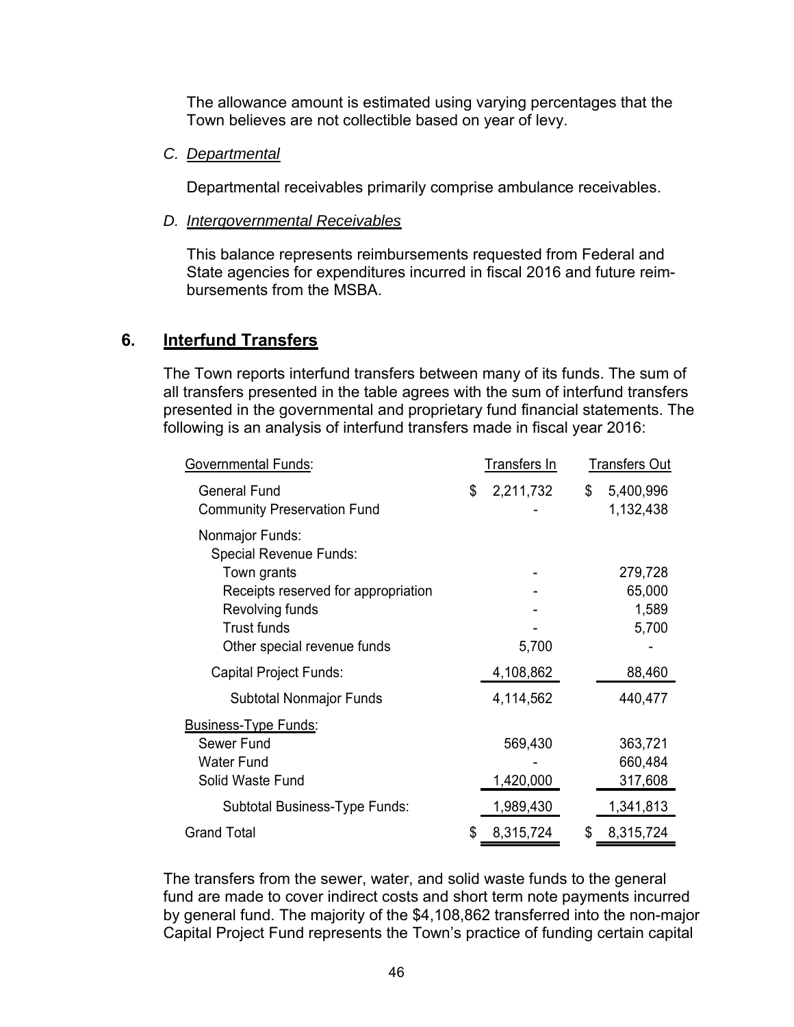The allowance amount is estimated using varying percentages that the Town believes are not collectible based on year of levy.

*C. Departmental*

Departmental receivables primarily comprise ambulance receivables.

*D. Intergovernmental Receivables*

This balance represents reimbursements requested from Federal and State agencies for expenditures incurred in fiscal 2016 and future reimbursements from the MSBA.

## 6. Interfund Transfers

The Town reports interfund transfers between many of its funds. The sum of all transfers presented in the table agrees with the sum of interfund transfers presented in the governmental and proprietary fund financial statements. The following is an analysis of interfund transfers made in fiscal year 2016:

| Governmental Funds: | Transfers In | Transfers Out |
|---|---|---|
| General Fund | $ 2,211,732 | $ 5,400,996 |
| Community Preservation Fund | - | 1,132,438 |
| Nonmajor Funds: | | |
| Special Revenue Funds: | | |
| Town grants | - | 279,728 |
| Receipts reserved for appropriation | - | 65,000 |
| Revolving funds | - | 1,589 |
| Trust funds | - | 5,700 |
| Other special revenue funds | 5,700 | - |
| Capital Project Funds: | 4,108,862 | 88,460 |
| Subtotal Nonmajor Funds | 4,114,562 | 440,477 |
| Business-Type Funds: | | |
| Sewer Fund | 569,430 | 363,721 |
| Water Fund | - | 660,484 |
| Solid Waste Fund | 1,420,000 | 317,608 |
| Subtotal Business-Type Funds: | 1,989,430 | 1,341,813 |
| Grand Total | $ 8,315,724 | $ 8,315,724 |

The transfers from the sewer, water, and solid waste funds to the general fund are made to cover indirect costs and short term note payments incurred by general fund. The majority of the $4,108,862 transferred into the non-major Capital Project Fund represents the Town's practice of funding certain capital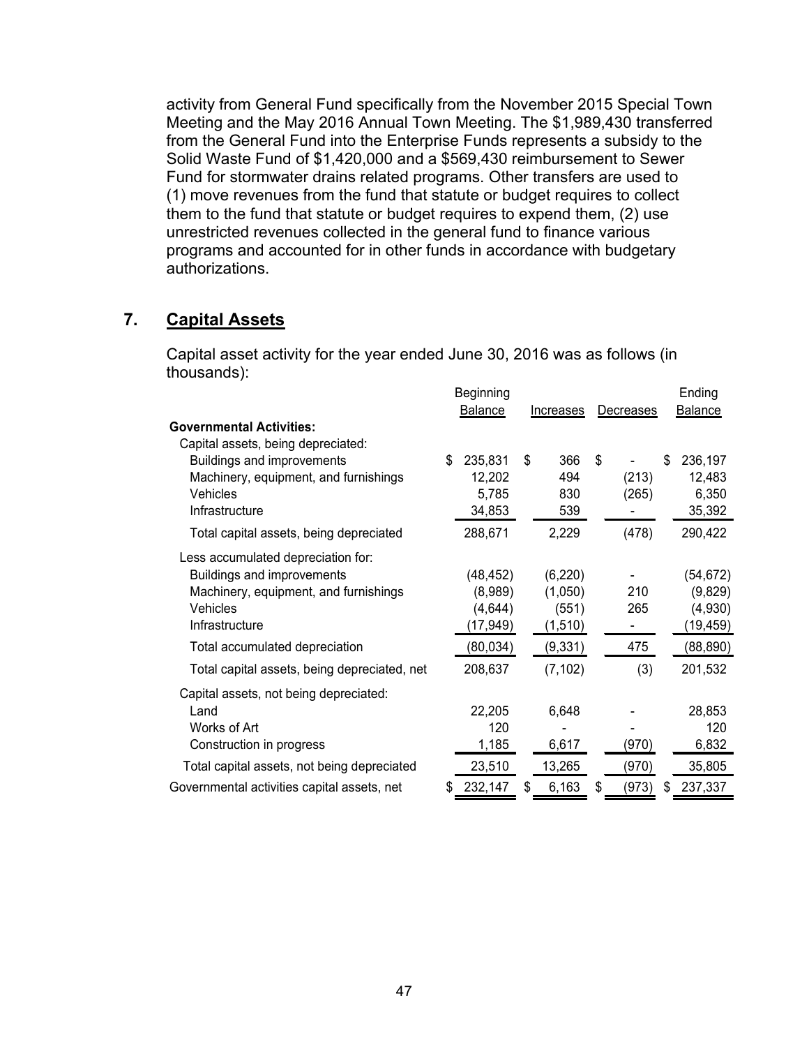activity from General Fund specifically from the November 2015 Special Town Meeting and the May 2016 Annual Town Meeting. The $1,989,430 transferred from the General Fund into the Enterprise Funds represents a subsidy to the Solid Waste Fund of $1,420,000 and a $569,430 reimbursement to Sewer Fund for stormwater drains related programs. Other transfers are used to (1) move revenues from the fund that statute or budget requires to collect them to the fund that statute or budget requires to expend them, (2) use unrestricted revenues collected in the general fund to finance various programs and accounted for in other funds in accordance with budgetary authorizations.

## 7. Capital Assets

Capital asset activity for the year ended June 30, 2016 was as follows (in thousands):

| | Beginning Balance | Increases | Decreases | Ending Balance |
|---|---|---|---|---|
| **Governmental Activities:** | | | | |
| Capital assets, being depreciated: | | | | |
| Buildings and improvements | $ 235,831 | $ 366 | $ - | $ 236,197 |
| Machinery, equipment, and furnishings | 12,202 | 494 | (213) | 12,483 |
| Vehicles | 5,785 | 830 | (265) | 6,350 |
| Infrastructure | 34,853 | 539 | - | 35,392 |
| Total capital assets, being depreciated | 288,671 | 2,229 | (478) | 290,422 |
| Less accumulated depreciation for: | | | | |
| Buildings and improvements | (48,452) | (6,220) | - | (54,672) |
| Machinery, equipment, and furnishings | (8,989) | (1,050) | 210 | (9,829) |
| Vehicles | (4,644) | (551) | 265 | (4,930) |
| Infrastructure | (17,949) | (1,510) | - | (19,459) |
| Total accumulated depreciation | (80,034) | (9,331) | 475 | (88,890) |
| Total capital assets, being depreciated, net | 208,637 | (7,102) | (3) | 201,532 |
| Capital assets, not being depreciated: | | | | |
| Land | 22,205 | 6,648 | - | 28,853 |
| Works of Art | 120 | - | - | 120 |
| Construction in progress | 1,185 | 6,617 | (970) | 6,832 |
| Total capital assets, not being depreciated | 23,510 | 13,265 | (970) | 35,805 |
| Governmental activities capital assets, net | $ 232,147 | $ 6,163 | $ (973) | $ 237,337 |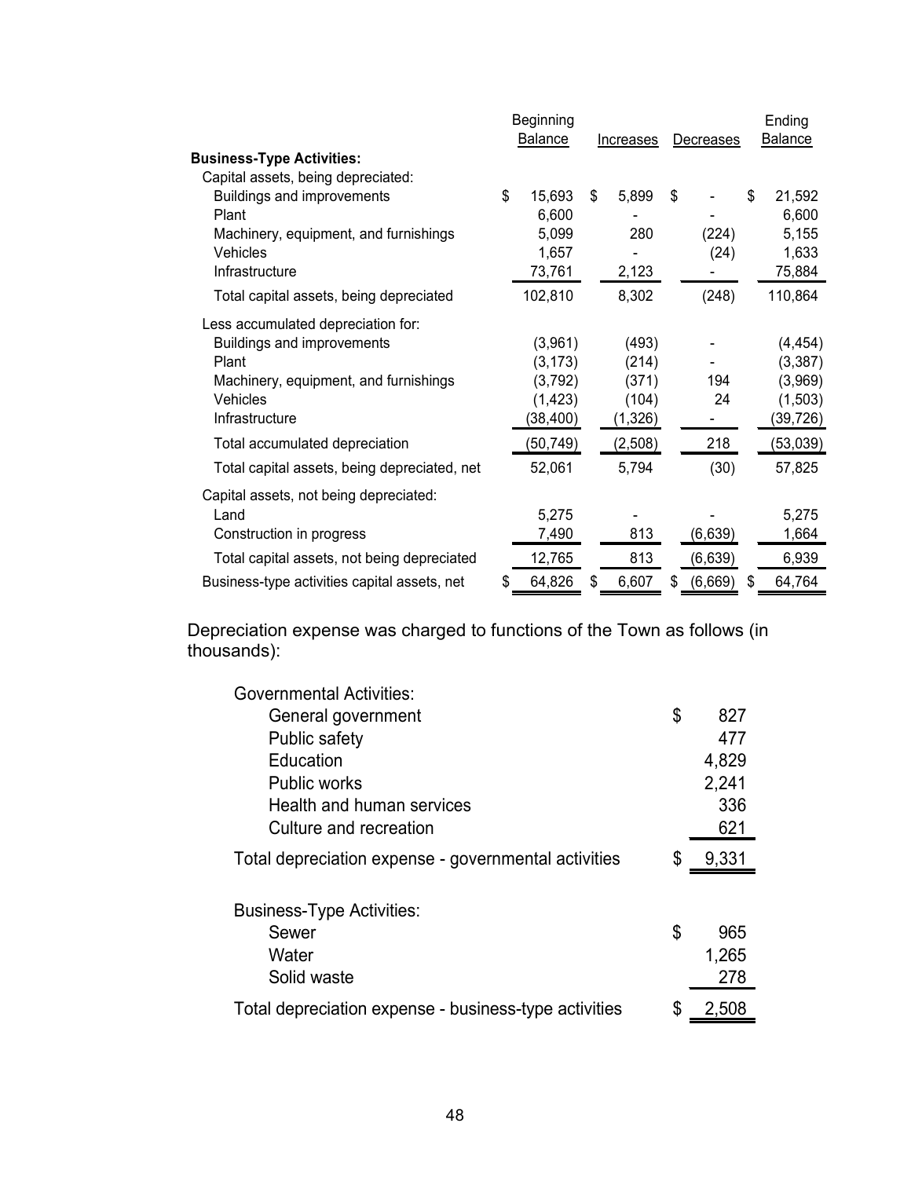| | Beginning Balance | Increases | Decreases | Ending Balance |
|---|---|---|---|---|
| **Business-Type Activities:** | | | | |
| Capital assets, being depreciated: | | | | |
| Buildings and improvements | $ 15,693 | $ 5,899 | $ - | $ 21,592 |
| Plant | 6,600 | - | - | 6,600 |
| Machinery, equipment, and furnishings | 5,099 | 280 | (224) | 5,155 |
| Vehicles | 1,657 | - | (24) | 1,633 |
| Infrastructure | 73,761 | 2,123 | - | 75,884 |
| Total capital assets, being depreciated | 102,810 | 8,302 | (248) | 110,864 |
| Less accumulated depreciation for: | | | | |
| Buildings and improvements | (3,961) | (493) | - | (4,454) |
| Plant | (3,173) | (214) | - | (3,387) |
| Machinery, equipment, and furnishings | (3,792) | (371) | 194 | (3,969) |
| Vehicles | (1,423) | (104) | 24 | (1,503) |
| Infrastructure | (38,400) | (1,326) | - | (39,726) |
| Total accumulated depreciation | (50,749) | (2,508) | 218 | (53,039) |
| Total capital assets, being depreciated, net | 52,061 | 5,794 | (30) | 57,825 |
| Capital assets, not being depreciated: | | | | |
| Land | 5,275 | - | - | 5,275 |
| Construction in progress | 7,490 | 813 | (6,639) | 1,664 |
| Total capital assets, not being depreciated | 12,765 | 813 | (6,639) | 6,939 |
| Business-type activities capital assets, net | $ 64,826 | $ 6,607 | $ (6,669) | $ 64,764 |

Depreciation expense was charged to functions of the Town as follows (in thousands):

| | |
|---|---|
| Governmental Activities: | |
| General government | $ 827 |
| Public safety | 477 |
| Education | 4,829 |
| Public works | 2,241 |
| Health and human services | 336 |
| Culture and recreation | 621 |
| Total depreciation expense - governmental activities | $ 9,331 |
| | |
| Business-Type Activities: | |
| Sewer | $ 965 |
| Water | 1,265 |
| Solid waste | 278 |
| Total depreciation expense - business-type activities | $ 2,508 |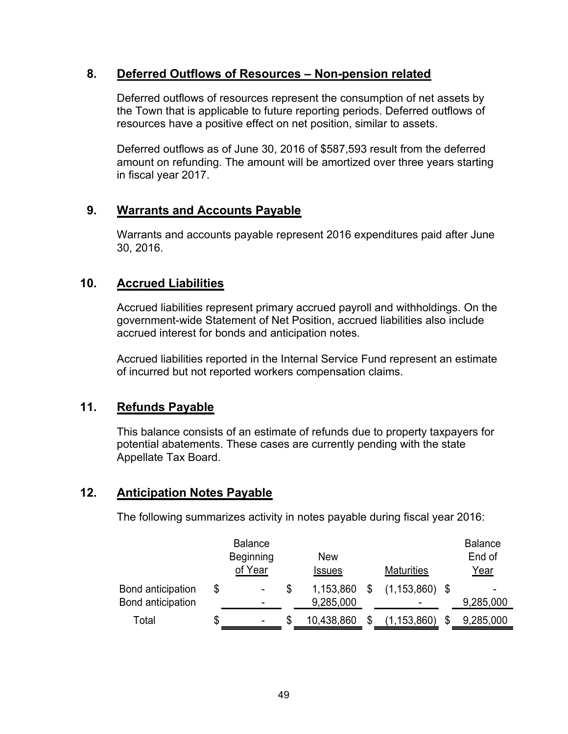## 8. Deferred Outflows of Resources – Non-pension related

Deferred outflows of resources represent the consumption of net assets by the Town that is applicable to future reporting periods. Deferred outflows of resources have a positive effect on net position, similar to assets.

Deferred outflows as of June 30, 2016 of $587,593 result from the deferred amount on refunding. The amount will be amortized over three years starting in fiscal year 2017.

## 9. Warrants and Accounts Payable

Warrants and accounts payable represent 2016 expenditures paid after June 30, 2016.

## 10. Accrued Liabilities

Accrued liabilities represent primary accrued payroll and withholdings. On the government-wide Statement of Net Position, accrued liabilities also include accrued interest for bonds and anticipation notes.

Accrued liabilities reported in the Internal Service Fund represent an estimate of incurred but not reported workers compensation claims.

## 11. Refunds Payable

This balance consists of an estimate of refunds due to property taxpayers for potential abatements. These cases are currently pending with the state Appellate Tax Board.

## 12. Anticipation Notes Payable

The following summarizes activity in notes payable during fiscal year 2016:

| | Balance Beginning of Year | New Issues | Maturities | Balance End of Year |
|---|---|---|---|---|
| Bond anticipation | $ - | $ 1,153,860 | $ (1,153,860) | $ - |
| Bond anticipation | - | 9,285,000 | - | 9,285,000 |
| Total | $ - | $ 10,438,860 | $ (1,153,860) | $ 9,285,000 |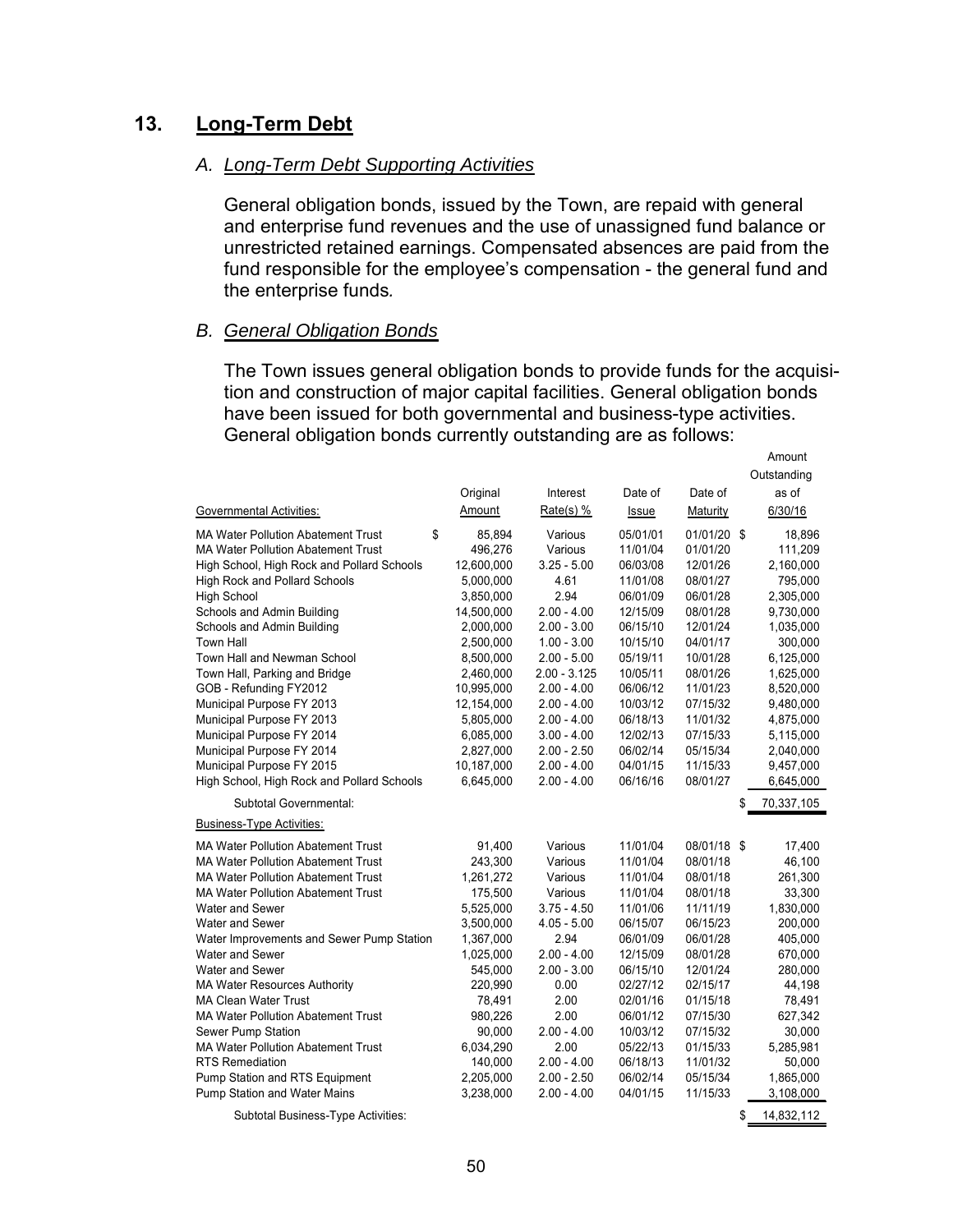## 13. Long-Term Debt

### *A. Long-Term Debt Supporting Activities*

General obligation bonds, issued by the Town, are repaid with general and enterprise fund revenues and the use of unassigned fund balance or unrestricted retained earnings. Compensated absences are paid from the fund responsible for the employee's compensation - the general fund and the enterprise funds.

### *B. General Obligation Bonds*

The Town issues general obligation bonds to provide funds for the acquisition and construction of major capital facilities. General obligation bonds have been issued for both governmental and business-type activities. General obligation bonds currently outstanding are as follows:

| Governmental Activities: | Original Amount | Interest Rate(s) % | Date of Issue | Date of Maturity | Amount Outstanding as of 6/30/16 |
|---|---|---|---|---|---|
| MA Water Pollution Abatement Trust | $ 85,894 | Various | 05/01/01 | 01/01/20 | $ 18,896 |
| MA Water Pollution Abatement Trust | 496,276 | Various | 11/01/04 | 01/01/20 | 111,209 |
| High School, High Rock and Pollard Schools | 12,600,000 | 3.25 - 5.00 | 06/03/08 | 12/01/26 | 2,160,000 |
| High Rock and Pollard Schools | 5,000,000 | 4.61 | 11/01/08 | 08/01/27 | 795,000 |
| High School | 3,850,000 | 2.94 | 06/01/09 | 06/01/28 | 2,305,000 |
| Schools and Admin Building | 14,500,000 | 2.00 - 4.00 | 12/15/09 | 08/01/28 | 9,730,000 |
| Schools and Admin Building | 2,000,000 | 2.00 - 3.00 | 06/15/10 | 12/01/24 | 1,035,000 |
| Town Hall | 2,500,000 | 1.00 - 3.00 | 10/15/10 | 04/01/17 | 300,000 |
| Town Hall and Newman School | 8,500,000 | 2.00 - 5.00 | 05/19/11 | 10/01/28 | 6,125,000 |
| Town Hall, Parking and Bridge | 2,460,000 | 2.00 - 3.125 | 10/05/11 | 08/01/26 | 1,625,000 |
| GOB - Refunding FY2012 | 10,995,000 | 2.00 - 4.00 | 06/06/12 | 11/01/23 | 8,520,000 |
| Municipal Purpose FY 2013 | 12,154,000 | 2.00 - 4.00 | 10/03/12 | 07/15/32 | 9,480,000 |
| Municipal Purpose FY 2013 | 5,805,000 | 2.00 - 4.00 | 06/18/13 | 11/01/32 | 4,875,000 |
| Municipal Purpose FY 2014 | 6,085,000 | 3.00 - 4.00 | 12/02/13 | 07/15/33 | 5,115,000 |
| Municipal Purpose FY 2014 | 2,827,000 | 2.00 - 2.50 | 06/02/14 | 05/15/34 | 2,040,000 |
| Municipal Purpose FY 2015 | 10,187,000 | 2.00 - 4.00 | 04/01/15 | 11/15/33 | 9,457,000 |
| High School, High Rock and Pollard Schools | 6,645,000 | 2.00 - 4.00 | 06/16/16 | 08/01/27 | 6,645,000 |
| Subtotal Governmental: | | | | | $ 70,337,105 |
| **Business-Type Activities:** | | | | | |
| MA Water Pollution Abatement Trust | 91,400 | Various | 11/01/04 | 08/01/18 | $ 17,400 |
| MA Water Pollution Abatement Trust | 243,300 | Various | 11/01/04 | 08/01/18 | 46,100 |
| MA Water Pollution Abatement Trust | 1,261,272 | Various | 11/01/04 | 08/01/18 | 261,300 |
| MA Water Pollution Abatement Trust | 175,500 | Various | 11/01/04 | 08/01/18 | 33,300 |
| Water and Sewer | 5,525,000 | 3.75 - 4.50 | 11/01/06 | 11/11/19 | 1,830,000 |
| Water and Sewer | 3,500,000 | 4.05 - 5.00 | 06/15/07 | 06/15/23 | 200,000 |
| Water Improvements and Sewer Pump Station | 1,367,000 | 2.94 | 06/01/09 | 06/01/28 | 405,000 |
| Water and Sewer | 1,025,000 | 2.00 - 4.00 | 12/15/09 | 08/01/28 | 670,000 |
| Water and Sewer | 545,000 | 2.00 - 3.00 | 06/15/10 | 12/01/24 | 280,000 |
| MA Water Resources Authority | 220,990 | 0.00 | 02/27/12 | 02/15/17 | 44,198 |
| MA Clean Water Trust | 78,491 | 2.00 | 02/01/16 | 01/15/18 | 78,491 |
| MA Water Pollution Abatement Trust | 980,226 | 2.00 | 06/01/12 | 07/15/30 | 627,342 |
| Sewer Pump Station | 90,000 | 2.00 - 4.00 | 10/03/12 | 07/15/32 | 30,000 |
| MA Water Pollution Abatement Trust | 6,034,290 | 2.00 | 05/22/13 | 01/15/33 | 5,285,981 |
| RTS Remediation | 140,000 | 2.00 - 4.00 | 06/18/13 | 11/01/32 | 50,000 |
| Pump Station and RTS Equipment | 2,205,000 | 2.00 - 2.50 | 06/02/14 | 05/15/34 | 1,865,000 |
| Pump Station and Water Mains | 3,238,000 | 2.00 - 4.00 | 04/01/15 | 11/15/33 | 3,108,000 |
| Subtotal Business-Type Activities: | | | | | $ 14,832,112 |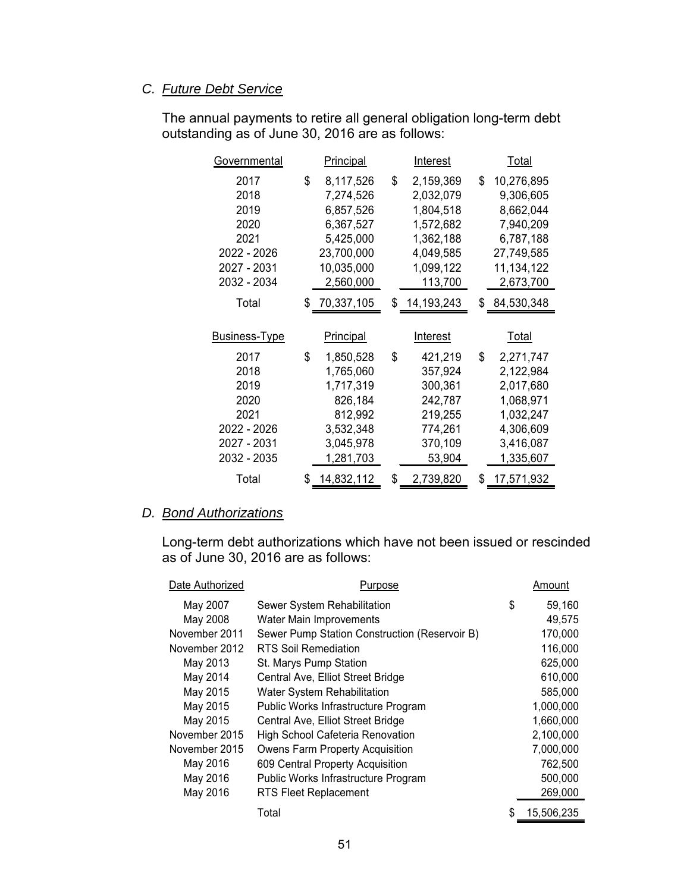### C. *Future Debt Service*

The annual payments to retire all general obligation long-term debt outstanding as of June 30, 2016 are as follows:

| Governmental | Principal | Interest | Total |
|---|---|---|---|
| 2017 | $ 8,117,526 | $ 2,159,369 | $ 10,276,895 |
| 2018 | 7,274,526 | 2,032,079 | 9,306,605 |
| 2019 | 6,857,526 | 1,804,518 | 8,662,044 |
| 2020 | 6,367,527 | 1,572,682 | 7,940,209 |
| 2021 | 5,425,000 | 1,362,188 | 6,787,188 |
| 2022 - 2026 | 23,700,000 | 4,049,585 | 27,749,585 |
| 2027 - 2031 | 10,035,000 | 1,099,122 | 11,134,122 |
| 2032 - 2034 | 2,560,000 | 113,700 | 2,673,700 |
| Total | $ 70,337,105 | $ 14,193,243 | $ 84,530,348 |

| Business-Type | Principal | Interest | Total |
|---|---|---|---|
| 2017 | $ 1,850,528 | $ 421,219 | $ 2,271,747 |
| 2018 | 1,765,060 | 357,924 | 2,122,984 |
| 2019 | 1,717,319 | 300,361 | 2,017,680 |
| 2020 | 826,184 | 242,787 | 1,068,971 |
| 2021 | 812,992 | 219,255 | 1,032,247 |
| 2022 - 2026 | 3,532,348 | 774,261 | 4,306,609 |
| 2027 - 2031 | 3,045,978 | 370,109 | 3,416,087 |
| 2032 - 2035 | 1,281,703 | 53,904 | 1,335,607 |
| Total | $ 14,832,112 | $ 2,739,820 | $ 17,571,932 |

### D. *Bond Authorizations*

Long-term debt authorizations which have not been issued or rescinded as of June 30, 2016 are as follows:

| Date Authorized | Purpose | Amount |
|---|---|---|
| May 2007 | Sewer System Rehabilitation | $ 59,160 |
| May 2008 | Water Main Improvements | 49,575 |
| November 2011 | Sewer Pump Station Construction (Reservoir B) | 170,000 |
| November 2012 | RTS Soil Remediation | 116,000 |
| May 2013 | St. Marys Pump Station | 625,000 |
| May 2014 | Central Ave, Elliot Street Bridge | 610,000 |
| May 2015 | Water System Rehabilitation | 585,000 |
| May 2015 | Public Works Infrastructure Program | 1,000,000 |
| May 2015 | Central Ave, Elliot Street Bridge | 1,660,000 |
| November 2015 | High School Cafeteria Renovation | 2,100,000 |
| November 2015 | Owens Farm Property Acquisition | 7,000,000 |
| May 2016 | 609 Central Property Acquisition | 762,500 |
| May 2016 | Public Works Infrastructure Program | 500,000 |
| May 2016 | RTS Fleet Replacement | 269,000 |
| | Total | $ 15,506,235 |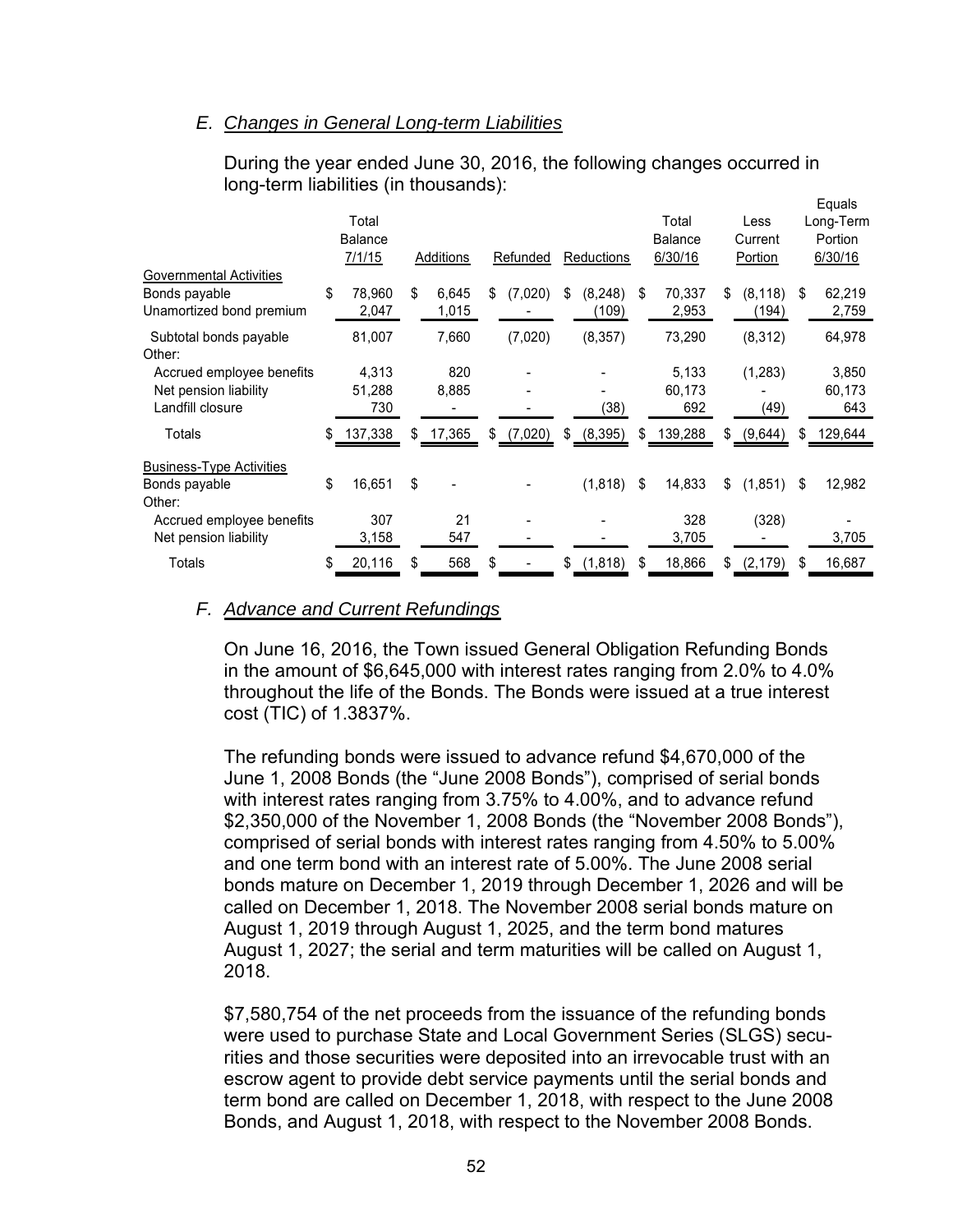### E. Changes in General Long-term Liabilities

During the year ended June 30, 2016, the following changes occurred in long-term liabilities (in thousands):

| | Total Balance 7/1/15 | Additions | Refunded | Reductions | Total Balance 6/30/16 | Less Current Portion | Equals Long-Term Portion 6/30/16 |
|---|---|---|---|---|---|---|---|
| **Governmental Activities** | | | | | | | |
| Bonds payable | $ 78,960 | $ 6,645 | $ (7,020) | $ (8,248) | $ 70,337 | $ (8,118) | $ 62,219 |
| Unamortized bond premium | 2,047 | 1,015 | - | (109) | 2,953 | (194) | 2,759 |
| Subtotal bonds payable | 81,007 | 7,660 | (7,020) | (8,357) | 73,290 | (8,312) | 64,978 |
| Other: | | | | | | | |
| Accrued employee benefits | 4,313 | 820 | - | - | 5,133 | (1,283) | 3,850 |
| Net pension liability | 51,288 | 8,885 | - | - | 60,173 | - | 60,173 |
| Landfill closure | 730 | - | - | (38) | 692 | (49) | 643 |
| Totals | $ 137,338 | $ 17,365 | $ (7,020) | $ (8,395) | $ 139,288 | $ (9,644) | $ 129,644 |
| **Business-Type Activities** | | | | | | | |
| Bonds payable | $ 16,651 | $ - | - | (1,818) | $ 14,833 | $ (1,851) | $ 12,982 |
| Other: | | | | | | | |
| Accrued employee benefits | 307 | 21 | - | - | 328 | (328) | - |
| Net pension liability | 3,158 | 547 | - | - | 3,705 | - | 3,705 |
| Totals | $ 20,116 | $ 568 | $ - | $ (1,818) | $ 18,866 | $ (2,179) | $ 16,687 |

### F. Advance and Current Refundings

On June 16, 2016, the Town issued General Obligation Refunding Bonds in the amount of $6,645,000 with interest rates ranging from 2.0% to 4.0% throughout the life of the Bonds. The Bonds were issued at a true interest cost (TIC) of 1.3837%.

The refunding bonds were issued to advance refund $4,670,000 of the June 1, 2008 Bonds (the "June 2008 Bonds"), comprised of serial bonds with interest rates ranging from 3.75% to 4.00%, and to advance refund $2,350,000 of the November 1, 2008 Bonds (the "November 2008 Bonds"), comprised of serial bonds with interest rates ranging from 4.50% to 5.00% and one term bond with an interest rate of 5.00%. The June 2008 serial bonds mature on December 1, 2019 through December 1, 2026 and will be called on December 1, 2018. The November 2008 serial bonds mature on August 1, 2019 through August 1, 2025, and the term bond matures August 1, 2027; the serial and term maturities will be called on August 1, 2018.

$7,580,754 of the net proceeds from the issuance of the refunding bonds were used to purchase State and Local Government Series (SLGS) securities and those securities were deposited into an irrevocable trust with an escrow agent to provide debt service payments until the serial bonds and term bond are called on December 1, 2018, with respect to the June 2008 Bonds, and August 1, 2018, with respect to the November 2008 Bonds.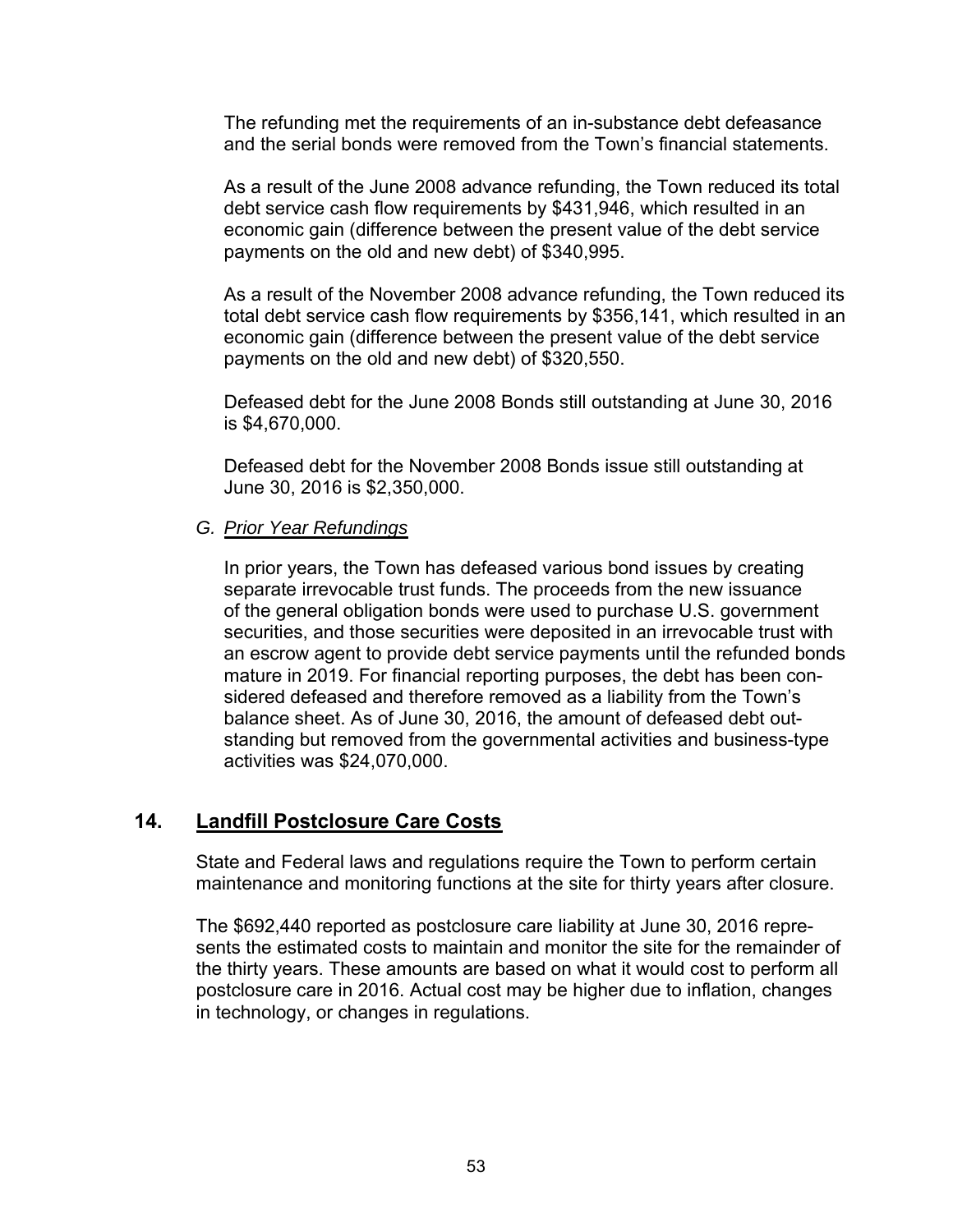The refunding met the requirements of an in-substance debt defeasance and the serial bonds were removed from the Town's financial statements.

As a result of the June 2008 advance refunding, the Town reduced its total debt service cash flow requirements by $431,946, which resulted in an economic gain (difference between the present value of the debt service payments on the old and new debt) of $340,995.

As a result of the November 2008 advance refunding, the Town reduced its total debt service cash flow requirements by $356,141, which resulted in an economic gain (difference between the present value of the debt service payments on the old and new debt) of $320,550.

Defeased debt for the June 2008 Bonds still outstanding at June 30, 2016 is $4,670,000.

Defeased debt for the November 2008 Bonds issue still outstanding at June 30, 2016 is $2,350,000.

### G. *Prior Year Refundings*

In prior years, the Town has defeased various bond issues by creating separate irrevocable trust funds. The proceeds from the new issuance of the general obligation bonds were used to purchase U.S. government securities, and those securities were deposited in an irrevocable trust with an escrow agent to provide debt service payments until the refunded bonds mature in 2019. For financial reporting purposes, the debt has been considered defeased and therefore removed as a liability from the Town's balance sheet. As of June 30, 2016, the amount of defeased debt outstanding but removed from the governmental activities and business-type activities was $24,070,000.

## 14. Landfill Postclosure Care Costs

State and Federal laws and regulations require the Town to perform certain maintenance and monitoring functions at the site for thirty years after closure.

The $692,440 reported as postclosure care liability at June 30, 2016 represents the estimated costs to maintain and monitor the site for the remainder of the thirty years. These amounts are based on what it would cost to perform all postclosure care in 2016. Actual cost may be higher due to inflation, changes in technology, or changes in regulations.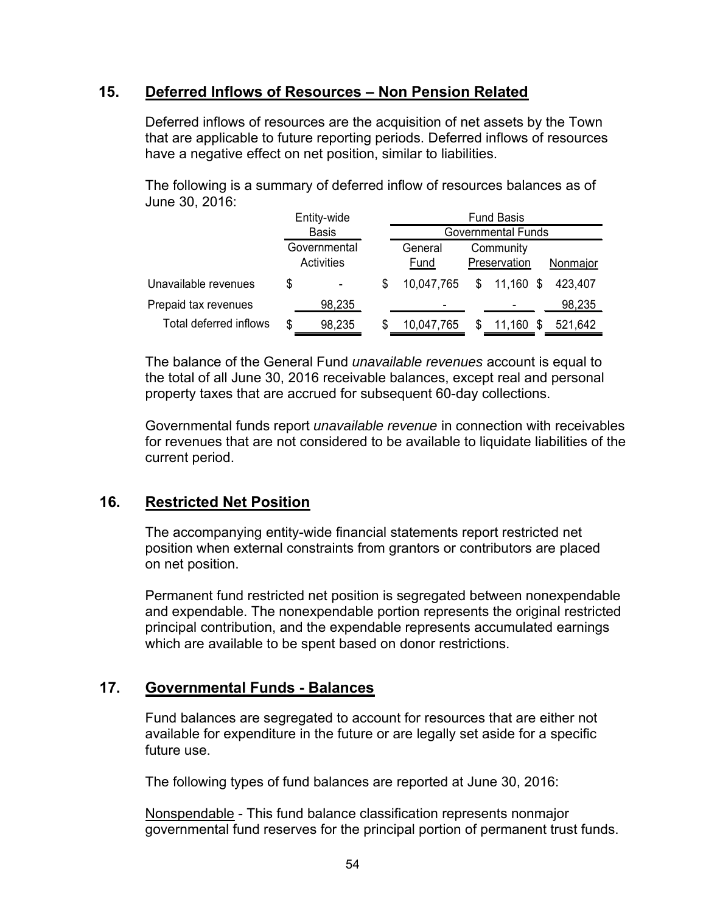## 15. Deferred Inflows of Resources – Non Pension Related

Deferred inflows of resources are the acquisition of net assets by the Town that are applicable to future reporting periods. Deferred inflows of resources have a negative effect on net position, similar to liabilities.

The following is a summary of deferred inflow of resources balances as of June 30, 2016:

| | Entity-wide Basis | Fund Basis | | |
|---|---|---|---|---|
| | | Governmental Funds | | |
| | Governmental Activities | General Fund | Community Preservation | Nonmajor |
| Unavailable revenues | $ - | $ 10,047,765 | $ 11,160 | $ 423,407 |
| Prepaid tax revenues | 98,235 | - | - | 98,235 |
| Total deferred inflows | $ 98,235 | $ 10,047,765 | $ 11,160 | $ 521,642 |

The balance of the General Fund *unavailable revenues* account is equal to the total of all June 30, 2016 receivable balances, except real and personal property taxes that are accrued for subsequent 60-day collections.

Governmental funds report *unavailable revenue* in connection with receivables for revenues that are not considered to be available to liquidate liabilities of the current period.

## 16. Restricted Net Position

The accompanying entity-wide financial statements report restricted net position when external constraints from grantors or contributors are placed on net position.

Permanent fund restricted net position is segregated between nonexpendable and expendable. The nonexpendable portion represents the original restricted principal contribution, and the expendable represents accumulated earnings which are available to be spent based on donor restrictions.

## 17. Governmental Funds - Balances

Fund balances are segregated to account for resources that are either not available for expenditure in the future or are legally set aside for a specific future use.

The following types of fund balances are reported at June 30, 2016:

Nonspendable - This fund balance classification represents nonmajor governmental fund reserves for the principal portion of permanent trust funds.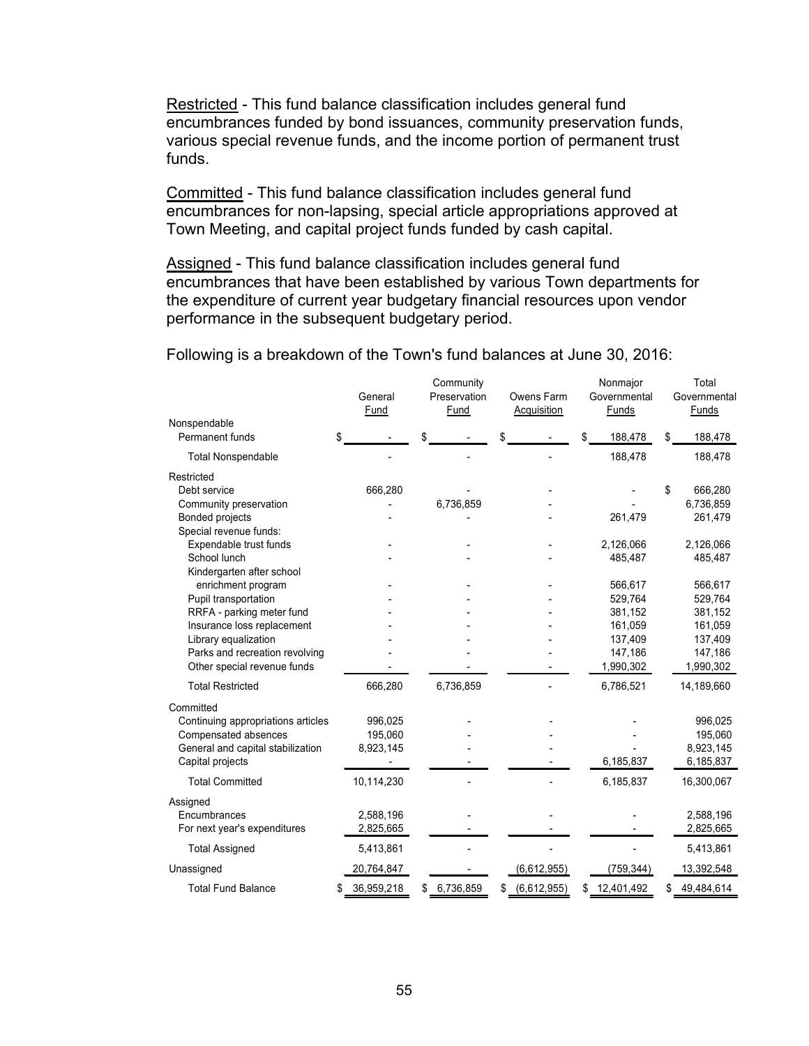Restricted - This fund balance classification includes general fund encumbrances funded by bond issuances, community preservation funds, various special revenue funds, and the income portion of permanent trust funds.

Committed - This fund balance classification includes general fund encumbrances for non-lapsing, special article appropriations approved at Town Meeting, and capital project funds funded by cash capital.

Assigned - This fund balance classification includes general fund encumbrances that have been established by various Town departments for the expenditure of current year budgetary financial resources upon vendor performance in the subsequent budgetary period.

Following is a breakdown of the Town's fund balances at June 30, 2016:

| | General Fund | Community Preservation Fund | Owens Farm Acquisition | Nonmajor Governmental Funds | Total Governmental Funds |
|---|---|---|---|---|---|
| Nonspendable | | | | | |
| Permanent funds | $ - | $ - | $ - | $ 188,478 | $ 188,478 |
| Total Nonspendable | - | - | - | 188,478 | 188,478 |
| Restricted | | | | | |
| Debt service | 666,280 | - | - | - | $ 666,280 |
| Community preservation | - | 6,736,859 | - | - | 6,736,859 |
| Bonded projects | - | - | - | 261,479 | 261,479 |
| Special revenue funds: | | | | | |
| Expendable trust funds | - | - | - | 2,126,066 | 2,126,066 |
| School lunch | - | - | - | 485,487 | 485,487 |
| Kindergarten after school enrichment program | - | - | - | 566,617 | 566,617 |
| Pupil transportation | - | - | - | 529,764 | 529,764 |
| RRFA - parking meter fund | - | - | - | 381,152 | 381,152 |
| Insurance loss replacement | - | - | - | 161,059 | 161,059 |
| Library equalization | - | - | - | 137,409 | 137,409 |
| Parks and recreation revolving | - | - | - | 147,186 | 147,186 |
| Other special revenue funds | - | - | - | 1,990,302 | 1,990,302 |
| Total Restricted | 666,280 | 6,736,859 | - | 6,786,521 | 14,189,660 |
| Committed | | | | | |
| Continuing appropriations articles | 996,025 | - | - | - | 996,025 |
| Compensated absences | 195,060 | - | - | - | 195,060 |
| General and capital stabilization | 8,923,145 | - | - | - | 8,923,145 |
| Capital projects | - | - | - | 6,185,837 | 6,185,837 |
| Total Committed | 10,114,230 | - | - | 6,185,837 | 16,300,067 |
| Assigned | | | | | |
| Encumbrances | 2,588,196 | - | - | - | 2,588,196 |
| For next year's expenditures | 2,825,665 | - | - | - | 2,825,665 |
| Total Assigned | 5,413,861 | - | - | - | 5,413,861 |
| Unassigned | 20,764,847 | - | (6,612,955) | (759,344) | 13,392,548 |
| Total Fund Balance | $ 36,959,218 | $ 6,736,859 | $ (6,612,955) | $ 12,401,492 | $ 49,484,614 |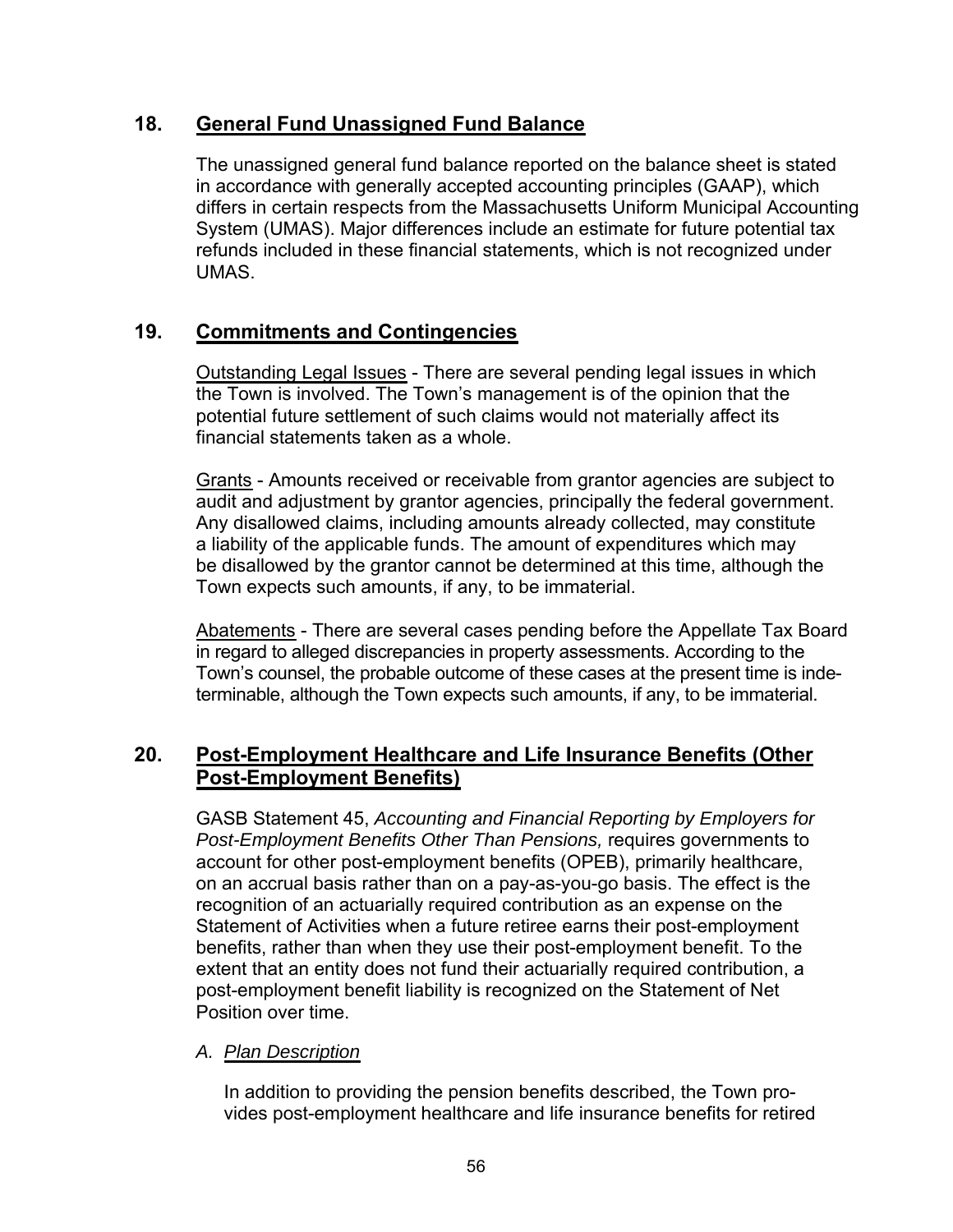## 18. General Fund Unassigned Fund Balance

The unassigned general fund balance reported on the balance sheet is stated in accordance with generally accepted accounting principles (GAAP), which differs in certain respects from the Massachusetts Uniform Municipal Accounting System (UMAS). Major differences include an estimate for future potential tax refunds included in these financial statements, which is not recognized under UMAS.

## 19. Commitments and Contingencies

Outstanding Legal Issues - There are several pending legal issues in which the Town is involved. The Town's management is of the opinion that the potential future settlement of such claims would not materially affect its financial statements taken as a whole.

Grants - Amounts received or receivable from grantor agencies are subject to audit and adjustment by grantor agencies, principally the federal government. Any disallowed claims, including amounts already collected, may constitute a liability of the applicable funds. The amount of expenditures which may be disallowed by the grantor cannot be determined at this time, although the Town expects such amounts, if any, to be immaterial.

Abatements - There are several cases pending before the Appellate Tax Board in regard to alleged discrepancies in property assessments. According to the Town's counsel, the probable outcome of these cases at the present time is indeterminable, although the Town expects such amounts, if any, to be immaterial.

## 20. Post-Employment Healthcare and Life Insurance Benefits (Other Post-Employment Benefits)

GASB Statement 45, *Accounting and Financial Reporting by Employers for Post-Employment Benefits Other Than Pensions,* requires governments to account for other post-employment benefits (OPEB), primarily healthcare, on an accrual basis rather than on a pay-as-you-go basis. The effect is the recognition of an actuarially required contribution as an expense on the Statement of Activities when a future retiree earns their post-employment benefits, rather than when they use their post-employment benefit. To the extent that an entity does not fund their actuarially required contribution, a post-employment benefit liability is recognized on the Statement of Net Position over time.

### A. *Plan Description*

In addition to providing the pension benefits described, the Town provides post-employment healthcare and life insurance benefits for retired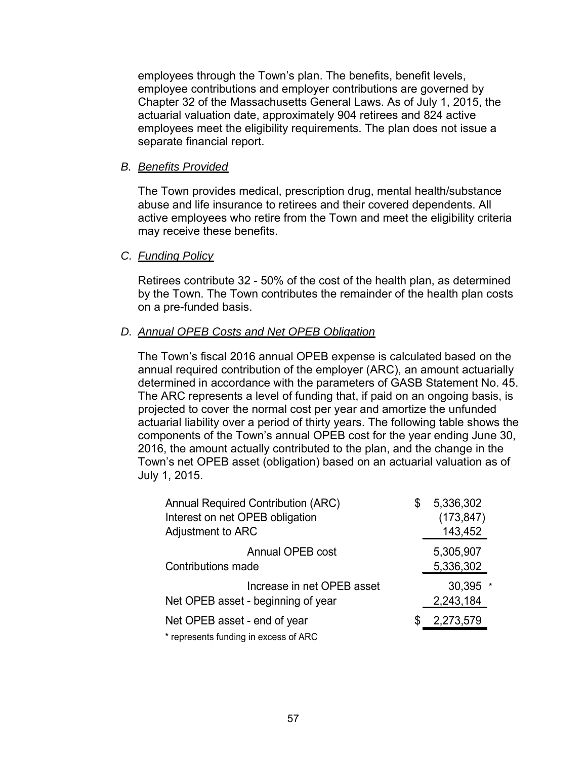employees through the Town's plan. The benefits, benefit levels, employee contributions and employer contributions are governed by Chapter 32 of the Massachusetts General Laws. As of July 1, 2015, the actuarial valuation date, approximately 904 retirees and 824 active employees meet the eligibility requirements. The plan does not issue a separate financial report.

*B. Benefits Provided*

The Town provides medical, prescription drug, mental health/substance abuse and life insurance to retirees and their covered dependents. All active employees who retire from the Town and meet the eligibility criteria may receive these benefits.

*C. Funding Policy*

Retirees contribute 32 - 50% of the cost of the health plan, as determined by the Town. The Town contributes the remainder of the health plan costs on a pre-funded basis.

*D. Annual OPEB Costs and Net OPEB Obligation*

The Town's fiscal 2016 annual OPEB expense is calculated based on the annual required contribution of the employer (ARC), an amount actuarially determined in accordance with the parameters of GASB Statement No. 45. The ARC represents a level of funding that, if paid on an ongoing basis, is projected to cover the normal cost per year and amortize the unfunded actuarial liability over a period of thirty years. The following table shows the components of the Town's annual OPEB cost for the year ending June 30, 2016, the amount actually contributed to the plan, and the change in the Town's net OPEB asset (obligation) based on an actuarial valuation as of July 1, 2015.

| | |
|---|---|
| Annual Required Contribution (ARC) | $ 5,336,302 |
| Interest on net OPEB obligation | (173,847) |
| Adjustment to ARC | 143,452 |
| Annual OPEB cost | 5,305,907 |
| Contributions made | 5,336,302 |
| Increase in net OPEB asset | 30,395 * |
| Net OPEB asset - beginning of year | 2,243,184 |
| Net OPEB asset - end of year | $ 2,273,579 |

\* represents funding in excess of ARC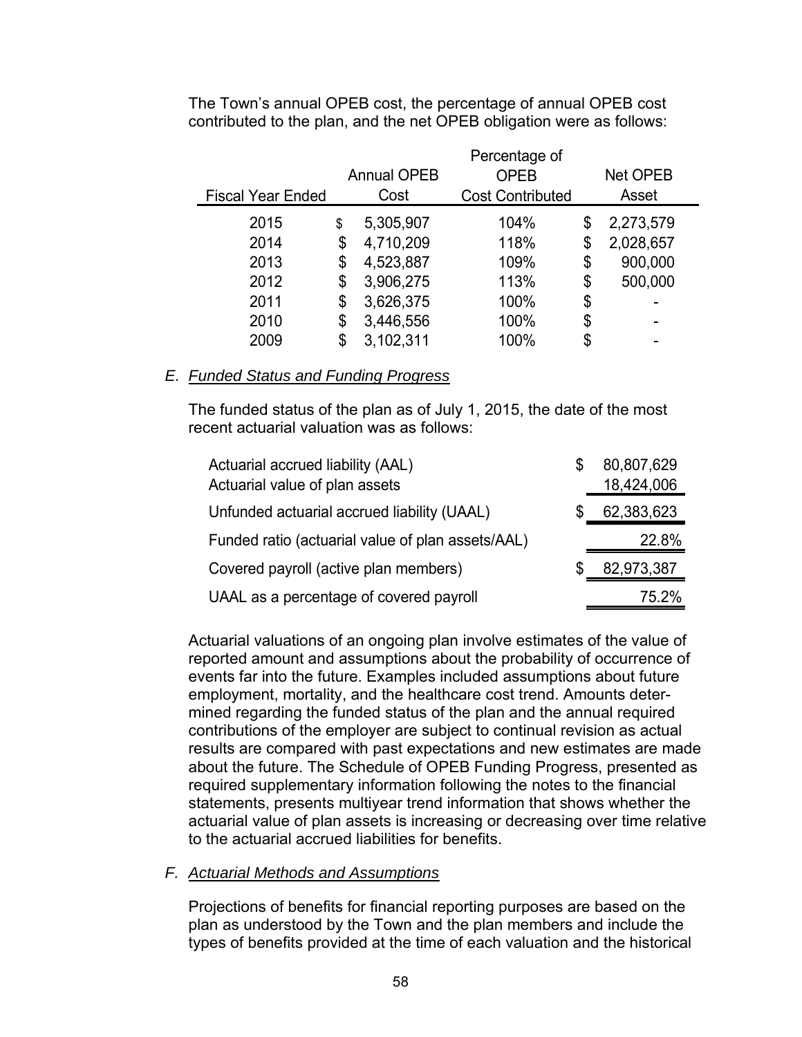The Town's annual OPEB cost, the percentage of annual OPEB cost contributed to the plan, and the net OPEB obligation were as follows:

| Fiscal Year Ended | Annual OPEB Cost | Percentage of OPEB Cost Contributed | Net OPEB Asset |
|---|---|---|---|
| 2015 | $ 5,305,907 | 104% | $ 2,273,579 |
| 2014 | $ 4,710,209 | 118% | $ 2,028,657 |
| 2013 | $ 4,523,887 | 109% | $ 900,000 |
| 2012 | $ 3,906,275 | 113% | $ 500,000 |
| 2011 | $ 3,626,375 | 100% | $ - |
| 2010 | $ 3,446,556 | 100% | $ - |
| 2009 | $ 3,102,311 | 100% | $ - |

*E. Funded Status and Funding Progress*

The funded status of the plan as of July 1, 2015, the date of the most recent actuarial valuation was as follows:

| | |
|---|---|
| Actuarial accrued liability (AAL) | $ 80,807,629 |
| Actuarial value of plan assets | 18,424,006 |
| Unfunded actuarial accrued liability (UAAL) | $ 62,383,623 |
| Funded ratio (actuarial value of plan assets/AAL) | 22.8% |
| Covered payroll (active plan members) | $ 82,973,387 |
| UAAL as a percentage of covered payroll | 75.2% |

Actuarial valuations of an ongoing plan involve estimates of the value of reported amount and assumptions about the probability of occurrence of events far into the future. Examples included assumptions about future employment, mortality, and the healthcare cost trend. Amounts determined regarding the funded status of the plan and the annual required contributions of the employer are subject to continual revision as actual results are compared with past expectations and new estimates are made about the future. The Schedule of OPEB Funding Progress, presented as required supplementary information following the notes to the financial statements, presents multiyear trend information that shows whether the actuarial value of plan assets is increasing or decreasing over time relative to the actuarial accrued liabilities for benefits.

*F. Actuarial Methods and Assumptions*

Projections of benefits for financial reporting purposes are based on the plan as understood by the Town and the plan members and include the types of benefits provided at the time of each valuation and the historical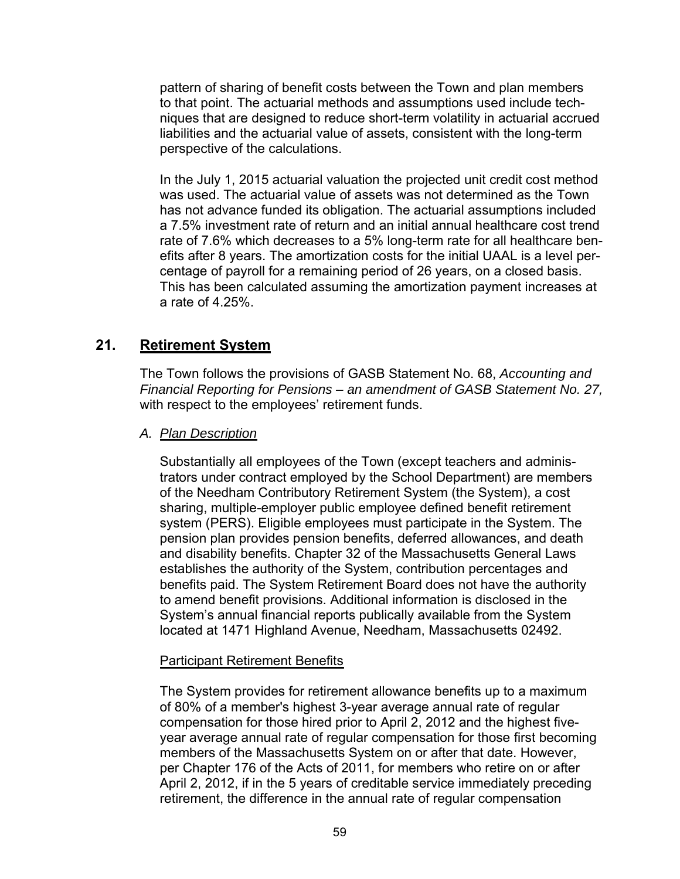pattern of sharing of benefit costs between the Town and plan members to that point. The actuarial methods and assumptions used include techniques that are designed to reduce short-term volatility in actuarial accrued liabilities and the actuarial value of assets, consistent with the long-term perspective of the calculations.

In the July 1, 2015 actuarial valuation the projected unit credit cost method was used. The actuarial value of assets was not determined as the Town has not advance funded its obligation. The actuarial assumptions included a 7.5% investment rate of return and an initial annual healthcare cost trend rate of 7.6% which decreases to a 5% long-term rate for all healthcare benefits after 8 years. The amortization costs for the initial UAAL is a level percentage of payroll for a remaining period of 26 years, on a closed basis. This has been calculated assuming the amortization payment increases at a rate of 4.25%.

## 21. Retirement System

The Town follows the provisions of GASB Statement No. 68, *Accounting and Financial Reporting for Pensions – an amendment of GASB Statement No. 27,* with respect to the employees' retirement funds.

### A. *Plan Description*

Substantially all employees of the Town (except teachers and administrators under contract employed by the School Department) are members of the Needham Contributory Retirement System (the System), a cost sharing, multiple-employer public employee defined benefit retirement system (PERS). Eligible employees must participate in the System. The pension plan provides pension benefits, deferred allowances, and death and disability benefits. Chapter 32 of the Massachusetts General Laws establishes the authority of the System, contribution percentages and benefits paid. The System Retirement Board does not have the authority to amend benefit provisions. Additional information is disclosed in the System's annual financial reports publically available from the System located at 1471 Highland Avenue, Needham, Massachusetts 02492.

#### Participant Retirement Benefits

The System provides for retirement allowance benefits up to a maximum of 80% of a member's highest 3-year average annual rate of regular compensation for those hired prior to April 2, 2012 and the highest five-year average annual rate of regular compensation for those first becoming members of the Massachusetts System on or after that date. However, per Chapter 176 of the Acts of 2011, for members who retire on or after April 2, 2012, if in the 5 years of creditable service immediately preceding retirement, the difference in the annual rate of regular compensation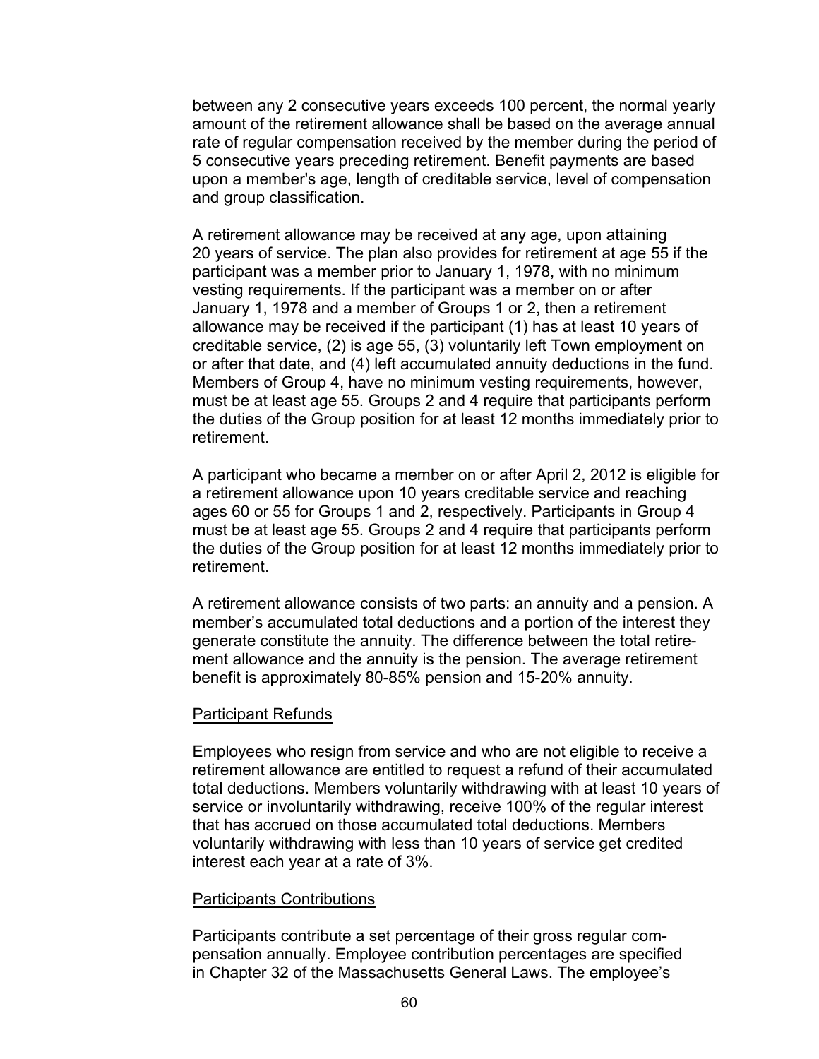between any 2 consecutive years exceeds 100 percent, the normal yearly amount of the retirement allowance shall be based on the average annual rate of regular compensation received by the member during the period of 5 consecutive years preceding retirement. Benefit payments are based upon a member's age, length of creditable service, level of compensation and group classification.

A retirement allowance may be received at any age, upon attaining 20 years of service. The plan also provides for retirement at age 55 if the participant was a member prior to January 1, 1978, with no minimum vesting requirements. If the participant was a member on or after January 1, 1978 and a member of Groups 1 or 2, then a retirement allowance may be received if the participant (1) has at least 10 years of creditable service, (2) is age 55, (3) voluntarily left Town employment on or after that date, and (4) left accumulated annuity deductions in the fund. Members of Group 4, have no minimum vesting requirements, however, must be at least age 55. Groups 2 and 4 require that participants perform the duties of the Group position for at least 12 months immediately prior to retirement.

A participant who became a member on or after April 2, 2012 is eligible for a retirement allowance upon 10 years creditable service and reaching ages 60 or 55 for Groups 1 and 2, respectively. Participants in Group 4 must be at least age 55. Groups 2 and 4 require that participants perform the duties of the Group position for at least 12 months immediately prior to retirement.

A retirement allowance consists of two parts: an annuity and a pension. A member's accumulated total deductions and a portion of the interest they generate constitute the annuity. The difference between the total retirement allowance and the annuity is the pension. The average retirement benefit is approximately 80-85% pension and 15-20% annuity.

Participant Refunds

Employees who resign from service and who are not eligible to receive a retirement allowance are entitled to request a refund of their accumulated total deductions. Members voluntarily withdrawing with at least 10 years of service or involuntarily withdrawing, receive 100% of the regular interest that has accrued on those accumulated total deductions. Members voluntarily withdrawing with less than 10 years of service get credited interest each year at a rate of 3%.

Participants Contributions

Participants contribute a set percentage of their gross regular compensation annually. Employee contribution percentages are specified in Chapter 32 of the Massachusetts General Laws. The employee's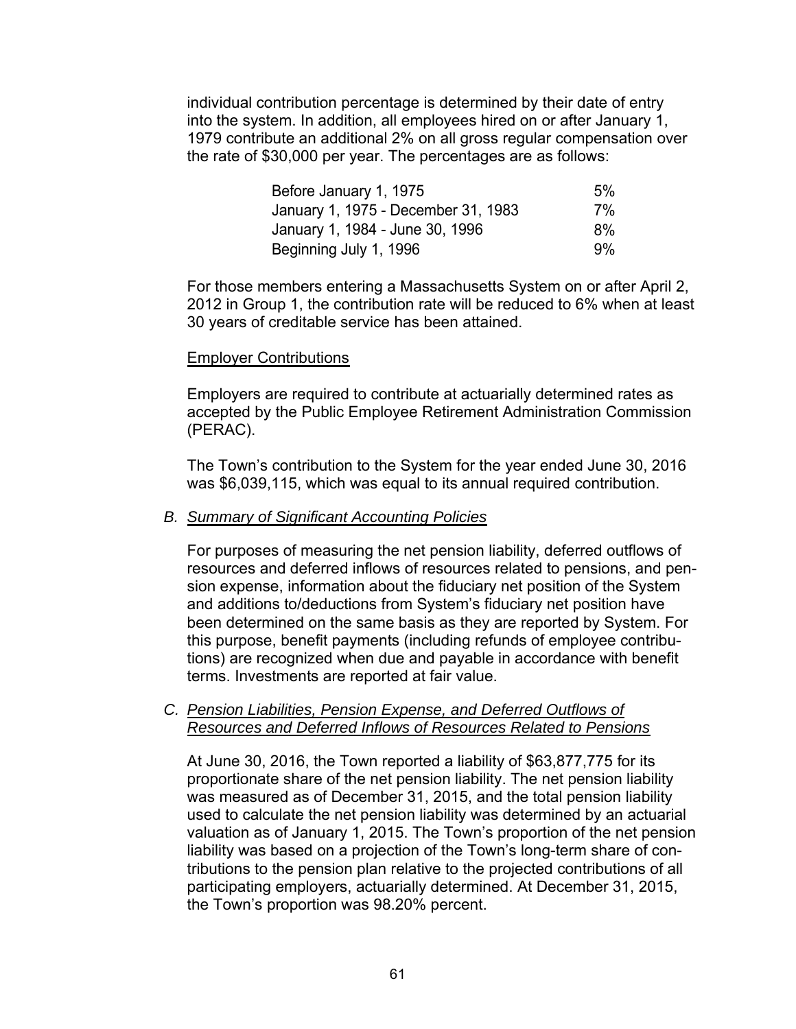individual contribution percentage is determined by their date of entry into the system. In addition, all employees hired on or after January 1, 1979 contribute an additional 2% on all gross regular compensation over the rate of $30,000 per year. The percentages are as follows:

| | |
|---|---|
| Before January 1, 1975 | 5% |
| January 1, 1975 - December 31, 1983 | 7% |
| January 1, 1984 - June 30, 1996 | 8% |
| Beginning July 1, 1996 | 9% |

For those members entering a Massachusetts System on or after April 2, 2012 in Group 1, the contribution rate will be reduced to 6% when at least 30 years of creditable service has been attained.

Employer Contributions

Employers are required to contribute at actuarially determined rates as accepted by the Public Employee Retirement Administration Commission (PERAC).

The Town's contribution to the System for the year ended June 30, 2016 was $6,039,115, which was equal to its annual required contribution.

### B. *Summary of Significant Accounting Policies*

For purposes of measuring the net pension liability, deferred outflows of resources and deferred inflows of resources related to pensions, and pension expense, information about the fiduciary net position of the System and additions to/deductions from System's fiduciary net position have been determined on the same basis as they are reported by System. For this purpose, benefit payments (including refunds of employee contributions) are recognized when due and payable in accordance with benefit terms. Investments are reported at fair value.

### C. *Pension Liabilities, Pension Expense, and Deferred Outflows of Resources and Deferred Inflows of Resources Related to Pensions*

At June 30, 2016, the Town reported a liability of $63,877,775 for its proportionate share of the net pension liability. The net pension liability was measured as of December 31, 2015, and the total pension liability used to calculate the net pension liability was determined by an actuarial valuation as of January 1, 2015. The Town's proportion of the net pension liability was based on a projection of the Town's long-term share of contributions to the pension plan relative to the projected contributions of all participating employers, actuarially determined. At December 31, 2015, the Town's proportion was 98.20% percent.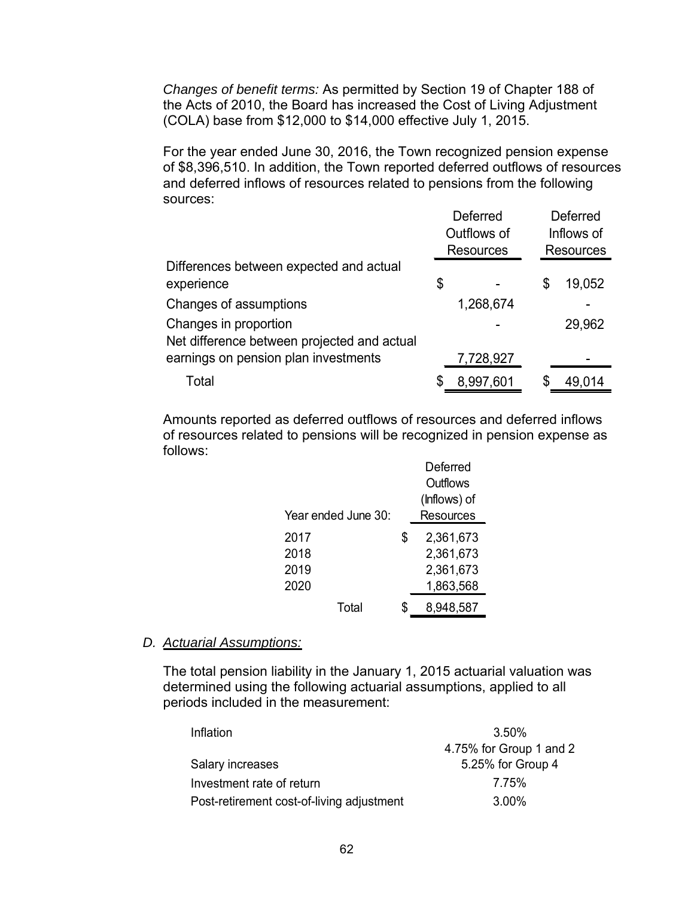*Changes of benefit terms:* As permitted by Section 19 of Chapter 188 of the Acts of 2010, the Board has increased the Cost of Living Adjustment (COLA) base from $12,000 to $14,000 effective July 1, 2015.

For the year ended June 30, 2016, the Town recognized pension expense of $8,396,510. In addition, the Town reported deferred outflows of resources and deferred inflows of resources related to pensions from the following sources:

| | Deferred Outflows of Resources | Deferred Inflows of Resources |
|---|---|---|
| Differences between expected and actual experience | $ - | $ 19,052 |
| Changes of assumptions | 1,268,674 | - |
| Changes in proportion | - | 29,962 |
| Net difference between projected and actual earnings on pension plan investments | 7,728,927 | - |
| Total | $ 8,997,601 | $ 49,014 |

Amounts reported as deferred outflows of resources and deferred inflows of resources related to pensions will be recognized in pension expense as follows:

| Year ended June 30: | Deferred Outflows (Inflows) of Resources |
|---|---|
| 2017 | $ 2,361,673 |
| 2018 | 2,361,673 |
| 2019 | 2,361,673 |
| 2020 | 1,863,568 |
| Total | $ 8,948,587 |

*D. Actuarial Assumptions:*

The total pension liability in the January 1, 2015 actuarial valuation was determined using the following actuarial assumptions, applied to all periods included in the measurement:

| | |
|---|---|
| Inflation | 3.50% |
| Salary increases | 4.75% for Group 1 and 2<br>5.25% for Group 4 |
| Investment rate of return | 7.75% |
| Post-retirement cost-of-living adjustment | 3.00% |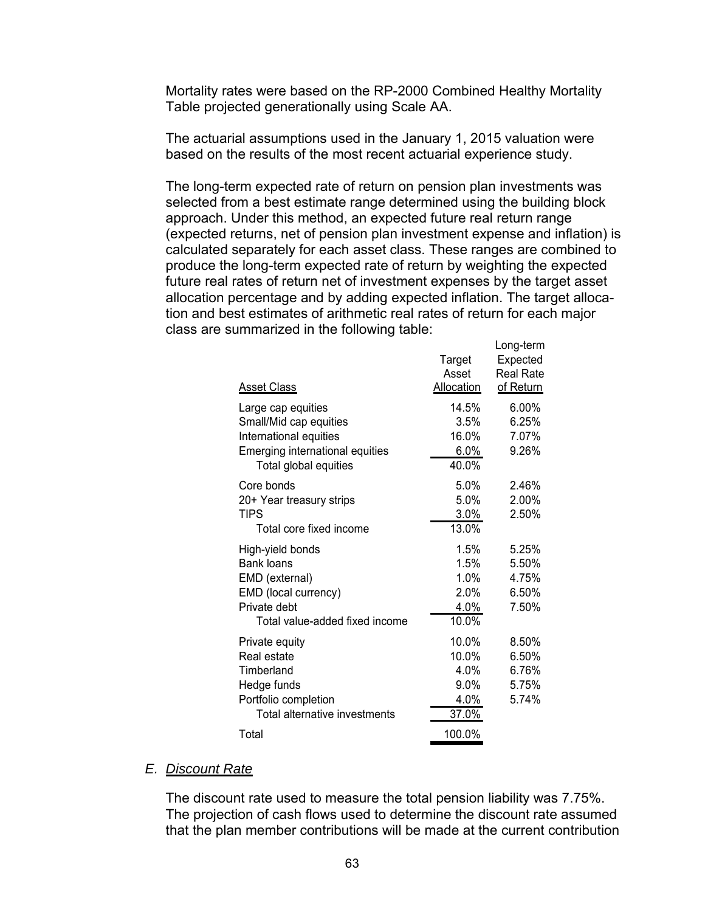Mortality rates were based on the RP-2000 Combined Healthy Mortality Table projected generationally using Scale AA.

The actuarial assumptions used in the January 1, 2015 valuation were based on the results of the most recent actuarial experience study.

The long-term expected rate of return on pension plan investments was selected from a best estimate range determined using the building block approach. Under this method, an expected future real return range (expected returns, net of pension plan investment expense and inflation) is calculated separately for each asset class. These ranges are combined to produce the long-term expected rate of return by weighting the expected future real rates of return net of investment expenses by the target asset allocation percentage and by adding expected inflation. The target allocation and best estimates of arithmetic real rates of return for each major class are summarized in the following table:

| Asset Class | Target Asset Allocation | Long-term Expected Real Rate of Return |
|---|---|---|
| Large cap equities | 14.5% | 6.00% |
| Small/Mid cap equities | 3.5% | 6.25% |
| International equities | 16.0% | 7.07% |
| Emerging international equities | 6.0% | 9.26% |
| Total global equities | 40.0% | |
| Core bonds | 5.0% | 2.46% |
| 20+ Year treasury strips | 5.0% | 2.00% |
| TIPS | 3.0% | 2.50% |
| Total core fixed income | 13.0% | |
| High-yield bonds | 1.5% | 5.25% |
| Bank loans | 1.5% | 5.50% |
| EMD (external) | 1.0% | 4.75% |
| EMD (local currency) | 2.0% | 6.50% |
| Private debt | 4.0% | 7.50% |
| Total value-added fixed income | 10.0% | |
| Private equity | 10.0% | 8.50% |
| Real estate | 10.0% | 6.50% |
| Timberland | 4.0% | 6.76% |
| Hedge funds | 9.0% | 5.75% |
| Portfolio completion | 4.0% | 5.74% |
| Total alternative investments | 37.0% | |
| Total | 100.0% | |

## E. *Discount Rate*

The discount rate used to measure the total pension liability was 7.75%. The projection of cash flows used to determine the discount rate assumed that the plan member contributions will be made at the current contribution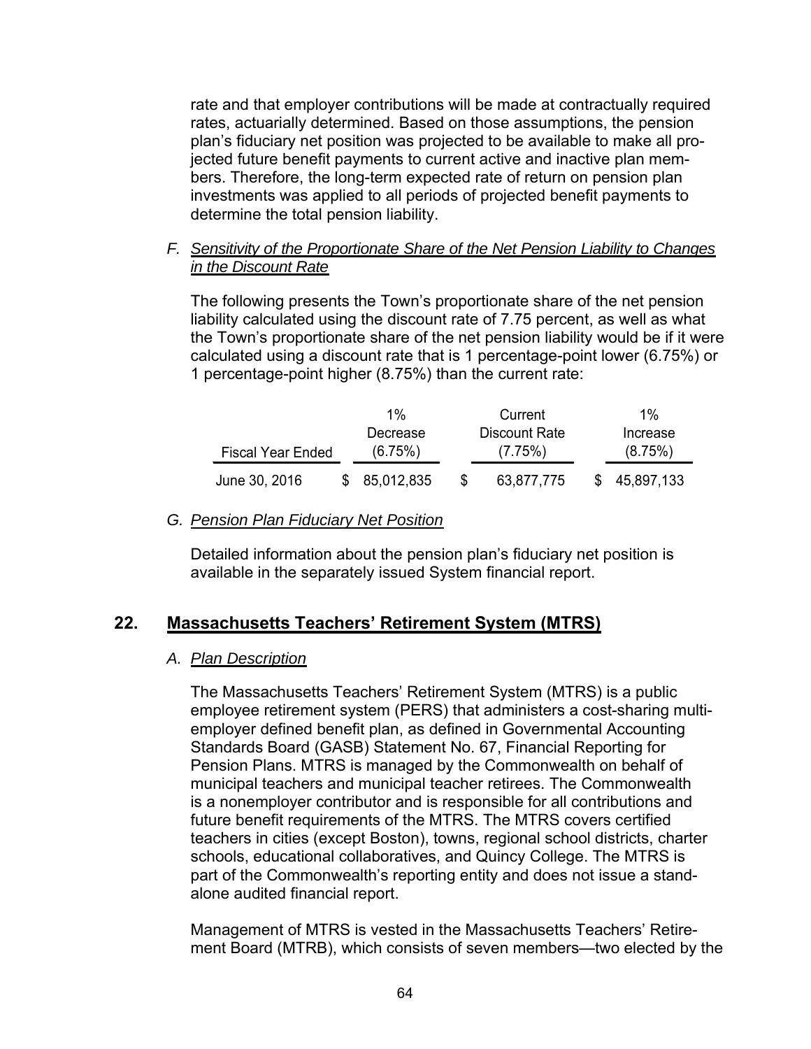rate and that employer contributions will be made at contractually required rates, actuarially determined. Based on those assumptions, the pension plan's fiduciary net position was projected to be available to make all projected future benefit payments to current active and inactive plan members. Therefore, the long-term expected rate of return on pension plan investments was applied to all periods of projected benefit payments to determine the total pension liability.

*F. Sensitivity of the Proportionate Share of the Net Pension Liability to Changes in the Discount Rate*

The following presents the Town's proportionate share of the net pension liability calculated using the discount rate of 7.75 percent, as well as what the Town's proportionate share of the net pension liability would be if it were calculated using a discount rate that is 1 percentage-point lower (6.75%) or 1 percentage-point higher (8.75%) than the current rate:

| Fiscal Year Ended | 1% Decrease (6.75%) | Current Discount Rate (7.75%) | 1% Increase (8.75%) |
|---|---|---|---|
| June 30, 2016 | $ 85,012,835 | $ 63,877,775 | $ 45,897,133 |

*G. Pension Plan Fiduciary Net Position*

Detailed information about the pension plan's fiduciary net position is available in the separately issued System financial report.

## 22. Massachusetts Teachers' Retirement System (MTRS)

*A. Plan Description*

The Massachusetts Teachers' Retirement System (MTRS) is a public employee retirement system (PERS) that administers a cost-sharing multi-employer defined benefit plan, as defined in Governmental Accounting Standards Board (GASB) Statement No. 67, Financial Reporting for Pension Plans. MTRS is managed by the Commonwealth on behalf of municipal teachers and municipal teacher retirees. The Commonwealth is a nonemployer contributor and is responsible for all contributions and future benefit requirements of the MTRS. The MTRS covers certified teachers in cities (except Boston), towns, regional school districts, charter schools, educational collaboratives, and Quincy College. The MTRS is part of the Commonwealth's reporting entity and does not issue a stand-alone audited financial report.

Management of MTRS is vested in the Massachusetts Teachers' Retirement Board (MTRB), which consists of seven members—two elected by the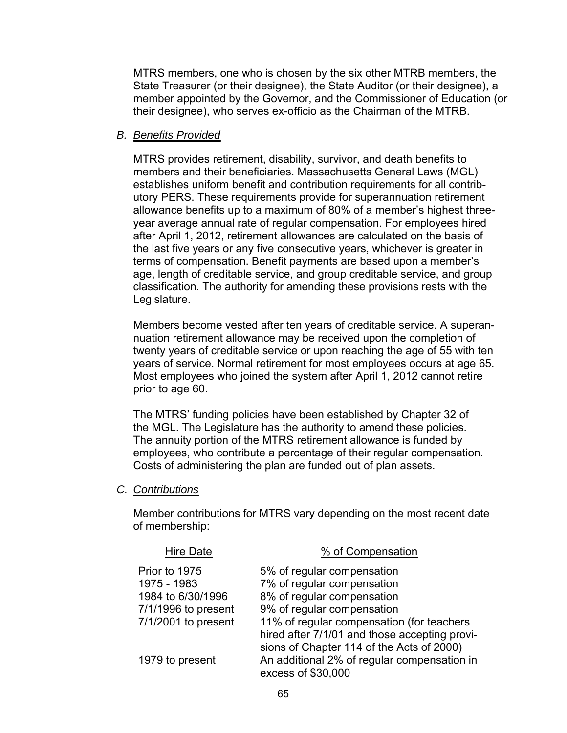MTRS members, one who is chosen by the six other MTRB members, the State Treasurer (or their designee), the State Auditor (or their designee), a member appointed by the Governor, and the Commissioner of Education (or their designee), who serves ex-officio as the Chairman of the MTRB.

### B. *Benefits Provided*

MTRS provides retirement, disability, survivor, and death benefits to members and their beneficiaries. Massachusetts General Laws (MGL) establishes uniform benefit and contribution requirements for all contributory PERS. These requirements provide for superannuation retirement allowance benefits up to a maximum of 80% of a member's highest three-year average annual rate of regular compensation. For employees hired after April 1, 2012, retirement allowances are calculated on the basis of the last five years or any five consecutive years, whichever is greater in terms of compensation. Benefit payments are based upon a member's age, length of creditable service, and group creditable service, and group classification. The authority for amending these provisions rests with the Legislature.

Members become vested after ten years of creditable service. A superannuation retirement allowance may be received upon the completion of twenty years of creditable service or upon reaching the age of 55 with ten years of service. Normal retirement for most employees occurs at age 65. Most employees who joined the system after April 1, 2012 cannot retire prior to age 60.

The MTRS' funding policies have been established by Chapter 32 of the MGL. The Legislature has the authority to amend these policies. The annuity portion of the MTRS retirement allowance is funded by employees, who contribute a percentage of their regular compensation. Costs of administering the plan are funded out of plan assets.

### C. *Contributions*

Member contributions for MTRS vary depending on the most recent date of membership:

| Hire Date | % of Compensation |
|---|---|
| Prior to 1975 | 5% of regular compensation |
| 1975 - 1983 | 7% of regular compensation |
| 1984 to 6/30/1996 | 8% of regular compensation |
| 7/1/1996 to present | 9% of regular compensation |
| 7/1/2001 to present | 11% of regular compensation (for teachers hired after 7/1/01 and those accepting provisions of Chapter 114 of the Acts of 2000) |
| 1979 to present | An additional 2% of regular compensation in excess of $30,000 |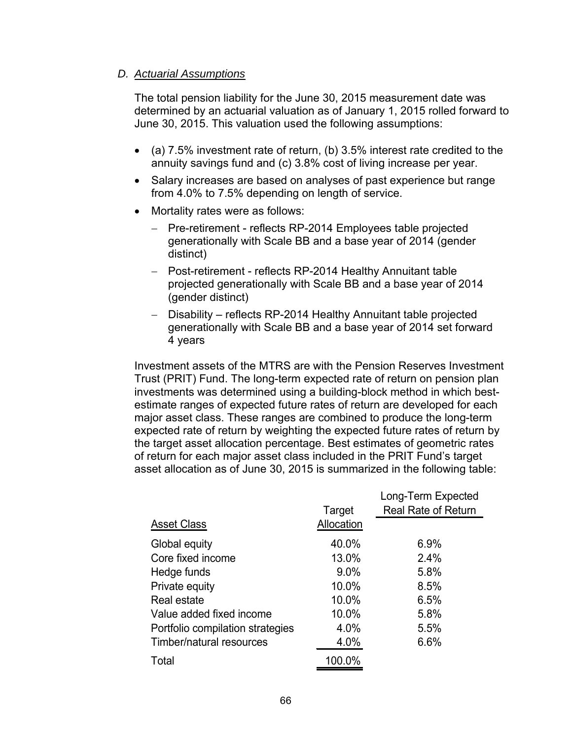*D. Actuarial Assumptions*

The total pension liability for the June 30, 2015 measurement date was determined by an actuarial valuation as of January 1, 2015 rolled forward to June 30, 2015. This valuation used the following assumptions:

- (a) 7.5% investment rate of return, (b) 3.5% interest rate credited to the annuity savings fund and (c) 3.8% cost of living increase per year.
- Salary increases are based on analyses of past experience but range from 4.0% to 7.5% depending on length of service.
- Mortality rates were as follows:
  - Pre-retirement - reflects RP-2014 Employees table projected generationally with Scale BB and a base year of 2014 (gender distinct)
  - Post-retirement - reflects RP-2014 Healthy Annuitant table projected generationally with Scale BB and a base year of 2014 (gender distinct)
  - Disability – reflects RP-2014 Healthy Annuitant table projected generationally with Scale BB and a base year of 2014 set forward 4 years

Investment assets of the MTRS are with the Pension Reserves Investment Trust (PRIT) Fund. The long-term expected rate of return on pension plan investments was determined using a building-block method in which best-estimate ranges of expected future rates of return are developed for each major asset class. These ranges are combined to produce the long-term expected rate of return by weighting the expected future rates of return by the target asset allocation percentage. Best estimates of geometric rates of return for each major asset class included in the PRIT Fund's target asset allocation as of June 30, 2015 is summarized in the following table:

| Asset Class | Target Allocation | Long-Term Expected Real Rate of Return |
|---|---|---|
| Global equity | 40.0% | 6.9% |
| Core fixed income | 13.0% | 2.4% |
| Hedge funds | 9.0% | 5.8% |
| Private equity | 10.0% | 8.5% |
| Real estate | 10.0% | 6.5% |
| Value added fixed income | 10.0% | 5.8% |
| Portfolio compilation strategies | 4.0% | 5.5% |
| Timber/natural resources | 4.0% | 6.6% |
| Total | 100.0% | |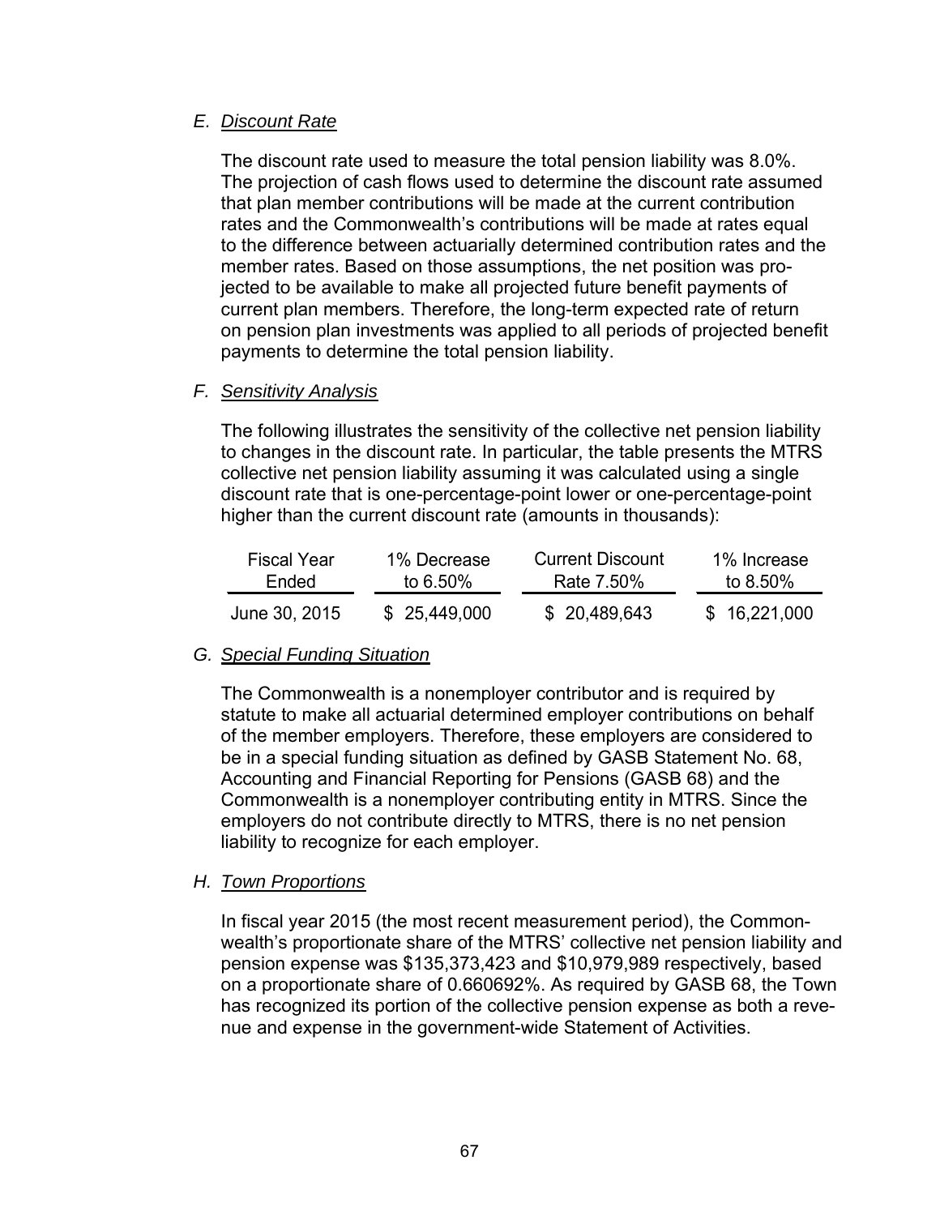### *E. Discount Rate*

The discount rate used to measure the total pension liability was 8.0%. The projection of cash flows used to determine the discount rate assumed that plan member contributions will be made at the current contribution rates and the Commonwealth's contributions will be made at rates equal to the difference between actuarially determined contribution rates and the member rates. Based on those assumptions, the net position was projected to be available to make all projected future benefit payments of current plan members. Therefore, the long-term expected rate of return on pension plan investments was applied to all periods of projected benefit payments to determine the total pension liability.

### *F. Sensitivity Analysis*

The following illustrates the sensitivity of the collective net pension liability to changes in the discount rate. In particular, the table presents the MTRS collective net pension liability assuming it was calculated using a single discount rate that is one-percentage-point lower or one-percentage-point higher than the current discount rate (amounts in thousands):

| Fiscal Year Ended | 1% Decrease to 6.50% | Current Discount Rate 7.50% | 1% Increase to 8.50% |
|---|---|---|---|
| June 30, 2015 | $ 25,449,000 | $ 20,489,643 | $ 16,221,000 |

### *G. Special Funding Situation*

The Commonwealth is a nonemployer contributor and is required by statute to make all actuarial determined employer contributions on behalf of the member employers. Therefore, these employers are considered to be in a special funding situation as defined by GASB Statement No. 68, Accounting and Financial Reporting for Pensions (GASB 68) and the Commonwealth is a nonemployer contributing entity in MTRS. Since the employers do not contribute directly to MTRS, there is no net pension liability to recognize for each employer.

### *H. Town Proportions*

In fiscal year 2015 (the most recent measurement period), the Commonwealth's proportionate share of the MTRS' collective net pension liability and pension expense was $135,373,423 and $10,979,989 respectively, based on a proportionate share of 0.660692%. As required by GASB 68, the Town has recognized its portion of the collective pension expense as both a revenue and expense in the government-wide Statement of Activities.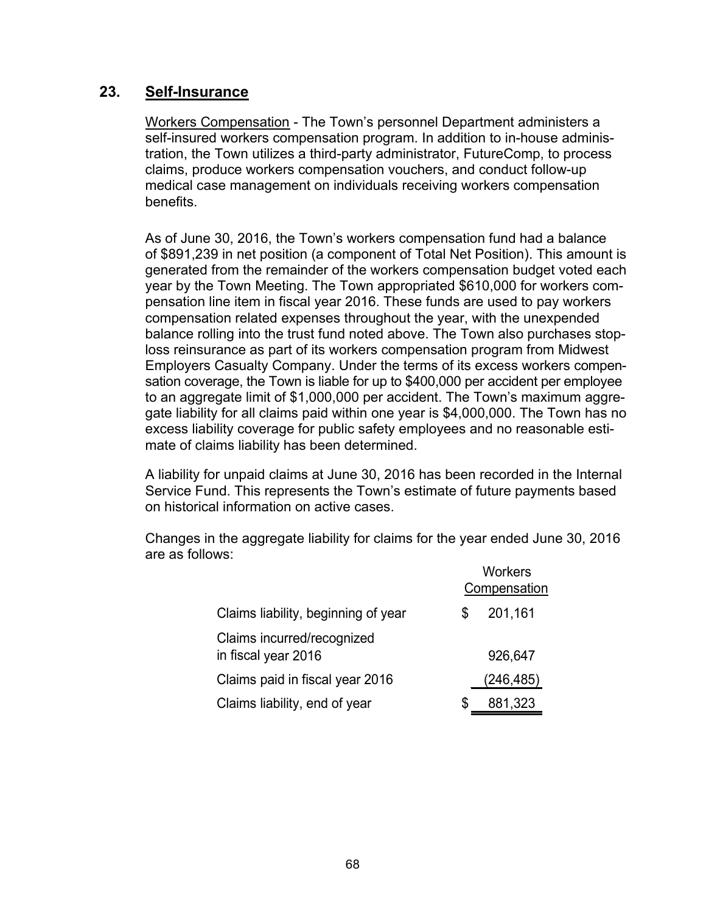## 23. Self-Insurance

Workers Compensation - The Town's personnel Department administers a self-insured workers compensation program. In addition to in-house administration, the Town utilizes a third-party administrator, FutureComp, to process claims, produce workers compensation vouchers, and conduct follow-up medical case management on individuals receiving workers compensation benefits.

As of June 30, 2016, the Town's workers compensation fund had a balance of $891,239 in net position (a component of Total Net Position). This amount is generated from the remainder of the workers compensation budget voted each year by the Town Meeting. The Town appropriated $610,000 for workers compensation line item in fiscal year 2016. These funds are used to pay workers compensation related expenses throughout the year, with the unexpended balance rolling into the trust fund noted above. The Town also purchases stop-loss reinsurance as part of its workers compensation program from Midwest Employers Casualty Company. Under the terms of its excess workers compensation coverage, the Town is liable for up to $400,000 per accident per employee to an aggregate limit of $1,000,000 per accident. The Town's maximum aggregate liability for all claims paid within one year is $4,000,000. The Town has no excess liability coverage for public safety employees and no reasonable estimate of claims liability has been determined.

A liability for unpaid claims at June 30, 2016 has been recorded in the Internal Service Fund. This represents the Town's estimate of future payments based on historical information on active cases.

Changes in the aggregate liability for claims for the year ended June 30, 2016 are as follows:

| | Workers Compensation |
|---|---|
| Claims liability, beginning of year | $ 201,161 |
| Claims incurred/recognized in fiscal year 2016 | 926,647 |
| Claims paid in fiscal year 2016 | (246,485) |
| Claims liability, end of year | $ 881,323 |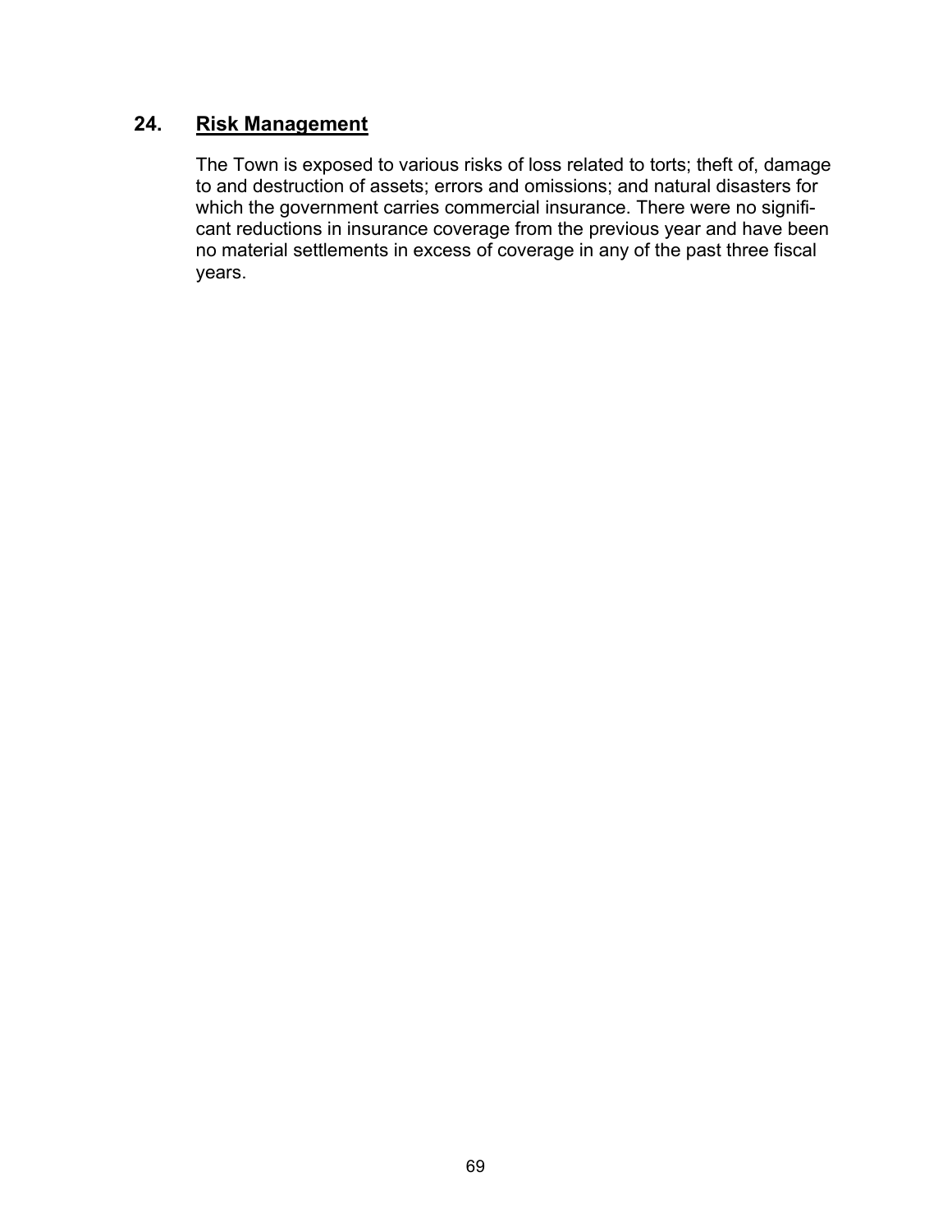## 24. Risk Management

The Town is exposed to various risks of loss related to torts; theft of, damage to and destruction of assets; errors and omissions; and natural disasters for which the government carries commercial insurance. There were no significant reductions in insurance coverage from the previous year and have been no material settlements in excess of coverage in any of the past three fiscal years.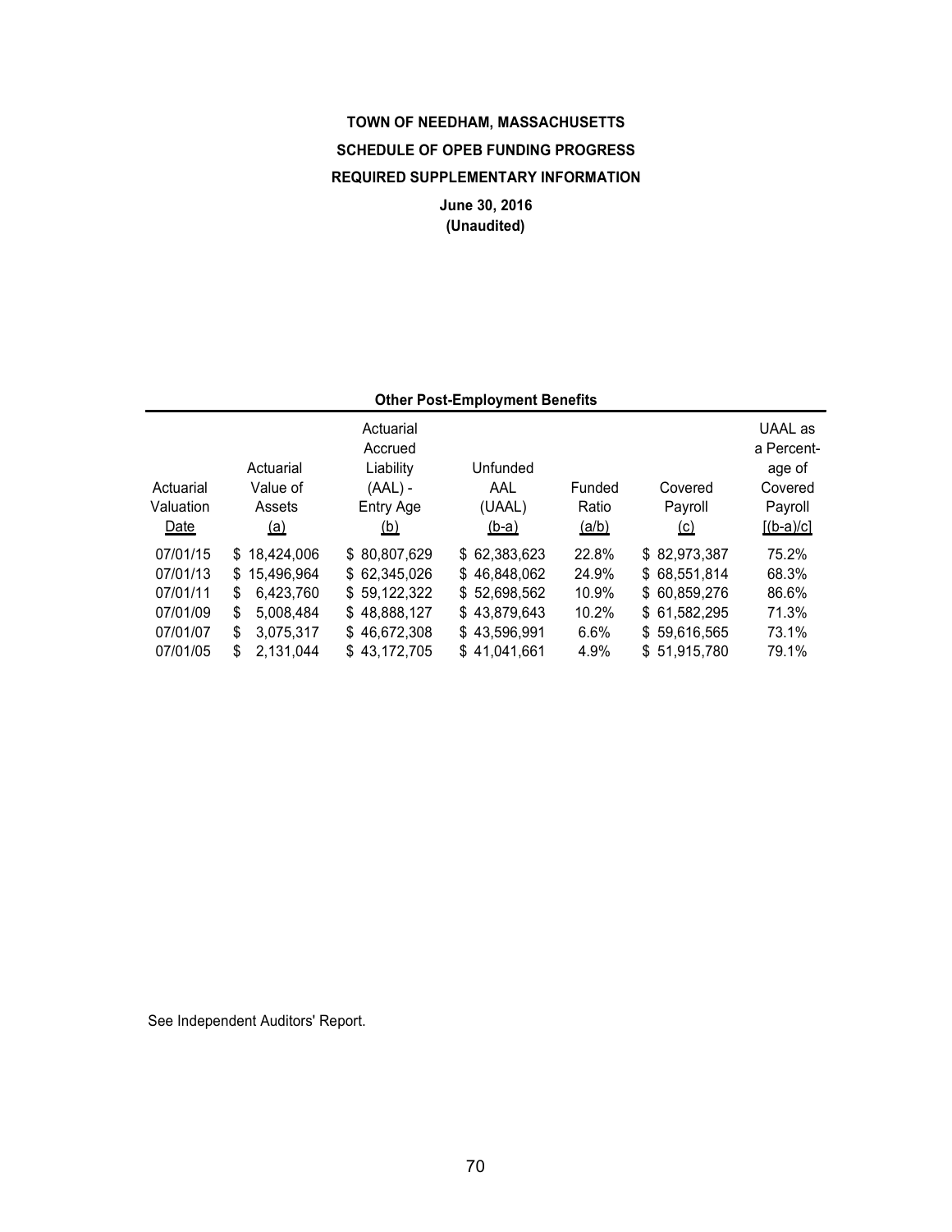# TOWN OF NEEDHAM, MASSACHUSETTS

## SCHEDULE OF OPEB FUNDING PROGRESS

## REQUIRED SUPPLEMENTARY INFORMATION

**June 30, 2016**
**(Unaudited)**

**Other Post-Employment Benefits**

| Actuarial Valuation Date | Actuarial Value of Assets (a) | Actuarial Accrued Liability (AAL) - Entry Age (b) | Unfunded AAL (UAAL) (b-a) | Funded Ratio (a/b) | Covered Payroll (c) | UAAL as a Percentage of Covered Payroll [(b-a)/c] |
|---|---|---|---|---|---|---|
| 07/01/15 | $ 18,424,006 | $ 80,807,629 | $ 62,383,623 | 22.8% | $ 82,973,387 | 75.2% |
| 07/01/13 | $ 15,496,964 | $ 62,345,026 | $ 46,848,062 | 24.9% | $ 68,551,814 | 68.3% |
| 07/01/11 | $ 6,423,760 | $ 59,122,322 | $ 52,698,562 | 10.9% | $ 60,859,276 | 86.6% |
| 07/01/09 | $ 5,008,484 | $ 48,888,127 | $ 43,879,643 | 10.2% | $ 61,582,295 | 71.3% |
| 07/01/07 | $ 3,075,317 | $ 46,672,308 | $ 43,596,991 | 6.6% | $ 59,616,565 | 73.1% |
| 07/01/05 | $ 2,131,044 | $ 43,172,705 | $ 41,041,661 | 4.9% | $ 51,915,780 | 79.1% |

See Independent Auditors' Report.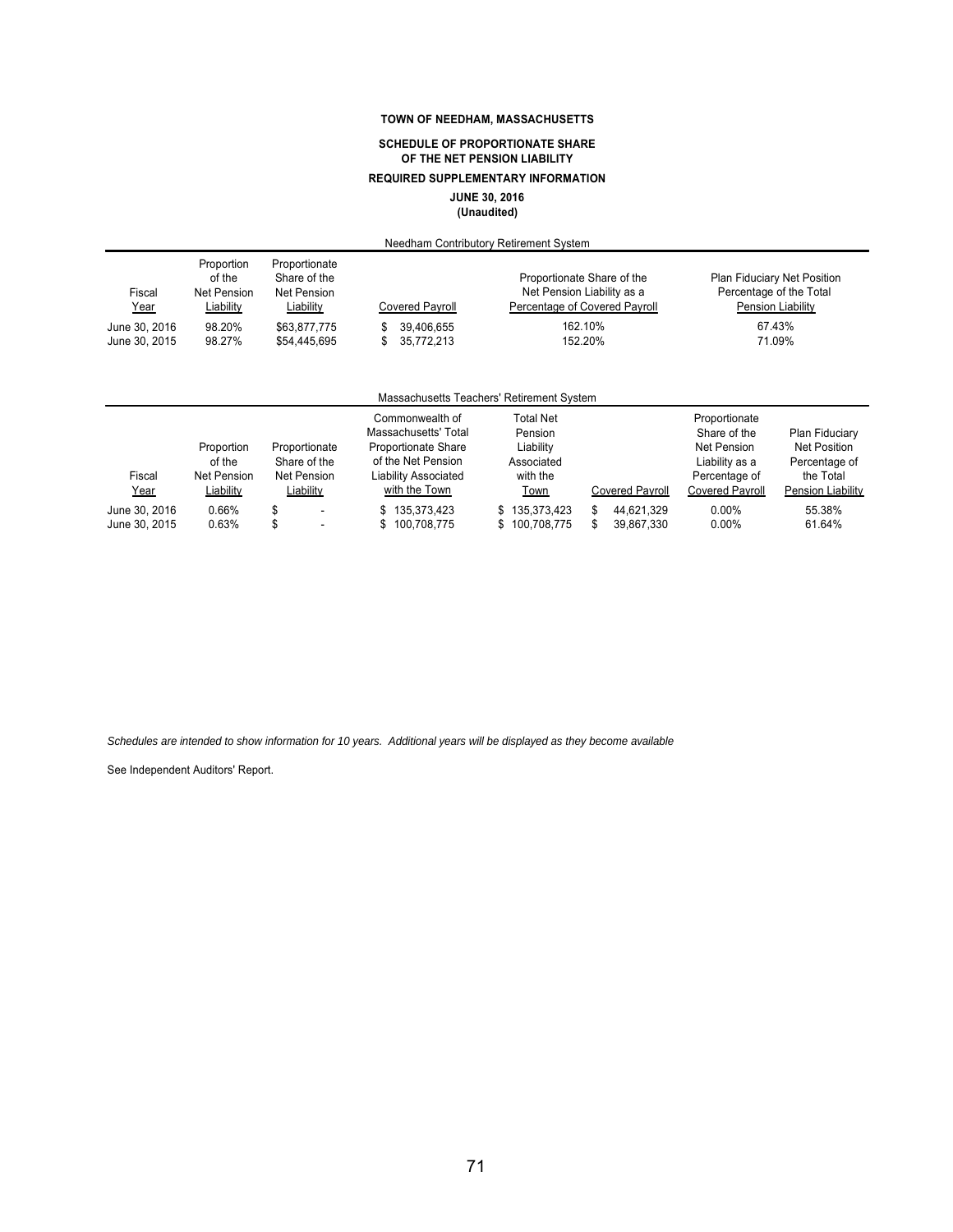**TOWN OF NEEDHAM, MASSACHUSETTS**

**SCHEDULE OF PROPORTIONATE SHARE OF THE NET PENSION LIABILITY**

**REQUIRED SUPPLEMENTARY INFORMATION**

**JUNE 30, 2016**
**(Unaudited)**

Needham Contributory Retirement System

| Fiscal Year | Proportion of the Net Pension Liability | Proportionate Share of the Net Pension Liability | Covered Payroll | Proportionate Share of the Net Pension Liability as a Percentage of Covered Payroll | Plan Fiduciary Net Position Percentage of the Total Pension Liability |
|---|---|---|---|---|---|
| June 30, 2016 | 98.20% | $63,877,775 | $ 39,406,655 | 162.10% | 67.43% |
| June 30, 2015 | 98.27% | $54,445,695 | $ 35,772,213 | 152.20% | 71.09% |

Massachusetts Teachers' Retirement System

| Fiscal Year | Proportion of the Net Pension Liability | Proportionate Share of the Net Pension Liability | Commonwealth of Massachusetts' Total Proportionate Share of the Net Pension Liability Associated with the Town | Total Net Pension Liability Associated with the Town | Covered Payroll | Proportionate Share of the Net Pension Liability as a Percentage of Covered Payroll | Plan Fiduciary Net Position Percentage of the Total Pension Liability |
|---|---|---|---|---|---|---|---|
| June 30, 2016 | 0.66% | $ - | $ 135,373,423 | $ 135,373,423 | $ 44,621,329 | 0.00% | 55.38% |
| June 30, 2015 | 0.63% | $ - | $ 100,708,775 | $ 100,708,775 | $ 39,867,330 | 0.00% | 61.64% |

*Schedules are intended to show information for 10 years. Additional years will be displayed as they become available*

See Independent Auditors' Report.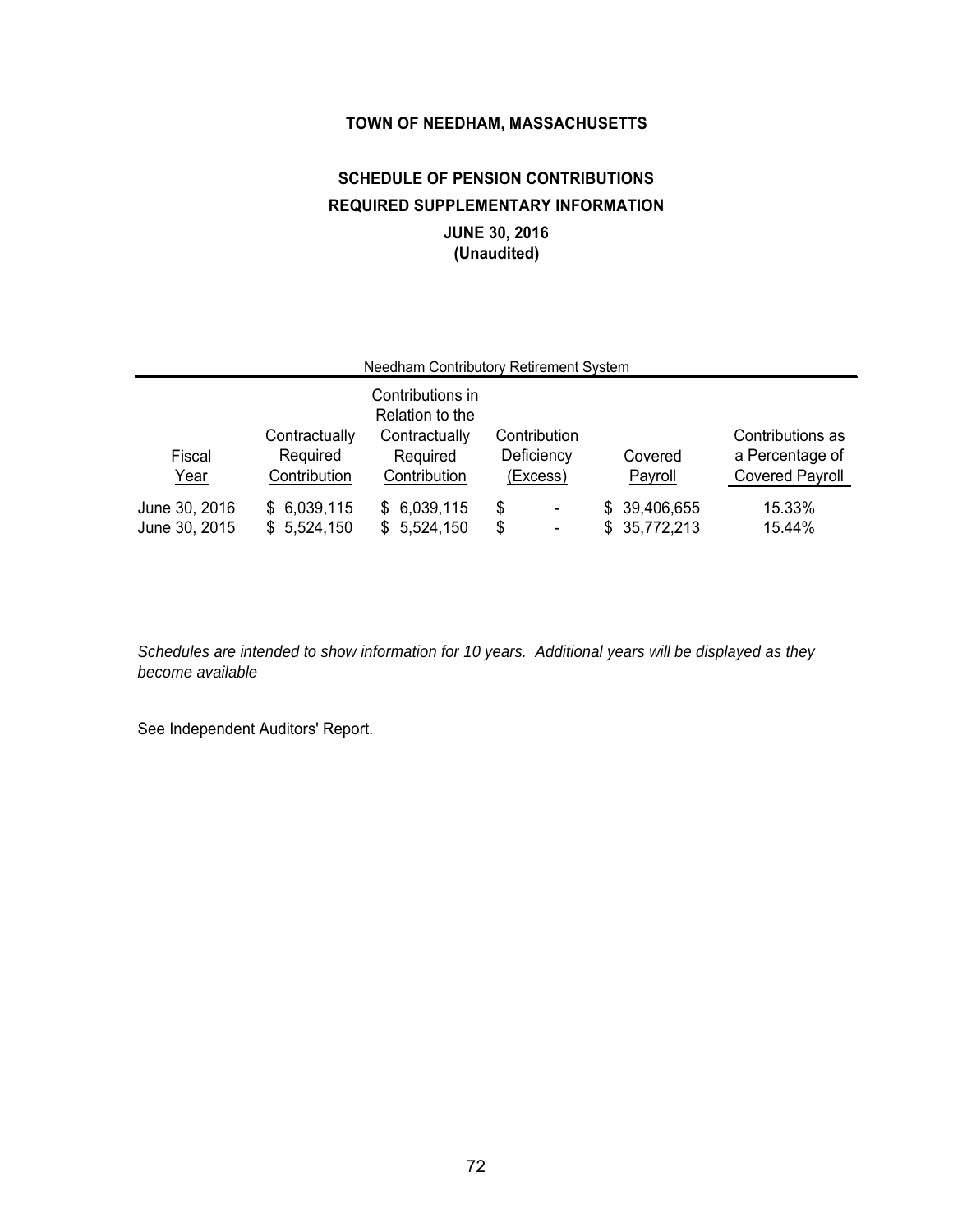# TOWN OF NEEDHAM, MASSACHUSETTS

## SCHEDULE OF PENSION CONTRIBUTIONS
## REQUIRED SUPPLEMENTARY INFORMATION
### JUNE 30, 2016
### (Unaudited)

| Needham Contributory Retirement System | | | | | |
|---|---|---|---|---|---|
| Fiscal Year | Contractually Required Contribution | Contributions in Relation to the Contractually Required Contribution | Contribution Deficiency (Excess) | Covered Payroll | Contributions as a Percentage of Covered Payroll |
| June 30, 2016 | $ 6,039,115 | $ 6,039,115 | $ - | $ 39,406,655 | 15.33% |
| June 30, 2015 | $ 5,524,150 | $ 5,524,150 | $ - | $ 35,772,213 | 15.44% |

*Schedules are intended to show information for 10 years. Additional years will be displayed as they become available*

See Independent Auditors' Report.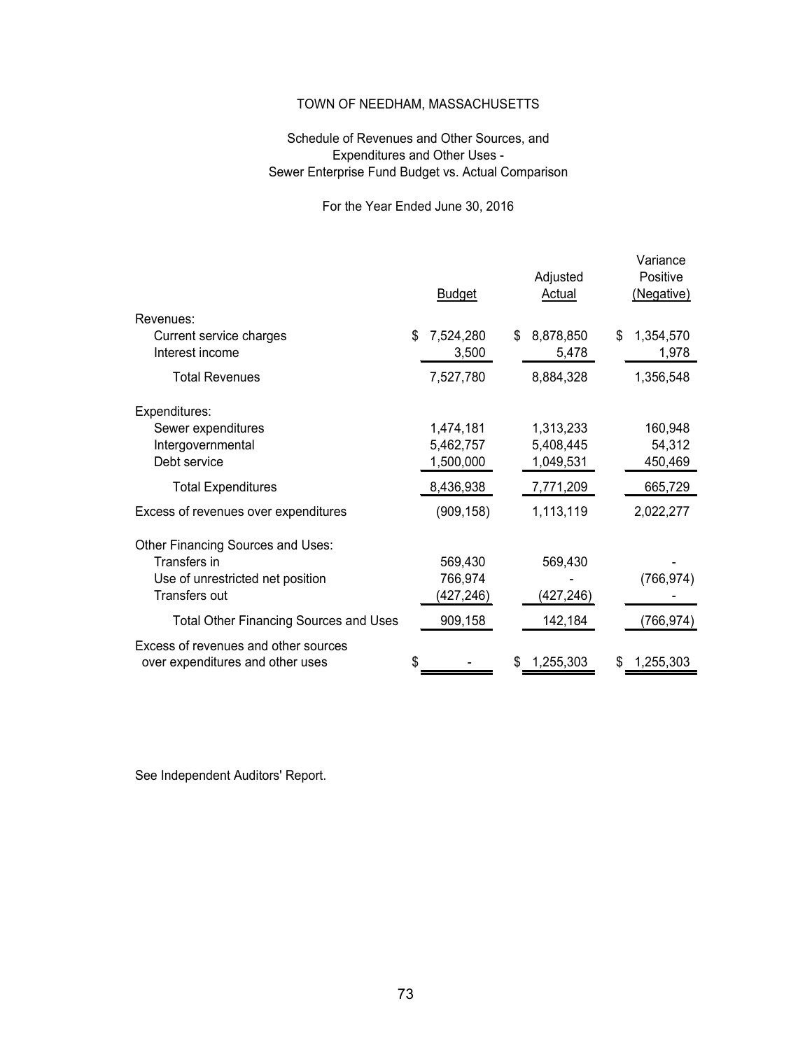# TOWN OF NEEDHAM, MASSACHUSETTS

## Schedule of Revenues and Other Sources, and Expenditures and Other Uses - Sewer Enterprise Fund Budget vs. Actual Comparison

For the Year Ended June 30, 2016

| | Budget | Adjusted Actual | Variance Positive (Negative) |
|---|---|---|---|
| Revenues: | | | |
| Current service charges | $ 7,524,280 | $ 8,878,850 | $ 1,354,570 |
| Interest income | 3,500 | 5,478 | 1,978 |
| Total Revenues | 7,527,780 | 8,884,328 | 1,356,548 |
| Expenditures: | | | |
| Sewer expenditures | 1,474,181 | 1,313,233 | 160,948 |
| Intergovernmental | 5,462,757 | 5,408,445 | 54,312 |
| Debt service | 1,500,000 | 1,049,531 | 450,469 |
| Total Expenditures | 8,436,938 | 7,771,209 | 665,729 |
| Excess of revenues over expenditures | (909,158) | 1,113,119 | 2,022,277 |
| Other Financing Sources and Uses: | | | |
| Transfers in | 569,430 | 569,430 | - |
| Use of unrestricted net position | 766,974 | - | (766,974) |
| Transfers out | (427,246) | (427,246) | - |
| Total Other Financing Sources and Uses | 909,158 | 142,184 | (766,974) |
| Excess of revenues and other sources over expenditures and other uses | $ - | $ 1,255,303 | $ 1,255,303 |

See Independent Auditors' Report.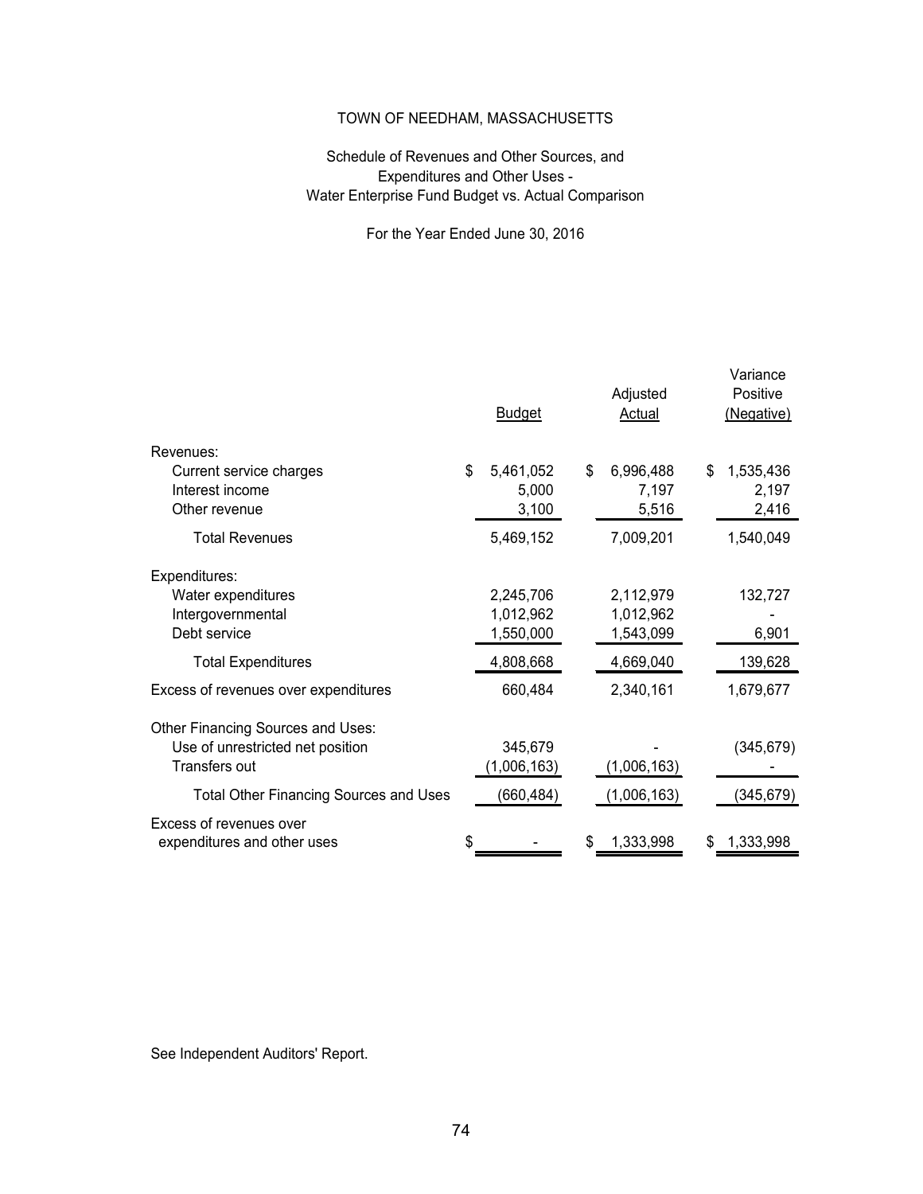TOWN OF NEEDHAM, MASSACHUSETTS

Schedule of Revenues and Other Sources, and Expenditures and Other Uses - Water Enterprise Fund Budget vs. Actual Comparison

For the Year Ended June 30, 2016

| | Budget | Adjusted Actual | Variance Positive (Negative) |
|---|---|---|---|
| Revenues: | | | |
| Current service charges | $ 5,461,052 | $ 6,996,488 | $ 1,535,436 |
| Interest income | 5,000 | 7,197 | 2,197 |
| Other revenue | 3,100 | 5,516 | 2,416 |
| Total Revenues | 5,469,152 | 7,009,201 | 1,540,049 |
| Expenditures: | | | |
| Water expenditures | 2,245,706 | 2,112,979 | 132,727 |
| Intergovernmental | 1,012,962 | 1,012,962 | - |
| Debt service | 1,550,000 | 1,543,099 | 6,901 |
| Total Expenditures | 4,808,668 | 4,669,040 | 139,628 |
| Excess of revenues over expenditures | 660,484 | 2,340,161 | 1,679,677 |
| Other Financing Sources and Uses: | | | |
| Use of unrestricted net position | 345,679 | - | (345,679) |
| Transfers out | (1,006,163) | (1,006,163) | - |
| Total Other Financing Sources and Uses | (660,484) | (1,006,163) | (345,679) |
| Excess of revenues over expenditures and other uses | $ - | $ 1,333,998 | $ 1,333,998 |

See Independent Auditors' Report.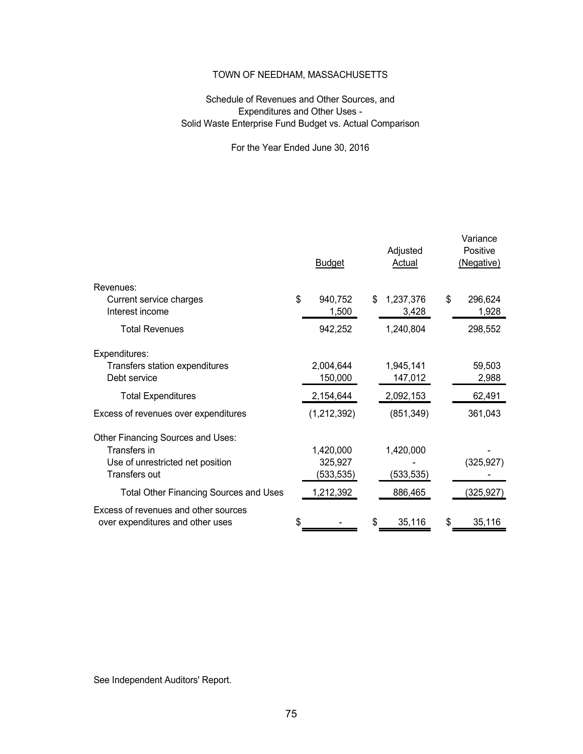TOWN OF NEEDHAM, MASSACHUSETTS

Schedule of Revenues and Other Sources, and Expenditures and Other Uses - Solid Waste Enterprise Fund Budget vs. Actual Comparison

For the Year Ended June 30, 2016

| | Budget | Adjusted Actual | Variance Positive (Negative) |
|---|---|---|---|
| Revenues: | | | |
| Current service charges | $ 940,752 | $ 1,237,376 | $ 296,624 |
| Interest income | 1,500 | 3,428 | 1,928 |
| Total Revenues | 942,252 | 1,240,804 | 298,552 |
| Expenditures: | | | |
| Transfers station expenditures | 2,004,644 | 1,945,141 | 59,503 |
| Debt service | 150,000 | 147,012 | 2,988 |
| Total Expenditures | 2,154,644 | 2,092,153 | 62,491 |
| Excess of revenues over expenditures | (1,212,392) | (851,349) | 361,043 |
| Other Financing Sources and Uses: | | | |
| Transfers in | 1,420,000 | 1,420,000 | - |
| Use of unrestricted net position | 325,927 | - | (325,927) |
| Transfers out | (533,535) | (533,535) | - |
| Total Other Financing Sources and Uses | 1,212,392 | 886,465 | (325,927) |
| Excess of revenues and other sources over expenditures and other uses | $ - | $ 35,116 | $ 35,116 |

See Independent Auditors' Report.